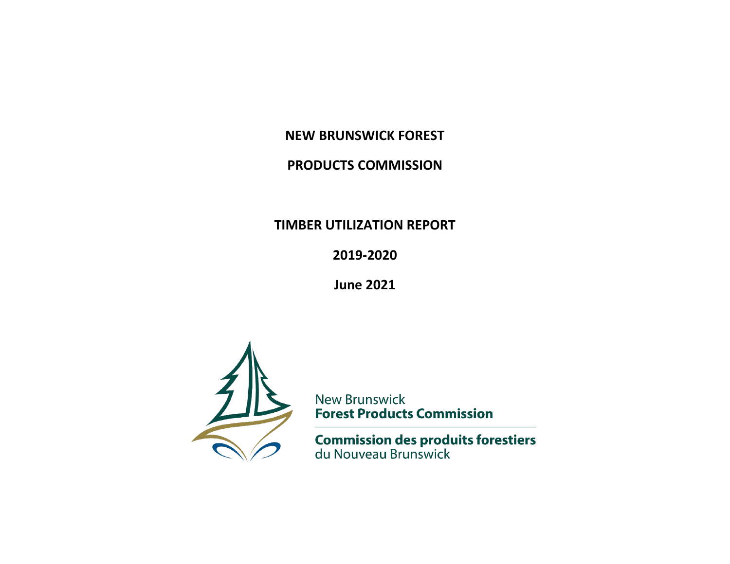# NEW BRUNSWICK FOREST PRODUCTS COMMISSION

## TIMBER UTILIZATION REPORT

**2019-2020**

**June 2021**

New Brunswick
**Forest Products Commission**

**Commission des produits forestiers**
du Nouveau Brunswick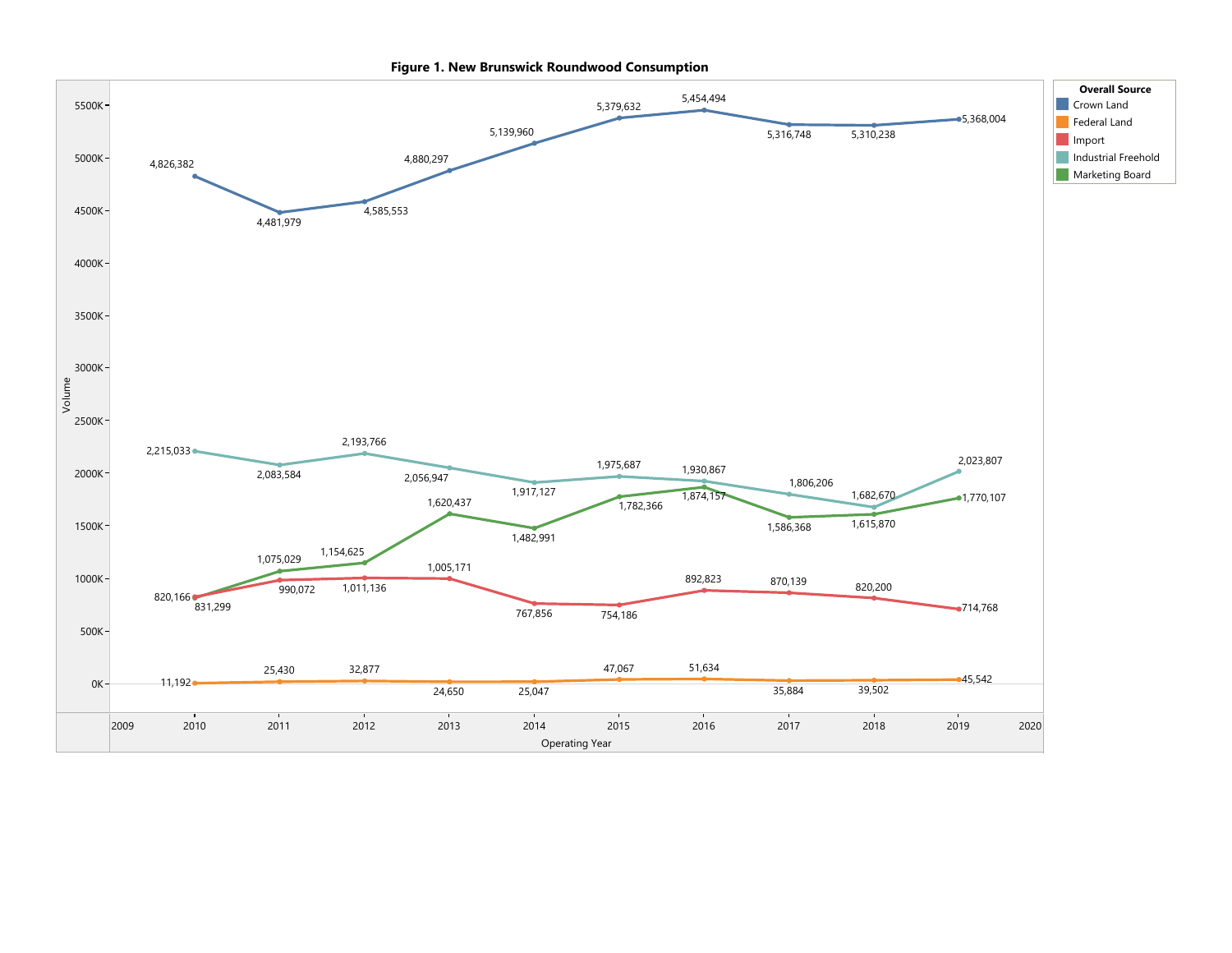**Figure 1. New Brunswick Roundwood Consumption**

| Operating Year | Crown Land | Federal Land | Import | Industrial Freehold | Marketing Board |
|---|---|---|---|---|---|
| 2010 | 4,826,382 | 11,192 | 831,299 | 2,215,033 | 820,166 |
| 2011 | 4,481,979 | 25,430 | 990,072 | 2,083,584 | 1,075,029 |
| 2012 | 4,585,553 | 32,877 | 1,011,136 | 2,193,766 | 1,154,625 |
| 2013 | 4,880,297 | 24,650 | 1,005,171 | 2,056,947 | 1,620,437 |
| 2014 | 5,139,960 | 25,047 | 767,856 | 1,917,127 | 1,482,991 |
| 2015 | 5,379,632 | 47,067 | 754,186 | 1,975,687 | 1,782,366 |
| 2016 | 5,454,494 | 51,634 | 892,823 | 1,930,867 | 1,874,157 |
| 2017 | 5,316,748 | 35,884 | 870,139 | 1,806,206 | 1,586,368 |
| 2018 | 5,310,238 | 39,502 | 820,200 | 1,682,670 | 1,615,870 |
| 2019 | 5,368,004 | 45,542 | 714,768 | 2,023,807 | 1,770,107 |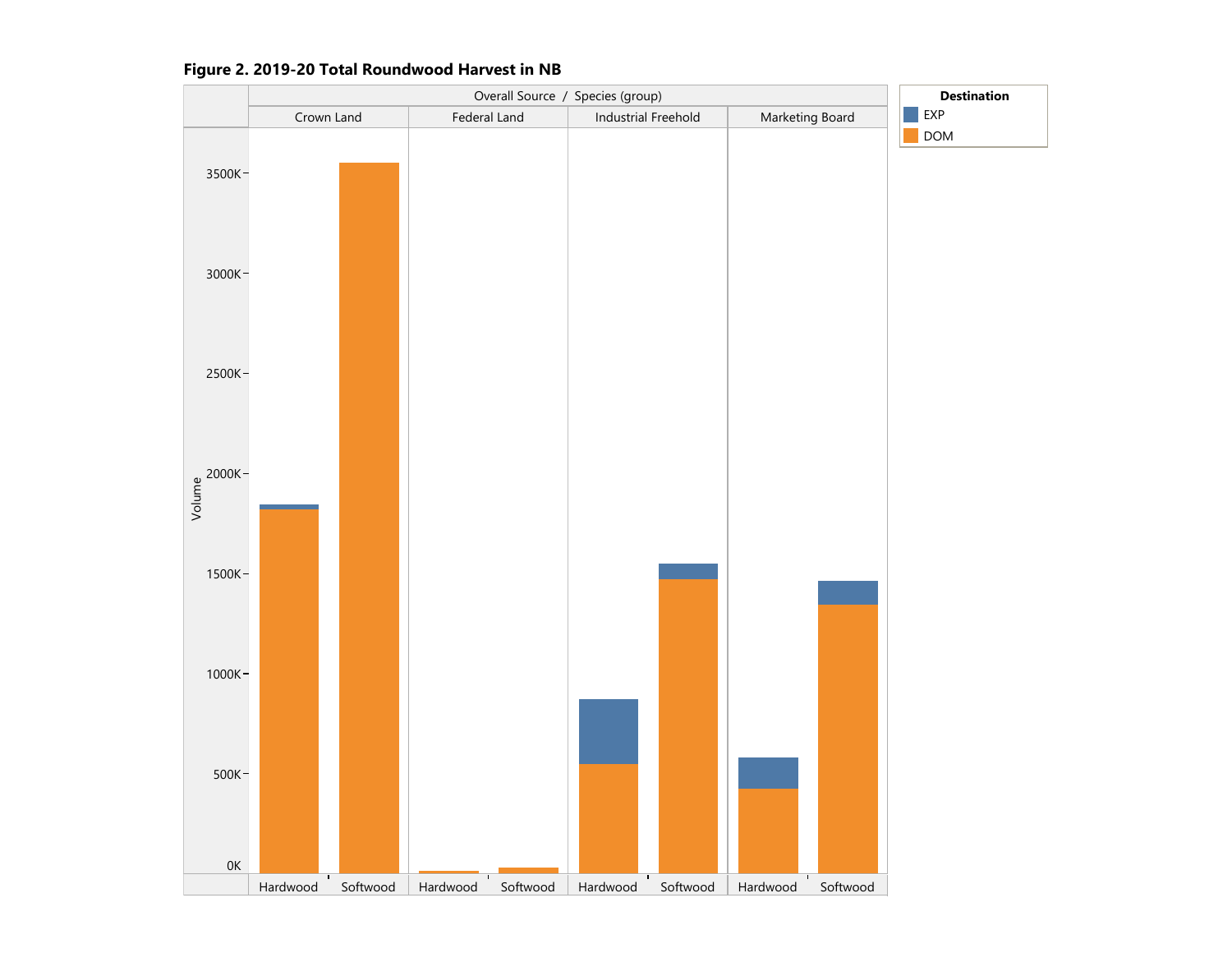**Figure 2. 2019-20 Total Roundwood Harvest in NB**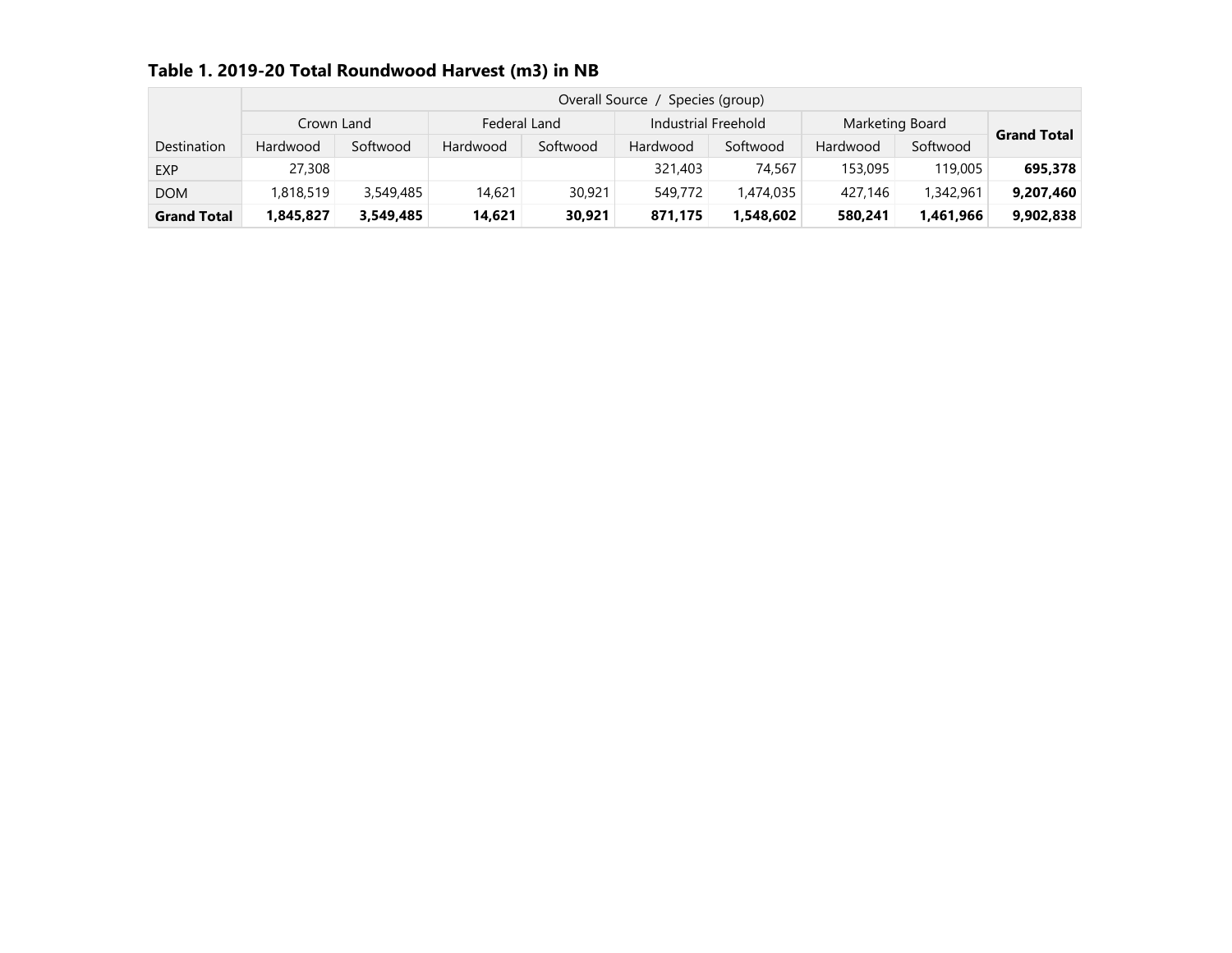**Table 1. 2019-20 Total Roundwood Harvest (m3) in NB**

| | Overall Source / Species (group) | | | | | | | | |
|---|---|---|---|---|---|---|---|---|---|
| | Crown Land | | Federal Land | | Industrial Freehold | | Marketing Board | | **Grand Total** |
| Destination | Hardwood | Softwood | Hardwood | Softwood | Hardwood | Softwood | Hardwood | Softwood | |
| EXP | 27,308 | | | | 321,403 | 74,567 | 153,095 | 119,005 | **695,378** |
| DOM | 1,818,519 | 3,549,485 | 14,621 | 30,921 | 549,772 | 1,474,035 | 427,146 | 1,342,961 | **9,207,460** |
| **Grand Total** | **1,845,827** | **3,549,485** | **14,621** | **30,921** | **871,175** | **1,548,602** | **580,241** | **1,461,966** | **9,902,838** |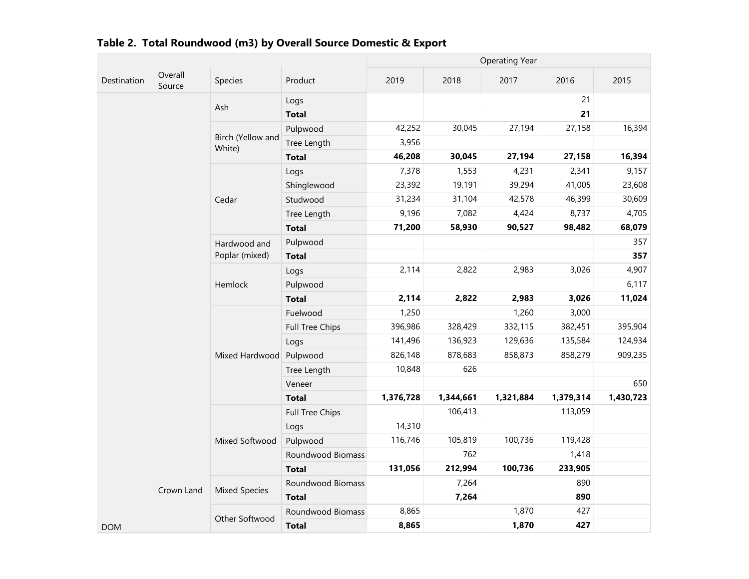**Table 2. Total Roundwood (m3) by Overall Source Domestic & Export**

| Destination | Overall Source | Species | Product | Operating Year | | | | |
|---|---|---|---|---|---|---|---|---|
| | | | | 2019 | 2018 | 2017 | 2016 | 2015 |
| DOM | Crown Land | Ash | Logs | | | | 21 | |
| | | | **Total** | | | | **21** | |
| | | Birch (Yellow and White) | Pulpwood | 42,252 | 30,045 | 27,194 | 27,158 | 16,394 |
| | | | Tree Length | 3,956 | | | | |
| | | | **Total** | **46,208** | **30,045** | **27,194** | **27,158** | **16,394** |
| | | Cedar | Logs | 7,378 | 1,553 | 4,231 | 2,341 | 9,157 |
| | | | Shinglewood | 23,392 | 19,191 | 39,294 | 41,005 | 23,608 |
| | | | Studwood | 31,234 | 31,104 | 42,578 | 46,399 | 30,609 |
| | | | Tree Length | 9,196 | 7,082 | 4,424 | 8,737 | 4,705 |
| | | | **Total** | **71,200** | **58,930** | **90,527** | **98,482** | **68,079** |
| | | Hardwood and Poplar (mixed) | Pulpwood | | | | | 357 |
| | | | **Total** | | | | | **357** |
| | | Hemlock | Logs | 2,114 | 2,822 | 2,983 | 3,026 | 4,907 |
| | | | Pulpwood | | | | | 6,117 |
| | | | **Total** | **2,114** | **2,822** | **2,983** | **3,026** | **11,024** |
| | | Mixed Hardwood | Fuelwood | 1,250 | | 1,260 | 3,000 | |
| | | | Full Tree Chips | 396,986 | 328,429 | 332,115 | 382,451 | 395,904 |
| | | | Logs | 141,496 | 136,923 | 129,636 | 135,584 | 124,934 |
| | | | Pulpwood | 826,148 | 878,683 | 858,873 | 858,279 | 909,235 |
| | | | Tree Length | 10,848 | 626 | | | |
| | | | Veneer | | | | | 650 |
| | | | **Total** | **1,376,728** | **1,344,661** | **1,321,884** | **1,379,314** | **1,430,723** |
| | | Mixed Softwood | Full Tree Chips | | 106,413 | | 113,059 | |
| | | | Logs | 14,310 | | | | |
| | | | Pulpwood | 116,746 | 105,819 | 100,736 | 119,428 | |
| | | | Roundwood Biomass | | 762 | | 1,418 | |
| | | | **Total** | **131,056** | **212,994** | **100,736** | **233,905** | |
| | | Mixed Species | Roundwood Biomass | | 7,264 | | 890 | |
| | | | **Total** | | **7,264** | | **890** | |
| | | Other Softwood | Roundwood Biomass | 8,865 | | 1,870 | 427 | |
| | | | **Total** | **8,865** | | **1,870** | **427** | |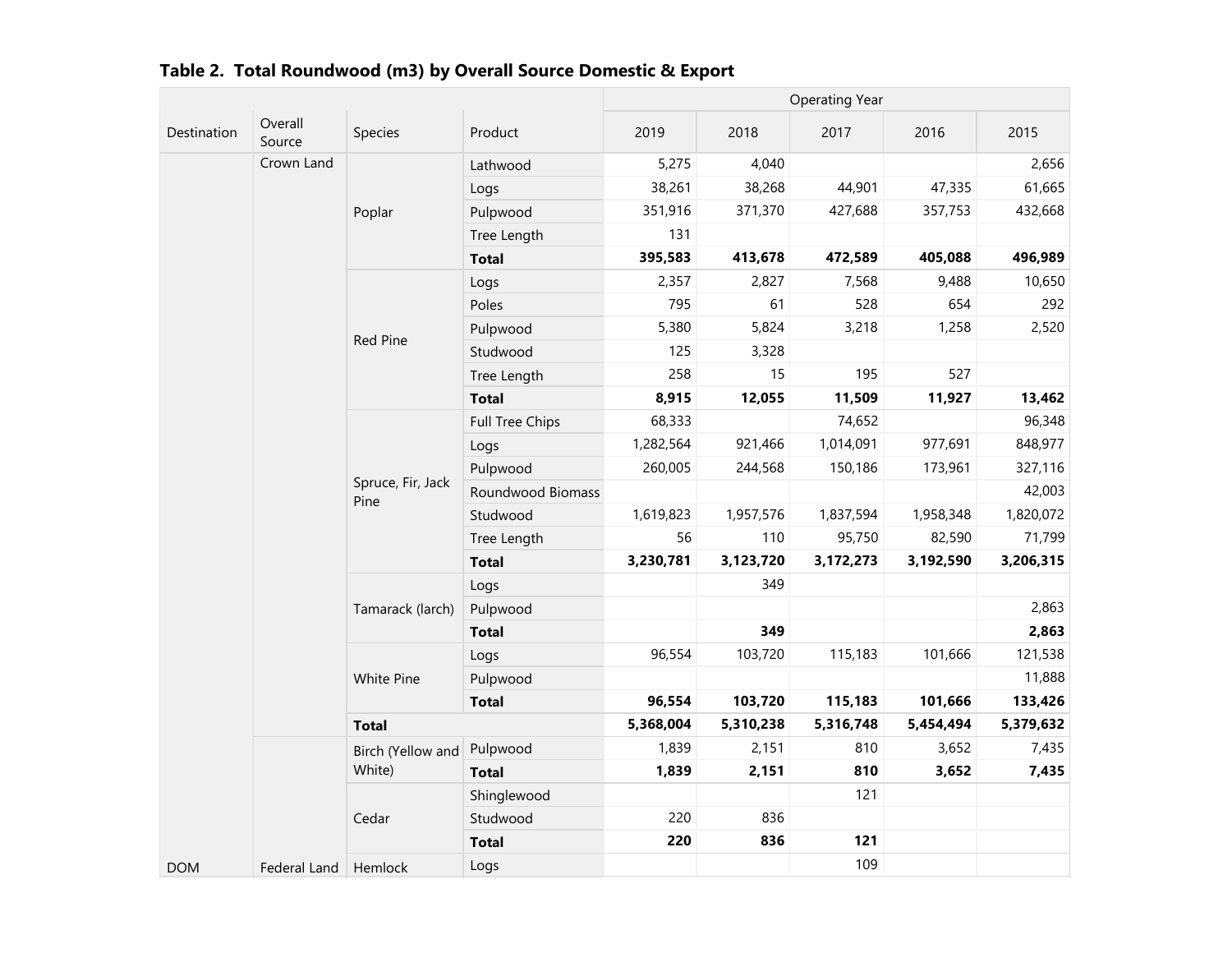**Table 2. Total Roundwood (m3) by Overall Source Domestic & Export**

| Destination | Overall Source | Species | Product | Operating Year | | | | |
|---|---|---|---|---|---|---|---|---|
| | | | | 2019 | 2018 | 2017 | 2016 | 2015 |
| | Crown Land | Poplar | Lathwood | 5,275 | 4,040 | | | 2,656 |
| | | | Logs | 38,261 | 38,268 | 44,901 | 47,335 | 61,665 |
| | | | Pulpwood | 351,916 | 371,370 | 427,688 | 357,753 | 432,668 |
| | | | Tree Length | 131 | | | | |
| | | | **Total** | **395,583** | **413,678** | **472,589** | **405,088** | **496,989** |
| | | Red Pine | Logs | 2,357 | 2,827 | 7,568 | 9,488 | 10,650 |
| | | | Poles | 795 | 61 | 528 | 654 | 292 |
| | | | Pulpwood | 5,380 | 5,824 | 3,218 | 1,258 | 2,520 |
| | | | Studwood | 125 | 3,328 | | | |
| | | | Tree Length | 258 | 15 | 195 | 527 | |
| | | | **Total** | **8,915** | **12,055** | **11,509** | **11,927** | **13,462** |
| | | Spruce, Fir, Jack Pine | Full Tree Chips | 68,333 | | 74,652 | | 96,348 |
| | | | Logs | 1,282,564 | 921,466 | 1,014,091 | 977,691 | 848,977 |
| | | | Pulpwood | 260,005 | 244,568 | 150,186 | 173,961 | 327,116 |
| | | | Roundwood Biomass | | | | | 42,003 |
| | | | Studwood | 1,619,823 | 1,957,576 | 1,837,594 | 1,958,348 | 1,820,072 |
| | | | Tree Length | 56 | 110 | 95,750 | 82,590 | 71,799 |
| | | | **Total** | **3,230,781** | **3,123,720** | **3,172,273** | **3,192,590** | **3,206,315** |
| | | Tamarack (larch) | Logs | | 349 | | | |
| | | | Pulpwood | | | | | 2,863 |
| | | | **Total** | | **349** | | | **2,863** |
| | | White Pine | Logs | 96,554 | 103,720 | 115,183 | 101,666 | 121,538 |
| | | | Pulpwood | | | | | 11,888 |
| | | | **Total** | **96,554** | **103,720** | **115,183** | **101,666** | **133,426** |
| | | **Total** | | **5,368,004** | **5,310,238** | **5,316,748** | **5,454,494** | **5,379,632** |
| DOM | Federal Land | Birch (Yellow and White) | Pulpwood | 1,839 | 2,151 | 810 | 3,652 | 7,435 |
| | | | **Total** | **1,839** | **2,151** | **810** | **3,652** | **7,435** |
| | | Cedar | Shinglewood | | | 121 | | |
| | | | Studwood | 220 | 836 | | | |
| | | | **Total** | **220** | **836** | **121** | | |
| | | Hemlock | Logs | | | 109 | | |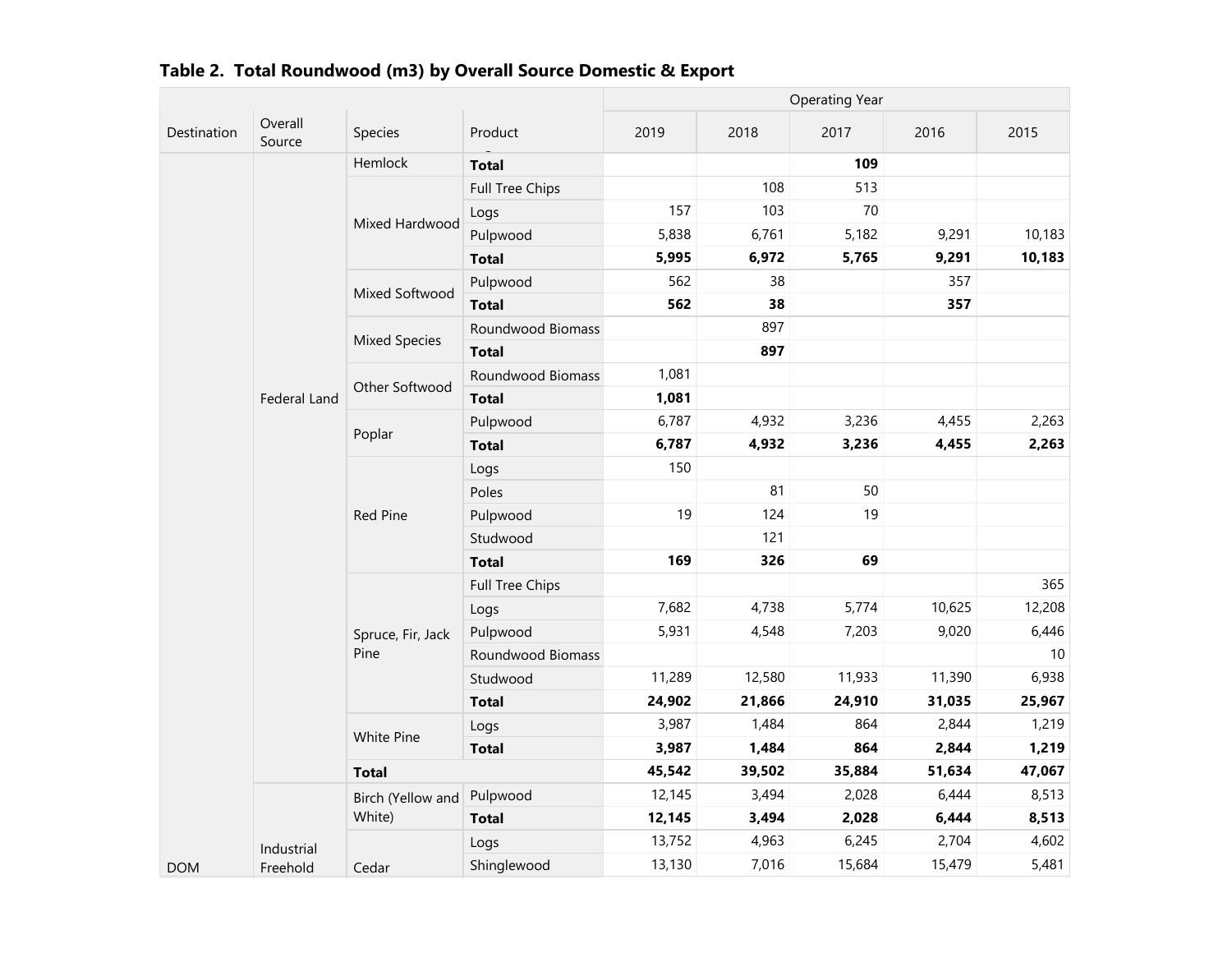**Table 2. Total Roundwood (m3) by Overall Source Domestic & Export**

| Destination | Overall Source | Species | Product | Operating Year | | | | |
|---|---|---|---|---|---|---|---|---|
| | | | | 2019 | 2018 | 2017 | 2016 | 2015 |
| DOM | Federal Land | Hemlock | **Total** | | | **109** | | |
| | | Mixed Hardwood | Full Tree Chips | | 108 | 513 | | |
| | | | Logs | 157 | 103 | 70 | | |
| | | | Pulpwood | 5,838 | 6,761 | 5,182 | 9,291 | 10,183 |
| | | | **Total** | **5,995** | **6,972** | **5,765** | **9,291** | **10,183** |
| | | Mixed Softwood | Pulpwood | 562 | 38 | | 357 | |
| | | | **Total** | **562** | **38** | | **357** | |
| | | Mixed Species | Roundwood Biomass | | 897 | | | |
| | | | **Total** | | **897** | | | |
| | | Other Softwood | Roundwood Biomass | 1,081 | | | | |
| | | | **Total** | **1,081** | | | | |
| | | Poplar | Pulpwood | 6,787 | 4,932 | 3,236 | 4,455 | 2,263 |
| | | | **Total** | **6,787** | **4,932** | **3,236** | **4,455** | **2,263** |
| | | Red Pine | Logs | 150 | | | | |
| | | | Poles | | 81 | 50 | | |
| | | | Pulpwood | 19 | 124 | 19 | | |
| | | | Studwood | | 121 | | | |
| | | | **Total** | **169** | **326** | **69** | | |
| | | Spruce, Fir, Jack Pine | Full Tree Chips | | | | | 365 |
| | | | Logs | 7,682 | 4,738 | 5,774 | 10,625 | 12,208 |
| | | | Pulpwood | 5,931 | 4,548 | 7,203 | 9,020 | 6,446 |
| | | | Roundwood Biomass | | | | | 10 |
| | | | Studwood | 11,289 | 12,580 | 11,933 | 11,390 | 6,938 |
| | | | **Total** | **24,902** | **21,866** | **24,910** | **31,035** | **25,967** |
| | | White Pine | Logs | 3,987 | 1,484 | 864 | 2,844 | 1,219 |
| | | | **Total** | **3,987** | **1,484** | **864** | **2,844** | **1,219** |
| | | **Total** | | **45,542** | **39,502** | **35,884** | **51,634** | **47,067** |
| | Industrial Freehold | Birch (Yellow and White) | Pulpwood | 12,145 | 3,494 | 2,028 | 6,444 | 8,513 |
| | | | **Total** | **12,145** | **3,494** | **2,028** | **6,444** | **8,513** |
| | | Cedar | Logs | 13,752 | 4,963 | 6,245 | 2,704 | 4,602 |
| | | | Shinglewood | 13,130 | 7,016 | 15,684 | 15,479 | 5,481 |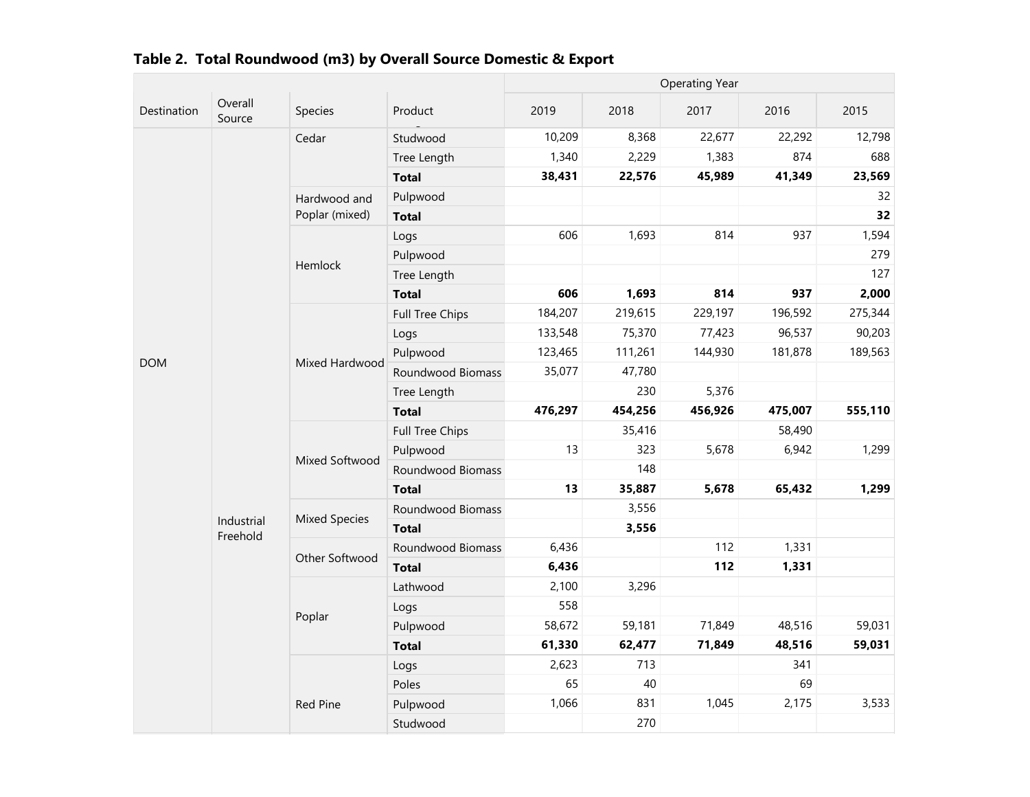**Table 2. Total Roundwood (m3) by Overall Source Domestic & Export**

| Destination | Overall Source | Species | Product | Operating Year | | | | |
|---|---|---|---|---|---|---|---|---|
| | | | | 2019 | 2018 | 2017 | 2016 | 2015 |
| DOM | Industrial Freehold | Cedar | Studwood | 10,209 | 8,368 | 22,677 | 22,292 | 12,798 |
| | | | Tree Length | 1,340 | 2,229 | 1,383 | 874 | 688 |
| | | | **Total** | **38,431** | **22,576** | **45,989** | **41,349** | **23,569** |
| | | Hardwood and Poplar (mixed) | Pulpwood | | | | | 32 |
| | | | **Total** | | | | | **32** |
| | | Hemlock | Logs | 606 | 1,693 | 814 | 937 | 1,594 |
| | | | Pulpwood | | | | | 279 |
| | | | Tree Length | | | | | 127 |
| | | | **Total** | **606** | **1,693** | **814** | **937** | **2,000** |
| | | Mixed Hardwood | Full Tree Chips | 184,207 | 219,615 | 229,197 | 196,592 | 275,344 |
| | | | Logs | 133,548 | 75,370 | 77,423 | 96,537 | 90,203 |
| | | | Pulpwood | 123,465 | 111,261 | 144,930 | 181,878 | 189,563 |
| | | | Roundwood Biomass | 35,077 | 47,780 | | | |
| | | | Tree Length | | 230 | 5,376 | | |
| | | | **Total** | **476,297** | **454,256** | **456,926** | **475,007** | **555,110** |
| | | Mixed Softwood | Full Tree Chips | | 35,416 | | 58,490 | |
| | | | Pulpwood | 13 | 323 | 5,678 | 6,942 | 1,299 |
| | | | Roundwood Biomass | | 148 | | | |
| | | | **Total** | **13** | **35,887** | **5,678** | **65,432** | **1,299** |
| | | Mixed Species | Roundwood Biomass | | 3,556 | | | |
| | | | **Total** | | **3,556** | | | |
| | | Other Softwood | Roundwood Biomass | 6,436 | | 112 | 1,331 | |
| | | | **Total** | **6,436** | | **112** | **1,331** | |
| | | Poplar | Lathwood | 2,100 | 3,296 | | | |
| | | | Logs | 558 | | | | |
| | | | Pulpwood | 58,672 | 59,181 | 71,849 | 48,516 | 59,031 |
| | | | **Total** | **61,330** | **62,477** | **71,849** | **48,516** | **59,031** |
| | | Red Pine | Logs | 2,623 | 713 | | 341 | |
| | | | Poles | 65 | 40 | | 69 | |
| | | | Pulpwood | 1,066 | 831 | 1,045 | 2,175 | 3,533 |
| | | | Studwood | | 270 | | | |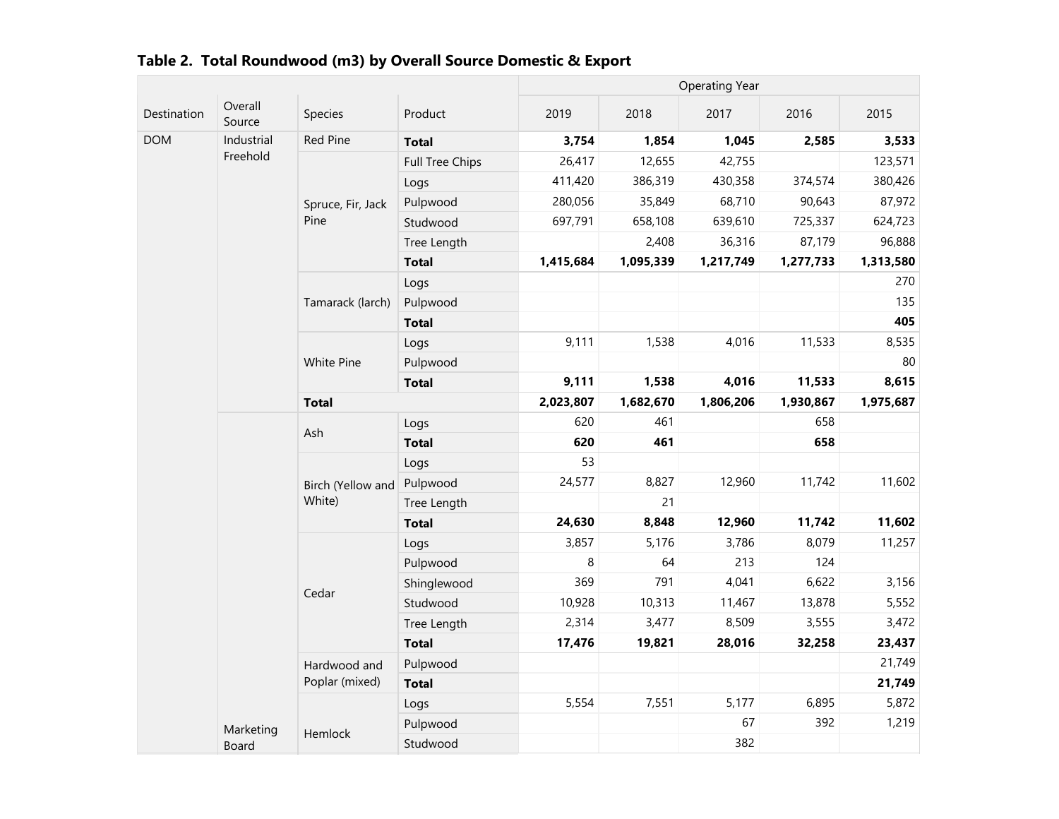## Table 2. Total Roundwood (m3) by Overall Source Domestic & Export

| Destination | Overall Source | Species | Product | Operating Year | | | | |
|---|---|---|---|---|---|---|---|---|
| | | | | 2019 | 2018 | 2017 | 2016 | 2015 |
| DOM | Industrial Freehold | Red Pine | **Total** | **3,754** | **1,854** | **1,045** | **2,585** | **3,533** |
| | | Spruce, Fir, Jack Pine | Full Tree Chips | 26,417 | 12,655 | 42,755 | | 123,571 |
| | | | Logs | 411,420 | 386,319 | 430,358 | 374,574 | 380,426 |
| | | | Pulpwood | 280,056 | 35,849 | 68,710 | 90,643 | 87,972 |
| | | | Studwood | 697,791 | 658,108 | 639,610 | 725,337 | 624,723 |
| | | | Tree Length | | 2,408 | 36,316 | 87,179 | 96,888 |
| | | | **Total** | **1,415,684** | **1,095,339** | **1,217,749** | **1,277,733** | **1,313,580** |
| | | Tamarack (larch) | Logs | | | | | 270 |
| | | | Pulpwood | | | | | 135 |
| | | | **Total** | | | | | **405** |
| | | White Pine | Logs | 9,111 | 1,538 | 4,016 | 11,533 | 8,535 |
| | | | Pulpwood | | | | | 80 |
| | | | **Total** | **9,111** | **1,538** | **4,016** | **11,533** | **8,615** |
| | | **Total** | | **2,023,807** | **1,682,670** | **1,806,206** | **1,930,867** | **1,975,687** |
| | Marketing Board | Ash | Logs | 620 | 461 | | 658 | |
| | | | **Total** | **620** | **461** | | **658** | |
| | | Birch (Yellow and White) | Logs | 53 | | | | |
| | | | Pulpwood | 24,577 | 8,827 | 12,960 | 11,742 | 11,602 |
| | | | Tree Length | | 21 | | | |
| | | | **Total** | **24,630** | **8,848** | **12,960** | **11,742** | **11,602** |
| | | Cedar | Logs | 3,857 | 5,176 | 3,786 | 8,079 | 11,257 |
| | | | Pulpwood | 8 | 64 | 213 | 124 | |
| | | | Shinglewood | 369 | 791 | 4,041 | 6,622 | 3,156 |
| | | | Studwood | 10,928 | 10,313 | 11,467 | 13,878 | 5,552 |
| | | | Tree Length | 2,314 | 3,477 | 8,509 | 3,555 | 3,472 |
| | | | **Total** | **17,476** | **19,821** | **28,016** | **32,258** | **23,437** |
| | | Hardwood and Poplar (mixed) | Pulpwood | | | | | 21,749 |
| | | | **Total** | | | | | **21,749** |
| | | Hemlock | Logs | 5,554 | 7,551 | 5,177 | 6,895 | 5,872 |
| | | | Pulpwood | | | 67 | 392 | 1,219 |
| | | | Studwood | | | 382 | | |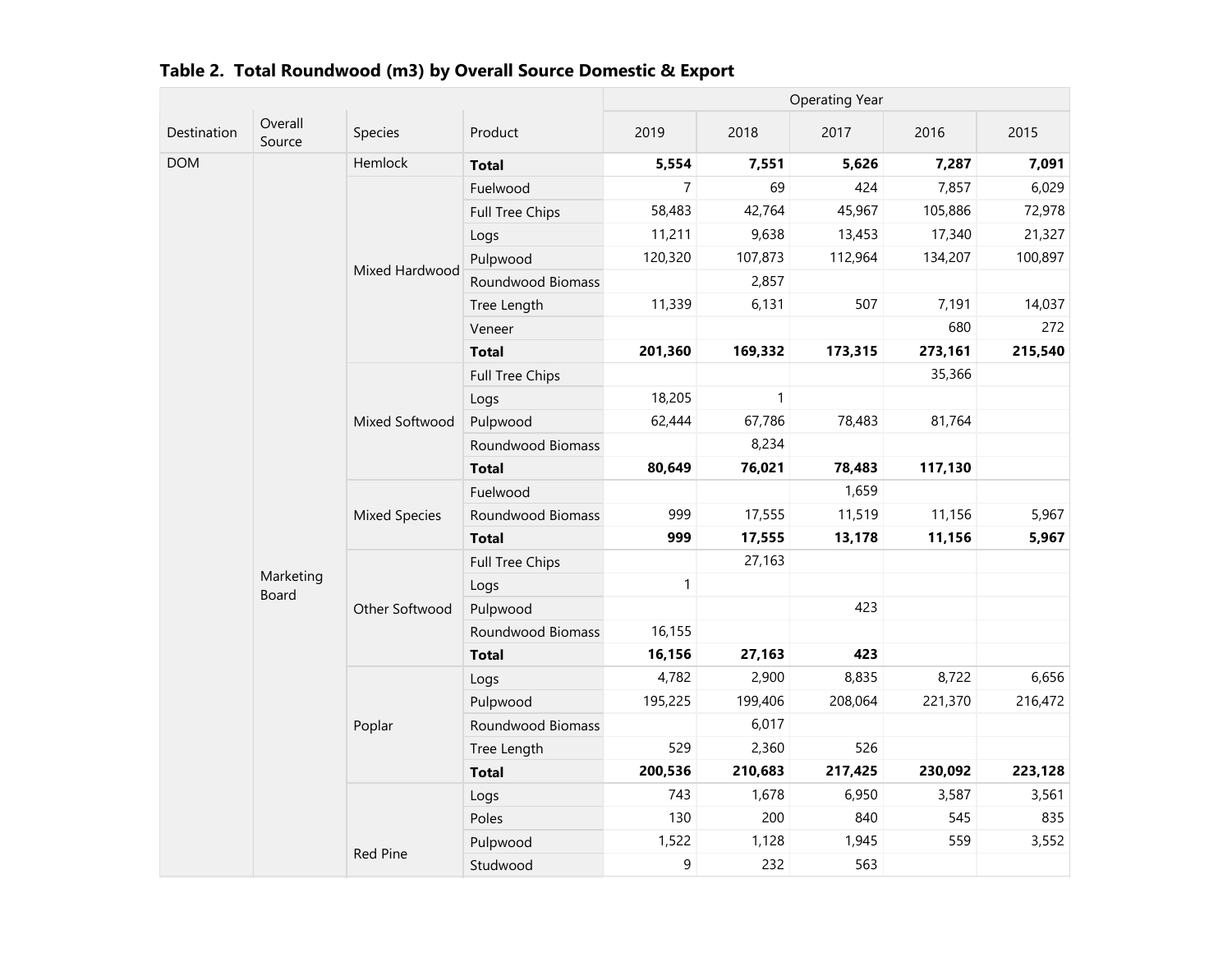## Table 2. Total Roundwood (m3) by Overall Source Domestic & Export

| Destination | Overall Source | Species | Product | Operating Year 2019 | 2018 | 2017 | 2016 | 2015 |
|---|---|---|---|---|---|---|---|---|
| DOM | Marketing Board | Hemlock | **Total** | **5,554** | **7,551** | **5,626** | **7,287** | **7,091** |
| | | Mixed Hardwood | Fuelwood | 7 | 69 | 424 | 7,857 | 6,029 |
| | | | Full Tree Chips | 58,483 | 42,764 | 45,967 | 105,886 | 72,978 |
| | | | Logs | 11,211 | 9,638 | 13,453 | 17,340 | 21,327 |
| | | | Pulpwood | 120,320 | 107,873 | 112,964 | 134,207 | 100,897 |
| | | | Roundwood Biomass | | 2,857 | | | |
| | | | Tree Length | 11,339 | 6,131 | 507 | 7,191 | 14,037 |
| | | | Veneer | | | | 680 | 272 |
| | | | **Total** | **201,360** | **169,332** | **173,315** | **273,161** | **215,540** |
| | | Mixed Softwood | Full Tree Chips | | | | 35,366 | |
| | | | Logs | 18,205 | 1 | | | |
| | | | Pulpwood | 62,444 | 67,786 | 78,483 | 81,764 | |
| | | | Roundwood Biomass | | 8,234 | | | |
| | | | **Total** | **80,649** | **76,021** | **78,483** | **117,130** | |
| | | Mixed Species | Fuelwood | | | 1,659 | | |
| | | | Roundwood Biomass | 999 | 17,555 | 11,519 | 11,156 | 5,967 |
| | | | **Total** | **999** | **17,555** | **13,178** | **11,156** | **5,967** |
| | | Other Softwood | Full Tree Chips | | 27,163 | | | |
| | | | Logs | 1 | | | | |
| | | | Pulpwood | | | 423 | | |
| | | | Roundwood Biomass | 16,155 | | | | |
| | | | **Total** | **16,156** | **27,163** | **423** | | |
| | | Poplar | Logs | 4,782 | 2,900 | 8,835 | 8,722 | 6,656 |
| | | | Pulpwood | 195,225 | 199,406 | 208,064 | 221,370 | 216,472 |
| | | | Roundwood Biomass | | 6,017 | | | |
| | | | Tree Length | 529 | 2,360 | 526 | | |
| | | | **Total** | **200,536** | **210,683** | **217,425** | **230,092** | **223,128** |
| | | Red Pine | Logs | 743 | 1,678 | 6,950 | 3,587 | 3,561 |
| | | | Poles | 130 | 200 | 840 | 545 | 835 |
| | | | Pulpwood | 1,522 | 1,128 | 1,945 | 559 | 3,552 |
| | | | Studwood | 9 | 232 | 563 | | |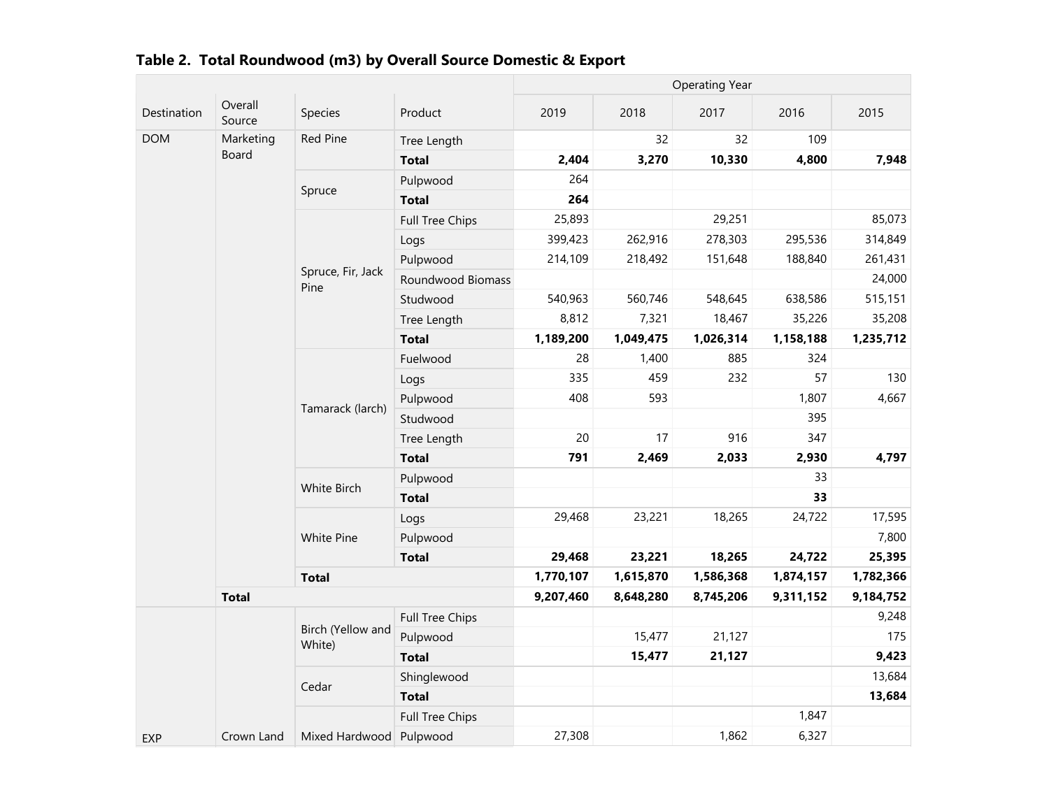**Table 2. Total Roundwood (m3) by Overall Source Domestic & Export**

| Destination | Overall Source | Species | Product | Operating Year | | | | |
|---|---|---|---|---|---|---|---|---|
| | | | | 2019 | 2018 | 2017 | 2016 | 2015 |
| DOM | Marketing Board | Red Pine | Tree Length | | 32 | 32 | 109 | |
| | | | **Total** | **2,404** | **3,270** | **10,330** | **4,800** | **7,948** |
| | | Spruce | Pulpwood | 264 | | | | |
| | | | **Total** | **264** | | | | |
| | | Spruce, Fir, Jack Pine | Full Tree Chips | 25,893 | | 29,251 | | 85,073 |
| | | | Logs | 399,423 | 262,916 | 278,303 | 295,536 | 314,849 |
| | | | Pulpwood | 214,109 | 218,492 | 151,648 | 188,840 | 261,431 |
| | | | Roundwood Biomass | | | | | 24,000 |
| | | | Studwood | 540,963 | 560,746 | 548,645 | 638,586 | 515,151 |
| | | | Tree Length | 8,812 | 7,321 | 18,467 | 35,226 | 35,208 |
| | | | **Total** | **1,189,200** | **1,049,475** | **1,026,314** | **1,158,188** | **1,235,712** |
| | | Tamarack (larch) | Fuelwood | 28 | 1,400 | 885 | 324 | |
| | | | Logs | 335 | 459 | 232 | 57 | 130 |
| | | | Pulpwood | 408 | 593 | | 1,807 | 4,667 |
| | | | Studwood | | | | 395 | |
| | | | Tree Length | 20 | 17 | 916 | 347 | |
| | | | **Total** | **791** | **2,469** | **2,033** | **2,930** | **4,797** |
| | | White Birch | Pulpwood | | | | 33 | |
| | | | **Total** | | | | **33** | |
| | | White Pine | Logs | 29,468 | 23,221 | 18,265 | 24,722 | 17,595 |
| | | | Pulpwood | | | | | 7,800 |
| | | | **Total** | **29,468** | **23,221** | **18,265** | **24,722** | **25,395** |
| | | **Total** | | **1,770,107** | **1,615,870** | **1,586,368** | **1,874,157** | **1,782,366** |
| | **Total** | | | **9,207,460** | **8,648,280** | **8,745,206** | **9,311,152** | **9,184,752** |
| EXP | Crown Land | Birch (Yellow and White) | Full Tree Chips | | | | | 9,248 |
| | | | Pulpwood | | 15,477 | 21,127 | | 175 |
| | | | **Total** | | **15,477** | **21,127** | | **9,423** |
| | | Cedar | Shinglewood | | | | | 13,684 |
| | | | **Total** | | | | | **13,684** |
| | | Mixed Hardwood | Full Tree Chips | | | | 1,847 | |
| | | | Pulpwood | 27,308 | | 1,862 | 6,327 | |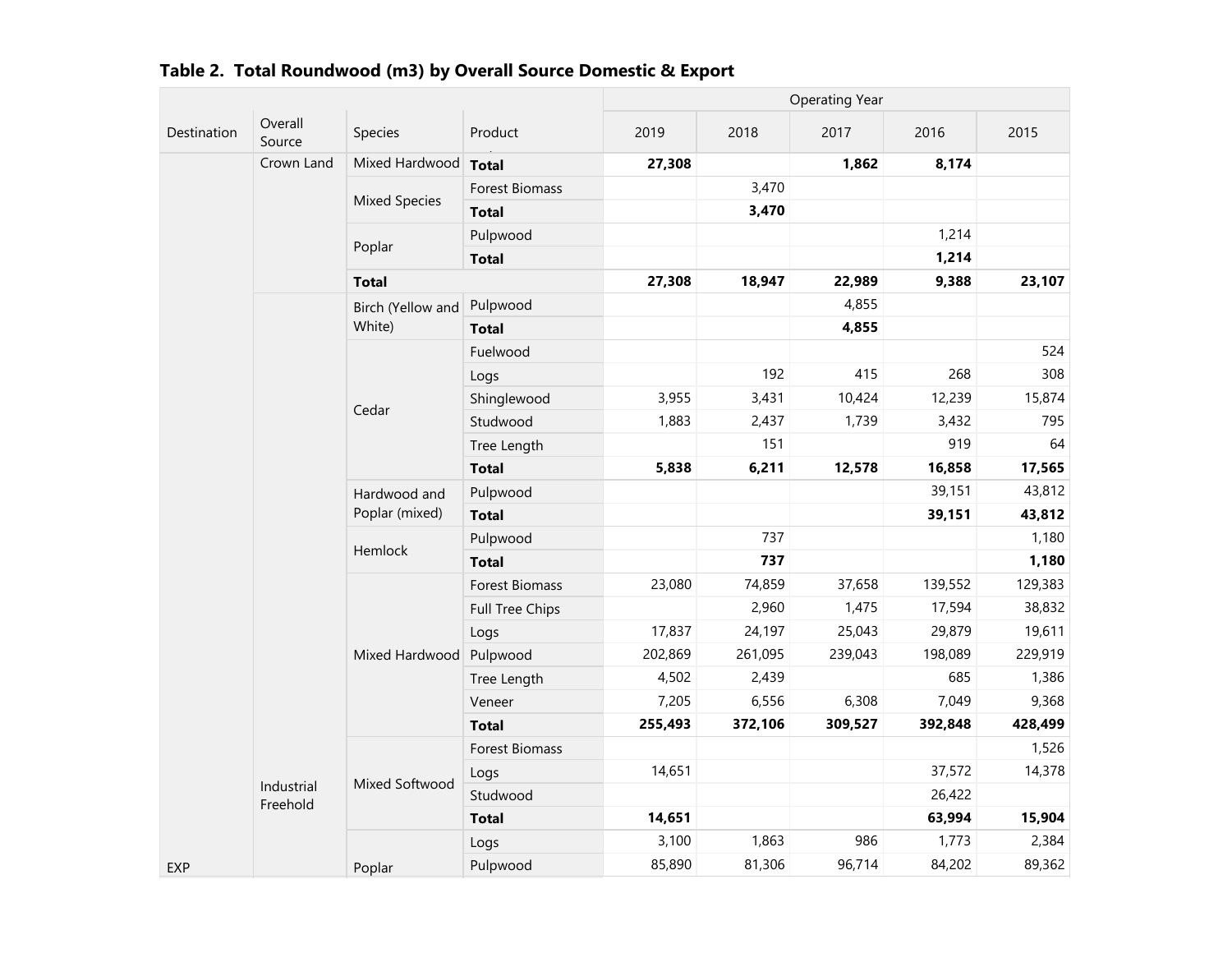**Table 2. Total Roundwood (m3) by Overall Source Domestic & Export**

| Destination | Overall Source | Species | Product | 2019 | 2018 | 2017 | 2016 | 2015 |
|---|---|---|---|---|---|---|---|---|
| | | | | Operating Year | | | | |
| | Crown Land | Mixed Hardwood | **Total** | **27,308** | | **1,862** | **8,174** | |
| | | Mixed Species | Forest Biomass | | 3,470 | | | |
| | | | **Total** | | **3,470** | | | |
| | | Poplar | Pulpwood | | | | 1,214 | |
| | | | **Total** | | | | **1,214** | |
| | | **Total** | | **27,308** | **18,947** | **22,989** | **9,388** | **23,107** |
| | Industrial Freehold | Birch (Yellow and White) | Pulpwood | | | 4,855 | | |
| | | | **Total** | | | **4,855** | | |
| | | Cedar | Fuelwood | | | | | 524 |
| | | | Logs | | 192 | 415 | 268 | 308 |
| | | | Shinglewood | 3,955 | 3,431 | 10,424 | 12,239 | 15,874 |
| | | | Studwood | 1,883 | 2,437 | 1,739 | 3,432 | 795 |
| | | | Tree Length | | 151 | | 919 | 64 |
| | | | **Total** | **5,838** | **6,211** | **12,578** | **16,858** | **17,565** |
| | | Hardwood and Poplar (mixed) | Pulpwood | | | | 39,151 | 43,812 |
| | | | **Total** | | | | **39,151** | **43,812** |
| | | Hemlock | Pulpwood | | 737 | | | 1,180 |
| | | | **Total** | | **737** | | | **1,180** |
| | | Mixed Hardwood | Forest Biomass | 23,080 | 74,859 | 37,658 | 139,552 | 129,383 |
| | | | Full Tree Chips | | 2,960 | 1,475 | 17,594 | 38,832 |
| | | | Logs | 17,837 | 24,197 | 25,043 | 29,879 | 19,611 |
| | | | Pulpwood | 202,869 | 261,095 | 239,043 | 198,089 | 229,919 |
| | | | Tree Length | 4,502 | 2,439 | | 685 | 1,386 |
| | | | Veneer | 7,205 | 6,556 | 6,308 | 7,049 | 9,368 |
| | | | **Total** | **255,493** | **372,106** | **309,527** | **392,848** | **428,499** |
| | | Mixed Softwood | Forest Biomass | | | | | 1,526 |
| | | | Logs | 14,651 | | | 37,572 | 14,378 |
| | | | Studwood | | | | 26,422 | |
| | | | **Total** | **14,651** | | | **63,994** | **15,904** |
| | | Poplar | Logs | 3,100 | 1,863 | 986 | 1,773 | 2,384 |
| EXP | | | Pulpwood | 85,890 | 81,306 | 96,714 | 84,202 | 89,362 |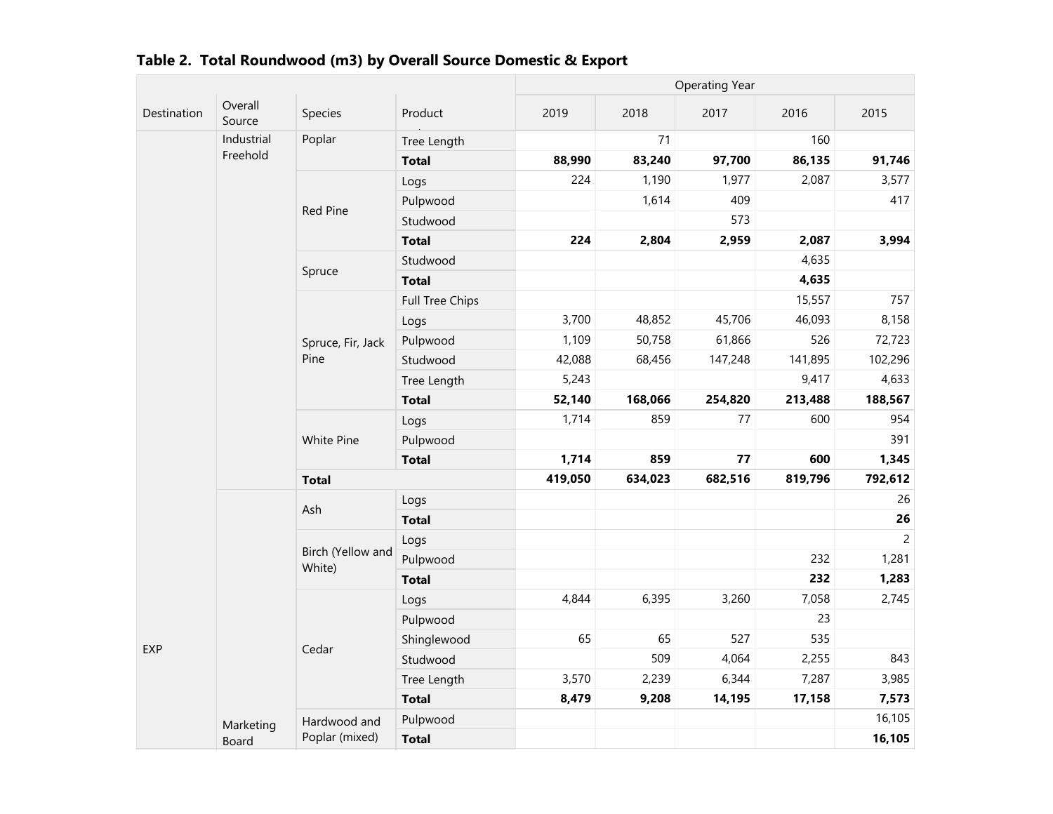**Table 2. Total Roundwood (m3) by Overall Source Domestic & Export**

| Destination | Overall Source | Species | Product | Operating Year | | | | |
|---|---|---|---|---|---|---|---|---|
| | | | | 2019 | 2018 | 2017 | 2016 | 2015 |
| EXP | Industrial Freehold | Poplar | Tree Length | | 71 | | 160 | |
| | | | **Total** | **88,990** | **83,240** | **97,700** | **86,135** | **91,746** |
| | | Red Pine | Logs | 224 | 1,190 | 1,977 | 2,087 | 3,577 |
| | | | Pulpwood | | 1,614 | 409 | | 417 |
| | | | Studwood | | | 573 | | |
| | | | **Total** | **224** | **2,804** | **2,959** | **2,087** | **3,994** |
| | | Spruce | Studwood | | | | 4,635 | |
| | | | **Total** | | | | **4,635** | |
| | | Spruce, Fir, Jack Pine | Full Tree Chips | | | | 15,557 | 757 |
| | | | Logs | 3,700 | 48,852 | 45,706 | 46,093 | 8,158 |
| | | | Pulpwood | 1,109 | 50,758 | 61,866 | 526 | 72,723 |
| | | | Studwood | 42,088 | 68,456 | 147,248 | 141,895 | 102,296 |
| | | | Tree Length | 5,243 | | | 9,417 | 4,633 |
| | | | **Total** | **52,140** | **168,066** | **254,820** | **213,488** | **188,567** |
| | | White Pine | Logs | 1,714 | 859 | 77 | 600 | 954 |
| | | | Pulpwood | | | | | 391 |
| | | | **Total** | **1,714** | **859** | **77** | **600** | **1,345** |
| | | **Total** | | **419,050** | **634,023** | **682,516** | **819,796** | **792,612** |
| | Marketing Board | Ash | Logs | | | | | 26 |
| | | | **Total** | | | | | **26** |
| | | Birch (Yellow and White) | Logs | | | | | 2 |
| | | | Pulpwood | | | | 232 | 1,281 |
| | | | **Total** | | | | **232** | **1,283** |
| | | Cedar | Logs | 4,844 | 6,395 | 3,260 | 7,058 | 2,745 |
| | | | Pulpwood | | | | 23 | |
| | | | Shinglewood | 65 | 65 | 527 | 535 | |
| | | | Studwood | | 509 | 4,064 | 2,255 | 843 |
| | | | Tree Length | 3,570 | 2,239 | 6,344 | 7,287 | 3,985 |
| | | | **Total** | **8,479** | **9,208** | **14,195** | **17,158** | **7,573** |
| | | Hardwood and Poplar (mixed) | Pulpwood | | | | | 16,105 |
| | | | **Total** | | | | | **16,105** |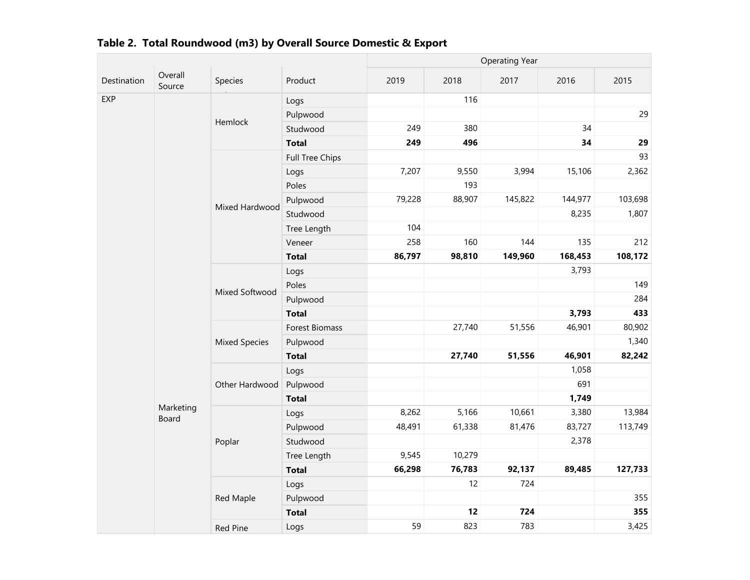**Table 2. Total Roundwood (m3) by Overall Source Domestic & Export**

| Destination | Overall Source | Species | Product | Operating Year | | | | |
|---|---|---|---|---|---|---|---|---|
| | | | | 2019 | 2018 | 2017 | 2016 | 2015 |
| EXP | Marketing Board | Hemlock | Logs | | 116 | | | |
| | | | Pulpwood | | | | | 29 |
| | | | Studwood | 249 | 380 | | 34 | |
| | | | **Total** | **249** | **496** | | **34** | **29** |
| | | Mixed Hardwood | Full Tree Chips | | | | | 93 |
| | | | Logs | 7,207 | 9,550 | 3,994 | 15,106 | 2,362 |
| | | | Poles | | 193 | | | |
| | | | Pulpwood | 79,228 | 88,907 | 145,822 | 144,977 | 103,698 |
| | | | Studwood | | | | 8,235 | 1,807 |
| | | | Tree Length | 104 | | | | |
| | | | Veneer | 258 | 160 | 144 | 135 | 212 |
| | | | **Total** | **86,797** | **98,810** | **149,960** | **168,453** | **108,172** |
| | | Mixed Softwood | Logs | | | | 3,793 | |
| | | | Poles | | | | | 149 |
| | | | Pulpwood | | | | | 284 |
| | | | **Total** | | | | **3,793** | **433** |
| | | Mixed Species | Forest Biomass | | 27,740 | 51,556 | 46,901 | 80,902 |
| | | | Pulpwood | | | | | 1,340 |
| | | | **Total** | | **27,740** | **51,556** | **46,901** | **82,242** |
| | | Other Hardwood | Logs | | | | 1,058 | |
| | | | Pulpwood | | | | 691 | |
| | | | **Total** | | | | **1,749** | |
| | | Poplar | Logs | 8,262 | 5,166 | 10,661 | 3,380 | 13,984 |
| | | | Pulpwood | 48,491 | 61,338 | 81,476 | 83,727 | 113,749 |
| | | | Studwood | | | | 2,378 | |
| | | | Tree Length | 9,545 | 10,279 | | | |
| | | | **Total** | **66,298** | **76,783** | **92,137** | **89,485** | **127,733** |
| | | Red Maple | Logs | | 12 | 724 | | |
| | | | Pulpwood | | | | | 355 |
| | | | **Total** | | **12** | **724** | | **355** |
| | | Red Pine | Logs | 59 | 823 | 783 | | 3,425 |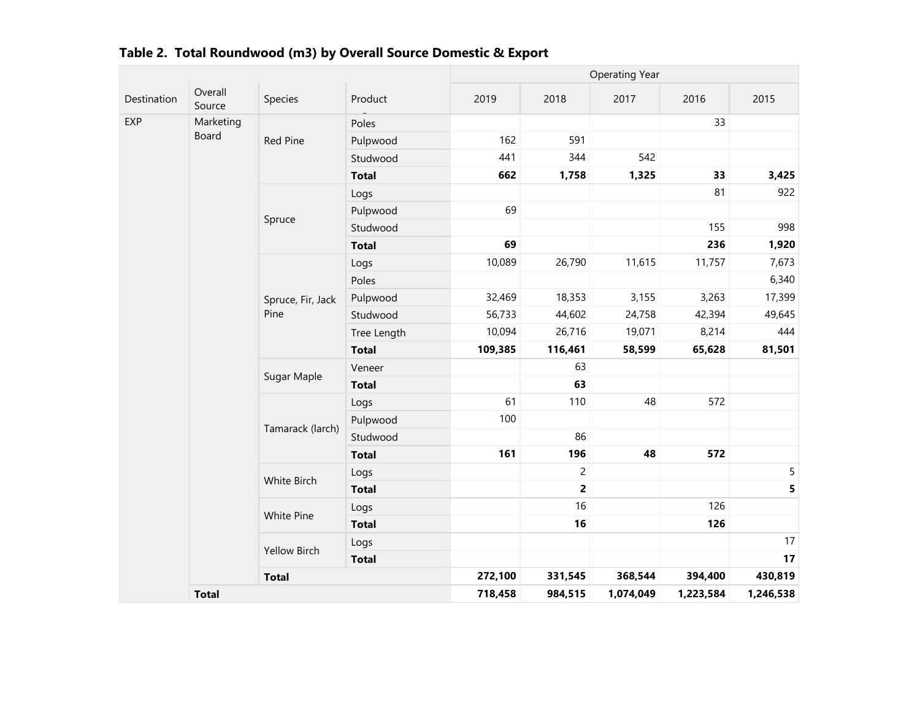**Table 2. Total Roundwood (m3) by Overall Source Domestic & Export**

| Destination | Overall Source | Species | Product | Operating Year | | | | |
|---|---|---|---|---|---|---|---|---|
| | | | | 2019 | 2018 | 2017 | 2016 | 2015 |
| EXP | Marketing Board | Red Pine | Poles | | | | 33 | |
| | | | Pulpwood | 162 | 591 | | | |
| | | | Studwood | 441 | 344 | 542 | | |
| | | | **Total** | **662** | **1,758** | **1,325** | **33** | **3,425** |
| | | Spruce | Logs | | | | 81 | 922 |
| | | | Pulpwood | 69 | | | | |
| | | | Studwood | | | | 155 | 998 |
| | | | **Total** | **69** | | | **236** | **1,920** |
| | | Spruce, Fir, Jack Pine | Logs | 10,089 | 26,790 | 11,615 | 11,757 | 7,673 |
| | | | Poles | | | | | 6,340 |
| | | | Pulpwood | 32,469 | 18,353 | 3,155 | 3,263 | 17,399 |
| | | | Studwood | 56,733 | 44,602 | 24,758 | 42,394 | 49,645 |
| | | | Tree Length | 10,094 | 26,716 | 19,071 | 8,214 | 444 |
| | | | **Total** | **109,385** | **116,461** | **58,599** | **65,628** | **81,501** |
| | | Sugar Maple | Veneer | | 63 | | | |
| | | | **Total** | | **63** | | | |
| | | Tamarack (larch) | Logs | 61 | 110 | 48 | 572 | |
| | | | Pulpwood | 100 | | | | |
| | | | Studwood | | 86 | | | |
| | | | **Total** | **161** | **196** | **48** | **572** | |
| | | White Birch | Logs | | 2 | | | 5 |
| | | | **Total** | | **2** | | | **5** |
| | | White Pine | Logs | | 16 | | 126 | |
| | | | **Total** | | **16** | | **126** | |
| | | Yellow Birch | Logs | | | | | 17 |
| | | | **Total** | | | | | **17** |
| | | **Total** | | **272,100** | **331,545** | **368,544** | **394,400** | **430,819** |
| | **Total** | | | **718,458** | **984,515** | **1,074,049** | **1,223,584** | **1,246,538** |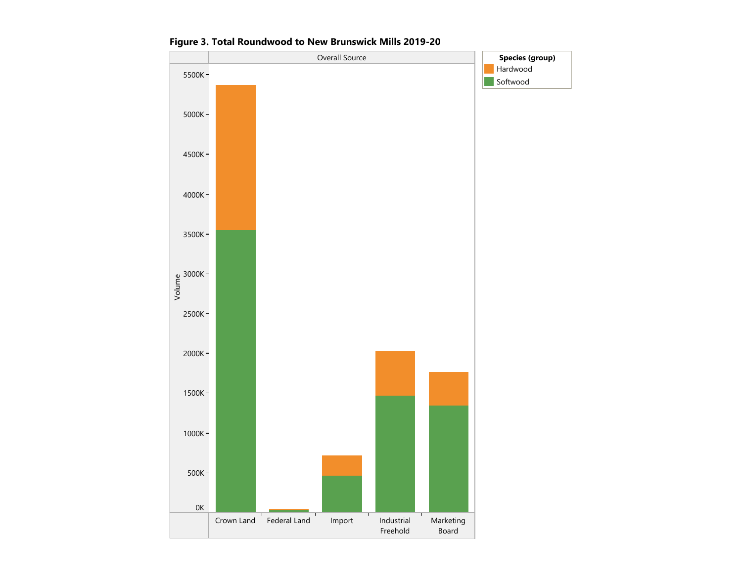**Figure 3. Total Roundwood to New Brunswick Mills 2019-20**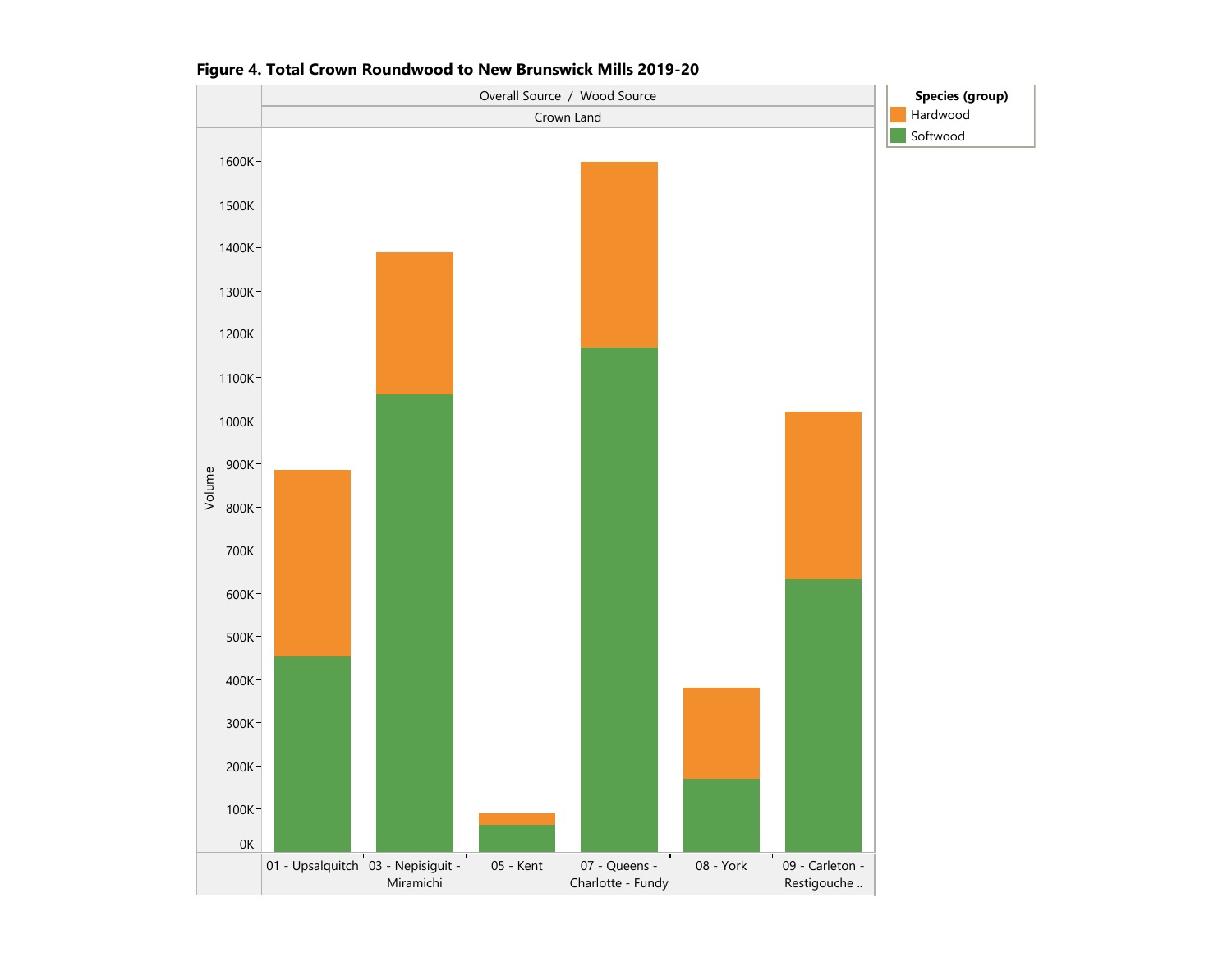**Figure 4. Total Crown Roundwood to New Brunswick Mills 2019-20**

Overall Source / Wood Source

Crown Land

Species (group): Hardwood, Softwood

Volume: 0K, 100K, 200K, 300K, 400K, 500K, 600K, 700K, 800K, 900K, 1000K, 1100K, 1200K, 1300K, 1400K, 1500K, 1600K

01 - Upsalquitch | 03 - Nepisiguit - Miramichi | 05 - Kent | 07 - Queens - Charlotte - Fundy | 08 - York | 09 - Carleton - Restigouche ..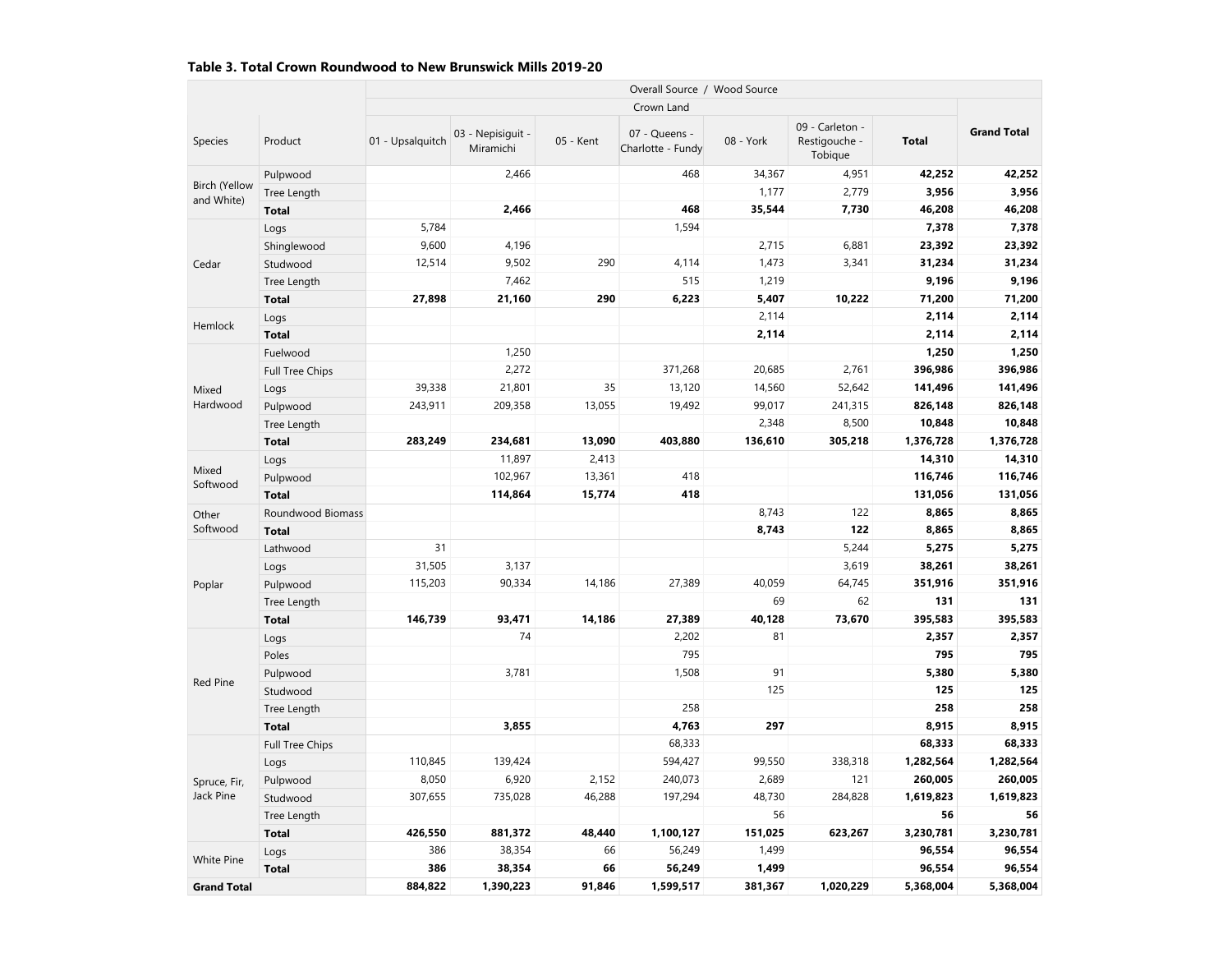**Table 3. Total Crown Roundwood to New Brunswick Mills 2019-20**

| | | Overall Source / Wood Source | | | | | | | |
|---|---|---|---|---|---|---|---|---|---|
| | | Crown Land | | | | | | | |
| Species | Product | 01 - Upsalquitch | 03 - Nepisiguit - Miramichi | 05 - Kent | 07 - Queens - Charlotte - Fundy | 08 - York | 09 - Carleton - Restigouche - Tobique | Total | Grand Total |
| Birch (Yellow and White) | Pulpwood | | 2,466 | | 468 | 34,367 | 4,951 | **42,252** | **42,252** |
| | Tree Length | | | | | 1,177 | 2,779 | **3,956** | **3,956** |
| | **Total** | | **2,466** | | **468** | **35,544** | **7,730** | **46,208** | **46,208** |
| Cedar | Logs | 5,784 | | | 1,594 | | | **7,378** | **7,378** |
| | Shinglewood | 9,600 | 4,196 | | | 2,715 | 6,881 | **23,392** | **23,392** |
| | Studwood | 12,514 | 9,502 | 290 | 4,114 | 1,473 | 3,341 | **31,234** | **31,234** |
| | Tree Length | | 7,462 | | 515 | 1,219 | | **9,196** | **9,196** |
| | **Total** | **27,898** | **21,160** | **290** | **6,223** | **5,407** | **10,222** | **71,200** | **71,200** |
| Hemlock | Logs | | | | | 2,114 | | **2,114** | **2,114** |
| | **Total** | | | | | **2,114** | | **2,114** | **2,114** |
| Mixed Hardwood | Fuelwood | | 1,250 | | | | | **1,250** | **1,250** |
| | Full Tree Chips | | 2,272 | | 371,268 | 20,685 | 2,761 | **396,986** | **396,986** |
| | Logs | 39,338 | 21,801 | 35 | 13,120 | 14,560 | 52,642 | **141,496** | **141,496** |
| | Pulpwood | 243,911 | 209,358 | 13,055 | 19,492 | 99,017 | 241,315 | **826,148** | **826,148** |
| | Tree Length | | | | | 2,348 | 8,500 | **10,848** | **10,848** |
| | **Total** | **283,249** | **234,681** | **13,090** | **403,880** | **136,610** | **305,218** | **1,376,728** | **1,376,728** |
| Mixed Softwood | Logs | | 11,897 | 2,413 | | | | **14,310** | **14,310** |
| | Pulpwood | | 102,967 | 13,361 | 418 | | | **116,746** | **116,746** |
| | **Total** | | **114,864** | **15,774** | **418** | | | **131,056** | **131,056** |
| Other Softwood | Roundwood Biomass | | | | | 8,743 | 122 | **8,865** | **8,865** |
| | **Total** | | | | | **8,743** | **122** | **8,865** | **8,865** |
| Poplar | Lathwood | 31 | | | | | 5,244 | **5,275** | **5,275** |
| | Logs | 31,505 | 3,137 | | | | 3,619 | **38,261** | **38,261** |
| | Pulpwood | 115,203 | 90,334 | 14,186 | 27,389 | 40,059 | 64,745 | **351,916** | **351,916** |
| | Tree Length | | | | | 69 | 62 | **131** | **131** |
| | **Total** | **146,739** | **93,471** | **14,186** | **27,389** | **40,128** | **73,670** | **395,583** | **395,583** |
| Red Pine | Logs | | 74 | | 2,202 | 81 | | **2,357** | **2,357** |
| | Poles | | | | 795 | | | **795** | **795** |
| | Pulpwood | | 3,781 | | 1,508 | 91 | | **5,380** | **5,380** |
| | Studwood | | | | | 125 | | **125** | **125** |
| | Tree Length | | | | 258 | | | **258** | **258** |
| | **Total** | | **3,855** | | **4,763** | **297** | | **8,915** | **8,915** |
| Spruce, Fir, Jack Pine | Full Tree Chips | | | | 68,333 | | | **68,333** | **68,333** |
| | Logs | 110,845 | 139,424 | | 594,427 | 99,550 | 338,318 | **1,282,564** | **1,282,564** |
| | Pulpwood | 8,050 | 6,920 | 2,152 | 240,073 | 2,689 | 121 | **260,005** | **260,005** |
| | Studwood | 307,655 | 735,028 | 46,288 | 197,294 | 48,730 | 284,828 | **1,619,823** | **1,619,823** |
| | Tree Length | | | | | 56 | | **56** | **56** |
| | **Total** | **426,550** | **881,372** | **48,440** | **1,100,127** | **151,025** | **623,267** | **3,230,781** | **3,230,781** |
| White Pine | Logs | 386 | 38,354 | 66 | 56,249 | 1,499 | | **96,554** | **96,554** |
| | **Total** | **386** | **38,354** | **66** | **56,249** | **1,499** | | **96,554** | **96,554** |
| **Grand Total** | | **884,822** | **1,390,223** | **91,846** | **1,599,517** | **381,367** | **1,020,229** | **5,368,004** | **5,368,004** |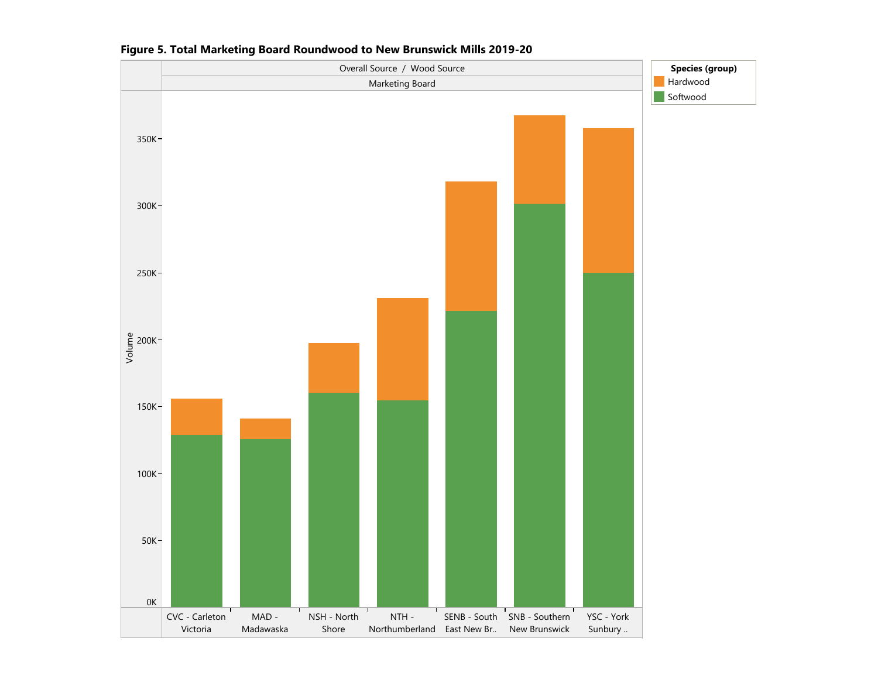**Figure 5. Total Marketing Board Roundwood to New Brunswick Mills 2019-20**

Overall Source / Wood Source

Marketing Board

Species (group): Hardwood, Softwood

Volume: 0K, 50K, 100K, 150K, 200K, 250K, 300K, 350K

CVC - Carleton Victoria | MAD - Madawaska | NSH - North Shore | NTH - Northumberland | SENB - South East New Br.. | SNB - Southern New Brunswick | YSC - York Sunbury ..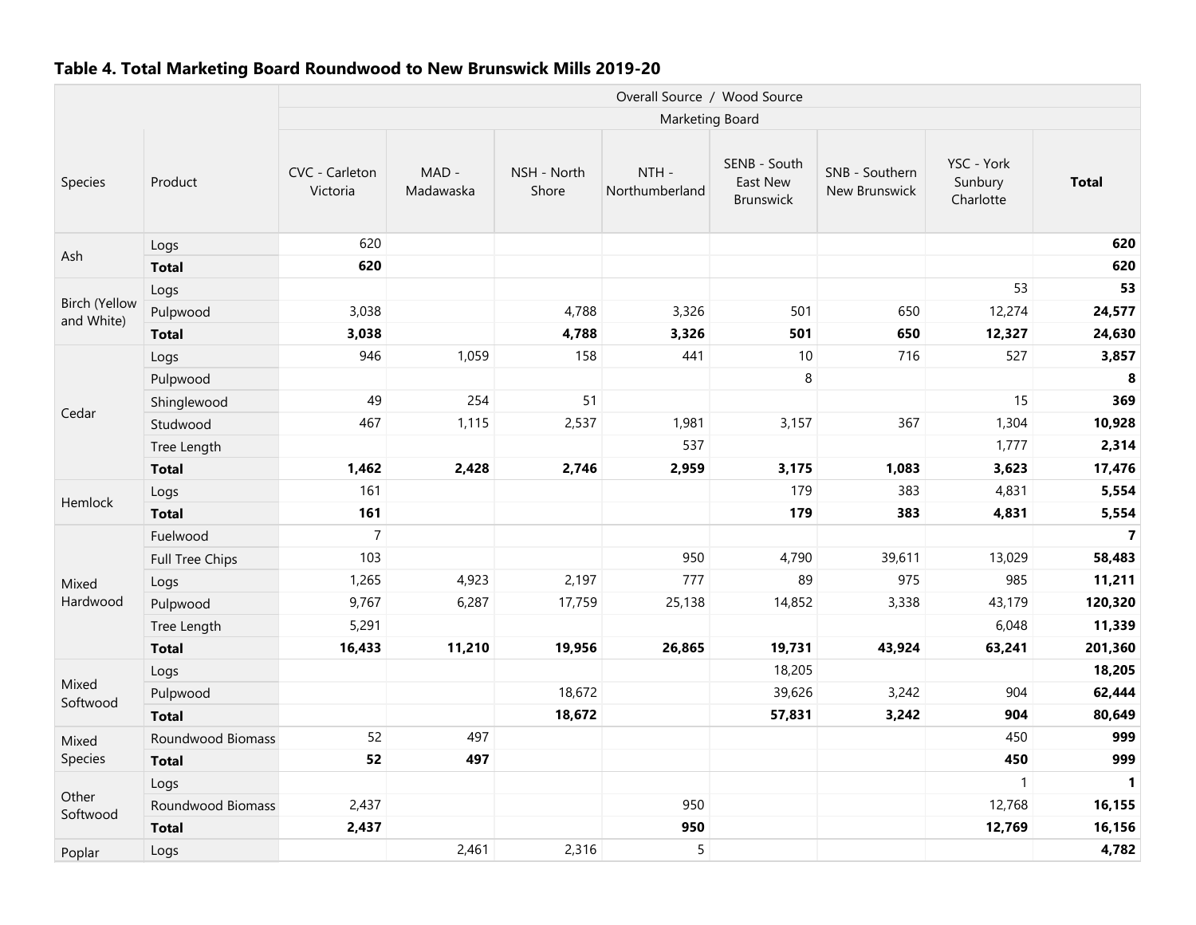**Table 4. Total Marketing Board Roundwood to New Brunswick Mills 2019-20**

| | | Overall Source / Wood Source | | | | | | | |
|---|---|---|---|---|---|---|---|---|---|
| | | Marketing Board | | | | | | | |
| Species | Product | CVC - Carleton Victoria | MAD - Madawaska | NSH - North Shore | NTH - Northumberland | SENB - South East New Brunswick | SNB - Southern New Brunswick | YSC - York Sunbury Charlotte | **Total** |
| Ash | Logs | 620 | | | | | | | **620** |
| | **Total** | **620** | | | | | | | **620** |
| Birch (Yellow and White) | Logs | | | | | | | 53 | **53** |
| | Pulpwood | 3,038 | | 4,788 | 3,326 | 501 | 650 | 12,274 | **24,577** |
| | **Total** | **3,038** | | **4,788** | **3,326** | **501** | **650** | **12,327** | **24,630** |
| Cedar | Logs | 946 | 1,059 | 158 | 441 | 10 | 716 | 527 | **3,857** |
| | Pulpwood | | | | | 8 | | | **8** |
| | Shinglewood | 49 | 254 | 51 | | | | 15 | **369** |
| | Studwood | 467 | 1,115 | 2,537 | 1,981 | 3,157 | 367 | 1,304 | **10,928** |
| | Tree Length | | | | 537 | | | 1,777 | **2,314** |
| | **Total** | **1,462** | **2,428** | **2,746** | **2,959** | **3,175** | **1,083** | **3,623** | **17,476** |
| Hemlock | Logs | 161 | | | | 179 | 383 | 4,831 | **5,554** |
| | **Total** | **161** | | | | **179** | **383** | **4,831** | **5,554** |
| Mixed Hardwood | Fuelwood | 7 | | | | | | | **7** |
| | Full Tree Chips | 103 | | | 950 | 4,790 | 39,611 | 13,029 | **58,483** |
| | Logs | 1,265 | 4,923 | 2,197 | 777 | 89 | 975 | 985 | **11,211** |
| | Pulpwood | 9,767 | 6,287 | 17,759 | 25,138 | 14,852 | 3,338 | 43,179 | **120,320** |
| | Tree Length | 5,291 | | | | | | 6,048 | **11,339** |
| | **Total** | **16,433** | **11,210** | **19,956** | **26,865** | **19,731** | **43,924** | **63,241** | **201,360** |
| Mixed Softwood | Logs | | | | | 18,205 | | | **18,205** |
| | Pulpwood | | | 18,672 | | 39,626 | 3,242 | 904 | **62,444** |
| | **Total** | | | **18,672** | | **57,831** | **3,242** | **904** | **80,649** |
| Mixed Species | Roundwood Biomass | 52 | 497 | | | | | 450 | **999** |
| | **Total** | **52** | **497** | | | | | **450** | **999** |
| Other Softwood | Logs | | | | | | | 1 | **1** |
| | Roundwood Biomass | 2,437 | | | 950 | | | 12,768 | **16,155** |
| | **Total** | **2,437** | | | **950** | | | **12,769** | **16,156** |
| Poplar | Logs | | 2,461 | 2,316 | 5 | | | | **4,782** |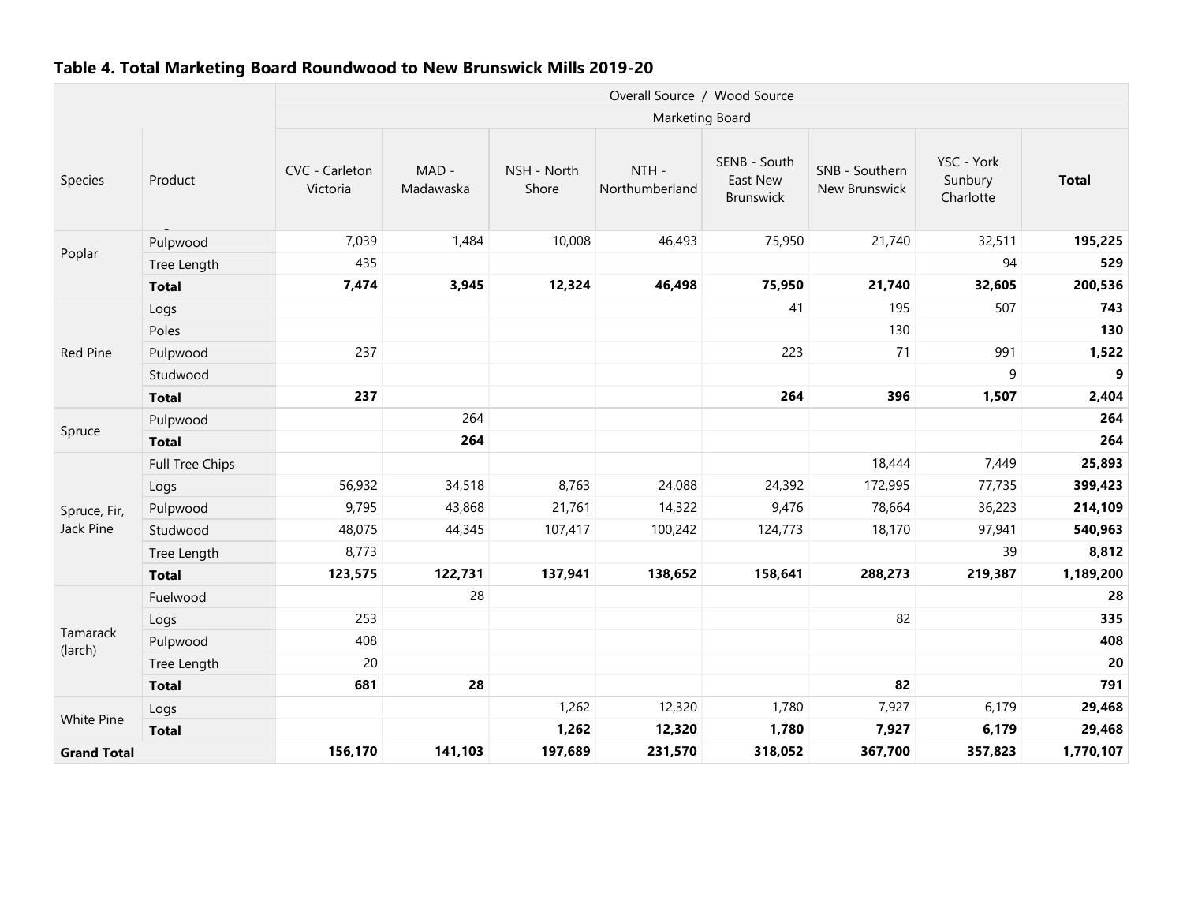### Table 4. Total Marketing Board Roundwood to New Brunswick Mills 2019-20

| | | Overall Source / Wood Source | | | | | | | |
|---|---|---|---|---|---|---|---|---|---|
| | | Marketing Board | | | | | | | |
| Species | Product | CVC - Carleton Victoria | MAD - Madawaska | NSH - North Shore | NTH - Northumberland | SENB - South East New Brunswick | SNB - Southern New Brunswick | YSC - York Sunbury Charlotte | **Total** |
| Poplar | Pulpwood | 7,039 | 1,484 | 10,008 | 46,493 | 75,950 | 21,740 | 32,511 | **195,225** |
| | Tree Length | 435 | | | | | | 94 | **529** |
| | **Total** | **7,474** | **3,945** | **12,324** | **46,498** | **75,950** | **21,740** | **32,605** | **200,536** |
| Red Pine | Logs | | | | | 41 | 195 | 507 | **743** |
| | Poles | | | | | | 130 | | **130** |
| | Pulpwood | 237 | | | | 223 | 71 | 991 | **1,522** |
| | Studwood | | | | | | | 9 | **9** |
| | **Total** | **237** | | | | **264** | **396** | **1,507** | **2,404** |
| Spruce | Pulpwood | | 264 | | | | | | **264** |
| | **Total** | | **264** | | | | | | **264** |
| Spruce, Fir, Jack Pine | Full Tree Chips | | | | | | 18,444 | 7,449 | **25,893** |
| | Logs | 56,932 | 34,518 | 8,763 | 24,088 | 24,392 | 172,995 | 77,735 | **399,423** |
| | Pulpwood | 9,795 | 43,868 | 21,761 | 14,322 | 9,476 | 78,664 | 36,223 | **214,109** |
| | Studwood | 48,075 | 44,345 | 107,417 | 100,242 | 124,773 | 18,170 | 97,941 | **540,963** |
| | Tree Length | 8,773 | | | | | | 39 | **8,812** |
| | **Total** | **123,575** | **122,731** | **137,941** | **138,652** | **158,641** | **288,273** | **219,387** | **1,189,200** |
| Tamarack (larch) | Fuelwood | | 28 | | | | | | **28** |
| | Logs | 253 | | | | | 82 | | **335** |
| | Pulpwood | 408 | | | | | | | **408** |
| | Tree Length | 20 | | | | | | | **20** |
| | **Total** | **681** | **28** | | | | **82** | | **791** |
| White Pine | Logs | | | 1,262 | 12,320 | 1,780 | 7,927 | 6,179 | **29,468** |
| | **Total** | | | **1,262** | **12,320** | **1,780** | **7,927** | **6,179** | **29,468** |
| **Grand Total** | | **156,170** | **141,103** | **197,689** | **231,570** | **318,052** | **367,700** | **357,823** | **1,770,107** |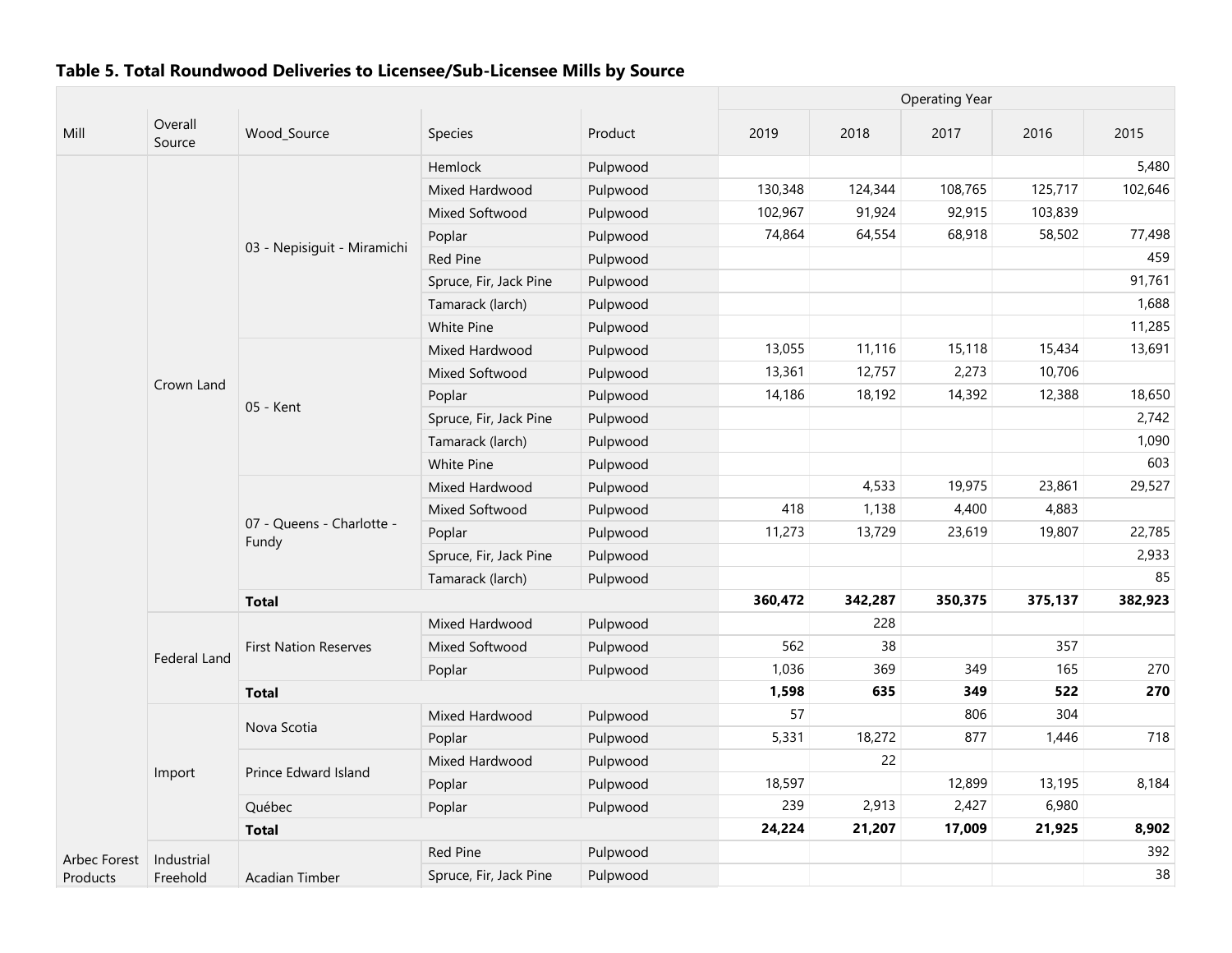**Table 5. Total Roundwood Deliveries to Licensee/Sub-Licensee Mills by Source**

| Mill | Overall Source | Wood_Source | Species | Product | Operating Year | | | | |
|---|---|---|---|---|---|---|---|---|---|
| | | | | | 2019 | 2018 | 2017 | 2016 | 2015 |
| | Crown Land | 03 - Nepisiguit - Miramichi | Hemlock | Pulpwood | | | | | 5,480 |
| | | | Mixed Hardwood | Pulpwood | 130,348 | 124,344 | 108,765 | 125,717 | 102,646 |
| | | | Mixed Softwood | Pulpwood | 102,967 | 91,924 | 92,915 | 103,839 | |
| | | | Poplar | Pulpwood | 74,864 | 64,554 | 68,918 | 58,502 | 77,498 |
| | | | Red Pine | Pulpwood | | | | | 459 |
| | | | Spruce, Fir, Jack Pine | Pulpwood | | | | | 91,761 |
| | | | Tamarack (larch) | Pulpwood | | | | | 1,688 |
| | | | White Pine | Pulpwood | | | | | 11,285 |
| | | 05 - Kent | Mixed Hardwood | Pulpwood | 13,055 | 11,116 | 15,118 | 15,434 | 13,691 |
| | | | Mixed Softwood | Pulpwood | 13,361 | 12,757 | 2,273 | 10,706 | |
| | | | Poplar | Pulpwood | 14,186 | 18,192 | 14,392 | 12,388 | 18,650 |
| | | | Spruce, Fir, Jack Pine | Pulpwood | | | | | 2,742 |
| | | | Tamarack (larch) | Pulpwood | | | | | 1,090 |
| | | | White Pine | Pulpwood | | | | | 603 |
| | | 07 - Queens - Charlotte - Fundy | Mixed Hardwood | Pulpwood | | 4,533 | 19,975 | 23,861 | 29,527 |
| | | | Mixed Softwood | Pulpwood | 418 | 1,138 | 4,400 | 4,883 | |
| | | | Poplar | Pulpwood | 11,273 | 13,729 | 23,619 | 19,807 | 22,785 |
| | | | Spruce, Fir, Jack Pine | Pulpwood | | | | | 2,933 |
| | | | Tamarack (larch) | Pulpwood | | | | | 85 |
| | | **Total** | | | **360,472** | **342,287** | **350,375** | **375,137** | **382,923** |
| | Federal Land | First Nation Reserves | Mixed Hardwood | Pulpwood | | 228 | | | |
| | | | Mixed Softwood | Pulpwood | 562 | 38 | | 357 | |
| | | | Poplar | Pulpwood | 1,036 | 369 | 349 | 165 | 270 |
| | | **Total** | | | **1,598** | **635** | **349** | **522** | **270** |
| | Import | Nova Scotia | Mixed Hardwood | Pulpwood | 57 | | 806 | 304 | |
| | | | Poplar | Pulpwood | 5,331 | 18,272 | 877 | 1,446 | 718 |
| | | Prince Edward Island | Mixed Hardwood | Pulpwood | | 22 | | | |
| | | | Poplar | Pulpwood | 18,597 | | 12,899 | 13,195 | 8,184 |
| | | Québec | Poplar | Pulpwood | 239 | 2,913 | 2,427 | 6,980 | |
| | | **Total** | | | **24,224** | **21,207** | **17,009** | **21,925** | **8,902** |
| Arbec Forest Products | Industrial Freehold | Acadian Timber | Red Pine | Pulpwood | | | | | 392 |
| | | | Spruce, Fir, Jack Pine | Pulpwood | | | | | 38 |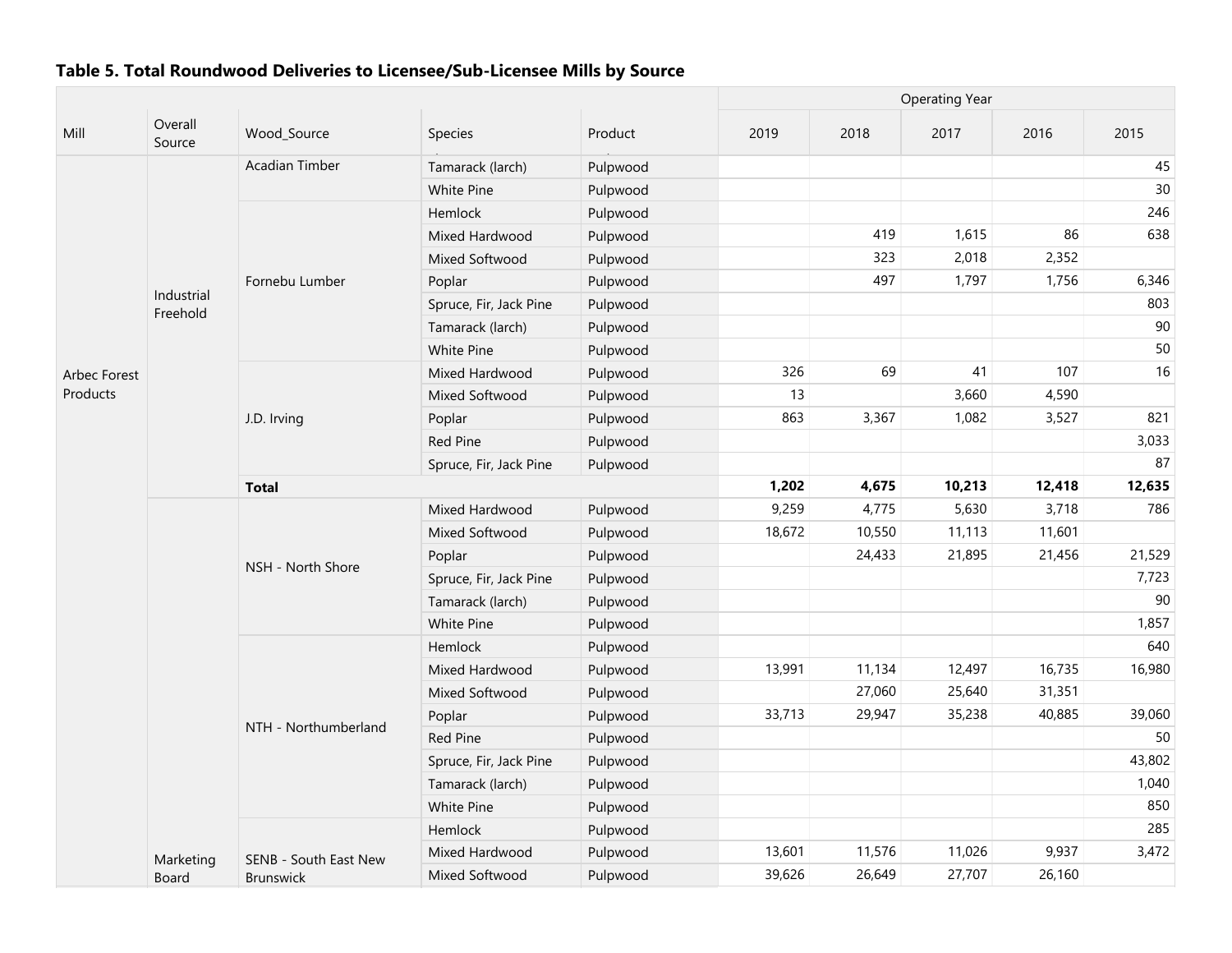**Table 5. Total Roundwood Deliveries to Licensee/Sub-Licensee Mills by Source**

| Mill | Overall Source | Wood_Source | Species | Product | Operating Year | | | | |
|---|---|---|---|---|---|---|---|---|---|
| | | | | | 2019 | 2018 | 2017 | 2016 | 2015 |
| Arbec Forest Products | Industrial Freehold | Acadian Timber | Tamarack (larch) | Pulpwood | | | | | 45 |
| | | | White Pine | Pulpwood | | | | | 30 |
| | | Fornebu Lumber | Hemlock | Pulpwood | | | | | 246 |
| | | | Mixed Hardwood | Pulpwood | | 419 | 1,615 | 86 | 638 |
| | | | Mixed Softwood | Pulpwood | | 323 | 2,018 | 2,352 | |
| | | | Poplar | Pulpwood | | 497 | 1,797 | 1,756 | 6,346 |
| | | | Spruce, Fir, Jack Pine | Pulpwood | | | | | 803 |
| | | | Tamarack (larch) | Pulpwood | | | | | 90 |
| | | | White Pine | Pulpwood | | | | | 50 |
| | | J.D. Irving | Mixed Hardwood | Pulpwood | 326 | 69 | 41 | 107 | 16 |
| | | | Mixed Softwood | Pulpwood | 13 | | 3,660 | 4,590 | |
| | | | Poplar | Pulpwood | 863 | 3,367 | 1,082 | 3,527 | 821 |
| | | | Red Pine | Pulpwood | | | | | 3,033 |
| | | | Spruce, Fir, Jack Pine | Pulpwood | | | | | 87 |
| | | **Total** | | | **1,202** | **4,675** | **10,213** | **12,418** | **12,635** |
| | Marketing Board | NSH - North Shore | Mixed Hardwood | Pulpwood | 9,259 | 4,775 | 5,630 | 3,718 | 786 |
| | | | Mixed Softwood | Pulpwood | 18,672 | 10,550 | 11,113 | 11,601 | |
| | | | Poplar | Pulpwood | | 24,433 | 21,895 | 21,456 | 21,529 |
| | | | Spruce, Fir, Jack Pine | Pulpwood | | | | | 7,723 |
| | | | Tamarack (larch) | Pulpwood | | | | | 90 |
| | | | White Pine | Pulpwood | | | | | 1,857 |
| | | NTH - Northumberland | Hemlock | Pulpwood | | | | | 640 |
| | | | Mixed Hardwood | Pulpwood | 13,991 | 11,134 | 12,497 | 16,735 | 16,980 |
| | | | Mixed Softwood | Pulpwood | | 27,060 | 25,640 | 31,351 | |
| | | | Poplar | Pulpwood | 33,713 | 29,947 | 35,238 | 40,885 | 39,060 |
| | | | Red Pine | Pulpwood | | | | | 50 |
| | | | Spruce, Fir, Jack Pine | Pulpwood | | | | | 43,802 |
| | | | Tamarack (larch) | Pulpwood | | | | | 1,040 |
| | | | White Pine | Pulpwood | | | | | 850 |
| | | SENB - South East New Brunswick | Hemlock | Pulpwood | | | | | 285 |
| | | | Mixed Hardwood | Pulpwood | 13,601 | 11,576 | 11,026 | 9,937 | 3,472 |
| | | | Mixed Softwood | Pulpwood | 39,626 | 26,649 | 27,707 | 26,160 | |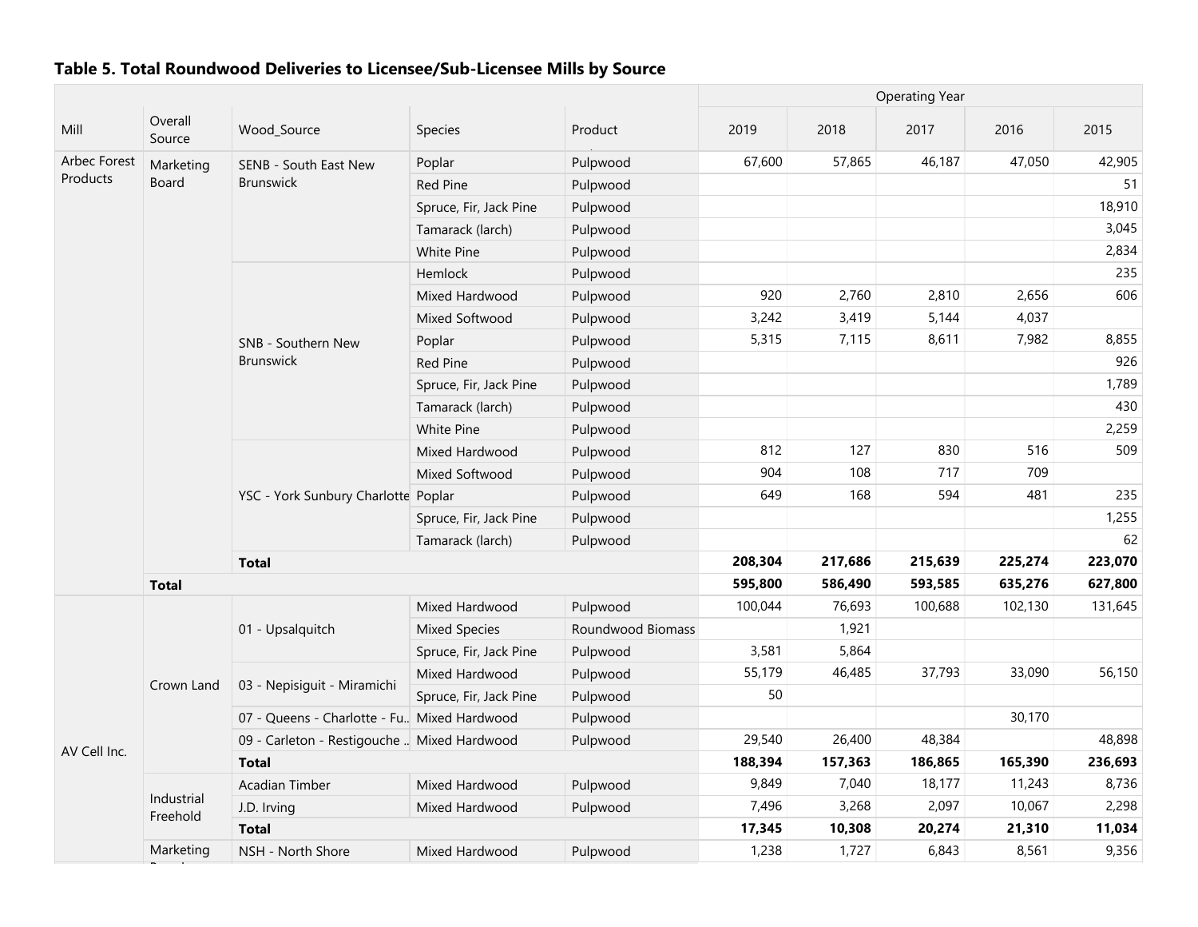### Table 5. Total Roundwood Deliveries to Licensee/Sub-Licensee Mills by Source

| Mill | Overall Source | Wood_Source | Species | Product | Operating Year 2019 | 2018 | 2017 | 2016 | 2015 |
|---|---|---|---|---|---|---|---|---|---|
| Arbec Forest Products | Marketing Board | SENB - South East New Brunswick | Poplar | Pulpwood | 67,600 | 57,865 | 46,187 | 47,050 | 42,905 |
| | | | Red Pine | Pulpwood | | | | | 51 |
| | | | Spruce, Fir, Jack Pine | Pulpwood | | | | | 18,910 |
| | | | Tamarack (larch) | Pulpwood | | | | | 3,045 |
| | | | White Pine | Pulpwood | | | | | 2,834 |
| | | SNB - Southern New Brunswick | Hemlock | Pulpwood | | | | | 235 |
| | | | Mixed Hardwood | Pulpwood | 920 | 2,760 | 2,810 | 2,656 | 606 |
| | | | Mixed Softwood | Pulpwood | 3,242 | 3,419 | 5,144 | 4,037 | |
| | | | Poplar | Pulpwood | 5,315 | 7,115 | 8,611 | 7,982 | 8,855 |
| | | | Red Pine | Pulpwood | | | | | 926 |
| | | | Spruce, Fir, Jack Pine | Pulpwood | | | | | 1,789 |
| | | | Tamarack (larch) | Pulpwood | | | | | 430 |
| | | | White Pine | Pulpwood | | | | | 2,259 |
| | | YSC - York Sunbury Charlotte | Mixed Hardwood | Pulpwood | 812 | 127 | 830 | 516 | 509 |
| | | | Mixed Softwood | Pulpwood | 904 | 108 | 717 | 709 | |
| | | | Poplar | Pulpwood | 649 | 168 | 594 | 481 | 235 |
| | | | Spruce, Fir, Jack Pine | Pulpwood | | | | | 1,255 |
| | | | Tamarack (larch) | Pulpwood | | | | | 62 |
| | | **Total** | | | **208,304** | **217,686** | **215,639** | **225,274** | **223,070** |
| | **Total** | | | | **595,800** | **586,490** | **593,585** | **635,276** | **627,800** |
| AV Cell Inc. | Crown Land | 01 - Upsalquitch | Mixed Hardwood | Pulpwood | 100,044 | 76,693 | 100,688 | 102,130 | 131,645 |
| | | | Mixed Species | Roundwood Biomass | | 1,921 | | | |
| | | | Spruce, Fir, Jack Pine | Pulpwood | 3,581 | 5,864 | | | |
| | | 03 - Nepisiguit - Miramichi | Mixed Hardwood | Pulpwood | 55,179 | 46,485 | 37,793 | 33,090 | 56,150 |
| | | | Spruce, Fir, Jack Pine | Pulpwood | 50 | | | | |
| | | 07 - Queens - Charlotte - Fu.. | Mixed Hardwood | Pulpwood | | | | 30,170 | |
| | | 09 - Carleton - Restigouche .. | Mixed Hardwood | Pulpwood | 29,540 | 26,400 | 48,384 | | 48,898 |
| | | **Total** | | | **188,394** | **157,363** | **186,865** | **165,390** | **236,693** |
| | Industrial Freehold | Acadian Timber | Mixed Hardwood | Pulpwood | 9,849 | 7,040 | 18,177 | 11,243 | 8,736 |
| | | J.D. Irving | Mixed Hardwood | Pulpwood | 7,496 | 3,268 | 2,097 | 10,067 | 2,298 |
| | | **Total** | | | **17,345** | **10,308** | **20,274** | **21,310** | **11,034** |
| | Marketing Board | NSH - North Shore | Mixed Hardwood | Pulpwood | 1,238 | 1,727 | 6,843 | 8,561 | 9,356 |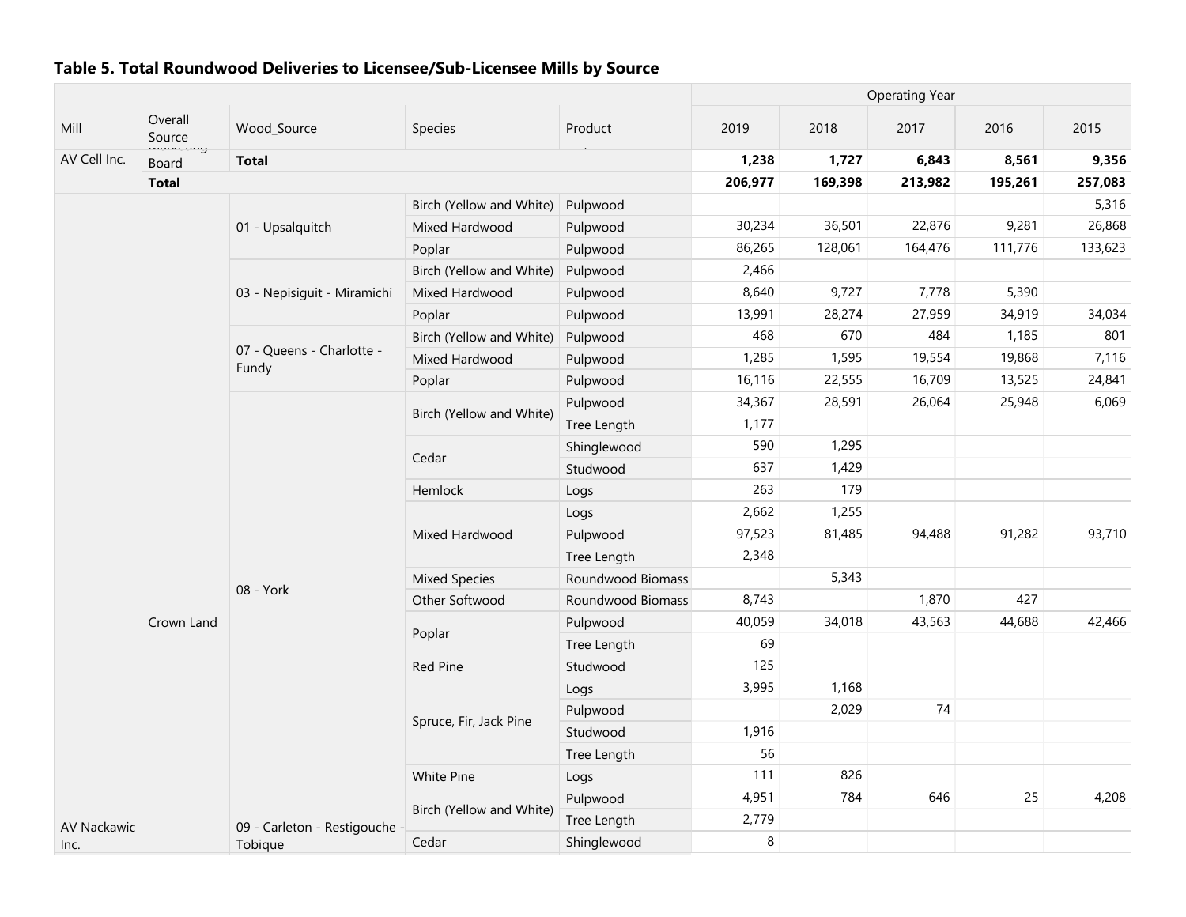### Table 5. Total Roundwood Deliveries to Licensee/Sub-Licensee Mills by Source

| Mill | Overall Source | Wood_Source | Species | Product | 2019 | 2018 | 2017 | 2016 | 2015 |
|---|---|---|---|---|---|---|---|---|---|
| | | | | | **Operating Year** | | | | |
| AV Cell Inc. | Board | **Total** | | | **1,238** | **1,727** | **6,843** | **8,561** | **9,356** |
| | **Total** | | | | **206,977** | **169,398** | **213,982** | **195,261** | **257,083** |
| AV Nackawic Inc. | Crown Land | 01 - Upsalquitch | Birch (Yellow and White) | Pulpwood | | | | | 5,316 |
| | | | Mixed Hardwood | Pulpwood | 30,234 | 36,501 | 22,876 | 9,281 | 26,868 |
| | | | Poplar | Pulpwood | 86,265 | 128,061 | 164,476 | 111,776 | 133,623 |
| | | 03 - Nepisiguit - Miramichi | Birch (Yellow and White) | Pulpwood | 2,466 | | | | |
| | | | Mixed Hardwood | Pulpwood | 8,640 | 9,727 | 7,778 | 5,390 | |
| | | | Poplar | Pulpwood | 13,991 | 28,274 | 27,959 | 34,919 | 34,034 |
| | | 07 - Queens - Charlotte - Fundy | Birch (Yellow and White) | Pulpwood | 468 | 670 | 484 | 1,185 | 801 |
| | | | Mixed Hardwood | Pulpwood | 1,285 | 1,595 | 19,554 | 19,868 | 7,116 |
| | | | Poplar | Pulpwood | 16,116 | 22,555 | 16,709 | 13,525 | 24,841 |
| | | 08 - York | Birch (Yellow and White) | Pulpwood | 34,367 | 28,591 | 26,064 | 25,948 | 6,069 |
| | | | | Tree Length | 1,177 | | | | |
| | | | Cedar | Shinglewood | 590 | 1,295 | | | |
| | | | | Studwood | 637 | 1,429 | | | |
| | | | Hemlock | Logs | 263 | 179 | | | |
| | | | Mixed Hardwood | Logs | 2,662 | 1,255 | | | |
| | | | | Pulpwood | 97,523 | 81,485 | 94,488 | 91,282 | 93,710 |
| | | | | Tree Length | 2,348 | | | | |
| | | | Mixed Species | Roundwood Biomass | | 5,343 | | | |
| | | | Other Softwood | Roundwood Biomass | 8,743 | | 1,870 | 427 | |
| | | | Poplar | Pulpwood | 40,059 | 34,018 | 43,563 | 44,688 | 42,466 |
| | | | | Tree Length | 69 | | | | |
| | | | Red Pine | Studwood | 125 | | | | |
| | | | Spruce, Fir, Jack Pine | Logs | 3,995 | 1,168 | | | |
| | | | | Pulpwood | | 2,029 | 74 | | |
| | | | | Studwood | 1,916 | | | | |
| | | | | Tree Length | 56 | | | | |
| | | | White Pine | Logs | 111 | 826 | | | |
| | | 09 - Carleton - Restigouche - Tobique | Birch (Yellow and White) | Pulpwood | 4,951 | 784 | 646 | 25 | 4,208 |
| | | | | Tree Length | 2,779 | | | | |
| | | | Cedar | Shinglewood | 8 | | | | |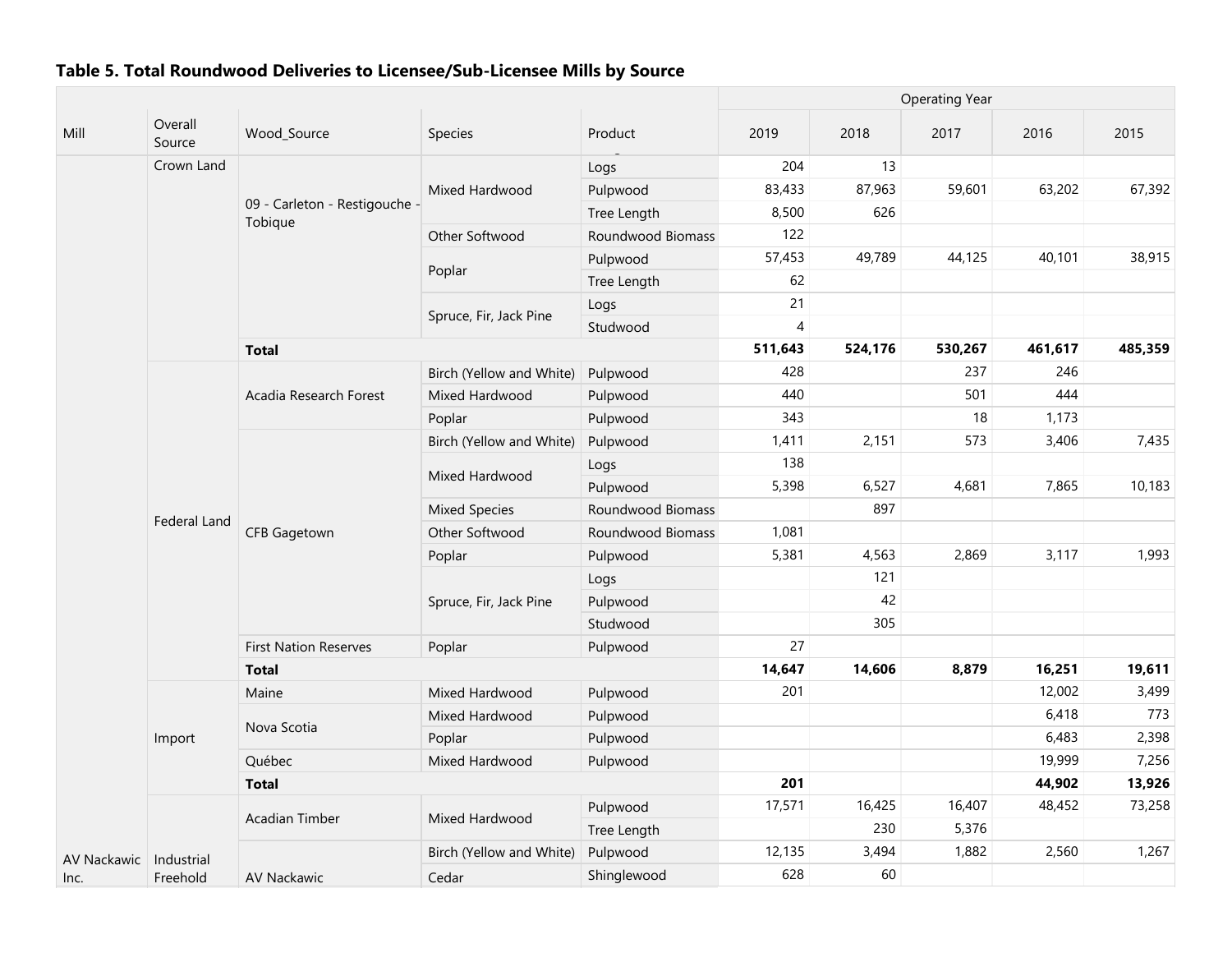## Table 5. Total Roundwood Deliveries to Licensee/Sub-Licensee Mills by Source

| Mill | Overall Source | Wood_Source | Species | Product | Operating Year 2019 | 2018 | 2017 | 2016 | 2015 |
|---|---|---|---|---|---|---|---|---|---|
| | Crown Land | 09 - Carleton - Restigouche - Tobique | Mixed Hardwood | Logs | 204 | 13 | | | |
| | | | | Pulpwood | 83,433 | 87,963 | 59,601 | 63,202 | 67,392 |
| | | | | Tree Length | 8,500 | 626 | | | |
| | | | Other Softwood | Roundwood Biomass | 122 | | | | |
| | | | Poplar | Pulpwood | 57,453 | 49,789 | 44,125 | 40,101 | 38,915 |
| | | | | Tree Length | 62 | | | | |
| | | | Spruce, Fir, Jack Pine | Logs | 21 | | | | |
| | | | | Studwood | 4 | | | | |
| | | **Total** | | | **511,643** | **524,176** | **530,267** | **461,617** | **485,359** |
| | Federal Land | Acadia Research Forest | Birch (Yellow and White) | Pulpwood | 428 | | 237 | 246 | |
| | | | Mixed Hardwood | Pulpwood | 440 | | 501 | 444 | |
| | | | Poplar | Pulpwood | 343 | | 18 | 1,173 | |
| | | CFB Gagetown | Birch (Yellow and White) | Pulpwood | 1,411 | 2,151 | 573 | 3,406 | 7,435 |
| | | | Mixed Hardwood | Logs | 138 | | | | |
| | | | | Pulpwood | 5,398 | 6,527 | 4,681 | 7,865 | 10,183 |
| | | | Mixed Species | Roundwood Biomass | | 897 | | | |
| | | | Other Softwood | Roundwood Biomass | 1,081 | | | | |
| | | | Poplar | Pulpwood | 5,381 | 4,563 | 2,869 | 3,117 | 1,993 |
| | | | Spruce, Fir, Jack Pine | Logs | | 121 | | | |
| | | | | Pulpwood | | 42 | | | |
| | | | | Studwood | | 305 | | | |
| | | First Nation Reserves | Poplar | Pulpwood | 27 | | | | |
| | | **Total** | | | **14,647** | **14,606** | **8,879** | **16,251** | **19,611** |
| | Import | Maine | Mixed Hardwood | Pulpwood | 201 | | | 12,002 | 3,499 |
| | | Nova Scotia | Mixed Hardwood | Pulpwood | | | | 6,418 | 773 |
| | | | Poplar | Pulpwood | | | | 6,483 | 2,398 |
| | | Québec | Mixed Hardwood | Pulpwood | | | | 19,999 | 7,256 |
| | | **Total** | | | **201** | | | **44,902** | **13,926** |
| AV Nackawic Inc. | Industrial Freehold | Acadian Timber | Mixed Hardwood | Pulpwood | 17,571 | 16,425 | 16,407 | 48,452 | 73,258 |
| | | | | Tree Length | | 230 | 5,376 | | |
| | | AV Nackawic | Birch (Yellow and White) | Pulpwood | 12,135 | 3,494 | 1,882 | 2,560 | 1,267 |
| | | | Cedar | Shinglewood | 628 | 60 | | | |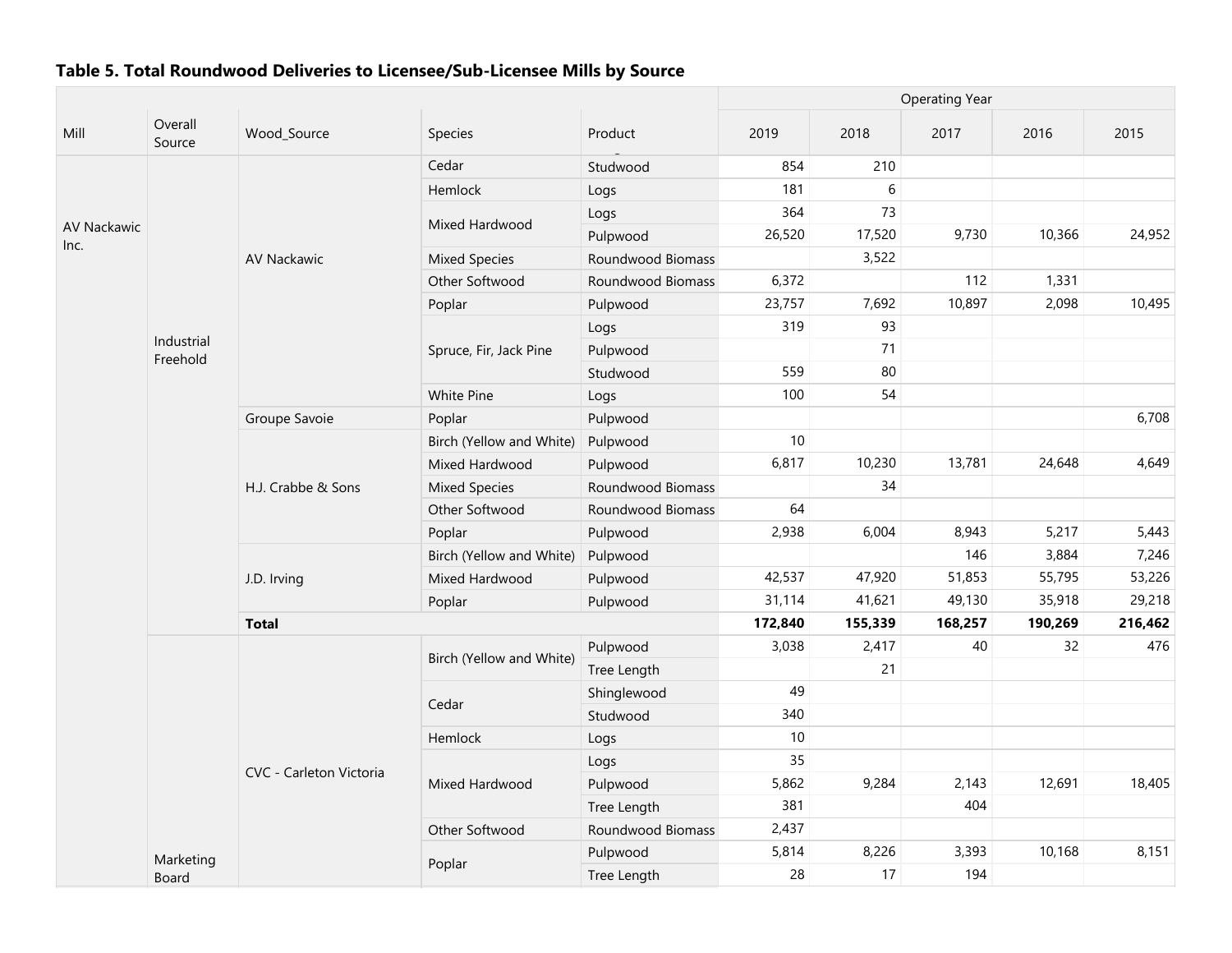**Table 5. Total Roundwood Deliveries to Licensee/Sub-Licensee Mills by Source**

| Mill | Overall Source | Wood_Source | Species | Product | Operating Year | | | | |
|---|---|---|---|---|---|---|---|---|---|
| | | | | | 2019 | 2018 | 2017 | 2016 | 2015 |
| AV Nackawic Inc. | Industrial Freehold | AV Nackawic | Cedar | Studwood | 854 | 210 | | | |
| | | | Hemlock | Logs | 181 | 6 | | | |
| | | | Mixed Hardwood | Logs | 364 | 73 | | | |
| | | | | Pulpwood | 26,520 | 17,520 | 9,730 | 10,366 | 24,952 |
| | | | Mixed Species | Roundwood Biomass | | 3,522 | | | |
| | | | Other Softwood | Roundwood Biomass | 6,372 | | 112 | 1,331 | |
| | | | Poplar | Pulpwood | 23,757 | 7,692 | 10,897 | 2,098 | 10,495 |
| | | | Spruce, Fir, Jack Pine | Logs | 319 | 93 | | | |
| | | | | Pulpwood | | 71 | | | |
| | | | | Studwood | 559 | 80 | | | |
| | | | White Pine | Logs | 100 | 54 | | | |
| | | Groupe Savoie | Poplar | Pulpwood | | | | | 6,708 |
| | | H.J. Crabbe & Sons | Birch (Yellow and White) | Pulpwood | 10 | | | | |
| | | | Mixed Hardwood | Pulpwood | 6,817 | 10,230 | 13,781 | 24,648 | 4,649 |
| | | | Mixed Species | Roundwood Biomass | | 34 | | | |
| | | | Other Softwood | Roundwood Biomass | 64 | | | | |
| | | | Poplar | Pulpwood | 2,938 | 6,004 | 8,943 | 5,217 | 5,443 |
| | | J.D. Irving | Birch (Yellow and White) | Pulpwood | | | 146 | 3,884 | 7,246 |
| | | | Mixed Hardwood | Pulpwood | 42,537 | 47,920 | 51,853 | 55,795 | 53,226 |
| | | | Poplar | Pulpwood | 31,114 | 41,621 | 49,130 | 35,918 | 29,218 |
| | | **Total** | | | **172,840** | **155,339** | **168,257** | **190,269** | **216,462** |
| | Marketing Board | CVC - Carleton Victoria | Birch (Yellow and White) | Pulpwood | 3,038 | 2,417 | 40 | 32 | 476 |
| | | | | Tree Length | | 21 | | | |
| | | | Cedar | Shinglewood | 49 | | | | |
| | | | | Studwood | 340 | | | | |
| | | | Hemlock | Logs | 10 | | | | |
| | | | Mixed Hardwood | Logs | 35 | | | | |
| | | | | Pulpwood | 5,862 | 9,284 | 2,143 | 12,691 | 18,405 |
| | | | | Tree Length | 381 | | 404 | | |
| | | | Other Softwood | Roundwood Biomass | 2,437 | | | | |
| | | | Poplar | Pulpwood | 5,814 | 8,226 | 3,393 | 10,168 | 8,151 |
| | | | | Tree Length | 28 | 17 | 194 | | |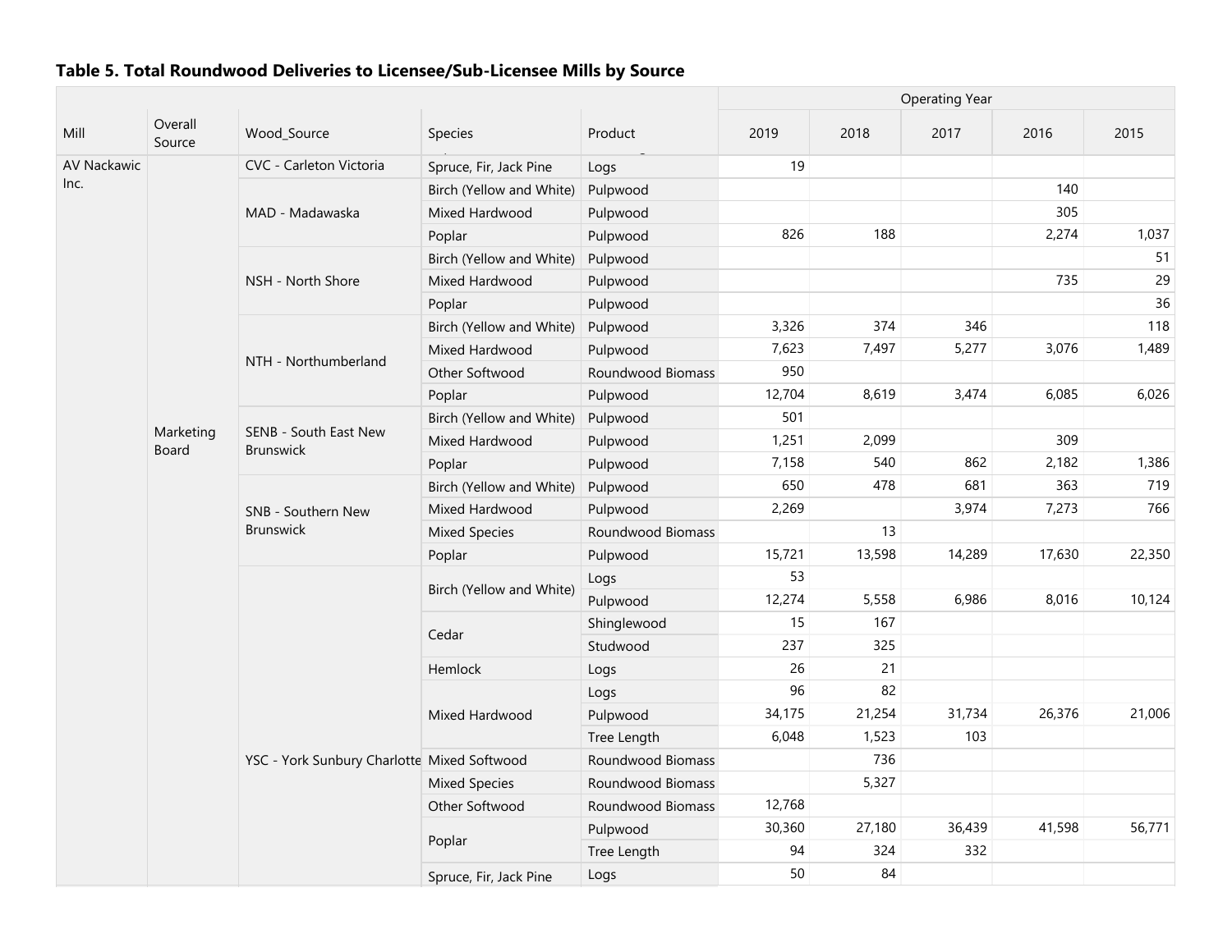**Table 5. Total Roundwood Deliveries to Licensee/Sub-Licensee Mills by Source**

| Mill | Overall Source | Wood_Source | Species | Product | Operating Year | | | | |
|---|---|---|---|---|---|---|---|---|---|
| | | | | | 2019 | 2018 | 2017 | 2016 | 2015 |
| AV Nackawic Inc. | Marketing Board | CVC - Carleton Victoria | Spruce, Fir, Jack Pine | Logs | 19 | | | | |
| | | MAD - Madawaska | Birch (Yellow and White) | Pulpwood | | | | 140 | |
| | | | Mixed Hardwood | Pulpwood | | | | 305 | |
| | | | Poplar | Pulpwood | 826 | 188 | | 2,274 | 1,037 |
| | | NSH - North Shore | Birch (Yellow and White) | Pulpwood | | | | | 51 |
| | | | Mixed Hardwood | Pulpwood | | | | 735 | 29 |
| | | | Poplar | Pulpwood | | | | | 36 |
| | | NTH - Northumberland | Birch (Yellow and White) | Pulpwood | 3,326 | 374 | 346 | | 118 |
| | | | Mixed Hardwood | Pulpwood | 7,623 | 7,497 | 5,277 | 3,076 | 1,489 |
| | | | Other Softwood | Roundwood Biomass | 950 | | | | |
| | | | Poplar | Pulpwood | 12,704 | 8,619 | 3,474 | 6,085 | 6,026 |
| | | SENB - South East New Brunswick | Birch (Yellow and White) | Pulpwood | 501 | | | | |
| | | | Mixed Hardwood | Pulpwood | 1,251 | 2,099 | | 309 | |
| | | | Poplar | Pulpwood | 7,158 | 540 | 862 | 2,182 | 1,386 |
| | | SNB - Southern New Brunswick | Birch (Yellow and White) | Pulpwood | 650 | 478 | 681 | 363 | 719 |
| | | | Mixed Hardwood | Pulpwood | 2,269 | | 3,974 | 7,273 | 766 |
| | | | Mixed Species | Roundwood Biomass | | 13 | | | |
| | | | Poplar | Pulpwood | 15,721 | 13,598 | 14,289 | 17,630 | 22,350 |
| | | YSC - York Sunbury Charlotte | Birch (Yellow and White) | Logs | 53 | | | | |
| | | | | Pulpwood | 12,274 | 5,558 | 6,986 | 8,016 | 10,124 |
| | | | Cedar | Shinglewood | 15 | 167 | | | |
| | | | | Studwood | 237 | 325 | | | |
| | | | Hemlock | Logs | 26 | 21 | | | |
| | | | Mixed Hardwood | Logs | 96 | 82 | | | |
| | | | | Pulpwood | 34,175 | 21,254 | 31,734 | 26,376 | 21,006 |
| | | | | Tree Length | 6,048 | 1,523 | 103 | | |
| | | | Mixed Softwood | Roundwood Biomass | | 736 | | | |
| | | | Mixed Species | Roundwood Biomass | | 5,327 | | | |
| | | | Other Softwood | Roundwood Biomass | 12,768 | | | | |
| | | | Poplar | Pulpwood | 30,360 | 27,180 | 36,439 | 41,598 | 56,771 |
| | | | | Tree Length | 94 | 324 | 332 | | |
| | | | Spruce, Fir, Jack Pine | Logs | 50 | 84 | | | |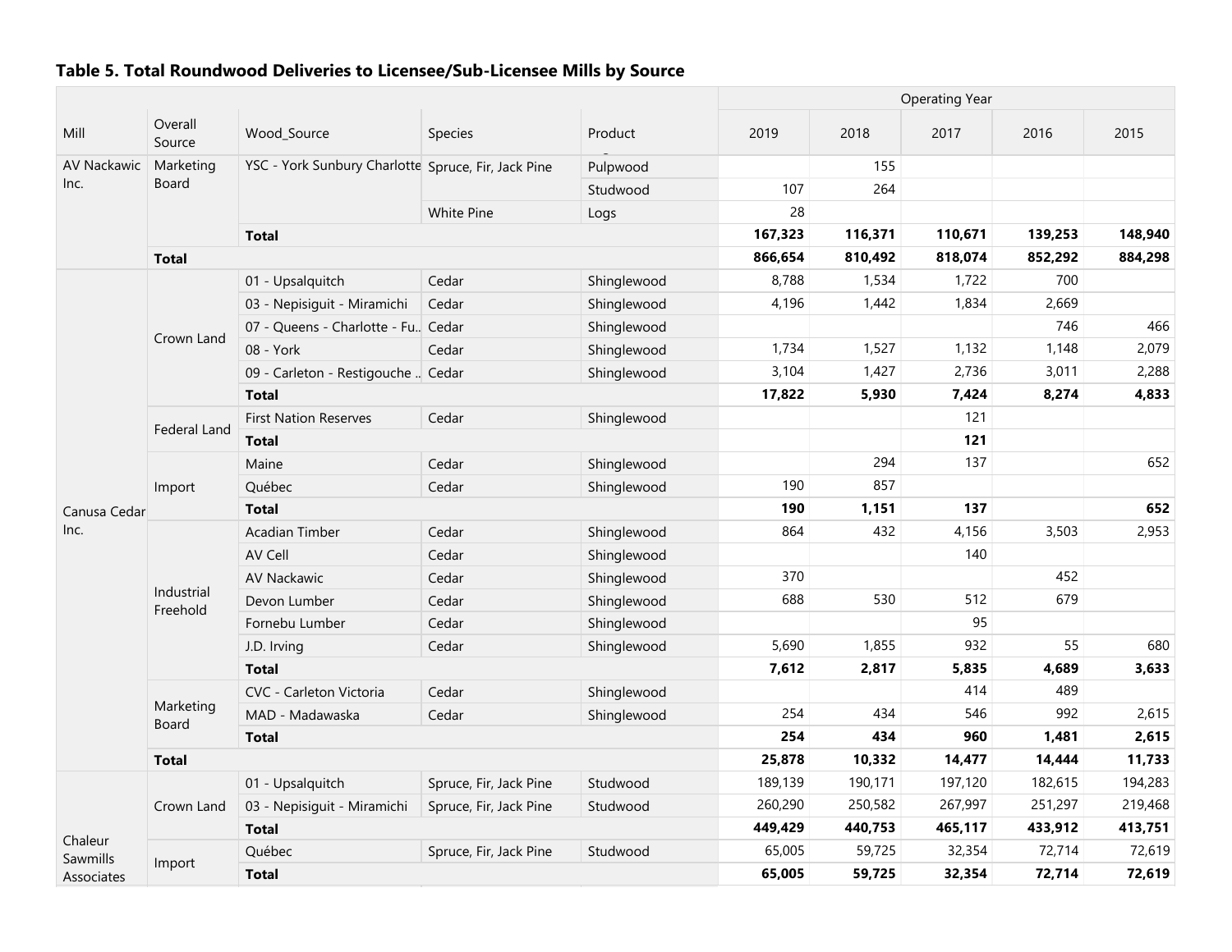### Table 5. Total Roundwood Deliveries to Licensee/Sub-Licensee Mills by Source

| Mill | Overall Source | Wood_Source | Species | Product | 2019 | 2018 | 2017 | 2016 | 2015 |
|---|---|---|---|---|---|---|---|---|---|
| | | | | | Operating Year | | | | |
| AV Nackawic Inc. | Marketing Board | YSC - York Sunbury Charlotte | Spruce, Fir, Jack Pine | Pulpwood | | 155 | | | |
| | | | | Studwood | 107 | 264 | | | |
| | | | White Pine | Logs | 28 | | | | |
| | | **Total** | | | **167,323** | **116,371** | **110,671** | **139,253** | **148,940** |
| | **Total** | | | | **866,654** | **810,492** | **818,074** | **852,292** | **884,298** |
| Canusa Cedar Inc. | Crown Land | 01 - Upsalquitch | Cedar | Shinglewood | 8,788 | 1,534 | 1,722 | 700 | |
| | | 03 - Nepisiguit - Miramichi | Cedar | Shinglewood | 4,196 | 1,442 | 1,834 | 2,669 | |
| | | 07 - Queens - Charlotte - Fu.. | Cedar | Shinglewood | | | | 746 | 466 |
| | | 08 - York | Cedar | Shinglewood | 1,734 | 1,527 | 1,132 | 1,148 | 2,079 |
| | | 09 - Carleton - Restigouche .. | Cedar | Shinglewood | 3,104 | 1,427 | 2,736 | 3,011 | 2,288 |
| | | **Total** | | | **17,822** | **5,930** | **7,424** | **8,274** | **4,833** |
| | Federal Land | First Nation Reserves | Cedar | Shinglewood | | | 121 | | |
| | | **Total** | | | | | **121** | | |
| | Import | Maine | Cedar | Shinglewood | | 294 | 137 | | 652 |
| | | Québec | Cedar | Shinglewood | 190 | 857 | | | |
| | | **Total** | | | **190** | **1,151** | **137** | | **652** |
| | Industrial Freehold | Acadian Timber | Cedar | Shinglewood | 864 | 432 | 4,156 | 3,503 | 2,953 |
| | | AV Cell | Cedar | Shinglewood | | | 140 | | |
| | | AV Nackawic | Cedar | Shinglewood | 370 | | | 452 | |
| | | Devon Lumber | Cedar | Shinglewood | 688 | 530 | 512 | 679 | |
| | | Fornebu Lumber | Cedar | Shinglewood | | | 95 | | |
| | | J.D. Irving | Cedar | Shinglewood | 5,690 | 1,855 | 932 | 55 | 680 |
| | | **Total** | | | **7,612** | **2,817** | **5,835** | **4,689** | **3,633** |
| | Marketing Board | CVC - Carleton Victoria | Cedar | Shinglewood | | | 414 | 489 | |
| | | MAD - Madawaska | Cedar | Shinglewood | 254 | 434 | 546 | 992 | 2,615 |
| | | **Total** | | | **254** | **434** | **960** | **1,481** | **2,615** |
| | **Total** | | | | **25,878** | **10,332** | **14,477** | **14,444** | **11,733** |
| Chaleur Sawmills Associates | Crown Land | 01 - Upsalquitch | Spruce, Fir, Jack Pine | Studwood | 189,139 | 190,171 | 197,120 | 182,615 | 194,283 |
| | | 03 - Nepisiguit - Miramichi | Spruce, Fir, Jack Pine | Studwood | 260,290 | 250,582 | 267,997 | 251,297 | 219,468 |
| | | **Total** | | | **449,429** | **440,753** | **465,117** | **433,912** | **413,751** |
| | Import | Québec | Spruce, Fir, Jack Pine | Studwood | 65,005 | 59,725 | 32,354 | 72,714 | 72,619 |
| | | **Total** | | | **65,005** | **59,725** | **32,354** | **72,714** | **72,619** |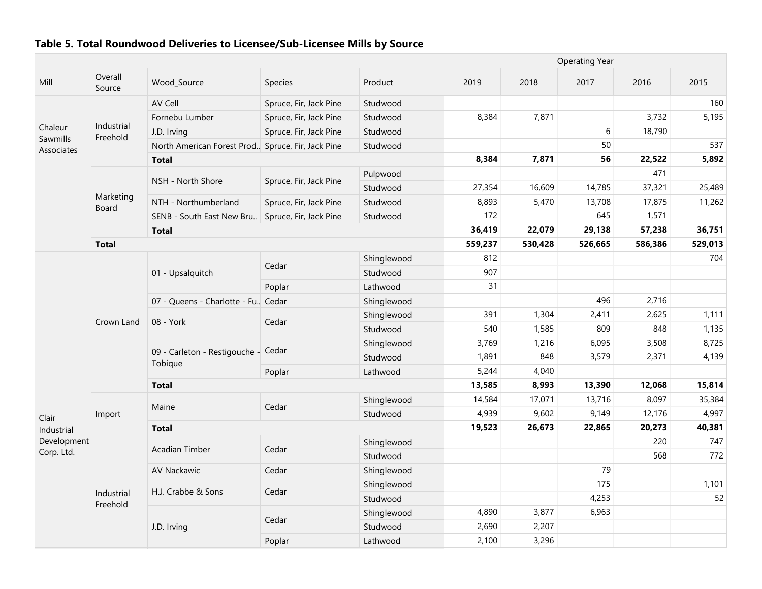**Table 5. Total Roundwood Deliveries to Licensee/Sub-Licensee Mills by Source**

| Mill | Overall Source | Wood_Source | Species | Product | Operating Year | | | | |
|---|---|---|---|---|---|---|---|---|---|
| | | | | | 2019 | 2018 | 2017 | 2016 | 2015 |
| Chaleur Sawmills Associates | Industrial Freehold | AV Cell | Spruce, Fir, Jack Pine | Studwood | | | | | 160 |
| | | Fornebu Lumber | Spruce, Fir, Jack Pine | Studwood | 8,384 | 7,871 | | 3,732 | 5,195 |
| | | J.D. Irving | Spruce, Fir, Jack Pine | Studwood | | | 6 | 18,790 | |
| | | North American Forest Prod.. | Spruce, Fir, Jack Pine | Studwood | | | 50 | | 537 |
| | | **Total** | | | **8,384** | **7,871** | **56** | **22,522** | **5,892** |
| | Marketing Board | NSH - North Shore | Spruce, Fir, Jack Pine | Pulpwood | | | | 471 | |
| | | | | Studwood | 27,354 | 16,609 | 14,785 | 37,321 | 25,489 |
| | | NTH - Northumberland | Spruce, Fir, Jack Pine | Studwood | 8,893 | 5,470 | 13,708 | 17,875 | 11,262 |
| | | SENB - South East New Bru.. | Spruce, Fir, Jack Pine | Studwood | 172 | | 645 | 1,571 | |
| | | **Total** | | | **36,419** | **22,079** | **29,138** | **57,238** | **36,751** |
| | **Total** | | | | **559,237** | **530,428** | **526,665** | **586,386** | **529,013** |
| Clair Industrial Development Corp. Ltd. | Crown Land | 01 - Upsalquitch | Cedar | Shinglewood | 812 | | | | 704 |
| | | | | Studwood | 907 | | | | |
| | | | Poplar | Lathwood | 31 | | | | |
| | | 07 - Queens - Charlotte - Fu.. | Cedar | Shinglewood | | | 496 | 2,716 | |
| | | 08 - York | Cedar | Shinglewood | 391 | 1,304 | 2,411 | 2,625 | 1,111 |
| | | | | Studwood | 540 | 1,585 | 809 | 848 | 1,135 |
| | | 09 - Carleton - Restigouche - Tobique | Cedar | Shinglewood | 3,769 | 1,216 | 6,095 | 3,508 | 8,725 |
| | | | | Studwood | 1,891 | 848 | 3,579 | 2,371 | 4,139 |
| | | | Poplar | Lathwood | 5,244 | 4,040 | | | |
| | | **Total** | | | **13,585** | **8,993** | **13,390** | **12,068** | **15,814** |
| | Import | Maine | Cedar | Shinglewood | 14,584 | 17,071 | 13,716 | 8,097 | 35,384 |
| | | | | Studwood | 4,939 | 9,602 | 9,149 | 12,176 | 4,997 |
| | | **Total** | | | **19,523** | **26,673** | **22,865** | **20,273** | **40,381** |
| | Industrial Freehold | Acadian Timber | Cedar | Shinglewood | | | | 220 | 747 |
| | | | | Studwood | | | | 568 | 772 |
| | | AV Nackawic | Cedar | Shinglewood | | | 79 | | |
| | | H.J. Crabbe & Sons | Cedar | Shinglewood | | | 175 | | 1,101 |
| | | | | Studwood | | | 4,253 | | 52 |
| | | J.D. Irving | Cedar | Shinglewood | 4,890 | 3,877 | 6,963 | | |
| | | | | Studwood | 2,690 | 2,207 | | | |
| | | | Poplar | Lathwood | 2,100 | 3,296 | | | |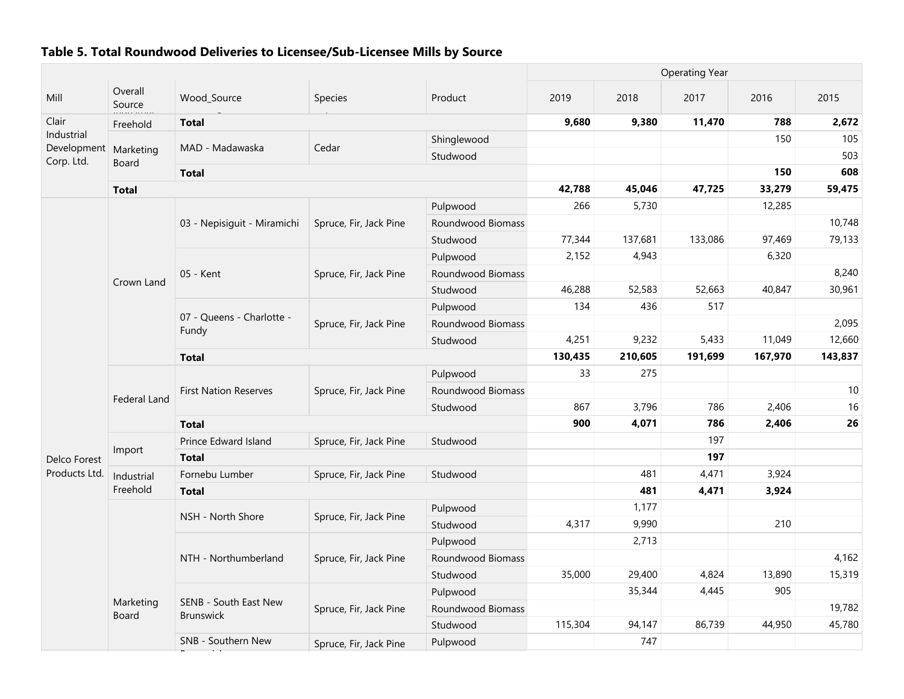**Table 5. Total Roundwood Deliveries to Licensee/Sub-Licensee Mills by Source**

| Mill | Overall Source | Wood_Source | Species | Product | Operating Year | | | | |
|---|---|---|---|---|---|---|---|---|---|
| | | | | | 2019 | 2018 | 2017 | 2016 | 2015 |
| Clair Industrial Development Corp. Ltd. | Freehold | **Total** | | | **9,680** | **9,380** | **11,470** | **788** | **2,672** |
| | Marketing Board | MAD - Madawaska | Cedar | Shinglewood | | | | 150 | 105 |
| | | | | Studwood | | | | | 503 |
| | | **Total** | | | | | | **150** | **608** |
| | **Total** | | | | **42,788** | **45,046** | **47,725** | **33,279** | **59,475** |
| Delco Forest Products Ltd. | Crown Land | 03 - Nepisiguit - Miramichi | Spruce, Fir, Jack Pine | Pulpwood | 266 | 5,730 | | 12,285 | |
| | | | | Roundwood Biomass | | | | | 10,748 |
| | | | | Studwood | 77,344 | 137,681 | 133,086 | 97,469 | 79,133 |
| | | 05 - Kent | Spruce, Fir, Jack Pine | Pulpwood | 2,152 | 4,943 | | 6,320 | |
| | | | | Roundwood Biomass | | | | | 8,240 |
| | | | | Studwood | 46,288 | 52,583 | 52,663 | 40,847 | 30,961 |
| | | 07 - Queens - Charlotte - Fundy | Spruce, Fir, Jack Pine | Pulpwood | 134 | 436 | 517 | | |
| | | | | Roundwood Biomass | | | | | 2,095 |
| | | | | Studwood | 4,251 | 9,232 | 5,433 | 11,049 | 12,660 |
| | | **Total** | | | **130,435** | **210,605** | **191,699** | **167,970** | **143,837** |
| | Federal Land | First Nation Reserves | Spruce, Fir, Jack Pine | Pulpwood | 33 | 275 | | | |
| | | | | Roundwood Biomass | | | | | 10 |
| | | | | Studwood | 867 | 3,796 | 786 | 2,406 | 16 |
| | | **Total** | | | **900** | **4,071** | **786** | **2,406** | **26** |
| | Import | Prince Edward Island | Spruce, Fir, Jack Pine | Studwood | | | 197 | | |
| | | **Total** | | | | | **197** | | |
| | Industrial Freehold | Fornebu Lumber | Spruce, Fir, Jack Pine | Studwood | | 481 | 4,471 | 3,924 | |
| | | **Total** | | | | **481** | **4,471** | **3,924** | |
| | Marketing Board | NSH - North Shore | Spruce, Fir, Jack Pine | Pulpwood | | 1,177 | | | |
| | | | | Studwood | 4,317 | 9,990 | | 210 | |
| | | NTH - Northumberland | Spruce, Fir, Jack Pine | Pulpwood | | 2,713 | | | |
| | | | | Roundwood Biomass | | | | | 4,162 |
| | | | | Studwood | 35,000 | 29,400 | 4,824 | 13,890 | 15,319 |
| | | SENB - South East New Brunswick | Spruce, Fir, Jack Pine | Pulpwood | | 35,344 | 4,445 | 905 | |
| | | | | Roundwood Biomass | | | | | 19,782 |
| | | | | Studwood | 115,304 | 94,147 | 86,739 | 44,950 | 45,780 |
| | | SNB - Southern New Brunswick | Spruce, Fir, Jack Pine | Pulpwood | | 747 | | | |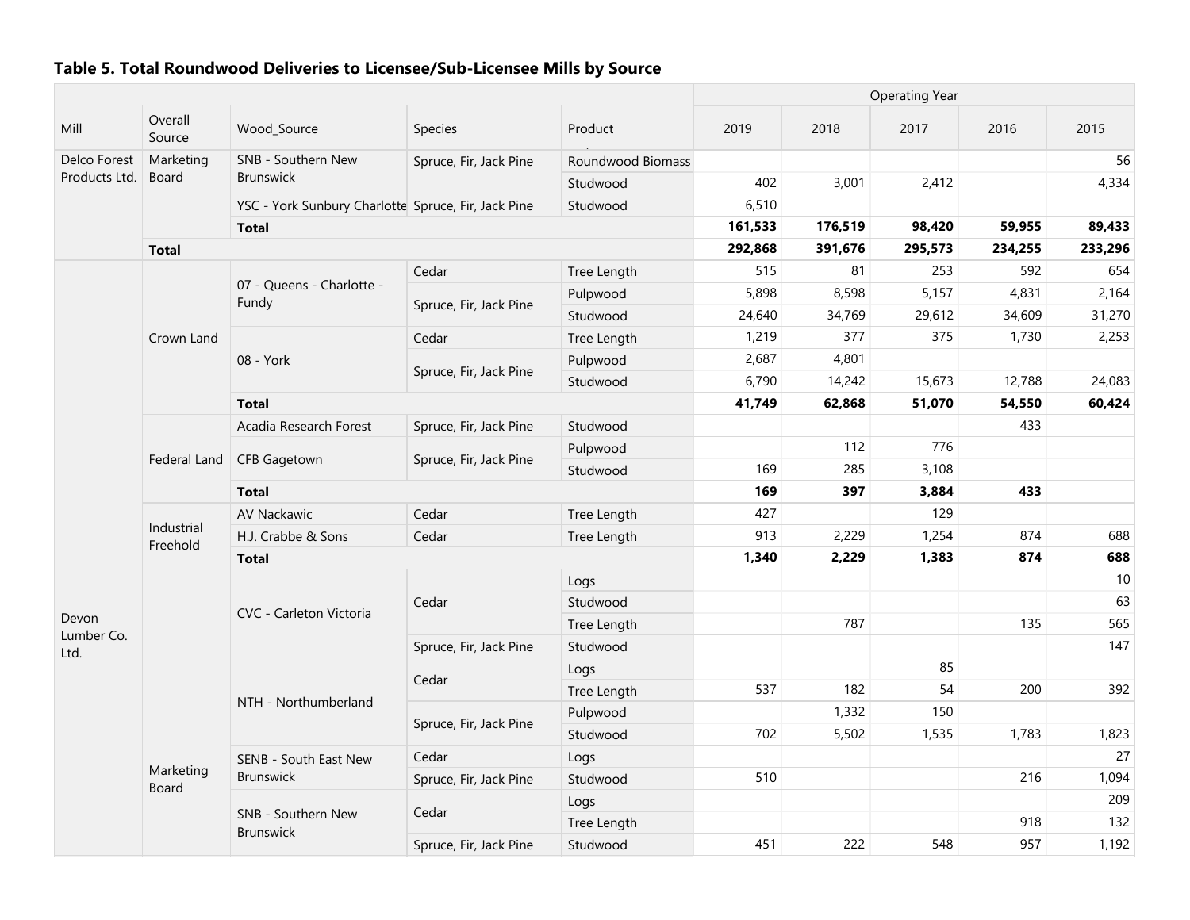### Table 5. Total Roundwood Deliveries to Licensee/Sub-Licensee Mills by Source

| Mill | Overall Source | Wood_Source | Species | Product | Operating Year 2019 | 2018 | 2017 | 2016 | 2015 |
|---|---|---|---|---|---|---|---|---|---|
| Delco Forest Products Ltd. | Marketing Board | SNB - Southern New Brunswick | Spruce, Fir, Jack Pine | Roundwood Biomass | | | | | 56 |
| | | | | Studwood | 402 | 3,001 | 2,412 | | 4,334 |
| | | YSC - York Sunbury Charlotte | Spruce, Fir, Jack Pine | Studwood | 6,510 | | | | |
| | | **Total** | | | **161,533** | **176,519** | **98,420** | **59,955** | **89,433** |
| | **Total** | | | | **292,868** | **391,676** | **295,573** | **234,255** | **233,296** |
| Devon Lumber Co. Ltd. | Crown Land | 07 - Queens - Charlotte - Fundy | Cedar | Tree Length | 515 | 81 | 253 | 592 | 654 |
| | | | Spruce, Fir, Jack Pine | Pulpwood | 5,898 | 8,598 | 5,157 | 4,831 | 2,164 |
| | | | | Studwood | 24,640 | 34,769 | 29,612 | 34,609 | 31,270 |
| | | 08 - York | Cedar | Tree Length | 1,219 | 377 | 375 | 1,730 | 2,253 |
| | | | Spruce, Fir, Jack Pine | Pulpwood | 2,687 | 4,801 | | | |
| | | | | Studwood | 6,790 | 14,242 | 15,673 | 12,788 | 24,083 |
| | | **Total** | | | **41,749** | **62,868** | **51,070** | **54,550** | **60,424** |
| | Federal Land | Acadia Research Forest | Spruce, Fir, Jack Pine | Studwood | | | | 433 | |
| | | CFB Gagetown | Spruce, Fir, Jack Pine | Pulpwood | | 112 | 776 | | |
| | | | | Studwood | 169 | 285 | 3,108 | | |
| | | **Total** | | | **169** | **397** | **3,884** | **433** | |
| | Industrial Freehold | AV Nackawic | Cedar | Tree Length | 427 | | 129 | | |
| | | H.J. Crabbe & Sons | Cedar | Tree Length | 913 | 2,229 | 1,254 | 874 | 688 |
| | | **Total** | | | **1,340** | **2,229** | **1,383** | **874** | **688** |
| | Marketing Board | CVC - Carleton Victoria | Cedar | Logs | | | | | 10 |
| | | | | Studwood | | | | | 63 |
| | | | | Tree Length | | 787 | | 135 | 565 |
| | | | Spruce, Fir, Jack Pine | Studwood | | | | | 147 |
| | | NTH - Northumberland | Cedar | Logs | | | 85 | | |
| | | | | Tree Length | 537 | 182 | 54 | 200 | 392 |
| | | | Spruce, Fir, Jack Pine | Pulpwood | | 1,332 | 150 | | |
| | | | | Studwood | 702 | 5,502 | 1,535 | 1,783 | 1,823 |
| | | SENB - South East New Brunswick | Cedar | Logs | | | | | 27 |
| | | | Spruce, Fir, Jack Pine | Studwood | 510 | | | 216 | 1,094 |
| | | SNB - Southern New Brunswick | Cedar | Logs | | | | | 209 |
| | | | | Tree Length | | | | 918 | 132 |
| | | | Spruce, Fir, Jack Pine | Studwood | 451 | 222 | 548 | 957 | 1,192 |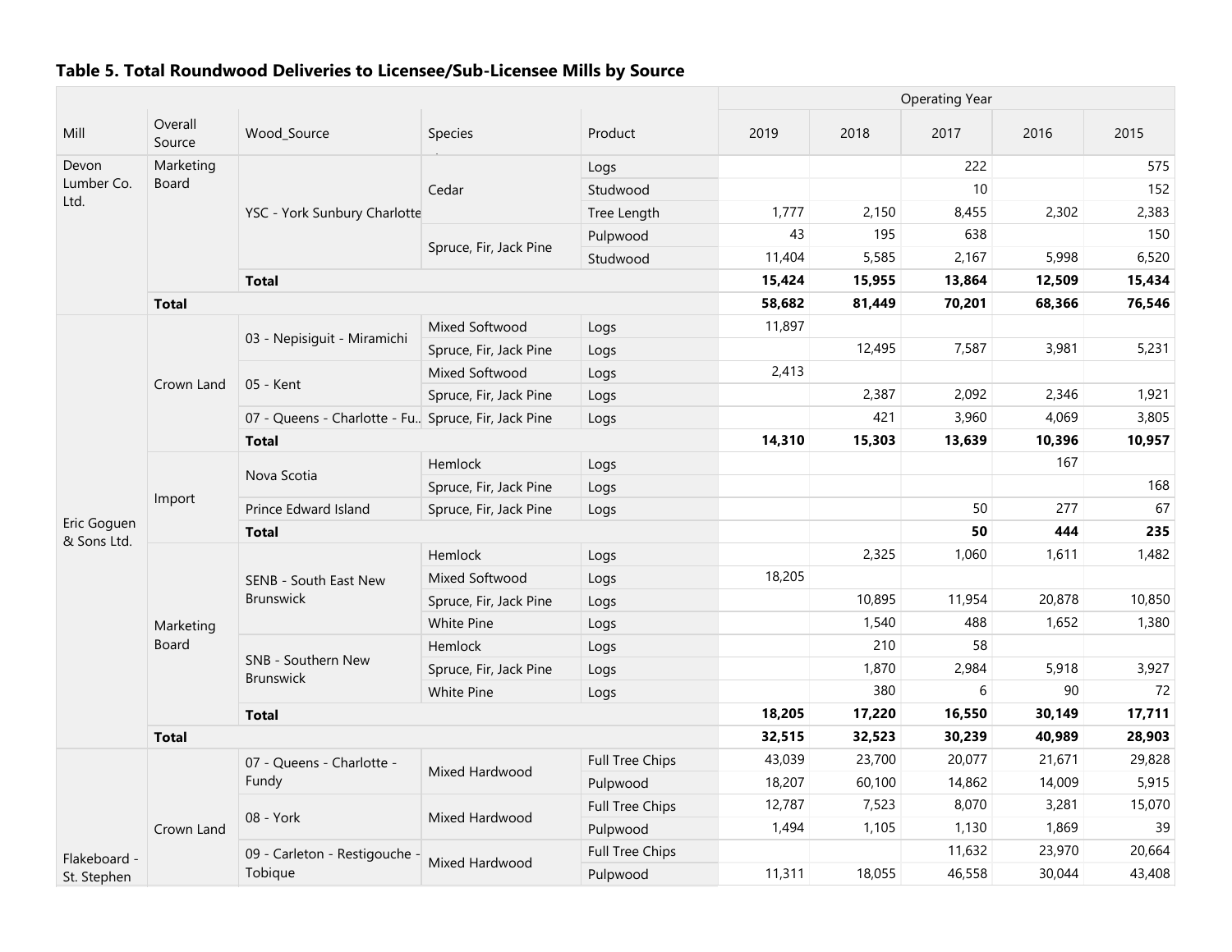### Table 5. Total Roundwood Deliveries to Licensee/Sub-Licensee Mills by Source

| Mill | Overall Source | Wood_Source | Species | Product | Operating Year 2019 | 2018 | 2017 | 2016 | 2015 |
|---|---|---|---|---|---|---|---|---|---|
| Devon Lumber Co. Ltd. | Marketing Board | YSC - York Sunbury Charlotte | Cedar | Logs | | | 222 | | 575 |
| | | | | Studwood | | | 10 | | 152 |
| | | | | Tree Length | 1,777 | 2,150 | 8,455 | 2,302 | 2,383 |
| | | | Spruce, Fir, Jack Pine | Pulpwood | 43 | 195 | 638 | | 150 |
| | | | | Studwood | 11,404 | 5,585 | 2,167 | 5,998 | 6,520 |
| | | **Total** | | | **15,424** | **15,955** | **13,864** | **12,509** | **15,434** |
| | **Total** | | | | **58,682** | **81,449** | **70,201** | **68,366** | **76,546** |
| Eric Goguen & Sons Ltd. | Crown Land | 03 - Nepisiguit - Miramichi | Mixed Softwood | Logs | 11,897 | | | | |
| | | | Spruce, Fir, Jack Pine | Logs | | 12,495 | 7,587 | 3,981 | 5,231 |
| | | 05 - Kent | Mixed Softwood | Logs | 2,413 | | | | |
| | | | Spruce, Fir, Jack Pine | Logs | | 2,387 | 2,092 | 2,346 | 1,921 |
| | | 07 - Queens - Charlotte - Fu.. | Spruce, Fir, Jack Pine | Logs | | 421 | 3,960 | 4,069 | 3,805 |
| | | **Total** | | | **14,310** | **15,303** | **13,639** | **10,396** | **10,957** |
| | Import | Nova Scotia | Hemlock | Logs | | | | 167 | |
| | | | Spruce, Fir, Jack Pine | Logs | | | | | 168 |
| | | Prince Edward Island | Spruce, Fir, Jack Pine | Logs | | | 50 | 277 | 67 |
| | | **Total** | | | | | **50** | **444** | **235** |
| | Marketing Board | SENB - South East New Brunswick | Hemlock | Logs | | 2,325 | 1,060 | 1,611 | 1,482 |
| | | | Mixed Softwood | Logs | 18,205 | | | | |
| | | | Spruce, Fir, Jack Pine | Logs | | 10,895 | 11,954 | 20,878 | 10,850 |
| | | | White Pine | Logs | | 1,540 | 488 | 1,652 | 1,380 |
| | | SNB - Southern New Brunswick | Hemlock | Logs | | 210 | 58 | | |
| | | | Spruce, Fir, Jack Pine | Logs | | 1,870 | 2,984 | 5,918 | 3,927 |
| | | | White Pine | Logs | | 380 | 6 | 90 | 72 |
| | | **Total** | | | **18,205** | **17,220** | **16,550** | **30,149** | **17,711** |
| | **Total** | | | | **32,515** | **32,523** | **30,239** | **40,989** | **28,903** |
| Flakeboard - St. Stephen | Crown Land | 07 - Queens - Charlotte - Fundy | Mixed Hardwood | Full Tree Chips | 43,039 | 23,700 | 20,077 | 21,671 | 29,828 |
| | | | | Pulpwood | 18,207 | 60,100 | 14,862 | 14,009 | 5,915 |
| | | 08 - York | Mixed Hardwood | Full Tree Chips | 12,787 | 7,523 | 8,070 | 3,281 | 15,070 |
| | | | | Pulpwood | 1,494 | 1,105 | 1,130 | 1,869 | 39 |
| | | 09 - Carleton - Restigouche - Tobique | Mixed Hardwood | Full Tree Chips | | | 11,632 | 23,970 | 20,664 |
| | | | | Pulpwood | 11,311 | 18,055 | 46,558 | 30,044 | 43,408 |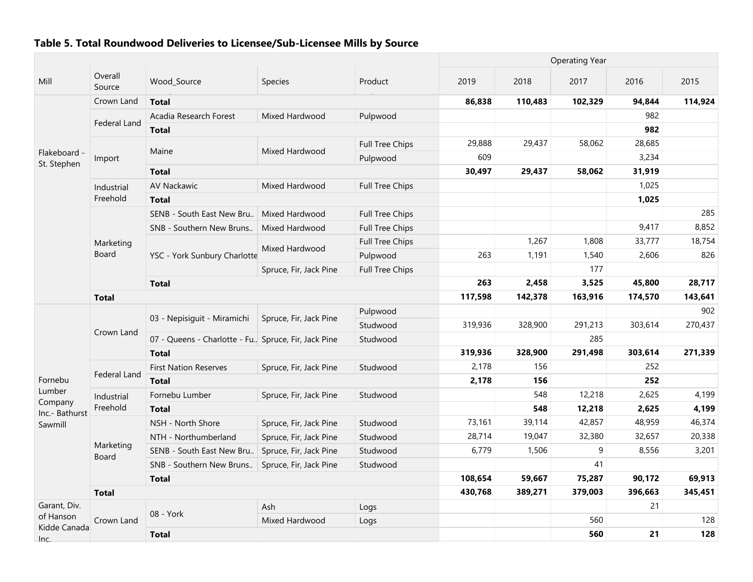## Table 5. Total Roundwood Deliveries to Licensee/Sub-Licensee Mills by Source

| Mill | Overall Source | Wood_Source | Species | Product | 2019 | 2018 | 2017 | 2016 | 2015 |
|---|---|---|---|---|---|---|---|---|---|
| | | | | | Operating Year | | | | |
| Flakeboard - St. Stephen | Crown Land | **Total** | | | **86,838** | **110,483** | **102,329** | **94,844** | **114,924** |
| | Federal Land | Acadia Research Forest | Mixed Hardwood | Pulpwood | | | | 982 | |
| | | **Total** | | | | | | **982** | |
| | Import | Maine | Mixed Hardwood | Full Tree Chips | 29,888 | 29,437 | 58,062 | 28,685 | |
| | | | | Pulpwood | 609 | | | 3,234 | |
| | | **Total** | | | **30,497** | **29,437** | **58,062** | **31,919** | |
| | Industrial Freehold | AV Nackawic | Mixed Hardwood | Full Tree Chips | | | | 1,025 | |
| | | **Total** | | | | | | **1,025** | |
| | Marketing Board | SENB - South East New Bru.. | Mixed Hardwood | Full Tree Chips | | | | | 285 |
| | | SNB - Southern New Bruns.. | Mixed Hardwood | Full Tree Chips | | | | 9,417 | 8,852 |
| | | YSC - York Sunbury Charlotte | Mixed Hardwood | Full Tree Chips | | 1,267 | 1,808 | 33,777 | 18,754 |
| | | | | Pulpwood | 263 | 1,191 | 1,540 | 2,606 | 826 |
| | | | Spruce, Fir, Jack Pine | Full Tree Chips | | | 177 | | |
| | | **Total** | | | **263** | **2,458** | **3,525** | **45,800** | **28,717** |
| | **Total** | | | | **117,598** | **142,378** | **163,916** | **174,570** | **143,641** |
| Fornebu Lumber Company Inc.- Bathurst Sawmill | Crown Land | 03 - Nepisiguit - Miramichi | Spruce, Fir, Jack Pine | Pulpwood | | | | | 902 |
| | | | | Studwood | 319,936 | 328,900 | 291,213 | 303,614 | 270,437 |
| | | 07 - Queens - Charlotte - Fu.. | Spruce, Fir, Jack Pine | Studwood | | | 285 | | |
| | | **Total** | | | **319,936** | **328,900** | **291,498** | **303,614** | **271,339** |
| | Federal Land | First Nation Reserves | Spruce, Fir, Jack Pine | Studwood | 2,178 | 156 | | 252 | |
| | | **Total** | | | **2,178** | **156** | | **252** | |
| | Industrial Freehold | Fornebu Lumber | Spruce, Fir, Jack Pine | Studwood | | 548 | 12,218 | 2,625 | 4,199 |
| | | **Total** | | | | **548** | **12,218** | **2,625** | **4,199** |
| | Marketing Board | NSH - North Shore | Spruce, Fir, Jack Pine | Studwood | 73,161 | 39,114 | 42,857 | 48,959 | 46,374 |
| | | NTH - Northumberland | Spruce, Fir, Jack Pine | Studwood | 28,714 | 19,047 | 32,380 | 32,657 | 20,338 |
| | | SENB - South East New Bru.. | Spruce, Fir, Jack Pine | Studwood | 6,779 | 1,506 | 9 | 8,556 | 3,201 |
| | | SNB - Southern New Bruns.. | Spruce, Fir, Jack Pine | Studwood | | | 41 | | |
| | | **Total** | | | **108,654** | **59,667** | **75,287** | **90,172** | **69,913** |
| | **Total** | | | | **430,768** | **389,271** | **379,003** | **396,663** | **345,451** |
| Garant, Div. of Hanson Kidde Canada Inc. | Crown Land | 08 - York | Ash | Logs | | | | 21 | |
| | | | Mixed Hardwood | Logs | | | 560 | | 128 |
| | | **Total** | | | | | **560** | **21** | **128** |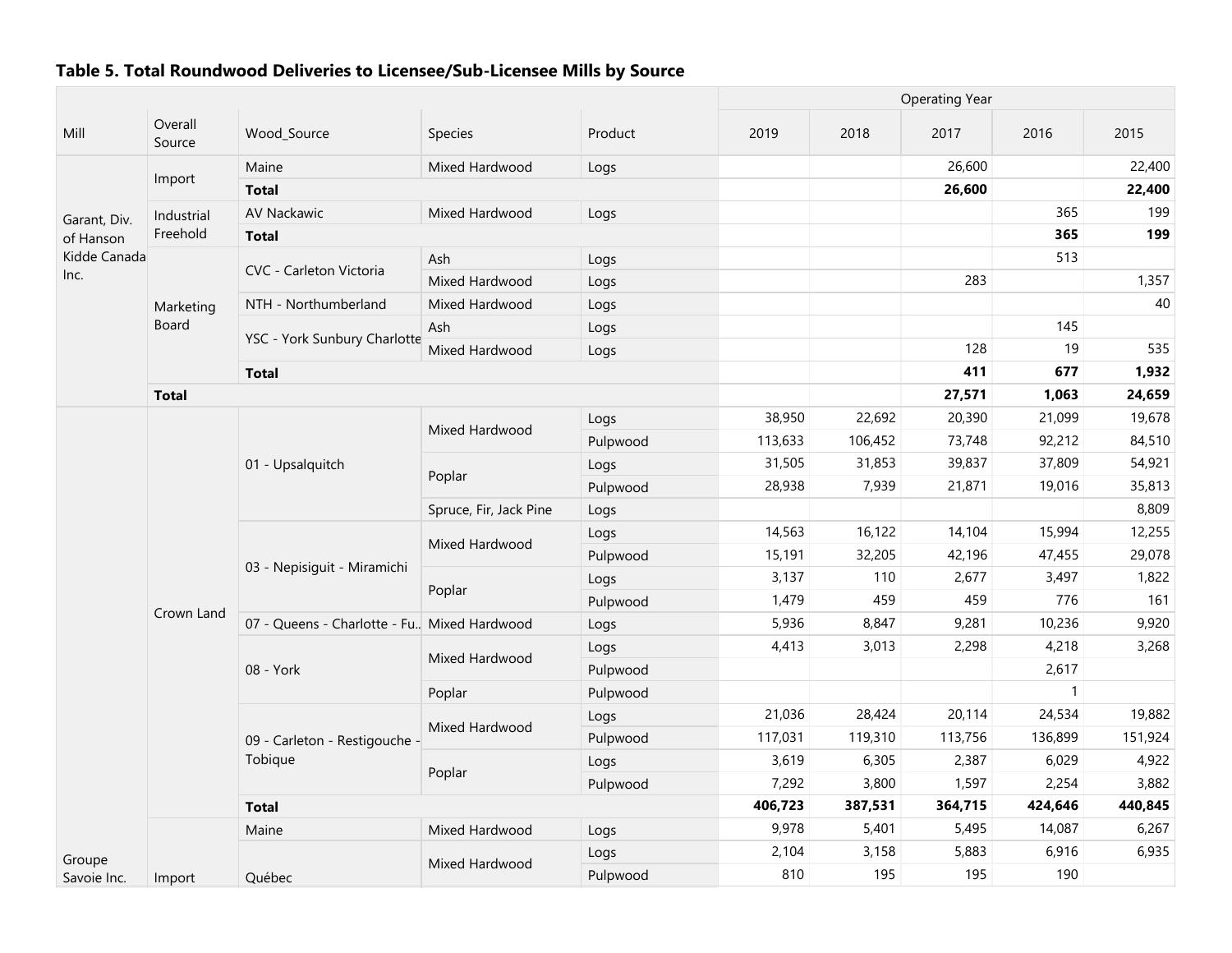### Table 5. Total Roundwood Deliveries to Licensee/Sub-Licensee Mills by Source

| Mill | Overall Source | Wood_Source | Species | Product | Operating Year | | | | |
|---|---|---|---|---|---|---|---|---|---|
| | | | | | 2019 | 2018 | 2017 | 2016 | 2015 |
| Garant, Div. of Hanson Kidde Canada Inc. | Import | Maine | Mixed Hardwood | Logs | | | 26,600 | | 22,400 |
| | | **Total** | | | | | **26,600** | | **22,400** |
| | Industrial Freehold | AV Nackawic | Mixed Hardwood | Logs | | | | 365 | 199 |
| | | **Total** | | | | | | **365** | **199** |
| | Marketing Board | CVC - Carleton Victoria | Ash | Logs | | | | 513 | |
| | | | Mixed Hardwood | Logs | | | 283 | | 1,357 |
| | | NTH - Northumberland | Mixed Hardwood | Logs | | | | | 40 |
| | | YSC - York Sunbury Charlotte | Ash | Logs | | | | 145 | |
| | | | Mixed Hardwood | Logs | | | 128 | 19 | 535 |
| | | **Total** | | | | | **411** | **677** | **1,932** |
| | **Total** | | | | | | **27,571** | **1,063** | **24,659** |
| Groupe Savoie Inc. | Crown Land | 01 - Upsalquitch | Mixed Hardwood | Logs | 38,950 | 22,692 | 20,390 | 21,099 | 19,678 |
| | | | | Pulpwood | 113,633 | 106,452 | 73,748 | 92,212 | 84,510 |
| | | | Poplar | Logs | 31,505 | 31,853 | 39,837 | 37,809 | 54,921 |
| | | | | Pulpwood | 28,938 | 7,939 | 21,871 | 19,016 | 35,813 |
| | | | Spruce, Fir, Jack Pine | Logs | | | | | 8,809 |
| | | 03 - Nepisiguit - Miramichi | Mixed Hardwood | Logs | 14,563 | 16,122 | 14,104 | 15,994 | 12,255 |
| | | | | Pulpwood | 15,191 | 32,205 | 42,196 | 47,455 | 29,078 |
| | | | Poplar | Logs | 3,137 | 110 | 2,677 | 3,497 | 1,822 |
| | | | | Pulpwood | 1,479 | 459 | 459 | 776 | 161 |
| | | 07 - Queens - Charlotte - Fu.. | Mixed Hardwood | Logs | 5,936 | 8,847 | 9,281 | 10,236 | 9,920 |
| | | 08 - York | Mixed Hardwood | Logs | 4,413 | 3,013 | 2,298 | 4,218 | 3,268 |
| | | | | Pulpwood | | | | 2,617 | |
| | | | Poplar | Pulpwood | | | | 1 | |
| | | 09 - Carleton - Restigouche - Tobique | Mixed Hardwood | Logs | 21,036 | 28,424 | 20,114 | 24,534 | 19,882 |
| | | | | Pulpwood | 117,031 | 119,310 | 113,756 | 136,899 | 151,924 |
| | | | Poplar | Logs | 3,619 | 6,305 | 2,387 | 6,029 | 4,922 |
| | | | | Pulpwood | 7,292 | 3,800 | 1,597 | 2,254 | 3,882 |
| | | **Total** | | | **406,723** | **387,531** | **364,715** | **424,646** | **440,845** |
| | Import | Maine | Mixed Hardwood | Logs | 9,978 | 5,401 | 5,495 | 14,087 | 6,267 |
| | | Québec | Mixed Hardwood | Logs | 2,104 | 3,158 | 5,883 | 6,916 | 6,935 |
| | | | | Pulpwood | 810 | 195 | 195 | 190 | |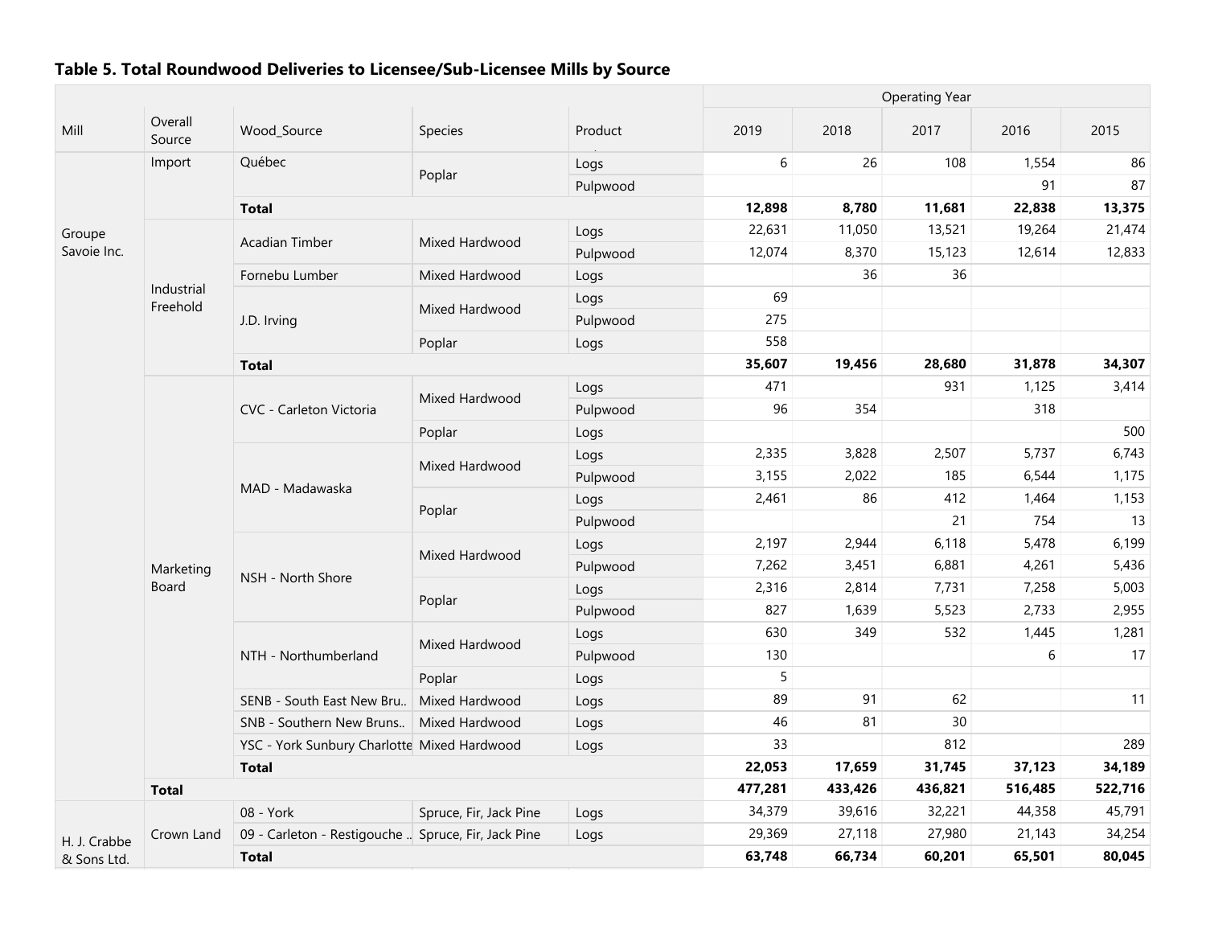### Table 5. Total Roundwood Deliveries to Licensee/Sub-Licensee Mills by Source

| Mill | Overall Source | Wood_Source | Species | Product | 2019 | 2018 | 2017 | 2016 | 2015 |
|---|---|---|---|---|---|---|---|---|---|
| | | | | | Operating Year | | | | |
| Groupe Savoie Inc. | Import | Québec | Poplar | Logs | 6 | 26 | 108 | 1,554 | 86 |
| | | | | Pulpwood | | | | 91 | 87 |
| | | **Total** | | | **12,898** | **8,780** | **11,681** | **22,838** | **13,375** |
| | Industrial Freehold | Acadian Timber | Mixed Hardwood | Logs | 22,631 | 11,050 | 13,521 | 19,264 | 21,474 |
| | | | | Pulpwood | 12,074 | 8,370 | 15,123 | 12,614 | 12,833 |
| | | Fornebu Lumber | Mixed Hardwood | Logs | | 36 | 36 | | |
| | | J.D. Irving | Mixed Hardwood | Logs | 69 | | | | |
| | | | | Pulpwood | 275 | | | | |
| | | | Poplar | Logs | 558 | | | | |
| | | **Total** | | | **35,607** | **19,456** | **28,680** | **31,878** | **34,307** |
| | Marketing Board | CVC - Carleton Victoria | Mixed Hardwood | Logs | 471 | | 931 | 1,125 | 3,414 |
| | | | | Pulpwood | 96 | 354 | | 318 | |
| | | | Poplar | Logs | | | | | 500 |
| | | MAD - Madawaska | Mixed Hardwood | Logs | 2,335 | 3,828 | 2,507 | 5,737 | 6,743 |
| | | | | Pulpwood | 3,155 | 2,022 | 185 | 6,544 | 1,175 |
| | | | Poplar | Logs | 2,461 | 86 | 412 | 1,464 | 1,153 |
| | | | | Pulpwood | | | 21 | 754 | 13 |
| | | NSH - North Shore | Mixed Hardwood | Logs | 2,197 | 2,944 | 6,118 | 5,478 | 6,199 |
| | | | | Pulpwood | 7,262 | 3,451 | 6,881 | 4,261 | 5,436 |
| | | | Poplar | Logs | 2,316 | 2,814 | 7,731 | 7,258 | 5,003 |
| | | | | Pulpwood | 827 | 1,639 | 5,523 | 2,733 | 2,955 |
| | | NTH - Northumberland | Mixed Hardwood | Logs | 630 | 349 | 532 | 1,445 | 1,281 |
| | | | | Pulpwood | 130 | | | 6 | 17 |
| | | | Poplar | Logs | 5 | | | | |
| | | SENB - South East New Bru.. | Mixed Hardwood | Logs | 89 | 91 | 62 | | 11 |
| | | SNB - Southern New Bruns.. | Mixed Hardwood | Logs | 46 | 81 | 30 | | |
| | | YSC - York Sunbury Charlotte | Mixed Hardwood | Logs | 33 | | 812 | | 289 |
| | | **Total** | | | **22,053** | **17,659** | **31,745** | **37,123** | **34,189** |
| | **Total** | | | | **477,281** | **433,426** | **436,821** | **516,485** | **522,716** |
| H. J. Crabbe & Sons Ltd. | Crown Land | 08 - York | Spruce, Fir, Jack Pine | Logs | 34,379 | 39,616 | 32,221 | 44,358 | 45,791 |
| | | 09 - Carleton - Restigouche .. | Spruce, Fir, Jack Pine | Logs | 29,369 | 27,118 | 27,980 | 21,143 | 34,254 |
| | | **Total** | | | **63,748** | **66,734** | **60,201** | **65,501** | **80,045** |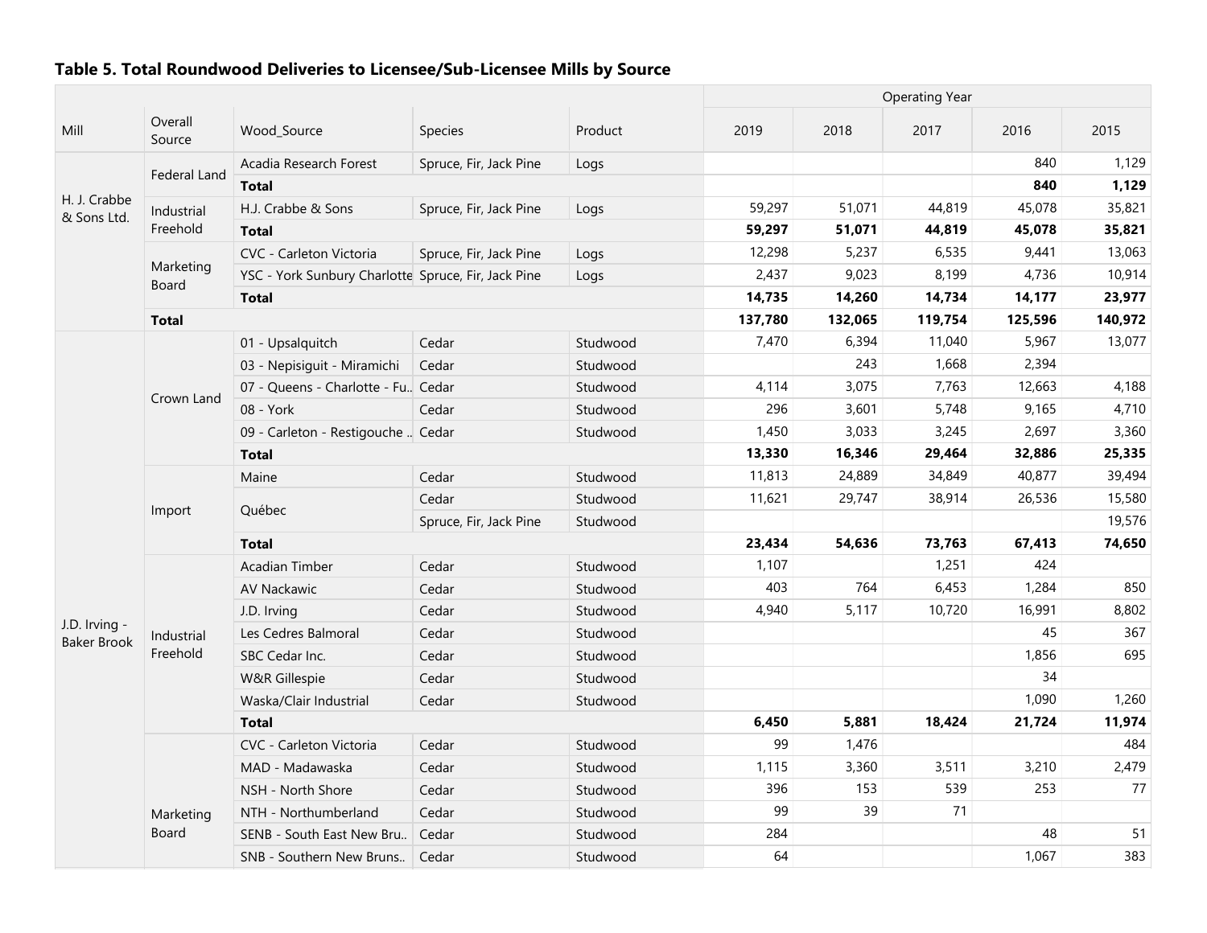**Table 5. Total Roundwood Deliveries to Licensee/Sub-Licensee Mills by Source**

| Mill | Overall Source | Wood_Source | Species | Product | Operating Year 2019 | 2018 | 2017 | 2016 | 2015 |
|---|---|---|---|---|---|---|---|---|---|
| H. J. Crabbe & Sons Ltd. | Federal Land | Acadia Research Forest | Spruce, Fir, Jack Pine | Logs | | | | 840 | 1,129 |
| | | **Total** | | | | | | **840** | **1,129** |
| | Industrial Freehold | H.J. Crabbe & Sons | Spruce, Fir, Jack Pine | Logs | 59,297 | 51,071 | 44,819 | 45,078 | 35,821 |
| | | **Total** | | | **59,297** | **51,071** | **44,819** | **45,078** | **35,821** |
| | Marketing Board | CVC - Carleton Victoria | Spruce, Fir, Jack Pine | Logs | 12,298 | 5,237 | 6,535 | 9,441 | 13,063 |
| | | YSC - York Sunbury Charlotte | Spruce, Fir, Jack Pine | Logs | 2,437 | 9,023 | 8,199 | 4,736 | 10,914 |
| | | **Total** | | | **14,735** | **14,260** | **14,734** | **14,177** | **23,977** |
| | **Total** | | | | **137,780** | **132,065** | **119,754** | **125,596** | **140,972** |
| J.D. Irving - Baker Brook | Crown Land | 01 - Upsalquitch | Cedar | Studwood | 7,470 | 6,394 | 11,040 | 5,967 | 13,077 |
| | | 03 - Nepisiguit - Miramichi | Cedar | Studwood | | 243 | 1,668 | 2,394 | |
| | | 07 - Queens - Charlotte - Fu.. | Cedar | Studwood | 4,114 | 3,075 | 7,763 | 12,663 | 4,188 |
| | | 08 - York | Cedar | Studwood | 296 | 3,601 | 5,748 | 9,165 | 4,710 |
| | | 09 - Carleton - Restigouche .. | Cedar | Studwood | 1,450 | 3,033 | 3,245 | 2,697 | 3,360 |
| | | **Total** | | | **13,330** | **16,346** | **29,464** | **32,886** | **25,335** |
| | Import | Maine | Cedar | Studwood | 11,813 | 24,889 | 34,849 | 40,877 | 39,494 |
| | | Québec | Cedar | Studwood | 11,621 | 29,747 | 38,914 | 26,536 | 15,580 |
| | | | Spruce, Fir, Jack Pine | Studwood | | | | | 19,576 |
| | | **Total** | | | **23,434** | **54,636** | **73,763** | **67,413** | **74,650** |
| | Industrial Freehold | Acadian Timber | Cedar | Studwood | 1,107 | | 1,251 | 424 | |
| | | AV Nackawic | Cedar | Studwood | 403 | 764 | 6,453 | 1,284 | 850 |
| | | J.D. Irving | Cedar | Studwood | 4,940 | 5,117 | 10,720 | 16,991 | 8,802 |
| | | Les Cedres Balmoral | Cedar | Studwood | | | | 45 | 367 |
| | | SBC Cedar Inc. | Cedar | Studwood | | | | 1,856 | 695 |
| | | W&R Gillespie | Cedar | Studwood | | | | 34 | |
| | | Waska/Clair Industrial | Cedar | Studwood | | | | 1,090 | 1,260 |
| | | **Total** | | | **6,450** | **5,881** | **18,424** | **21,724** | **11,974** |
| | Marketing Board | CVC - Carleton Victoria | Cedar | Studwood | 99 | 1,476 | | | 484 |
| | | MAD - Madawaska | Cedar | Studwood | 1,115 | 3,360 | 3,511 | 3,210 | 2,479 |
| | | NSH - North Shore | Cedar | Studwood | 396 | 153 | 539 | 253 | 77 |
| | | NTH - Northumberland | Cedar | Studwood | 99 | 39 | 71 | | |
| | | SENB - South East New Bru.. | Cedar | Studwood | 284 | | | 48 | 51 |
| | | SNB - Southern New Bruns.. | Cedar | Studwood | 64 | | | 1,067 | 383 |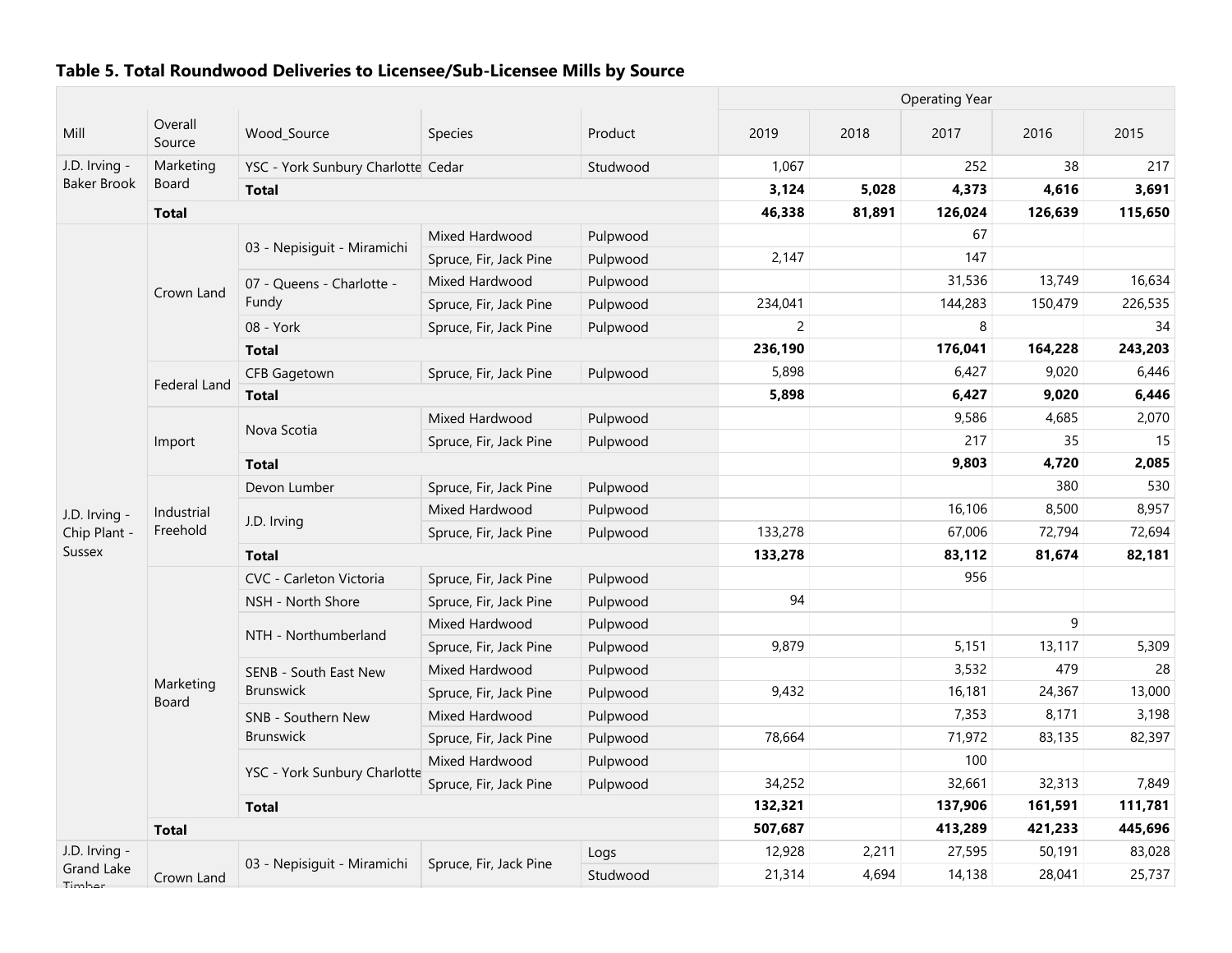## Table 5. Total Roundwood Deliveries to Licensee/Sub-Licensee Mills by Source

| Mill | Overall Source | Wood_Source | Species | Product | Operating Year 2019 | 2018 | 2017 | 2016 | 2015 |
|---|---|---|---|---|---|---|---|---|---|
| J.D. Irving - Baker Brook | Marketing Board | YSC - York Sunbury Charlotte | Cedar | Studwood | 1,067 | | 252 | 38 | 217 |
| | | **Total** | | | **3,124** | **5,028** | **4,373** | **4,616** | **3,691** |
| | **Total** | | | | **46,338** | **81,891** | **126,024** | **126,639** | **115,650** |
| J.D. Irving - Chip Plant - Sussex | Crown Land | 03 - Nepisiguit - Miramichi | Mixed Hardwood | Pulpwood | | | 67 | | |
| | | | Spruce, Fir, Jack Pine | Pulpwood | 2,147 | | 147 | | |
| | | 07 - Queens - Charlotte - Fundy | Mixed Hardwood | Pulpwood | | | 31,536 | 13,749 | 16,634 |
| | | | Spruce, Fir, Jack Pine | Pulpwood | 234,041 | | 144,283 | 150,479 | 226,535 |
| | | 08 - York | Spruce, Fir, Jack Pine | Pulpwood | 2 | | 8 | | 34 |
| | | **Total** | | | **236,190** | | **176,041** | **164,228** | **243,203** |
| | Federal Land | CFB Gagetown | Spruce, Fir, Jack Pine | Pulpwood | 5,898 | | 6,427 | 9,020 | 6,446 |
| | | **Total** | | | **5,898** | | **6,427** | **9,020** | **6,446** |
| | Import | Nova Scotia | Mixed Hardwood | Pulpwood | | | 9,586 | 4,685 | 2,070 |
| | | | Spruce, Fir, Jack Pine | Pulpwood | | | 217 | 35 | 15 |
| | | **Total** | | | | | **9,803** | **4,720** | **2,085** |
| | Industrial Freehold | Devon Lumber | Spruce, Fir, Jack Pine | Pulpwood | | | | 380 | 530 |
| | | J.D. Irving | Mixed Hardwood | Pulpwood | | | 16,106 | 8,500 | 8,957 |
| | | | Spruce, Fir, Jack Pine | Pulpwood | 133,278 | | 67,006 | 72,794 | 72,694 |
| | | **Total** | | | **133,278** | | **83,112** | **81,674** | **82,181** |
| | Marketing Board | CVC - Carleton Victoria | Spruce, Fir, Jack Pine | Pulpwood | | | 956 | | |
| | | NSH - North Shore | Spruce, Fir, Jack Pine | Pulpwood | 94 | | | | |
| | | NTH - Northumberland | Mixed Hardwood | Pulpwood | | | | 9 | |
| | | | Spruce, Fir, Jack Pine | Pulpwood | 9,879 | | 5,151 | 13,117 | 5,309 |
| | | SENB - South East New Brunswick | Mixed Hardwood | Pulpwood | | | 3,532 | 479 | 28 |
| | | | Spruce, Fir, Jack Pine | Pulpwood | 9,432 | | 16,181 | 24,367 | 13,000 |
| | | SNB - Southern New Brunswick | Mixed Hardwood | Pulpwood | | | 7,353 | 8,171 | 3,198 |
| | | | Spruce, Fir, Jack Pine | Pulpwood | 78,664 | | 71,972 | 83,135 | 82,397 |
| | | YSC - York Sunbury Charlotte | Mixed Hardwood | Pulpwood | | | 100 | | |
| | | | Spruce, Fir, Jack Pine | Pulpwood | 34,252 | | 32,661 | 32,313 | 7,849 |
| | | **Total** | | | **132,321** | | **137,906** | **161,591** | **111,781** |
| | **Total** | | | | **507,687** | | **413,289** | **421,233** | **445,696** |
| J.D. Irving - Grand Lake Timber | Crown Land | 03 - Nepisiguit - Miramichi | Spruce, Fir, Jack Pine | Logs | 12,928 | 2,211 | 27,595 | 50,191 | 83,028 |
| | | | | Studwood | 21,314 | 4,694 | 14,138 | 28,041 | 25,737 |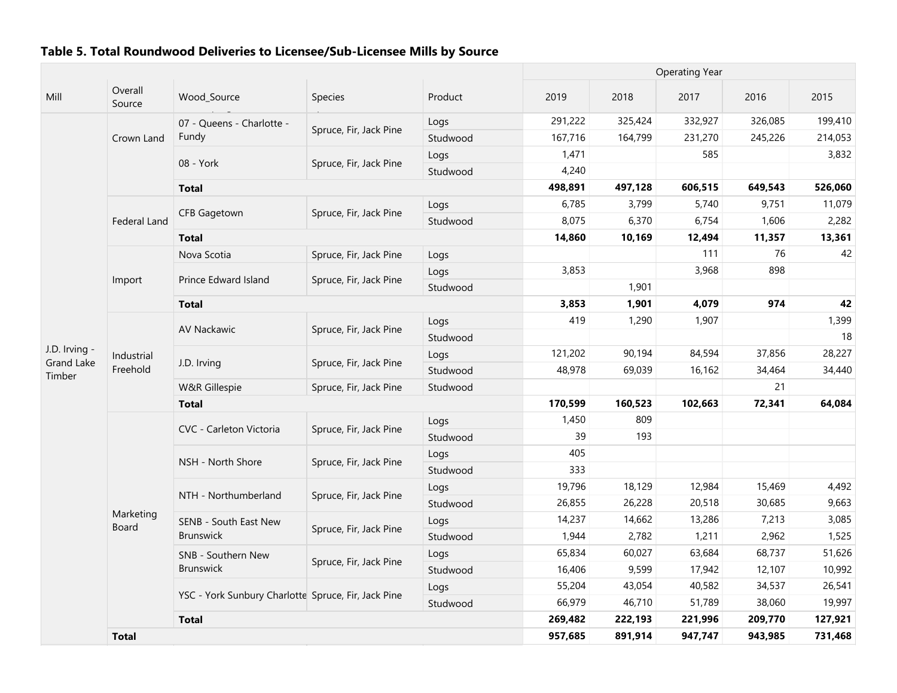### Table 5. Total Roundwood Deliveries to Licensee/Sub-Licensee Mills by Source

| Mill | Overall Source | Wood_Source | Species | Product | 2019 | 2018 | 2017 | 2016 | 2015 |
|---|---|---|---|---|---|---|---|---|---|
| | | | | | Operating Year | | | | |
| J.D. Irving - Grand Lake Timber | Crown Land | 07 - Queens - Charlotte - Fundy | Spruce, Fir, Jack Pine | Logs | 291,222 | 325,424 | 332,927 | 326,085 | 199,410 |
| | | | | Studwood | 167,716 | 164,799 | 231,270 | 245,226 | 214,053 |
| | | 08 - York | Spruce, Fir, Jack Pine | Logs | 1,471 | | 585 | | 3,832 |
| | | | | Studwood | 4,240 | | | | |
| | | **Total** | | | **498,891** | **497,128** | **606,515** | **649,543** | **526,060** |
| | Federal Land | CFB Gagetown | Spruce, Fir, Jack Pine | Logs | 6,785 | 3,799 | 5,740 | 9,751 | 11,079 |
| | | | | Studwood | 8,075 | 6,370 | 6,754 | 1,606 | 2,282 |
| | | **Total** | | | **14,860** | **10,169** | **12,494** | **11,357** | **13,361** |
| | Import | Nova Scotia | Spruce, Fir, Jack Pine | Logs | | | 111 | 76 | 42 |
| | | Prince Edward Island | Spruce, Fir, Jack Pine | Logs | 3,853 | | 3,968 | 898 | |
| | | | | Studwood | | 1,901 | | | |
| | | **Total** | | | **3,853** | **1,901** | **4,079** | **974** | **42** |
| | Industrial Freehold | AV Nackawic | Spruce, Fir, Jack Pine | Logs | 419 | 1,290 | 1,907 | | 1,399 |
| | | | | Studwood | | | | | 18 |
| | | J.D. Irving | Spruce, Fir, Jack Pine | Logs | 121,202 | 90,194 | 84,594 | 37,856 | 28,227 |
| | | | | Studwood | 48,978 | 69,039 | 16,162 | 34,464 | 34,440 |
| | | W&R Gillespie | Spruce, Fir, Jack Pine | Studwood | | | | 21 | |
| | | **Total** | | | **170,599** | **160,523** | **102,663** | **72,341** | **64,084** |
| | Marketing Board | CVC - Carleton Victoria | Spruce, Fir, Jack Pine | Logs | 1,450 | 809 | | | |
| | | | | Studwood | 39 | 193 | | | |
| | | NSH - North Shore | Spruce, Fir, Jack Pine | Logs | 405 | | | | |
| | | | | Studwood | 333 | | | | |
| | | NTH - Northumberland | Spruce, Fir, Jack Pine | Logs | 19,796 | 18,129 | 12,984 | 15,469 | 4,492 |
| | | | | Studwood | 26,855 | 26,228 | 20,518 | 30,685 | 9,663 |
| | | SENB - South East New Brunswick | Spruce, Fir, Jack Pine | Logs | 14,237 | 14,662 | 13,286 | 7,213 | 3,085 |
| | | | | Studwood | 1,944 | 2,782 | 1,211 | 2,962 | 1,525 |
| | | SNB - Southern New Brunswick | Spruce, Fir, Jack Pine | Logs | 65,834 | 60,027 | 63,684 | 68,737 | 51,626 |
| | | | | Studwood | 16,406 | 9,599 | 17,942 | 12,107 | 10,992 |
| | | YSC - York Sunbury Charlotte | Spruce, Fir, Jack Pine | Logs | 55,204 | 43,054 | 40,582 | 34,537 | 26,541 |
| | | | | Studwood | 66,979 | 46,710 | 51,789 | 38,060 | 19,997 |
| | | **Total** | | | **269,482** | **222,193** | **221,996** | **209,770** | **127,921** |
| | **Total** | | | | **957,685** | **891,914** | **947,747** | **943,985** | **731,468** |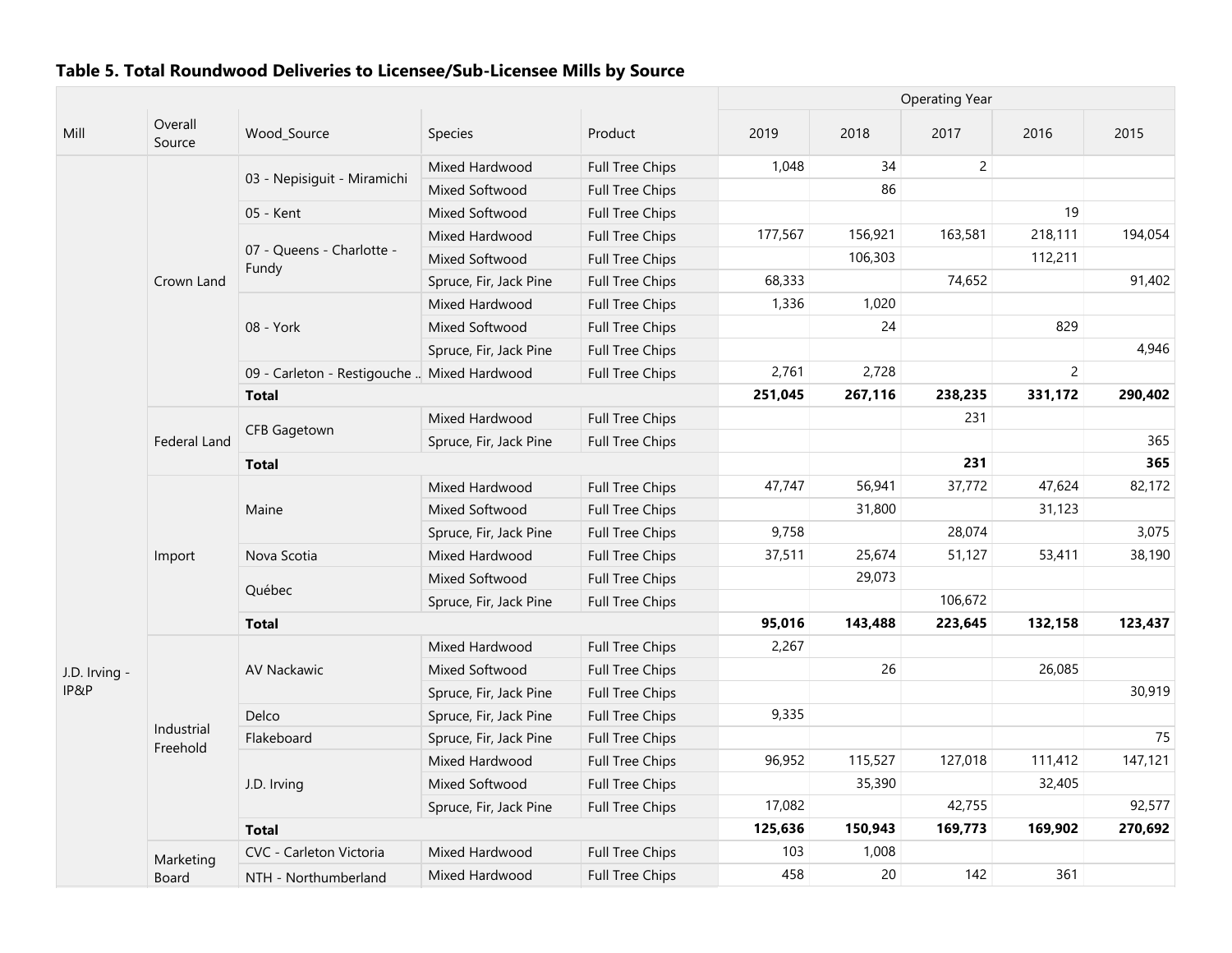### Table 5. Total Roundwood Deliveries to Licensee/Sub-Licensee Mills by Source

| Mill | Overall Source | Wood_Source | Species | Product | Operating Year 2019 | 2018 | 2017 | 2016 | 2015 |
|---|---|---|---|---|---|---|---|---|---|
| J.D. Irving - IP&P | Crown Land | 03 - Nepisiguit - Miramichi | Mixed Hardwood | Full Tree Chips | 1,048 | 34 | 2 | | |
| | | | Mixed Softwood | Full Tree Chips | | 86 | | | |
| | | 05 - Kent | Mixed Softwood | Full Tree Chips | | | | 19 | |
| | | 07 - Queens - Charlotte - Fundy | Mixed Hardwood | Full Tree Chips | 177,567 | 156,921 | 163,581 | 218,111 | 194,054 |
| | | | Mixed Softwood | Full Tree Chips | | 106,303 | | 112,211 | |
| | | | Spruce, Fir, Jack Pine | Full Tree Chips | 68,333 | | 74,652 | | 91,402 |
| | | 08 - York | Mixed Hardwood | Full Tree Chips | 1,336 | 1,020 | | | |
| | | | Mixed Softwood | Full Tree Chips | | 24 | | 829 | |
| | | | Spruce, Fir, Jack Pine | Full Tree Chips | | | | | 4,946 |
| | | 09 - Carleton - Restigouche .. | Mixed Hardwood | Full Tree Chips | 2,761 | 2,728 | | 2 | |
| | | **Total** | | | **251,045** | **267,116** | **238,235** | **331,172** | **290,402** |
| | Federal Land | CFB Gagetown | Mixed Hardwood | Full Tree Chips | | | 231 | | |
| | | | Spruce, Fir, Jack Pine | Full Tree Chips | | | | | 365 |
| | | **Total** | | | | | **231** | | **365** |
| | Import | Maine | Mixed Hardwood | Full Tree Chips | 47,747 | 56,941 | 37,772 | 47,624 | 82,172 |
| | | | Mixed Softwood | Full Tree Chips | | 31,800 | | 31,123 | |
| | | | Spruce, Fir, Jack Pine | Full Tree Chips | 9,758 | | 28,074 | | 3,075 |
| | | Nova Scotia | Mixed Hardwood | Full Tree Chips | 37,511 | 25,674 | 51,127 | 53,411 | 38,190 |
| | | Québec | Mixed Softwood | Full Tree Chips | | 29,073 | | | |
| | | | Spruce, Fir, Jack Pine | Full Tree Chips | | | 106,672 | | |
| | | **Total** | | | **95,016** | **143,488** | **223,645** | **132,158** | **123,437** |
| | Industrial Freehold | AV Nackawic | Mixed Hardwood | Full Tree Chips | 2,267 | | | | |
| | | | Mixed Softwood | Full Tree Chips | | 26 | | 26,085 | |
| | | | Spruce, Fir, Jack Pine | Full Tree Chips | | | | | 30,919 |
| | | Delco | Spruce, Fir, Jack Pine | Full Tree Chips | 9,335 | | | | |
| | | Flakeboard | Spruce, Fir, Jack Pine | Full Tree Chips | | | | | 75 |
| | | J.D. Irving | Mixed Hardwood | Full Tree Chips | 96,952 | 115,527 | 127,018 | 111,412 | 147,121 |
| | | | Mixed Softwood | Full Tree Chips | | 35,390 | | 32,405 | |
| | | | Spruce, Fir, Jack Pine | Full Tree Chips | 17,082 | | 42,755 | | 92,577 |
| | | **Total** | | | **125,636** | **150,943** | **169,773** | **169,902** | **270,692** |
| | Marketing Board | CVC - Carleton Victoria | Mixed Hardwood | Full Tree Chips | 103 | 1,008 | | | |
| | | NTH - Northumberland | Mixed Hardwood | Full Tree Chips | 458 | 20 | 142 | 361 | |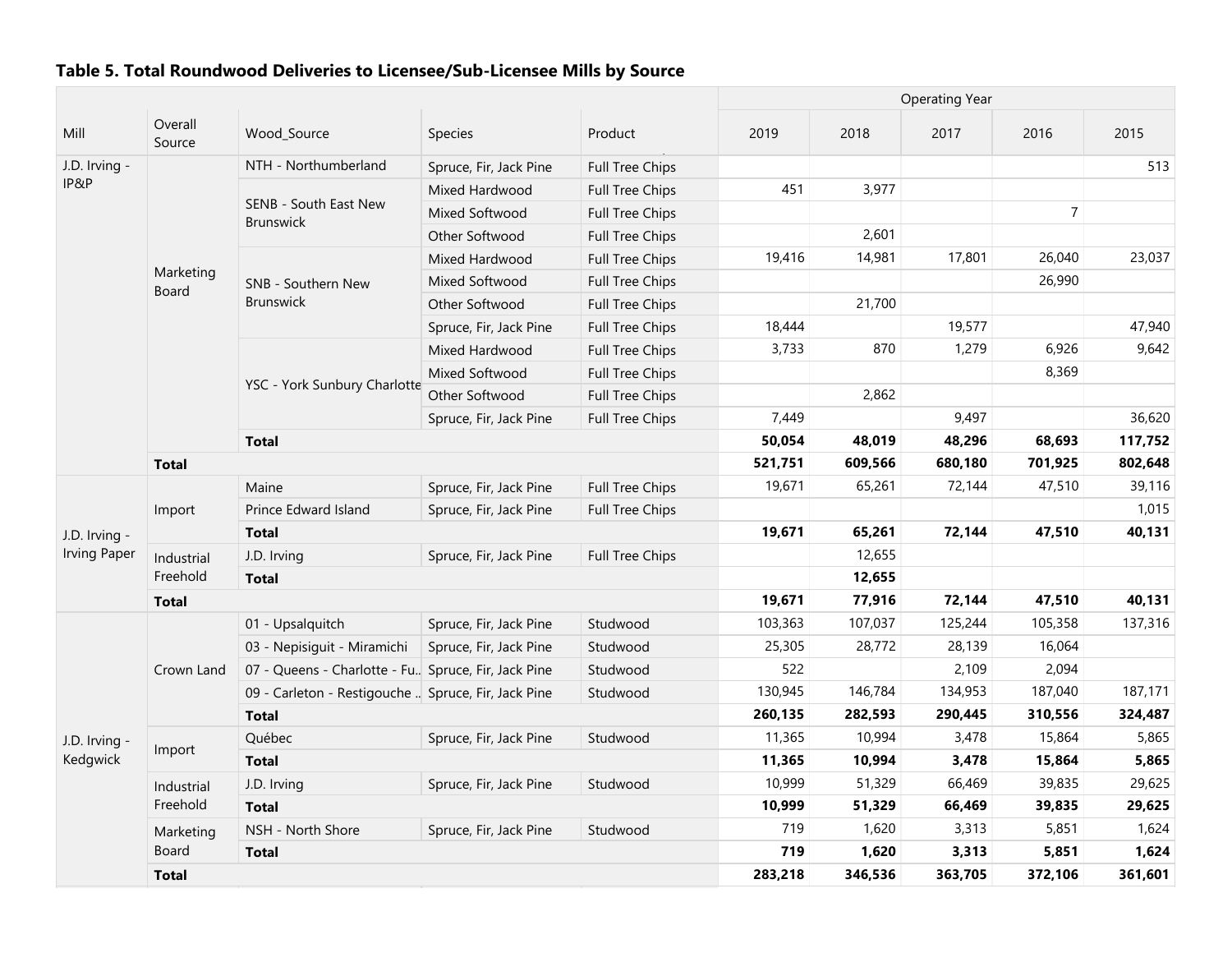**Table 5. Total Roundwood Deliveries to Licensee/Sub-Licensee Mills by Source**

| Mill | Overall Source | Wood_Source | Species | Product | 2019 | 2018 | 2017 | 2016 | 2015 |
|---|---|---|---|---|---|---|---|---|---|
| | | | | | Operating Year | | | | |
| J.D. Irving - IP&P | Marketing Board | NTH - Northumberland | Spruce, Fir, Jack Pine | Full Tree Chips | | | | | 513 |
| | | SENB - South East New Brunswick | Mixed Hardwood | Full Tree Chips | 451 | 3,977 | | | |
| | | | Mixed Softwood | Full Tree Chips | | | | 7 | |
| | | | Other Softwood | Full Tree Chips | | 2,601 | | | |
| | | SNB - Southern New Brunswick | Mixed Hardwood | Full Tree Chips | 19,416 | 14,981 | 17,801 | 26,040 | 23,037 |
| | | | Mixed Softwood | Full Tree Chips | | | | 26,990 | |
| | | | Other Softwood | Full Tree Chips | | 21,700 | | | |
| | | | Spruce, Fir, Jack Pine | Full Tree Chips | 18,444 | | 19,577 | | 47,940 |
| | | YSC - York Sunbury Charlotte | Mixed Hardwood | Full Tree Chips | 3,733 | 870 | 1,279 | 6,926 | 9,642 |
| | | | Mixed Softwood | Full Tree Chips | | | | 8,369 | |
| | | | Other Softwood | Full Tree Chips | | 2,862 | | | |
| | | | Spruce, Fir, Jack Pine | Full Tree Chips | 7,449 | | 9,497 | | 36,620 |
| | | **Total** | | | **50,054** | **48,019** | **48,296** | **68,693** | **117,752** |
| | **Total** | | | | **521,751** | **609,566** | **680,180** | **701,925** | **802,648** |
| J.D. Irving - Irving Paper | Import | Maine | Spruce, Fir, Jack Pine | Full Tree Chips | 19,671 | 65,261 | 72,144 | 47,510 | 39,116 |
| | | Prince Edward Island | Spruce, Fir, Jack Pine | Full Tree Chips | | | | | 1,015 |
| | | **Total** | | | **19,671** | **65,261** | **72,144** | **47,510** | **40,131** |
| | Industrial Freehold | J.D. Irving | Spruce, Fir, Jack Pine | Full Tree Chips | | 12,655 | | | |
| | | **Total** | | | | **12,655** | | | |
| | **Total** | | | | **19,671** | **77,916** | **72,144** | **47,510** | **40,131** |
| J.D. Irving - Kedgwick | Crown Land | 01 - Upsalquitch | Spruce, Fir, Jack Pine | Studwood | 103,363 | 107,037 | 125,244 | 105,358 | 137,316 |
| | | 03 - Nepisiguit - Miramichi | Spruce, Fir, Jack Pine | Studwood | 25,305 | 28,772 | 28,139 | 16,064 | |
| | | 07 - Queens - Charlotte - Fu.. | Spruce, Fir, Jack Pine | Studwood | 522 | | 2,109 | 2,094 | |
| | | 09 - Carleton - Restigouche .. | Spruce, Fir, Jack Pine | Studwood | 130,945 | 146,784 | 134,953 | 187,040 | 187,171 |
| | | **Total** | | | **260,135** | **282,593** | **290,445** | **310,556** | **324,487** |
| | Import | Québec | Spruce, Fir, Jack Pine | Studwood | 11,365 | 10,994 | 3,478 | 15,864 | 5,865 |
| | | **Total** | | | **11,365** | **10,994** | **3,478** | **15,864** | **5,865** |
| | Industrial Freehold | J.D. Irving | Spruce, Fir, Jack Pine | Studwood | 10,999 | 51,329 | 66,469 | 39,835 | 29,625 |
| | | **Total** | | | **10,999** | **51,329** | **66,469** | **39,835** | **29,625** |
| | Marketing Board | NSH - North Shore | Spruce, Fir, Jack Pine | Studwood | 719 | 1,620 | 3,313 | 5,851 | 1,624 |
| | | **Total** | | | **719** | **1,620** | **3,313** | **5,851** | **1,624** |
| | **Total** | | | | **283,218** | **346,536** | **363,705** | **372,106** | **361,601** |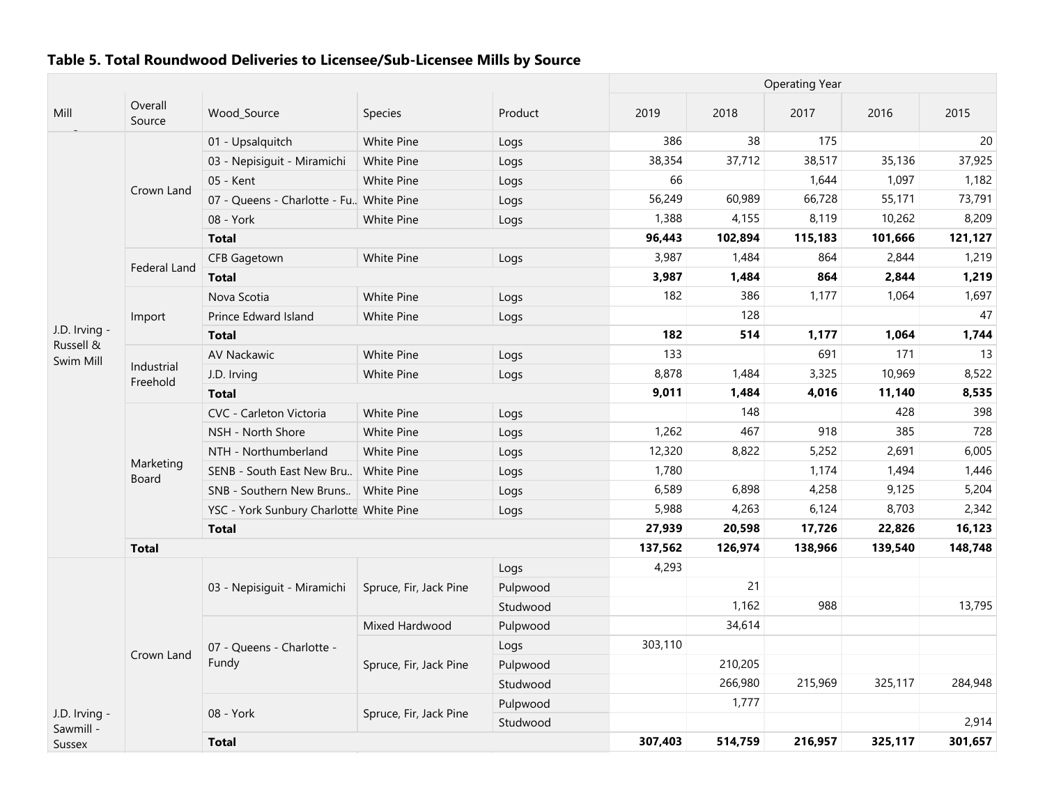## Table 5. Total Roundwood Deliveries to Licensee/Sub-Licensee Mills by Source

| Mill | Overall Source | Wood_Source | Species | Product | 2019 | 2018 | 2017 | 2016 | 2015 |
|---|---|---|---|---|---|---|---|---|---|
| | | | | | Operating Year | | | | |
| J.D. Irving - Russell & Swim Mill | Crown Land | 01 - Upsalquitch | White Pine | Logs | 386 | 38 | 175 | | 20 |
| | | 03 - Nepisiguit - Miramichi | White Pine | Logs | 38,354 | 37,712 | 38,517 | 35,136 | 37,925 |
| | | 05 - Kent | White Pine | Logs | 66 | | 1,644 | 1,097 | 1,182 |
| | | 07 - Queens - Charlotte - Fu.. | White Pine | Logs | 56,249 | 60,989 | 66,728 | 55,171 | 73,791 |
| | | 08 - York | White Pine | Logs | 1,388 | 4,155 | 8,119 | 10,262 | 8,209 |
| | | **Total** | | | **96,443** | **102,894** | **115,183** | **101,666** | **121,127** |
| | Federal Land | CFB Gagetown | White Pine | Logs | 3,987 | 1,484 | 864 | 2,844 | 1,219 |
| | | **Total** | | | **3,987** | **1,484** | **864** | **2,844** | **1,219** |
| | Import | Nova Scotia | White Pine | Logs | 182 | 386 | 1,177 | 1,064 | 1,697 |
| | | Prince Edward Island | White Pine | Logs | | 128 | | | 47 |
| | | **Total** | | | **182** | **514** | **1,177** | **1,064** | **1,744** |
| | Industrial Freehold | AV Nackawic | White Pine | Logs | 133 | | 691 | 171 | 13 |
| | | J.D. Irving | White Pine | Logs | 8,878 | 1,484 | 3,325 | 10,969 | 8,522 |
| | | **Total** | | | **9,011** | **1,484** | **4,016** | **11,140** | **8,535** |
| | Marketing Board | CVC - Carleton Victoria | White Pine | Logs | | 148 | | 428 | 398 |
| | | NSH - North Shore | White Pine | Logs | 1,262 | 467 | 918 | 385 | 728 |
| | | NTH - Northumberland | White Pine | Logs | 12,320 | 8,822 | 5,252 | 2,691 | 6,005 |
| | | SENB - South East New Bru.. | White Pine | Logs | 1,780 | | 1,174 | 1,494 | 1,446 |
| | | SNB - Southern New Bruns.. | White Pine | Logs | 6,589 | 6,898 | 4,258 | 9,125 | 5,204 |
| | | YSC - York Sunbury Charlotte | White Pine | Logs | 5,988 | 4,263 | 6,124 | 8,703 | 2,342 |
| | | **Total** | | | **27,939** | **20,598** | **17,726** | **22,826** | **16,123** |
| | **Total** | | | | **137,562** | **126,974** | **138,966** | **139,540** | **148,748** |
| J.D. Irving - Sawmill - Sussex | Crown Land | 03 - Nepisiguit - Miramichi | Spruce, Fir, Jack Pine | Logs | 4,293 | | | | |
| | | | | Pulpwood | | 21 | | | |
| | | | | Studwood | | 1,162 | 988 | | 13,795 |
| | | 07 - Queens - Charlotte - Fundy | Mixed Hardwood | Pulpwood | | 34,614 | | | |
| | | | Spruce, Fir, Jack Pine | Logs | 303,110 | | | | |
| | | | | Pulpwood | | 210,205 | | | |
| | | | | Studwood | | 266,980 | 215,969 | 325,117 | 284,948 |
| | | 08 - York | Spruce, Fir, Jack Pine | Pulpwood | | 1,777 | | | |
| | | | | Studwood | | | | | 2,914 |
| | | **Total** | | | **307,403** | **514,759** | **216,957** | **325,117** | **301,657** |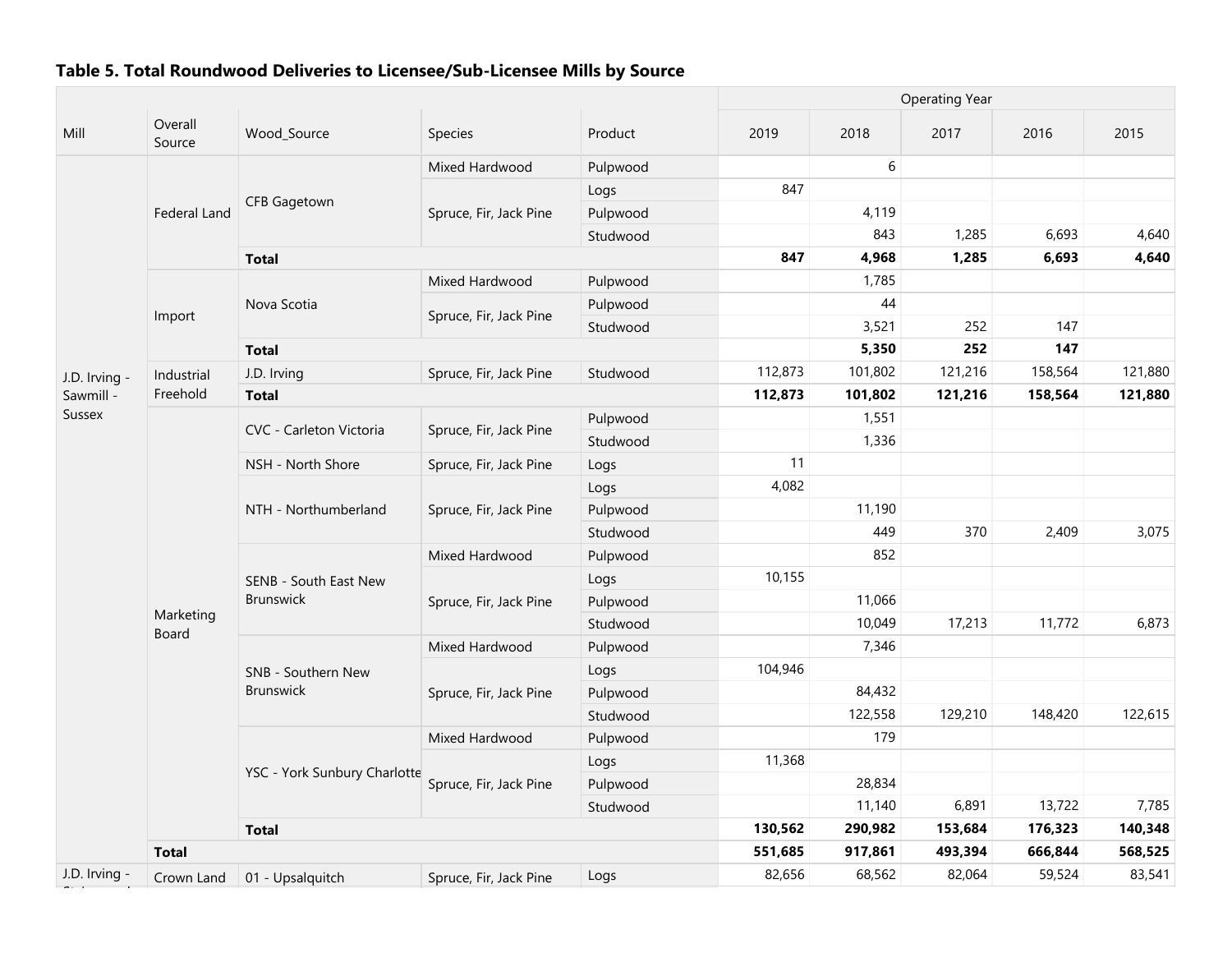**Table 5. Total Roundwood Deliveries to Licensee/Sub-Licensee Mills by Source**

| Mill | Overall Source | Wood_Source | Species | Product | Operating Year 2019 | 2018 | 2017 | 2016 | 2015 |
|---|---|---|---|---|---|---|---|---|---|
| J.D. Irving - Sawmill - Sussex | Federal Land | CFB Gagetown | Mixed Hardwood | Pulpwood | | 6 | | | |
| | | | Spruce, Fir, Jack Pine | Logs | 847 | | | | |
| | | | | Pulpwood | | 4,119 | | | |
| | | | | Studwood | | 843 | 1,285 | 6,693 | 4,640 |
| | | **Total** | | | **847** | **4,968** | **1,285** | **6,693** | **4,640** |
| | Import | Nova Scotia | Mixed Hardwood | Pulpwood | | 1,785 | | | |
| | | | Spruce, Fir, Jack Pine | Pulpwood | | 44 | | | |
| | | | | Studwood | | 3,521 | 252 | 147 | |
| | | **Total** | | | | **5,350** | **252** | **147** | |
| | Industrial Freehold | J.D. Irving | Spruce, Fir, Jack Pine | Studwood | 112,873 | 101,802 | 121,216 | 158,564 | 121,880 |
| | | **Total** | | | **112,873** | **101,802** | **121,216** | **158,564** | **121,880** |
| | Marketing Board | CVC - Carleton Victoria | Spruce, Fir, Jack Pine | Pulpwood | | 1,551 | | | |
| | | | | Studwood | | 1,336 | | | |
| | | NSH - North Shore | Spruce, Fir, Jack Pine | Logs | 11 | | | | |
| | | NTH - Northumberland | Spruce, Fir, Jack Pine | Logs | 4,082 | | | | |
| | | | | Pulpwood | | 11,190 | | | |
| | | | | Studwood | | 449 | 370 | 2,409 | 3,075 |
| | | SENB - South East New Brunswick | Mixed Hardwood | Pulpwood | | 852 | | | |
| | | | Spruce, Fir, Jack Pine | Logs | 10,155 | | | | |
| | | | | Pulpwood | | 11,066 | | | |
| | | | | Studwood | | 10,049 | 17,213 | 11,772 | 6,873 |
| | | SNB - Southern New Brunswick | Mixed Hardwood | Pulpwood | | 7,346 | | | |
| | | | Spruce, Fir, Jack Pine | Logs | 104,946 | | | | |
| | | | | Pulpwood | | 84,432 | | | |
| | | | | Studwood | | 122,558 | 129,210 | 148,420 | 122,615 |
| | | YSC - York Sunbury Charlotte | Mixed Hardwood | Pulpwood | | 179 | | | |
| | | | Spruce, Fir, Jack Pine | Logs | 11,368 | | | | |
| | | | | Pulpwood | | 28,834 | | | |
| | | | | Studwood | | 11,140 | 6,891 | 13,722 | 7,785 |
| | | **Total** | | | **130,562** | **290,982** | **153,684** | **176,323** | **140,348** |
| | **Total** | | | | **551,685** | **917,861** | **493,394** | **666,844** | **568,525** |
| J.D. Irving - | Crown Land | 01 - Upsalquitch | Spruce, Fir, Jack Pine | Logs | 82,656 | 68,562 | 82,064 | 59,524 | 83,541 |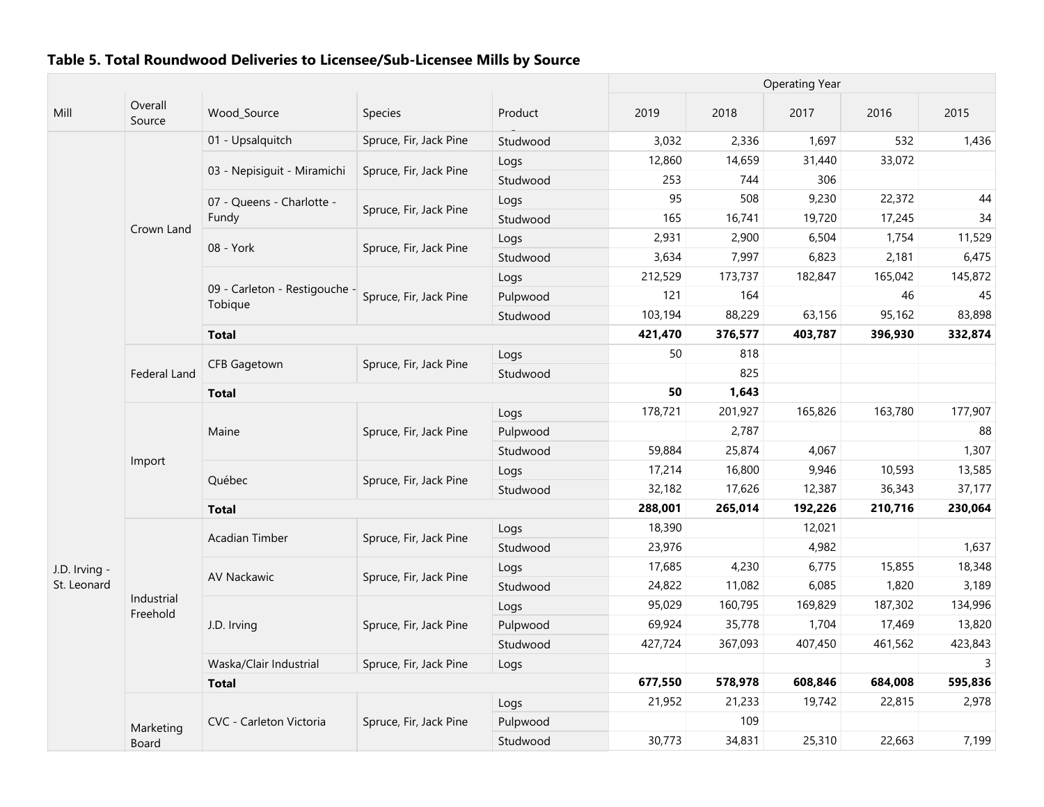### Table 5. Total Roundwood Deliveries to Licensee/Sub-Licensee Mills by Source

| Mill | Overall Source | Wood_Source | Species | Product | Operating Year 2019 | 2018 | 2017 | 2016 | 2015 |
|---|---|---|---|---|---|---|---|---|---|
| J.D. Irving - St. Leonard | Crown Land | 01 - Upsalquitch | Spruce, Fir, Jack Pine | Studwood | 3,032 | 2,336 | 1,697 | 532 | 1,436 |
| | | 03 - Nepisiguit - Miramichi | Spruce, Fir, Jack Pine | Logs | 12,860 | 14,659 | 31,440 | 33,072 | |
| | | | | Studwood | 253 | 744 | 306 | | |
| | | 07 - Queens - Charlotte - Fundy | Spruce, Fir, Jack Pine | Logs | 95 | 508 | 9,230 | 22,372 | 44 |
| | | | | Studwood | 165 | 16,741 | 19,720 | 17,245 | 34 |
| | | 08 - York | Spruce, Fir, Jack Pine | Logs | 2,931 | 2,900 | 6,504 | 1,754 | 11,529 |
| | | | | Studwood | 3,634 | 7,997 | 6,823 | 2,181 | 6,475 |
| | | 09 - Carleton - Restigouche - Tobique | Spruce, Fir, Jack Pine | Logs | 212,529 | 173,737 | 182,847 | 165,042 | 145,872 |
| | | | | Pulpwood | 121 | 164 | | 46 | 45 |
| | | | | Studwood | 103,194 | 88,229 | 63,156 | 95,162 | 83,898 |
| | | **Total** | | | **421,470** | **376,577** | **403,787** | **396,930** | **332,874** |
| | Federal Land | CFB Gagetown | Spruce, Fir, Jack Pine | Logs | 50 | 818 | | | |
| | | | | Studwood | | 825 | | | |
| | | **Total** | | | **50** | **1,643** | | | |
| | Import | Maine | Spruce, Fir, Jack Pine | Logs | 178,721 | 201,927 | 165,826 | 163,780 | 177,907 |
| | | | | Pulpwood | | 2,787 | | | 88 |
| | | | | Studwood | 59,884 | 25,874 | 4,067 | | 1,307 |
| | | Québec | Spruce, Fir, Jack Pine | Logs | 17,214 | 16,800 | 9,946 | 10,593 | 13,585 |
| | | | | Studwood | 32,182 | 17,626 | 12,387 | 36,343 | 37,177 |
| | | **Total** | | | **288,001** | **265,014** | **192,226** | **210,716** | **230,064** |
| | Industrial Freehold | Acadian Timber | Spruce, Fir, Jack Pine | Logs | 18,390 | | 12,021 | | |
| | | | | Studwood | 23,976 | | 4,982 | | 1,637 |
| | | AV Nackawic | Spruce, Fir, Jack Pine | Logs | 17,685 | 4,230 | 6,775 | 15,855 | 18,348 |
| | | | | Studwood | 24,822 | 11,082 | 6,085 | 1,820 | 3,189 |
| | | J.D. Irving | Spruce, Fir, Jack Pine | Logs | 95,029 | 160,795 | 169,829 | 187,302 | 134,996 |
| | | | | Pulpwood | 69,924 | 35,778 | 1,704 | 17,469 | 13,820 |
| | | | | Studwood | 427,724 | 367,093 | 407,450 | 461,562 | 423,843 |
| | | Waska/Clair Industrial | Spruce, Fir, Jack Pine | Logs | | | | | 3 |
| | | **Total** | | | **677,550** | **578,978** | **608,846** | **684,008** | **595,836** |
| | Marketing Board | CVC - Carleton Victoria | Spruce, Fir, Jack Pine | Logs | 21,952 | 21,233 | 19,742 | 22,815 | 2,978 |
| | | | | Pulpwood | | 109 | | | |
| | | | | Studwood | 30,773 | 34,831 | 25,310 | 22,663 | 7,199 |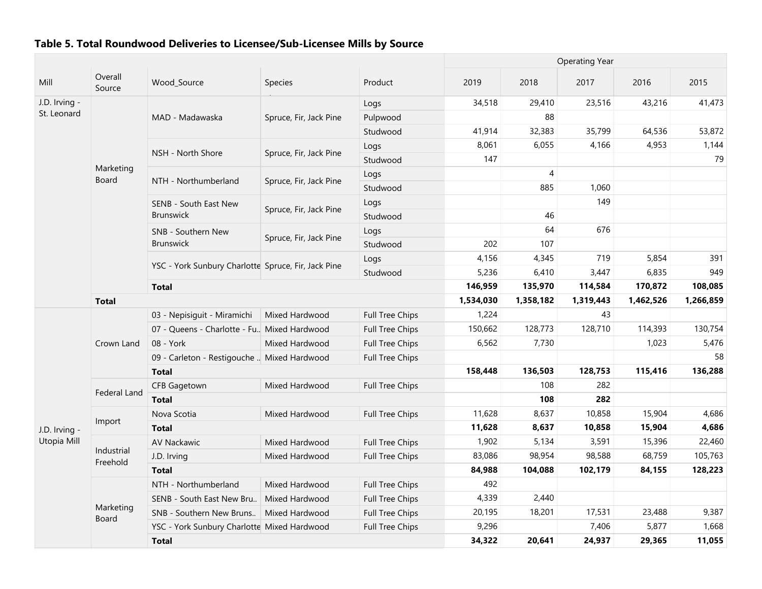**Table 5. Total Roundwood Deliveries to Licensee/Sub-Licensee Mills by Source**

| Mill | Overall Source | Wood_Source | Species | Product | Operating Year 2019 | 2018 | 2017 | 2016 | 2015 |
|---|---|---|---|---|---|---|---|---|---|
| J.D. Irving - St. Leonard | Marketing Board | MAD - Madawaska | Spruce, Fir, Jack Pine | Logs | 34,518 | 29,410 | 23,516 | 43,216 | 41,473 |
| | | | | Pulpwood | | 88 | | | |
| | | | | Studwood | 41,914 | 32,383 | 35,799 | 64,536 | 53,872 |
| | | NSH - North Shore | Spruce, Fir, Jack Pine | Logs | 8,061 | 6,055 | 4,166 | 4,953 | 1,144 |
| | | | | Studwood | 147 | | | | 79 |
| | | NTH - Northumberland | Spruce, Fir, Jack Pine | Logs | | 4 | | | |
| | | | | Studwood | | 885 | 1,060 | | |
| | | SENB - South East New Brunswick | Spruce, Fir, Jack Pine | Logs | | | 149 | | |
| | | | | Studwood | | 46 | | | |
| | | SNB - Southern New Brunswick | Spruce, Fir, Jack Pine | Logs | | 64 | 676 | | |
| | | | | Studwood | 202 | 107 | | | |
| | | YSC - York Sunbury Charlotte | Spruce, Fir, Jack Pine | Logs | 4,156 | 4,345 | 719 | 5,854 | 391 |
| | | | | Studwood | 5,236 | 6,410 | 3,447 | 6,835 | 949 |
| | | **Total** | | | **146,959** | **135,970** | **114,584** | **170,872** | **108,085** |
| | **Total** | | | | **1,534,030** | **1,358,182** | **1,319,443** | **1,462,526** | **1,266,859** |
| J.D. Irving - Utopia Mill | Crown Land | 03 - Nepisiguit - Miramichi | Mixed Hardwood | Full Tree Chips | 1,224 | | 43 | | |
| | | 07 - Queens - Charlotte - Fu.. | Mixed Hardwood | Full Tree Chips | 150,662 | 128,773 | 128,710 | 114,393 | 130,754 |
| | | 08 - York | Mixed Hardwood | Full Tree Chips | 6,562 | 7,730 | | 1,023 | 5,476 |
| | | 09 - Carleton - Restigouche .. | Mixed Hardwood | Full Tree Chips | | | | | 58 |
| | | **Total** | | | **158,448** | **136,503** | **128,753** | **115,416** | **136,288** |
| | Federal Land | CFB Gagetown | Mixed Hardwood | Full Tree Chips | | 108 | 282 | | |
| | | **Total** | | | | **108** | **282** | | |
| | Import | Nova Scotia | Mixed Hardwood | Full Tree Chips | 11,628 | 8,637 | 10,858 | 15,904 | 4,686 |
| | | **Total** | | | **11,628** | **8,637** | **10,858** | **15,904** | **4,686** |
| | Industrial Freehold | AV Nackawic | Mixed Hardwood | Full Tree Chips | 1,902 | 5,134 | 3,591 | 15,396 | 22,460 |
| | | J.D. Irving | Mixed Hardwood | Full Tree Chips | 83,086 | 98,954 | 98,588 | 68,759 | 105,763 |
| | | **Total** | | | **84,988** | **104,088** | **102,179** | **84,155** | **128,223** |
| | Marketing Board | NTH - Northumberland | Mixed Hardwood | Full Tree Chips | 492 | | | | |
| | | SENB - South East New Bru.. | Mixed Hardwood | Full Tree Chips | 4,339 | 2,440 | | | |
| | | SNB - Southern New Bruns.. | Mixed Hardwood | Full Tree Chips | 20,195 | 18,201 | 17,531 | 23,488 | 9,387 |
| | | YSC - York Sunbury Charlotte | Mixed Hardwood | Full Tree Chips | 9,296 | | 7,406 | 5,877 | 1,668 |
| | | **Total** | | | **34,322** | **20,641** | **24,937** | **29,365** | **11,055** |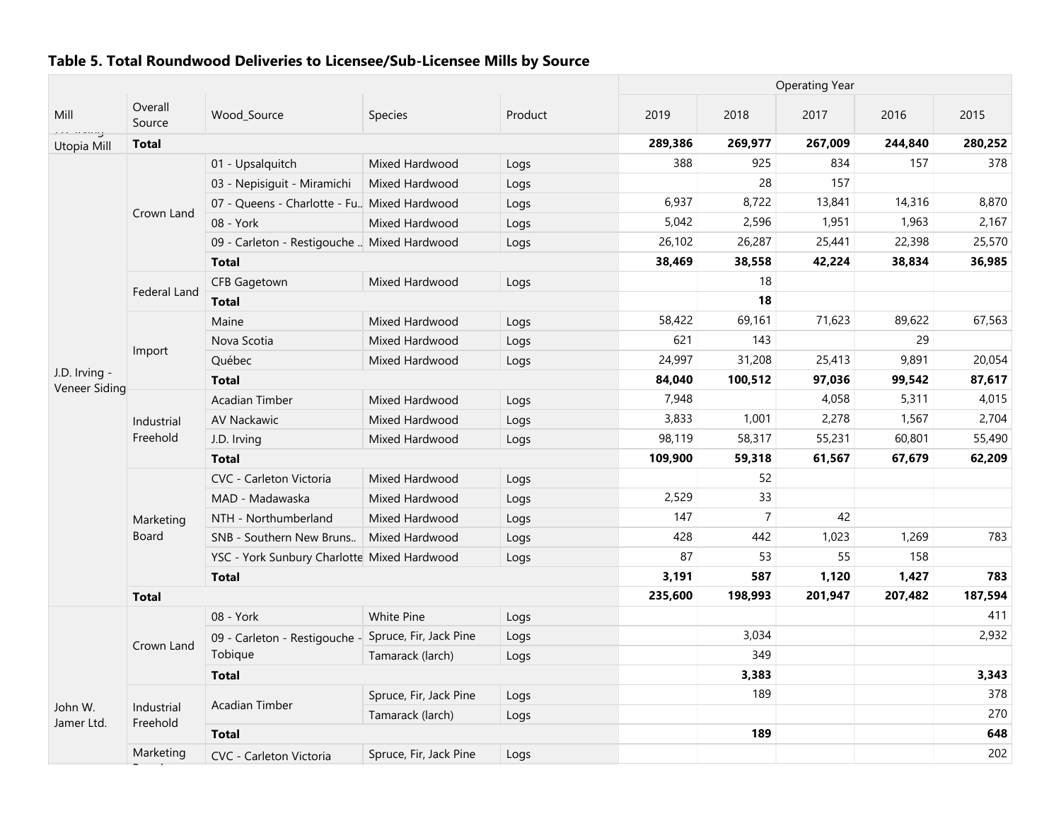## Table 5. Total Roundwood Deliveries to Licensee/Sub-Licensee Mills by Source

| Mill | Overall Source | Wood_Source | Species | Product | 2019 | 2018 | 2017 | 2016 | 2015 |
|---|---|---|---|---|---|---|---|---|---|
| | | | | | Operating Year | | | | |
| Utopia Mill | Total | | | | 289,386 | 269,977 | 267,009 | 244,840 | 280,252 |
| J.D. Irving - Veneer Siding | Crown Land | 01 - Upsalquitch | Mixed Hardwood | Logs | 388 | 925 | 834 | 157 | 378 |
| | | 03 - Nepisiguit - Miramichi | Mixed Hardwood | Logs | | 28 | 157 | | |
| | | 07 - Queens - Charlotte - Fu.. | Mixed Hardwood | Logs | 6,937 | 8,722 | 13,841 | 14,316 | 8,870 |
| | | 08 - York | Mixed Hardwood | Logs | 5,042 | 2,596 | 1,951 | 1,963 | 2,167 |
| | | 09 - Carleton - Restigouche .. | Mixed Hardwood | Logs | 26,102 | 26,287 | 25,441 | 22,398 | 25,570 |
| | | Total | | | 38,469 | 38,558 | 42,224 | 38,834 | 36,985 |
| | Federal Land | CFB Gagetown | Mixed Hardwood | Logs | | 18 | | | |
| | | Total | | | | 18 | | | |
| | Import | Maine | Mixed Hardwood | Logs | 58,422 | 69,161 | 71,623 | 89,622 | 67,563 |
| | | Nova Scotia | Mixed Hardwood | Logs | 621 | 143 | | 29 | |
| | | Québec | Mixed Hardwood | Logs | 24,997 | 31,208 | 25,413 | 9,891 | 20,054 |
| | | Total | | | 84,040 | 100,512 | 97,036 | 99,542 | 87,617 |
| | Industrial Freehold | Acadian Timber | Mixed Hardwood | Logs | 7,948 | | 4,058 | 5,311 | 4,015 |
| | | AV Nackawic | Mixed Hardwood | Logs | 3,833 | 1,001 | 2,278 | 1,567 | 2,704 |
| | | J.D. Irving | Mixed Hardwood | Logs | 98,119 | 58,317 | 55,231 | 60,801 | 55,490 |
| | | Total | | | 109,900 | 59,318 | 61,567 | 67,679 | 62,209 |
| | Marketing Board | CVC - Carleton Victoria | Mixed Hardwood | Logs | | 52 | | | |
| | | MAD - Madawaska | Mixed Hardwood | Logs | 2,529 | 33 | | | |
| | | NTH - Northumberland | Mixed Hardwood | Logs | 147 | 7 | 42 | | |
| | | SNB - Southern New Bruns.. | Mixed Hardwood | Logs | 428 | 442 | 1,023 | 1,269 | 783 |
| | | YSC - York Sunbury Charlotte | Mixed Hardwood | Logs | 87 | 53 | 55 | 158 | |
| | | Total | | | 3,191 | 587 | 1,120 | 1,427 | 783 |
| | Total | | | | 235,600 | 198,993 | 201,947 | 207,482 | 187,594 |
| John W. Jamer Ltd. | Crown Land | 08 - York | White Pine | Logs | | | | | 411 |
| | | 09 - Carleton - Restigouche - Tobique | Spruce, Fir, Jack Pine | Logs | | 3,034 | | | 2,932 |
| | | | Tamarack (larch) | Logs | | 349 | | | |
| | | Total | | | | 3,383 | | | 3,343 |
| | Industrial Freehold | Acadian Timber | Spruce, Fir, Jack Pine | Logs | | 189 | | | 378 |
| | | | Tamarack (larch) | Logs | | | | | 270 |
| | | Total | | | | 189 | | | 648 |
| | Marketing Board | CVC - Carleton Victoria | Spruce, Fir, Jack Pine | Logs | | | | | 202 |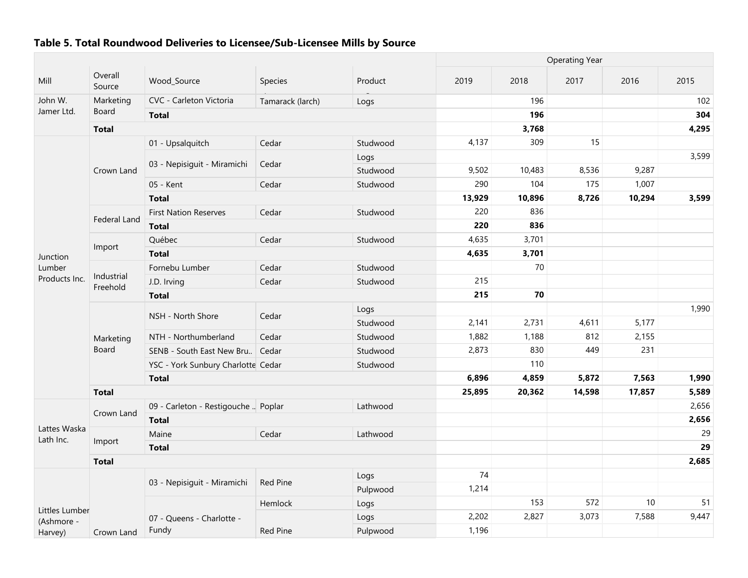### Table 5. Total Roundwood Deliveries to Licensee/Sub-Licensee Mills by Source

| Mill | Overall Source | Wood_Source | Species | Product | 2019 | 2018 | 2017 | 2016 | 2015 |
|---|---|---|---|---|---|---|---|---|---|
| | | | | | Operating Year | | | | |
| John W. Jamer Ltd. | Marketing Board | CVC - Carleton Victoria | Tamarack (larch) | Logs | | 196 | | | 102 |
| | | **Total** | | | | **196** | | | **304** |
| | **Total** | | | | | **3,768** | | | **4,295** |
| Junction Lumber Products Inc. | Crown Land | 01 - Upsalquitch | Cedar | Studwood | 4,137 | 309 | 15 | | |
| | | 03 - Nepisiguit - Miramichi | Cedar | Logs | | | | | 3,599 |
| | | | | Studwood | 9,502 | 10,483 | 8,536 | 9,287 | |
| | | 05 - Kent | Cedar | Studwood | 290 | 104 | 175 | 1,007 | |
| | | **Total** | | | **13,929** | **10,896** | **8,726** | **10,294** | **3,599** |
| | Federal Land | First Nation Reserves | Cedar | Studwood | 220 | 836 | | | |
| | | **Total** | | | **220** | **836** | | | |
| | Import | Québec | Cedar | Studwood | 4,635 | 3,701 | | | |
| | | **Total** | | | **4,635** | **3,701** | | | |
| | Industrial Freehold | Fornebu Lumber | Cedar | Studwood | | 70 | | | |
| | | J.D. Irving | Cedar | Studwood | 215 | | | | |
| | | **Total** | | | **215** | **70** | | | |
| | Marketing Board | NSH - North Shore | Cedar | Logs | | | | | 1,990 |
| | | | | Studwood | 2,141 | 2,731 | 4,611 | 5,177 | |
| | | NTH - Northumberland | Cedar | Studwood | 1,882 | 1,188 | 812 | 2,155 | |
| | | SENB - South East New Bru.. | Cedar | Studwood | 2,873 | 830 | 449 | 231 | |
| | | YSC - York Sunbury Charlotte | Cedar | Studwood | | 110 | | | |
| | | **Total** | | | **6,896** | **4,859** | **5,872** | **7,563** | **1,990** |
| | **Total** | | | | **25,895** | **20,362** | **14,598** | **17,857** | **5,589** |
| Lattes Waska Lath Inc. | Crown Land | 09 - Carleton - Restigouche .. | Poplar | Lathwood | | | | | 2,656 |
| | | **Total** | | | | | | | **2,656** |
| | Import | Maine | Cedar | Lathwood | | | | | 29 |
| | | **Total** | | | | | | | **29** |
| | **Total** | | | | | | | | **2,685** |
| Littles Lumber (Ashmore - Harvey) | Crown Land | 03 - Nepisiguit - Miramichi | Red Pine | Logs | 74 | | | | |
| | | | | Pulpwood | 1,214 | | | | |
| | | 07 - Queens - Charlotte - Fundy | Hemlock | Logs | | 153 | 572 | 10 | 51 |
| | | | Red Pine | Logs | 2,202 | 2,827 | 3,073 | 7,588 | 9,447 |
| | | | | Pulpwood | 1,196 | | | | |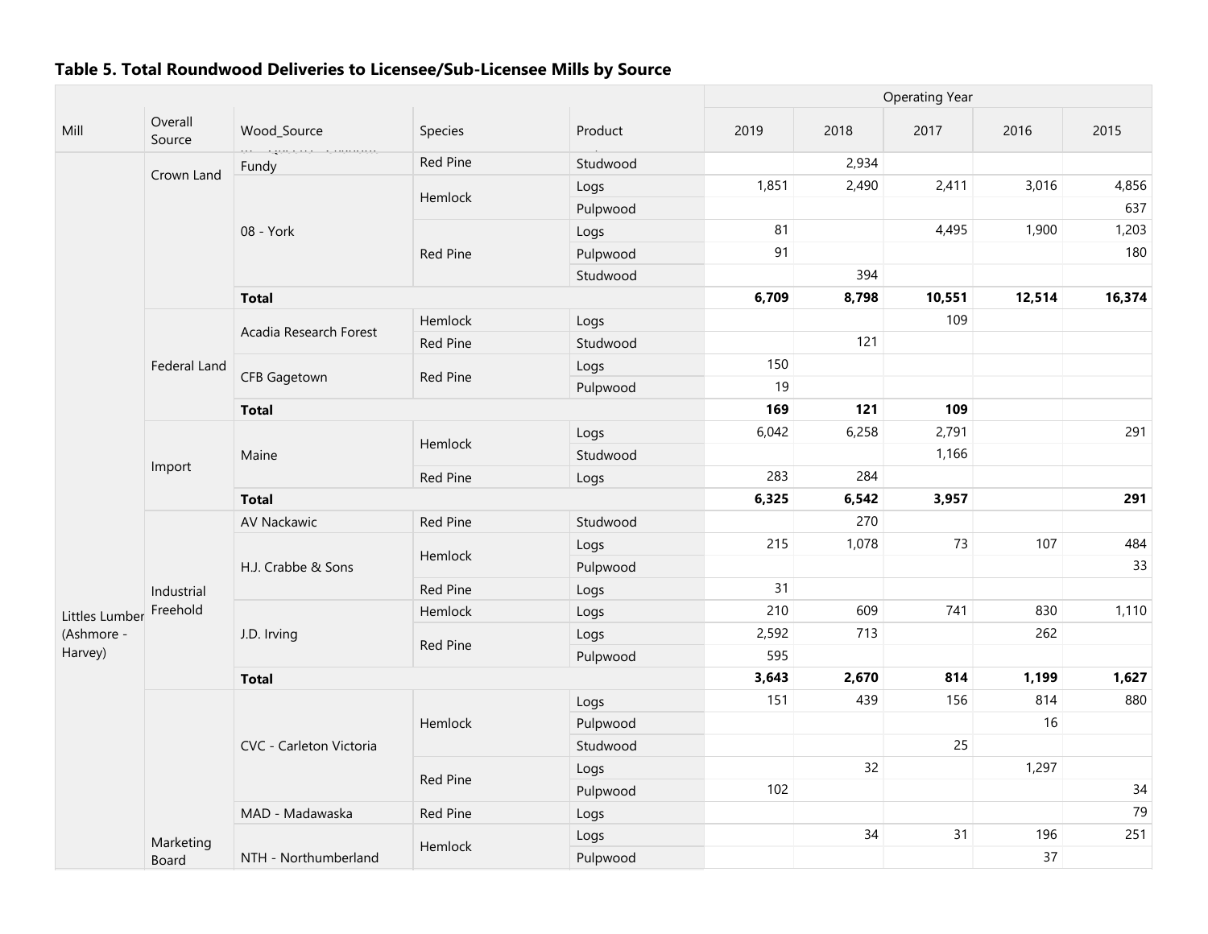**Table 5. Total Roundwood Deliveries to Licensee/Sub-Licensee Mills by Source**

| Mill | Overall Source | Wood_Source | Species | Product | 2019 | 2018 | 2017 | 2016 | 2015 |
|---|---|---|---|---|---|---|---|---|---|
| | | | | | Operating Year | | | | |
| Littles Lumber (Ashmore - Harvey) | Crown Land | Fundy | Red Pine | Studwood | | 2,934 | | | |
| | | 08 - York | Hemlock | Logs | 1,851 | 2,490 | 2,411 | 3,016 | 4,856 |
| | | | | Pulpwood | | | | | 637 |
| | | | Red Pine | Logs | 81 | | 4,495 | 1,900 | 1,203 |
| | | | | Pulpwood | 91 | | | | 180 |
| | | | | Studwood | | 394 | | | |
| | | **Total** | | | **6,709** | **8,798** | **10,551** | **12,514** | **16,374** |
| | Federal Land | Acadia Research Forest | Hemlock | Logs | | | 109 | | |
| | | | Red Pine | Studwood | | 121 | | | |
| | | CFB Gagetown | Red Pine | Logs | 150 | | | | |
| | | | | Pulpwood | 19 | | | | |
| | | **Total** | | | **169** | **121** | **109** | | |
| | Import | Maine | Hemlock | Logs | 6,042 | 6,258 | 2,791 | | 291 |
| | | | | Studwood | | | 1,166 | | |
| | | | Red Pine | Logs | 283 | 284 | | | |
| | | **Total** | | | **6,325** | **6,542** | **3,957** | | **291** |
| | Industrial Freehold | AV Nackawic | Red Pine | Studwood | | 270 | | | |
| | | H.J. Crabbe & Sons | Hemlock | Logs | 215 | 1,078 | 73 | 107 | 484 |
| | | | | Pulpwood | | | | | 33 |
| | | | Red Pine | Logs | 31 | | | | |
| | | J.D. Irving | Hemlock | Logs | 210 | 609 | 741 | 830 | 1,110 |
| | | | Red Pine | Logs | 2,592 | 713 | | 262 | |
| | | | | Pulpwood | 595 | | | | |
| | | **Total** | | | **3,643** | **2,670** | **814** | **1,199** | **1,627** |
| | Marketing Board | CVC - Carleton Victoria | Hemlock | Logs | 151 | 439 | 156 | 814 | 880 |
| | | | | Pulpwood | | | | 16 | |
| | | | | Studwood | | | 25 | | |
| | | | Red Pine | Logs | | 32 | | 1,297 | |
| | | | | Pulpwood | 102 | | | | 34 |
| | | MAD - Madawaska | Red Pine | Logs | | | | | 79 |
| | | NTH - Northumberland | Hemlock | Logs | | 34 | 31 | 196 | 251 |
| | | | | Pulpwood | | | | 37 | |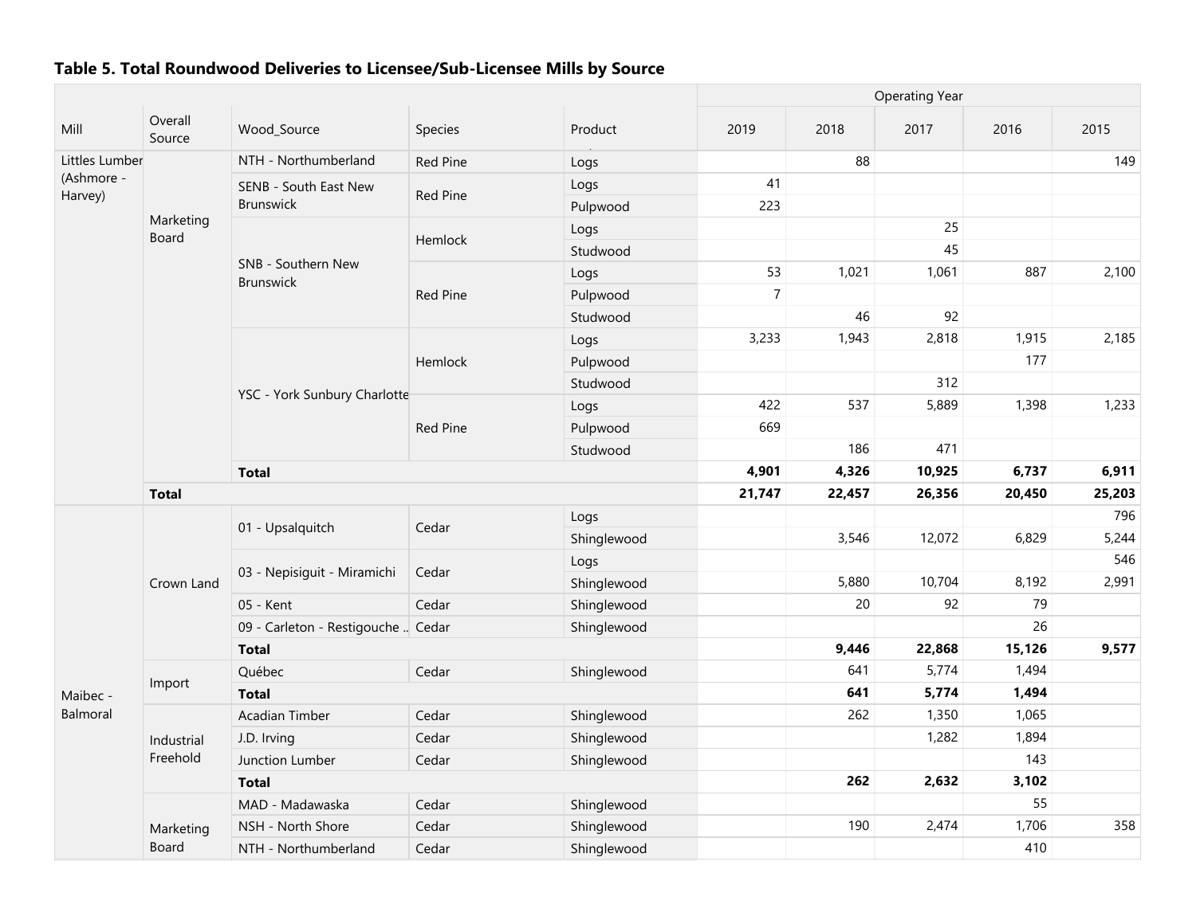### Table 5. Total Roundwood Deliveries to Licensee/Sub-Licensee Mills by Source

| Mill | Overall Source | Wood_Source | Species | Product | Operating Year 2019 | 2018 | 2017 | 2016 | 2015 |
|---|---|---|---|---|---|---|---|---|---|
| Littles Lumber (Ashmore - Harvey) | Marketing Board | NTH - Northumberland | Red Pine | Logs | | 88 | | | 149 |
| | | SENB - South East New Brunswick | Red Pine | Logs | 41 | | | | |
| | | | | Pulpwood | 223 | | | | |
| | | SNB - Southern New Brunswick | Hemlock | Logs | | | 25 | | |
| | | | | Studwood | | | 45 | | |
| | | | Red Pine | Logs | 53 | 1,021 | 1,061 | 887 | 2,100 |
| | | | | Pulpwood | 7 | | | | |
| | | | | Studwood | | 46 | 92 | | |
| | | YSC - York Sunbury Charlotte | Hemlock | Logs | 3,233 | 1,943 | 2,818 | 1,915 | 2,185 |
| | | | | Pulpwood | | | | 177 | |
| | | | | Studwood | | | 312 | | |
| | | | Red Pine | Logs | 422 | 537 | 5,889 | 1,398 | 1,233 |
| | | | | Pulpwood | 669 | | | | |
| | | | | Studwood | | 186 | 471 | | |
| | | **Total** | | | **4,901** | **4,326** | **10,925** | **6,737** | **6,911** |
| | **Total** | | | | **21,747** | **22,457** | **26,356** | **20,450** | **25,203** |
| Maibec - Balmoral | Crown Land | 01 - Upsalquitch | Cedar | Logs | | | | | 796 |
| | | | | Shinglewood | | 3,546 | 12,072 | 6,829 | 5,244 |
| | | 03 - Nepisiguit - Miramichi | Cedar | Logs | | | | | 546 |
| | | | | Shinglewood | | 5,880 | 10,704 | 8,192 | 2,991 |
| | | 05 - Kent | Cedar | Shinglewood | | 20 | 92 | 79 | |
| | | 09 - Carleton - Restigouche .. | Cedar | Shinglewood | | | | 26 | |
| | | **Total** | | | | **9,446** | **22,868** | **15,126** | **9,577** |
| | Import | Québec | Cedar | Shinglewood | | 641 | 5,774 | 1,494 | |
| | | **Total** | | | | **641** | **5,774** | **1,494** | |
| | Industrial Freehold | Acadian Timber | Cedar | Shinglewood | | 262 | 1,350 | 1,065 | |
| | | J.D. Irving | Cedar | Shinglewood | | | 1,282 | 1,894 | |
| | | Junction Lumber | Cedar | Shinglewood | | | | 143 | |
| | | **Total** | | | | **262** | **2,632** | **3,102** | |
| | Marketing Board | MAD - Madawaska | Cedar | Shinglewood | | | | 55 | |
| | | NSH - North Shore | Cedar | Shinglewood | | 190 | 2,474 | 1,706 | 358 |
| | | NTH - Northumberland | Cedar | Shinglewood | | | | 410 | |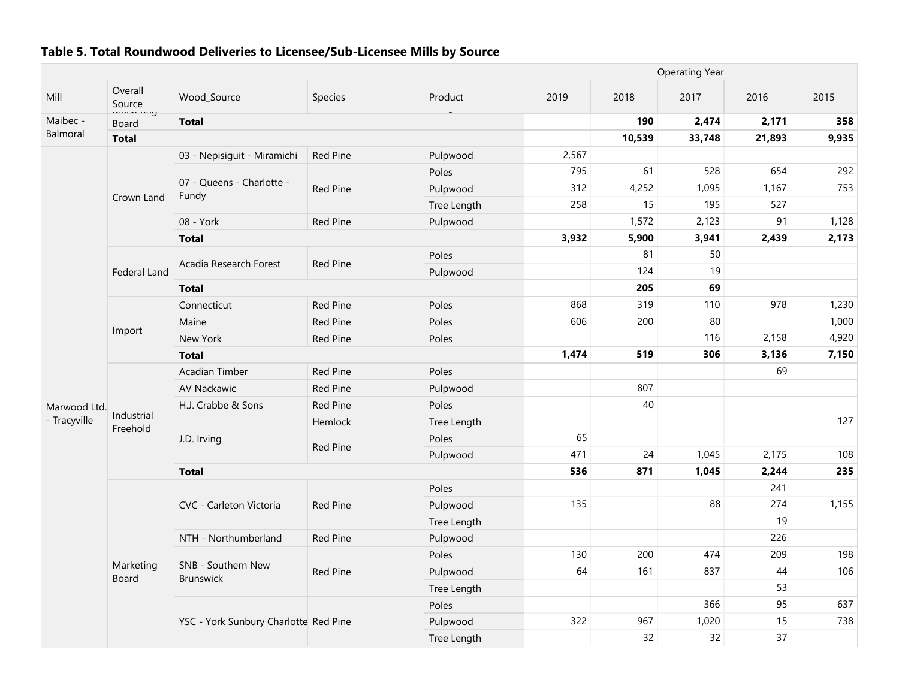**Table 5. Total Roundwood Deliveries to Licensee/Sub-Licensee Mills by Source**

| Mill | Overall Source | Wood_Source | Species | Product | Operating Year 2019 | 2018 | 2017 | 2016 | 2015 |
|---|---|---|---|---|---|---|---|---|---|
| Maibec - Balmoral | Marketing Board | **Total** | | | | **190** | **2,474** | **2,171** | **358** |
| | **Total** | | | | | **10,539** | **33,748** | **21,893** | **9,935** |
| Marwood Ltd. - Tracyville | Crown Land | 03 - Nepisiguit - Miramichi | Red Pine | Pulpwood | 2,567 | | | | |
| | | 07 - Queens - Charlotte - Fundy | Red Pine | Poles | 795 | 61 | 528 | 654 | 292 |
| | | | | Pulpwood | 312 | 4,252 | 1,095 | 1,167 | 753 |
| | | | | Tree Length | 258 | 15 | 195 | 527 | |
| | | 08 - York | Red Pine | Pulpwood | | 1,572 | 2,123 | 91 | 1,128 |
| | | **Total** | | | **3,932** | **5,900** | **3,941** | **2,439** | **2,173** |
| | Federal Land | Acadia Research Forest | Red Pine | Poles | | 81 | 50 | | |
| | | | | Pulpwood | | 124 | 19 | | |
| | | **Total** | | | | **205** | **69** | | |
| | Import | Connecticut | Red Pine | Poles | 868 | 319 | 110 | 978 | 1,230 |
| | | Maine | Red Pine | Poles | 606 | 200 | 80 | | 1,000 |
| | | New York | Red Pine | Poles | | | 116 | 2,158 | 4,920 |
| | | **Total** | | | **1,474** | **519** | **306** | **3,136** | **7,150** |
| | Industrial Freehold | Acadian Timber | Red Pine | Poles | | | | 69 | |
| | | AV Nackawic | Red Pine | Pulpwood | | 807 | | | |
| | | H.J. Crabbe & Sons | Red Pine | Poles | | 40 | | | |
| | | J.D. Irving | Hemlock | Tree Length | | | | | 127 |
| | | | Red Pine | Poles | 65 | | | | |
| | | | | Pulpwood | 471 | 24 | 1,045 | 2,175 | 108 |
| | | **Total** | | | **536** | **871** | **1,045** | **2,244** | **235** |
| | Marketing Board | CVC - Carleton Victoria | Red Pine | Poles | | | | 241 | |
| | | | | Pulpwood | 135 | | 88 | 274 | 1,155 |
| | | | | Tree Length | | | | 19 | |
| | | NTH - Northumberland | Red Pine | Pulpwood | | | | 226 | |
| | | SNB - Southern New Brunswick | Red Pine | Poles | 130 | 200 | 474 | 209 | 198 |
| | | | | Pulpwood | 64 | 161 | 837 | 44 | 106 |
| | | | | Tree Length | | | | 53 | |
| | | YSC - York Sunbury Charlotte | Red Pine | Poles | | | 366 | 95 | 637 |
| | | | | Pulpwood | 322 | 967 | 1,020 | 15 | 738 |
| | | | | Tree Length | | 32 | 32 | 37 | |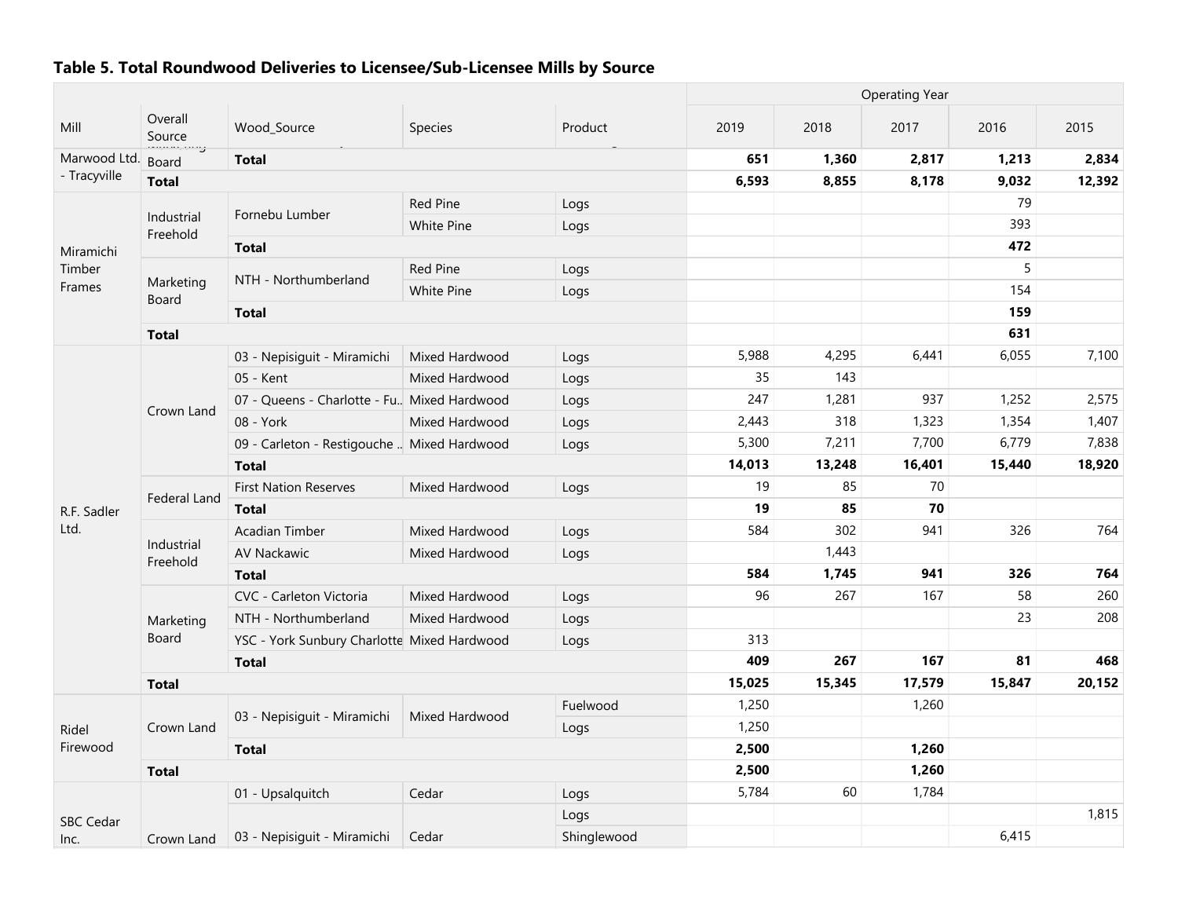## Table 5. Total Roundwood Deliveries to Licensee/Sub-Licensee Mills by Source

| Mill | Overall Source | Wood_Source | Species | Product | Operating Year 2019 | 2018 | 2017 | 2016 | 2015 |
|---|---|---|---|---|---|---|---|---|---|
| Marwood Ltd. - Tracyville | Marketing Board | **Total** | | | **651** | **1,360** | **2,817** | **1,213** | **2,834** |
| | **Total** | | | | **6,593** | **8,855** | **8,178** | **9,032** | **12,392** |
| Miramichi Timber Frames | Industrial Freehold | Fornebu Lumber | Red Pine | Logs | | | | 79 | |
| | | | White Pine | Logs | | | | 393 | |
| | | **Total** | | | | | | **472** | |
| | Marketing Board | NTH - Northumberland | Red Pine | Logs | | | | 5 | |
| | | | White Pine | Logs | | | | 154 | |
| | | **Total** | | | | | | **159** | |
| | **Total** | | | | | | | **631** | |
| R.F. Sadler Ltd. | Crown Land | 03 - Nepisiguit - Miramichi | Mixed Hardwood | Logs | 5,988 | 4,295 | 6,441 | 6,055 | 7,100 |
| | | 05 - Kent | Mixed Hardwood | Logs | 35 | 143 | | | |
| | | 07 - Queens - Charlotte - Fu.. | Mixed Hardwood | Logs | 247 | 1,281 | 937 | 1,252 | 2,575 |
| | | 08 - York | Mixed Hardwood | Logs | 2,443 | 318 | 1,323 | 1,354 | 1,407 |
| | | 09 - Carleton - Restigouche .. | Mixed Hardwood | Logs | 5,300 | 7,211 | 7,700 | 6,779 | 7,838 |
| | | **Total** | | | **14,013** | **13,248** | **16,401** | **15,440** | **18,920** |
| | Federal Land | First Nation Reserves | Mixed Hardwood | Logs | 19 | 85 | 70 | | |
| | | **Total** | | | **19** | **85** | **70** | | |
| | Industrial Freehold | Acadian Timber | Mixed Hardwood | Logs | 584 | 302 | 941 | 326 | 764 |
| | | AV Nackawic | Mixed Hardwood | Logs | | 1,443 | | | |
| | | **Total** | | | **584** | **1,745** | **941** | **326** | **764** |
| | Marketing Board | CVC - Carleton Victoria | Mixed Hardwood | Logs | 96 | 267 | 167 | 58 | 260 |
| | | NTH - Northumberland | Mixed Hardwood | Logs | | | | 23 | 208 |
| | | YSC - York Sunbury Charlotte | Mixed Hardwood | Logs | 313 | | | | |
| | | **Total** | | | **409** | **267** | **167** | **81** | **468** |
| | **Total** | | | | **15,025** | **15,345** | **17,579** | **15,847** | **20,152** |
| Ridel Firewood | Crown Land | 03 - Nepisiguit - Miramichi | Mixed Hardwood | Fuelwood | 1,250 | | 1,260 | | |
| | | | | Logs | 1,250 | | | | |
| | | **Total** | | | **2,500** | | **1,260** | | |
| | **Total** | | | | **2,500** | | **1,260** | | |
| SBC Cedar Inc. | Crown Land | 01 - Upsalquitch | Cedar | Logs | 5,784 | 60 | 1,784 | | |
| | | 03 - Nepisiguit - Miramichi | Cedar | Logs | | | | | 1,815 |
| | | | | Shinglewood | | | | 6,415 | |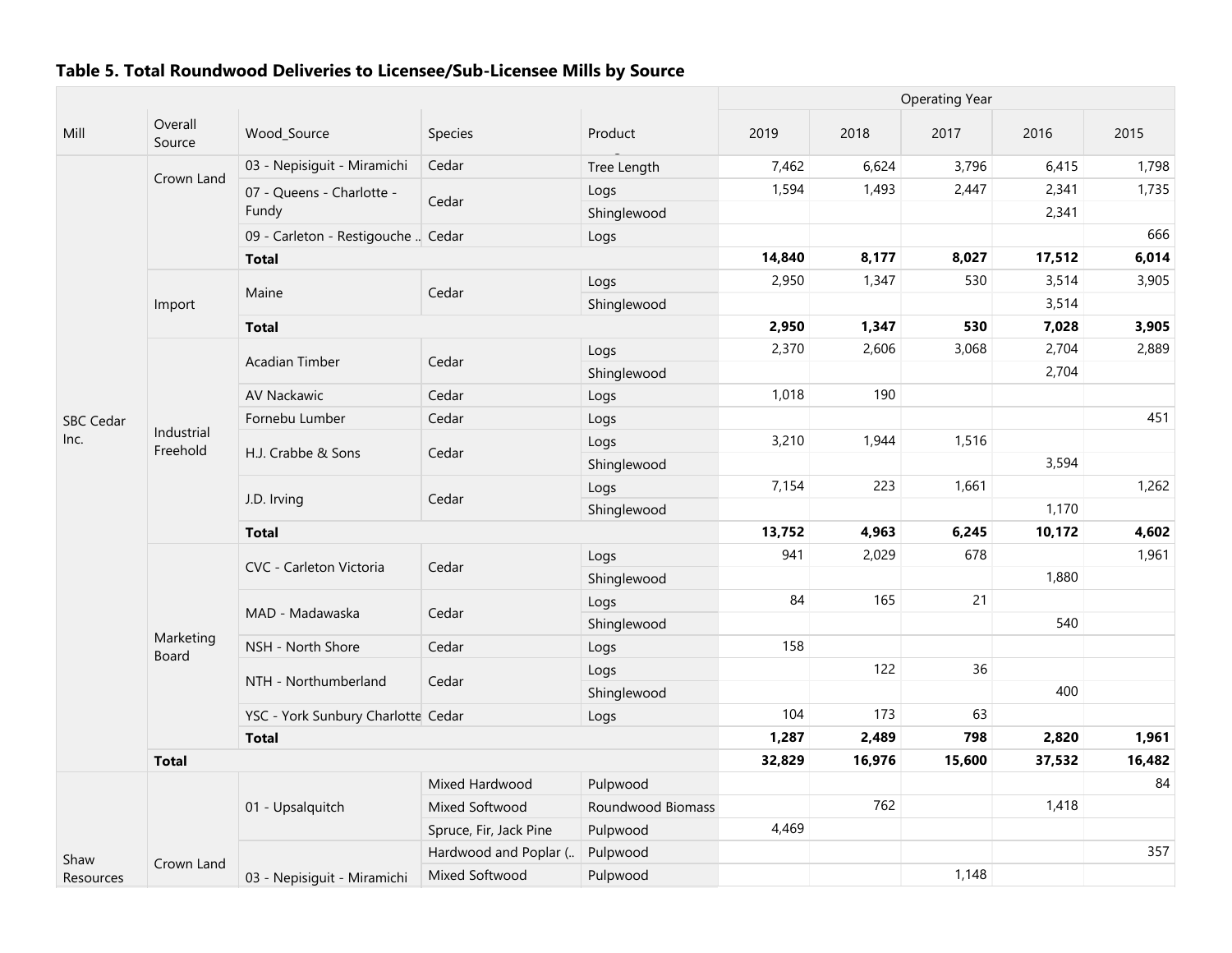### Table 5. Total Roundwood Deliveries to Licensee/Sub-Licensee Mills by Source

| Mill | Overall Source | Wood_Source | Species | Product | 2019 | 2018 | 2017 | 2016 | 2015 |
|---|---|---|---|---|---|---|---|---|---|
| | | | | | Operating Year | | | | |
| SBC Cedar Inc. | Crown Land | 03 - Nepisiguit - Miramichi | Cedar | Tree Length | 7,462 | 6,624 | 3,796 | 6,415 | 1,798 |
| | | 07 - Queens - Charlotte - Fundy | Cedar | Logs | 1,594 | 1,493 | 2,447 | 2,341 | 1,735 |
| | | | | Shinglewood | | | | 2,341 | |
| | | 09 - Carleton - Restigouche .. | Cedar | Logs | | | | | 666 |
| | | **Total** | | | **14,840** | **8,177** | **8,027** | **17,512** | **6,014** |
| | Import | Maine | Cedar | Logs | 2,950 | 1,347 | 530 | 3,514 | 3,905 |
| | | | | Shinglewood | | | | 3,514 | |
| | | **Total** | | | **2,950** | **1,347** | **530** | **7,028** | **3,905** |
| | Industrial Freehold | Acadian Timber | Cedar | Logs | 2,370 | 2,606 | 3,068 | 2,704 | 2,889 |
| | | | | Shinglewood | | | | 2,704 | |
| | | AV Nackawic | Cedar | Logs | 1,018 | 190 | | | |
| | | Fornebu Lumber | Cedar | Logs | | | | | 451 |
| | | H.J. Crabbe & Sons | Cedar | Logs | 3,210 | 1,944 | 1,516 | | |
| | | | | Shinglewood | | | | 3,594 | |
| | | J.D. Irving | Cedar | Logs | 7,154 | 223 | 1,661 | | 1,262 |
| | | | | Shinglewood | | | | 1,170 | |
| | | **Total** | | | **13,752** | **4,963** | **6,245** | **10,172** | **4,602** |
| | Marketing Board | CVC - Carleton Victoria | Cedar | Logs | 941 | 2,029 | 678 | | 1,961 |
| | | | | Shinglewood | | | | 1,880 | |
| | | MAD - Madawaska | Cedar | Logs | 84 | 165 | 21 | | |
| | | | | Shinglewood | | | | 540 | |
| | | NSH - North Shore | Cedar | Logs | 158 | | | | |
| | | NTH - Northumberland | Cedar | Logs | | 122 | 36 | | |
| | | | | Shinglewood | | | | 400 | |
| | | YSC - York Sunbury Charlotte | Cedar | Logs | 104 | 173 | 63 | | |
| | | **Total** | | | **1,287** | **2,489** | **798** | **2,820** | **1,961** |
| | **Total** | | | | **32,829** | **16,976** | **15,600** | **37,532** | **16,482** |
| Shaw Resources | Crown Land | 01 - Upsalquitch | Mixed Hardwood | Pulpwood | | | | | 84 |
| | | | Mixed Softwood | Roundwood Biomass | | 762 | | 1,418 | |
| | | | Spruce, Fir, Jack Pine | Pulpwood | 4,469 | | | | |
| | | 03 - Nepisiguit - Miramichi | Hardwood and Poplar (.. | Pulpwood | | | | | 357 |
| | | | Mixed Softwood | Pulpwood | | | 1,148 | | |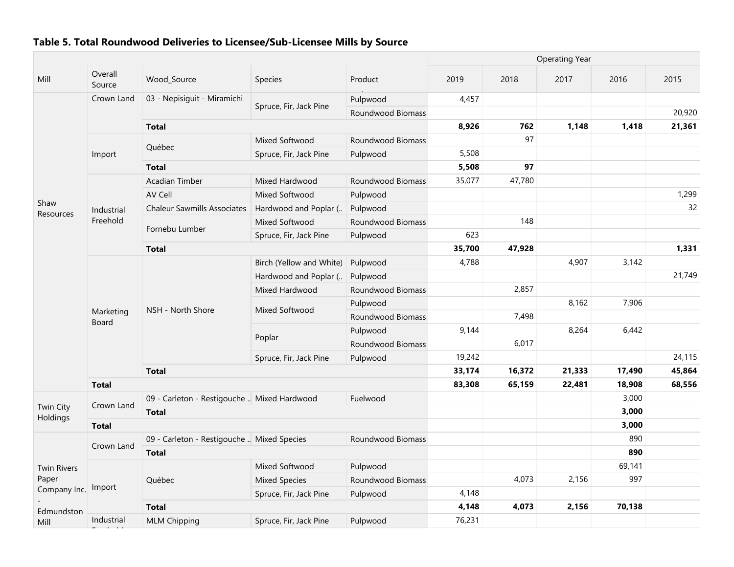### Table 5. Total Roundwood Deliveries to Licensee/Sub-Licensee Mills by Source

| Mill | Overall Source | Wood_Source | Species | Product | Operating Year 2019 | 2018 | 2017 | 2016 | 2015 |
|---|---|---|---|---|---|---|---|---|---|
| Shaw Resources | Crown Land | 03 - Nepisiguit - Miramichi | Spruce, Fir, Jack Pine | Pulpwood | 4,457 | | | | |
| | | | | Roundwood Biomass | | | | | 20,920 |
| | | **Total** | | | **8,926** | **762** | **1,148** | **1,418** | **21,361** |
| | Import | Québec | Mixed Softwood | Roundwood Biomass | | 97 | | | |
| | | | Spruce, Fir, Jack Pine | Pulpwood | 5,508 | | | | |
| | | **Total** | | | **5,508** | **97** | | | |
| | Industrial Freehold | Acadian Timber | Mixed Hardwood | Roundwood Biomass | 35,077 | 47,780 | | | |
| | | AV Cell | Mixed Softwood | Pulpwood | | | | | 1,299 |
| | | Chaleur Sawmills Associates | Hardwood and Poplar (.. | Pulpwood | | | | | 32 |
| | | Fornebu Lumber | Mixed Softwood | Roundwood Biomass | | 148 | | | |
| | | | Spruce, Fir, Jack Pine | Pulpwood | 623 | | | | |
| | | **Total** | | | **35,700** | **47,928** | | | **1,331** |
| | Marketing Board | NSH - North Shore | Birch (Yellow and White) | Pulpwood | 4,788 | | 4,907 | 3,142 | |
| | | | Hardwood and Poplar (.. | Pulpwood | | | | | 21,749 |
| | | | Mixed Hardwood | Roundwood Biomass | | 2,857 | | | |
| | | | Mixed Softwood | Pulpwood | | | 8,162 | 7,906 | |
| | | | | Roundwood Biomass | | 7,498 | | | |
| | | | Poplar | Pulpwood | 9,144 | | 8,264 | 6,442 | |
| | | | | Roundwood Biomass | | 6,017 | | | |
| | | | Spruce, Fir, Jack Pine | Pulpwood | 19,242 | | | | 24,115 |
| | | **Total** | | | **33,174** | **16,372** | **21,333** | **17,490** | **45,864** |
| | **Total** | | | | **83,308** | **65,159** | **22,481** | **18,908** | **68,556** |
| Twin City Holdings | Crown Land | 09 - Carleton - Restigouche .. | Mixed Hardwood | Fuelwood | | | | 3,000 | |
| | | **Total** | | | | | | **3,000** | |
| | **Total** | | | | | | | **3,000** | |
| Twin Rivers Paper Company Inc. - Edmundston Mill | Crown Land | 09 - Carleton - Restigouche .. | Mixed Species | Roundwood Biomass | | | | 890 | |
| | | **Total** | | | | | | **890** | |
| | Import | Québec | Mixed Softwood | Pulpwood | | | | 69,141 | |
| | | | Mixed Species | Roundwood Biomass | | 4,073 | 2,156 | 997 | |
| | | | Spruce, Fir, Jack Pine | Pulpwood | 4,148 | | | | |
| | | **Total** | | | **4,148** | **4,073** | **2,156** | **70,138** | |
| | Industrial Freehold | MLM Chipping | Spruce, Fir, Jack Pine | Pulpwood | 76,231 | | | | |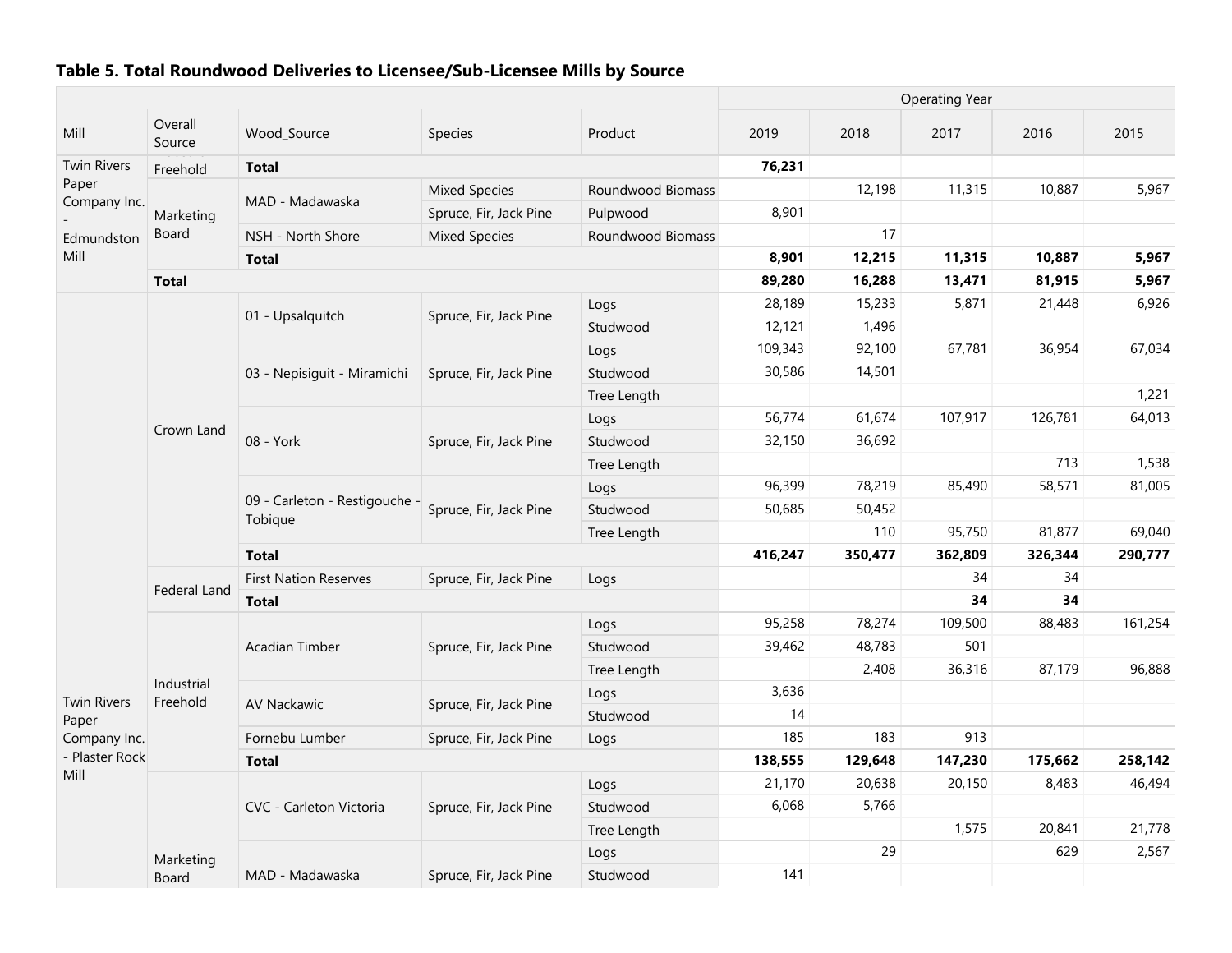### Table 5. Total Roundwood Deliveries to Licensee/Sub-Licensee Mills by Source

| Mill | Overall Source | Wood_Source | Species | Product | Operating Year 2019 | 2018 | 2017 | 2016 | 2015 |
|---|---|---|---|---|---|---|---|---|---|
| Twin Rivers Paper Company Inc. - Edmundston Mill | Freehold | **Total** | | | **76,231** | | | | |
| | Marketing Board | MAD - Madawaska | Mixed Species | Roundwood Biomass | | 12,198 | 11,315 | 10,887 | 5,967 |
| | | | Spruce, Fir, Jack Pine | Pulpwood | 8,901 | | | | |
| | | NSH - North Shore | Mixed Species | Roundwood Biomass | | 17 | | | |
| | | **Total** | | | **8,901** | **12,215** | **11,315** | **10,887** | **5,967** |
| | **Total** | | | | **89,280** | **16,288** | **13,471** | **81,915** | **5,967** |
| Twin Rivers Paper Company Inc. - Plaster Rock Mill | Crown Land | 01 - Upsalquitch | Spruce, Fir, Jack Pine | Logs | 28,189 | 15,233 | 5,871 | 21,448 | 6,926 |
| | | | | Studwood | 12,121 | 1,496 | | | |
| | | 03 - Nepisiguit - Miramichi | Spruce, Fir, Jack Pine | Logs | 109,343 | 92,100 | 67,781 | 36,954 | 67,034 |
| | | | | Studwood | 30,586 | 14,501 | | | |
| | | | | Tree Length | | | | | 1,221 |
| | | 08 - York | Spruce, Fir, Jack Pine | Logs | 56,774 | 61,674 | 107,917 | 126,781 | 64,013 |
| | | | | Studwood | 32,150 | 36,692 | | | |
| | | | | Tree Length | | | | 713 | 1,538 |
| | | 09 - Carleton - Restigouche - Tobique | Spruce, Fir, Jack Pine | Logs | 96,399 | 78,219 | 85,490 | 58,571 | 81,005 |
| | | | | Studwood | 50,685 | 50,452 | | | |
| | | | | Tree Length | | 110 | 95,750 | 81,877 | 69,040 |
| | | **Total** | | | **416,247** | **350,477** | **362,809** | **326,344** | **290,777** |
| | Federal Land | First Nation Reserves | Spruce, Fir, Jack Pine | Logs | | | 34 | 34 | |
| | | **Total** | | | | | **34** | **34** | |
| | Industrial Freehold | Acadian Timber | Spruce, Fir, Jack Pine | Logs | 95,258 | 78,274 | 109,500 | 88,483 | 161,254 |
| | | | | Studwood | 39,462 | 48,783 | 501 | | |
| | | | | Tree Length | | 2,408 | 36,316 | 87,179 | 96,888 |
| | | AV Nackawic | Spruce, Fir, Jack Pine | Logs | 3,636 | | | | |
| | | | | Studwood | 14 | | | | |
| | | Fornebu Lumber | Spruce, Fir, Jack Pine | Logs | 185 | 183 | 913 | | |
| | | **Total** | | | **138,555** | **129,648** | **147,230** | **175,662** | **258,142** |
| | Marketing Board | CVC - Carleton Victoria | Spruce, Fir, Jack Pine | Logs | 21,170 | 20,638 | 20,150 | 8,483 | 46,494 |
| | | | | Studwood | 6,068 | 5,766 | | | |
| | | | | Tree Length | | | 1,575 | 20,841 | 21,778 |
| | | MAD - Madawaska | Spruce, Fir, Jack Pine | Logs | | 29 | | 629 | 2,567 |
| | | | | Studwood | 141 | | | | |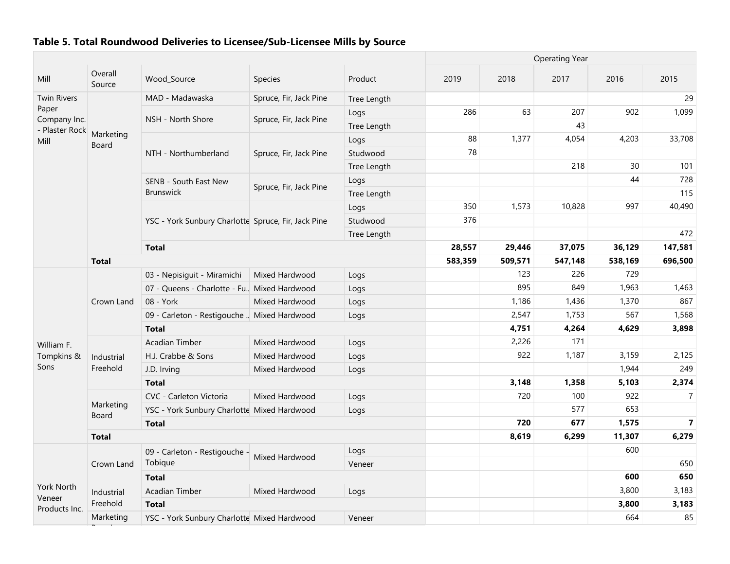### Table 5. Total Roundwood Deliveries to Licensee/Sub-Licensee Mills by Source

| Mill | Overall Source | Wood_Source | Species | Product | 2019 | 2018 | 2017 | 2016 | 2015 |
|---|---|---|---|---|---|---|---|---|---|
| | | | | | Operating Year | | | | |
| Twin Rivers Paper Company Inc. - Plaster Rock Mill | Marketing Board | MAD - Madawaska | Spruce, Fir, Jack Pine | Tree Length | | | | | 29 |
| | | NSH - North Shore | Spruce, Fir, Jack Pine | Logs | 286 | 63 | 207 | 902 | 1,099 |
| | | | | Tree Length | | | 43 | | |
| | | NTH - Northumberland | Spruce, Fir, Jack Pine | Logs | 88 | 1,377 | 4,054 | 4,203 | 33,708 |
| | | | | Studwood | 78 | | | | |
| | | | | Tree Length | | | 218 | 30 | 101 |
| | | SENB - South East New Brunswick | Spruce, Fir, Jack Pine | Logs | | | | 44 | 728 |
| | | | | Tree Length | | | | | 115 |
| | | YSC - York Sunbury Charlotte | Spruce, Fir, Jack Pine | Logs | 350 | 1,573 | 10,828 | 997 | 40,490 |
| | | | | Studwood | 376 | | | | |
| | | | | Tree Length | | | | | 472 |
| | | **Total** | | | **28,557** | **29,446** | **37,075** | **36,129** | **147,581** |
| | **Total** | | | | **583,359** | **509,571** | **547,148** | **538,169** | **696,500** |
| William F. Tompkins & Sons | Crown Land | 03 - Nepisiguit - Miramichi | Mixed Hardwood | Logs | | 123 | 226 | 729 | |
| | | 07 - Queens - Charlotte - Fu.. | Mixed Hardwood | Logs | | 895 | 849 | 1,963 | 1,463 |
| | | 08 - York | Mixed Hardwood | Logs | | 1,186 | 1,436 | 1,370 | 867 |
| | | 09 - Carleton - Restigouche .. | Mixed Hardwood | Logs | | 2,547 | 1,753 | 567 | 1,568 |
| | | **Total** | | | | **4,751** | **4,264** | **4,629** | **3,898** |
| | Industrial Freehold | Acadian Timber | Mixed Hardwood | Logs | | 2,226 | 171 | | |
| | | H.J. Crabbe & Sons | Mixed Hardwood | Logs | | 922 | 1,187 | 3,159 | 2,125 |
| | | J.D. Irving | Mixed Hardwood | Logs | | | | 1,944 | 249 |
| | | **Total** | | | | **3,148** | **1,358** | **5,103** | **2,374** |
| | Marketing Board | CVC - Carleton Victoria | Mixed Hardwood | Logs | | 720 | 100 | 922 | 7 |
| | | YSC - York Sunbury Charlotte | Mixed Hardwood | Logs | | | 577 | 653 | |
| | | **Total** | | | | **720** | **677** | **1,575** | **7** |
| | **Total** | | | | | **8,619** | **6,299** | **11,307** | **6,279** |
| York North Veneer Products Inc. | Crown Land | 09 - Carleton - Restigouche - Tobique | Mixed Hardwood | Logs | | | | 600 | |
| | | | | Veneer | | | | | 650 |
| | | **Total** | | | | | | **600** | **650** |
| | Industrial Freehold | Acadian Timber | Mixed Hardwood | Logs | | | | 3,800 | 3,183 |
| | | **Total** | | | | | | **3,800** | **3,183** |
| | Marketing Board | YSC - York Sunbury Charlotte | Mixed Hardwood | Veneer | | | | 664 | 85 |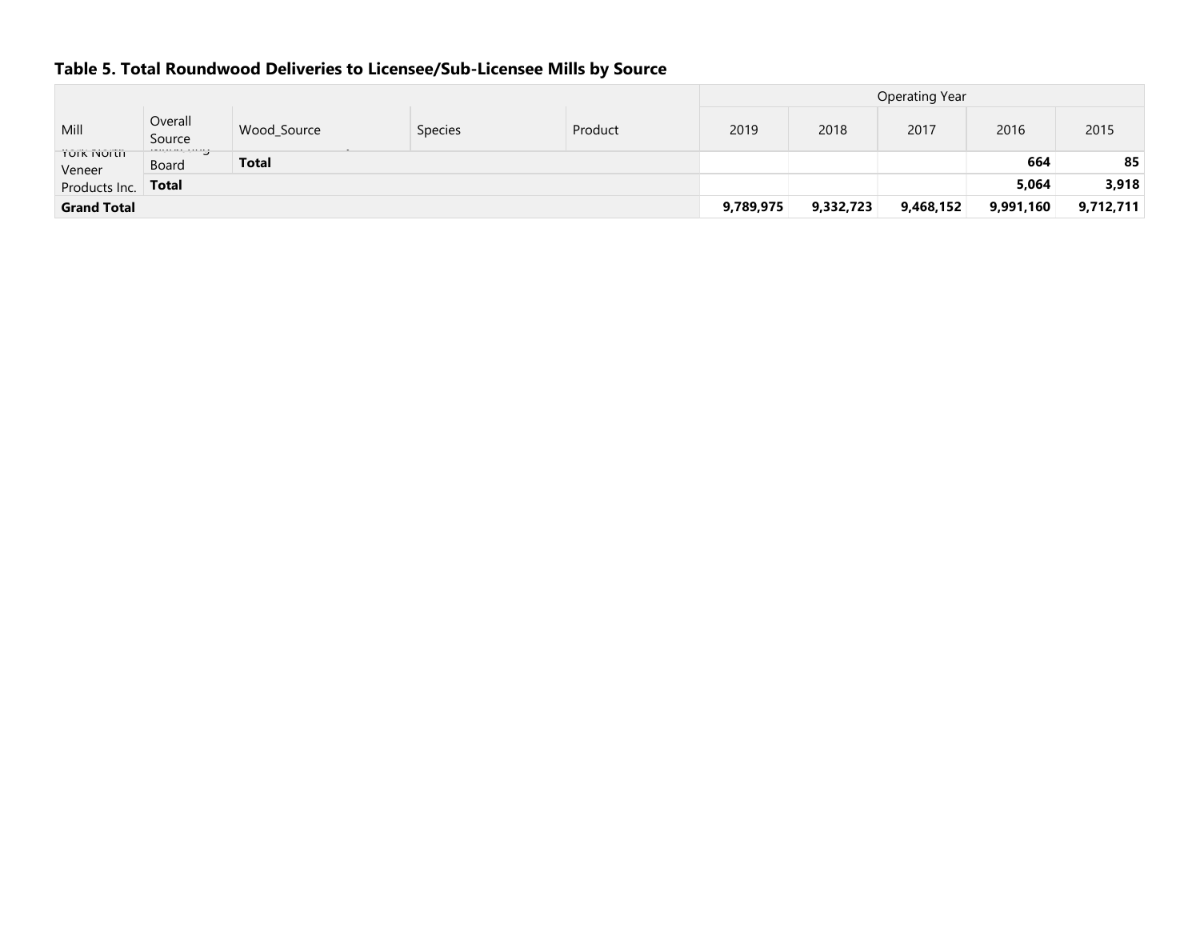## Table 5. Total Roundwood Deliveries to Licensee/Sub-Licensee Mills by Source

| Mill | Overall Source | Wood_Source | Species | Product | Operating Year 2019 | 2018 | 2017 | 2016 | 2015 |
|---|---|---|---|---|---|---|---|---|---|
| York North Veneer Products Inc. | Board | **Total** | | | | | | **664** | **85** |
| | **Total** | | | | | | | **5,064** | **3,918** |
| **Grand Total** | | | | | **9,789,975** | **9,332,723** | **9,468,152** | **9,991,160** | **9,712,711** |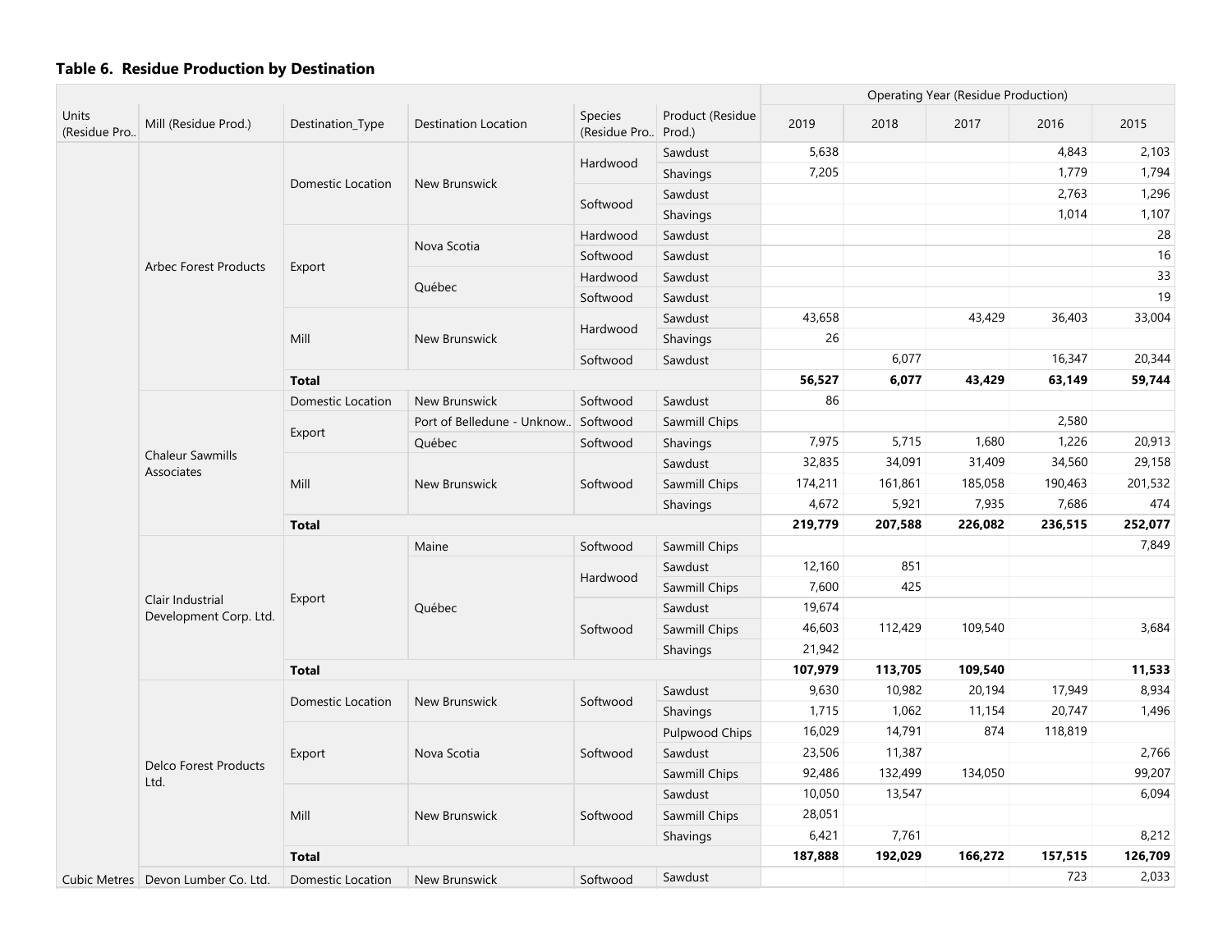### Table 6. Residue Production by Destination

| Units (Residue Pro.. | Mill (Residue Prod.) | Destination_Type | Destination Location | Species (Residue Pro.. | Product (Residue Prod.) | Operating Year (Residue Production) 2019 | 2018 | 2017 | 2016 | 2015 |
|---|---|---|---|---|---|---|---|---|---|---|
| | Arbec Forest Products | Domestic Location | New Brunswick | Hardwood | Sawdust | 5,638 | | | 4,843 | 2,103 |
| | | | | | Shavings | 7,205 | | | 1,779 | 1,794 |
| | | | | Softwood | Sawdust | | | | 2,763 | 1,296 |
| | | | | | Shavings | | | | 1,014 | 1,107 |
| | | Export | Nova Scotia | Hardwood | Sawdust | | | | | 28 |
| | | | | Softwood | Sawdust | | | | | 16 |
| | | | Québec | Hardwood | Sawdust | | | | | 33 |
| | | | | Softwood | Sawdust | | | | | 19 |
| | | Mill | New Brunswick | Hardwood | Sawdust | 43,658 | | 43,429 | 36,403 | 33,004 |
| | | | | | Shavings | 26 | | | | |
| | | | | Softwood | Sawdust | | 6,077 | | 16,347 | 20,344 |
| | | **Total** | | | | **56,527** | **6,077** | **43,429** | **63,149** | **59,744** |
| | Chaleur Sawmills Associates | Domestic Location | New Brunswick | Softwood | Sawdust | 86 | | | | |
| | | Export | Port of Belledune - Unknow.. | Softwood | Sawmill Chips | | | | 2,580 | |
| | | | Québec | Softwood | Shavings | 7,975 | 5,715 | 1,680 | 1,226 | 20,913 |
| | | Mill | New Brunswick | Softwood | Sawdust | 32,835 | 34,091 | 31,409 | 34,560 | 29,158 |
| | | | | | Sawmill Chips | 174,211 | 161,861 | 185,058 | 190,463 | 201,532 |
| | | | | | Shavings | 4,672 | 5,921 | 7,935 | 7,686 | 474 |
| | | **Total** | | | | **219,779** | **207,588** | **226,082** | **236,515** | **252,077** |
| | Clair Industrial Development Corp. Ltd. | Export | Maine | Softwood | Sawmill Chips | | | | | 7,849 |
| | | | Québec | Hardwood | Sawdust | 12,160 | 851 | | | |
| | | | | | Sawmill Chips | 7,600 | 425 | | | |
| | | | | Softwood | Sawdust | 19,674 | | | | |
| | | | | | Sawmill Chips | 46,603 | 112,429 | 109,540 | | 3,684 |
| | | | | | Shavings | 21,942 | | | | |
| | | **Total** | | | | **107,979** | **113,705** | **109,540** | | **11,533** |
| | Delco Forest Products Ltd. | Domestic Location | New Brunswick | Softwood | Sawdust | 9,630 | 10,982 | 20,194 | 17,949 | 8,934 |
| | | | | | Shavings | 1,715 | 1,062 | 11,154 | 20,747 | 1,496 |
| | | Export | Nova Scotia | Softwood | Pulpwood Chips | 16,029 | 14,791 | 874 | 118,819 | |
| | | | | | Sawdust | 23,506 | 11,387 | | | 2,766 |
| | | | | | Sawmill Chips | 92,486 | 132,499 | 134,050 | | 99,207 |
| | | Mill | New Brunswick | Softwood | Sawdust | 10,050 | 13,547 | | | 6,094 |
| | | | | | Sawmill Chips | 28,051 | | | | |
| | | | | | Shavings | 6,421 | 7,761 | | | 8,212 |
| | | **Total** | | | | **187,888** | **192,029** | **166,272** | **157,515** | **126,709** |
| Cubic Metres | Devon Lumber Co. Ltd. | Domestic Location | New Brunswick | Softwood | Sawdust | | | | 723 | 2,033 |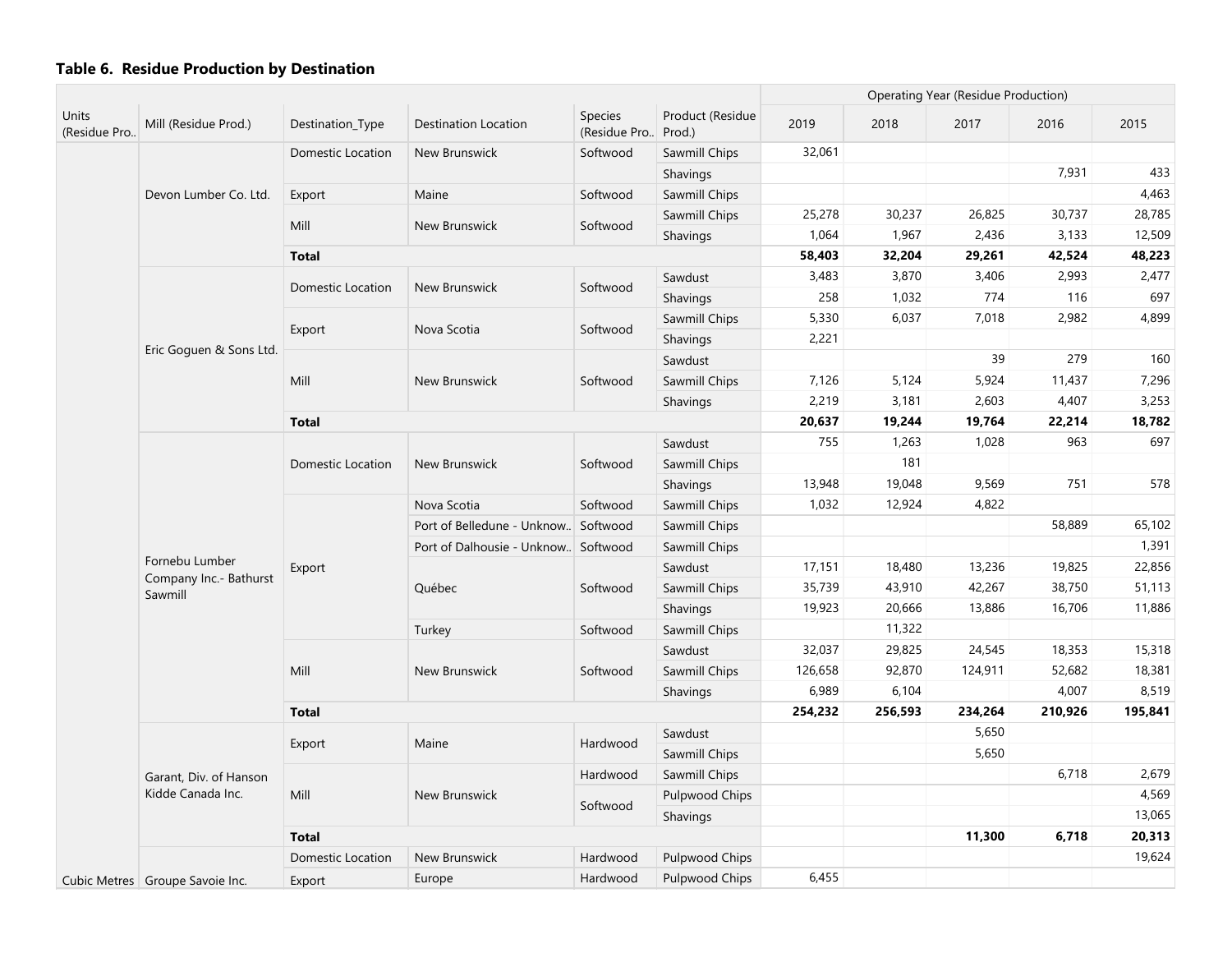## Table 6. Residue Production by Destination

| Units (Residue Pro.. | Mill (Residue Prod.) | Destination_Type | Destination Location | Species (Residue Pro.. | Product (Residue Prod.) | Operating Year (Residue Production) | | | | |
|---|---|---|---|---|---|---|---|---|---|---|
| | | | | | | 2019 | 2018 | 2017 | 2016 | 2015 |
| | Devon Lumber Co. Ltd. | Domestic Location | New Brunswick | Softwood | Sawmill Chips | 32,061 | | | | |
| | | | | | Shavings | | | | 7,931 | 433 |
| | | Export | Maine | Softwood | Sawmill Chips | | | | | 4,463 |
| | | Mill | New Brunswick | Softwood | Sawmill Chips | 25,278 | 30,237 | 26,825 | 30,737 | 28,785 |
| | | | | | Shavings | 1,064 | 1,967 | 2,436 | 3,133 | 12,509 |
| | | **Total** | | | | **58,403** | **32,204** | **29,261** | **42,524** | **48,223** |
| | Eric Goguen & Sons Ltd. | Domestic Location | New Brunswick | Softwood | Sawdust | 3,483 | 3,870 | 3,406 | 2,993 | 2,477 |
| | | | | | Shavings | 258 | 1,032 | 774 | 116 | 697 |
| | | Export | Nova Scotia | Softwood | Sawmill Chips | 5,330 | 6,037 | 7,018 | 2,982 | 4,899 |
| | | | | | Shavings | 2,221 | | | | |
| | | Mill | New Brunswick | Softwood | Sawdust | | | 39 | 279 | 160 |
| | | | | | Sawmill Chips | 7,126 | 5,124 | 5,924 | 11,437 | 7,296 |
| | | | | | Shavings | 2,219 | 3,181 | 2,603 | 4,407 | 3,253 |
| | | **Total** | | | | **20,637** | **19,244** | **19,764** | **22,214** | **18,782** |
| | Fornebu Lumber Company Inc.- Bathurst Sawmill | Domestic Location | New Brunswick | Softwood | Sawdust | 755 | 1,263 | 1,028 | 963 | 697 |
| | | | | | Sawmill Chips | | 181 | | | |
| | | | | | Shavings | 13,948 | 19,048 | 9,569 | 751 | 578 |
| | | Export | Nova Scotia | Softwood | Sawmill Chips | 1,032 | 12,924 | 4,822 | | |
| | | | Port of Belledune - Unknow.. | Softwood | Sawmill Chips | | | | 58,889 | 65,102 |
| | | | Port of Dalhousie - Unknow.. | Softwood | Sawmill Chips | | | | | 1,391 |
| | | | Québec | Softwood | Sawdust | 17,151 | 18,480 | 13,236 | 19,825 | 22,856 |
| | | | | | Sawmill Chips | 35,739 | 43,910 | 42,267 | 38,750 | 51,113 |
| | | | | | Shavings | 19,923 | 20,666 | 13,886 | 16,706 | 11,886 |
| | | | Turkey | Softwood | Sawmill Chips | | 11,322 | | | |
| | | Mill | New Brunswick | Softwood | Sawdust | 32,037 | 29,825 | 24,545 | 18,353 | 15,318 |
| | | | | | Sawmill Chips | 126,658 | 92,870 | 124,911 | 52,682 | 18,381 |
| | | | | | Shavings | 6,989 | 6,104 | | 4,007 | 8,519 |
| | | **Total** | | | | **254,232** | **256,593** | **234,264** | **210,926** | **195,841** |
| | Garant, Div. of Hanson Kidde Canada Inc. | Export | Maine | Hardwood | Sawdust | | | 5,650 | | |
| | | | | | Sawmill Chips | | | 5,650 | | |
| | | Mill | New Brunswick | Hardwood | Sawmill Chips | | | | 6,718 | 2,679 |
| | | | | Softwood | Pulpwood Chips | | | | | 4,569 |
| | | | | | Shavings | | | | | 13,065 |
| | | **Total** | | | | | | **11,300** | **6,718** | **20,313** |
| | Groupe Savoie Inc. | Domestic Location | New Brunswick | Hardwood | Pulpwood Chips | | | | | 19,624 |
| Cubic Metres | | Export | Europe | Hardwood | Pulpwood Chips | 6,455 | | | | |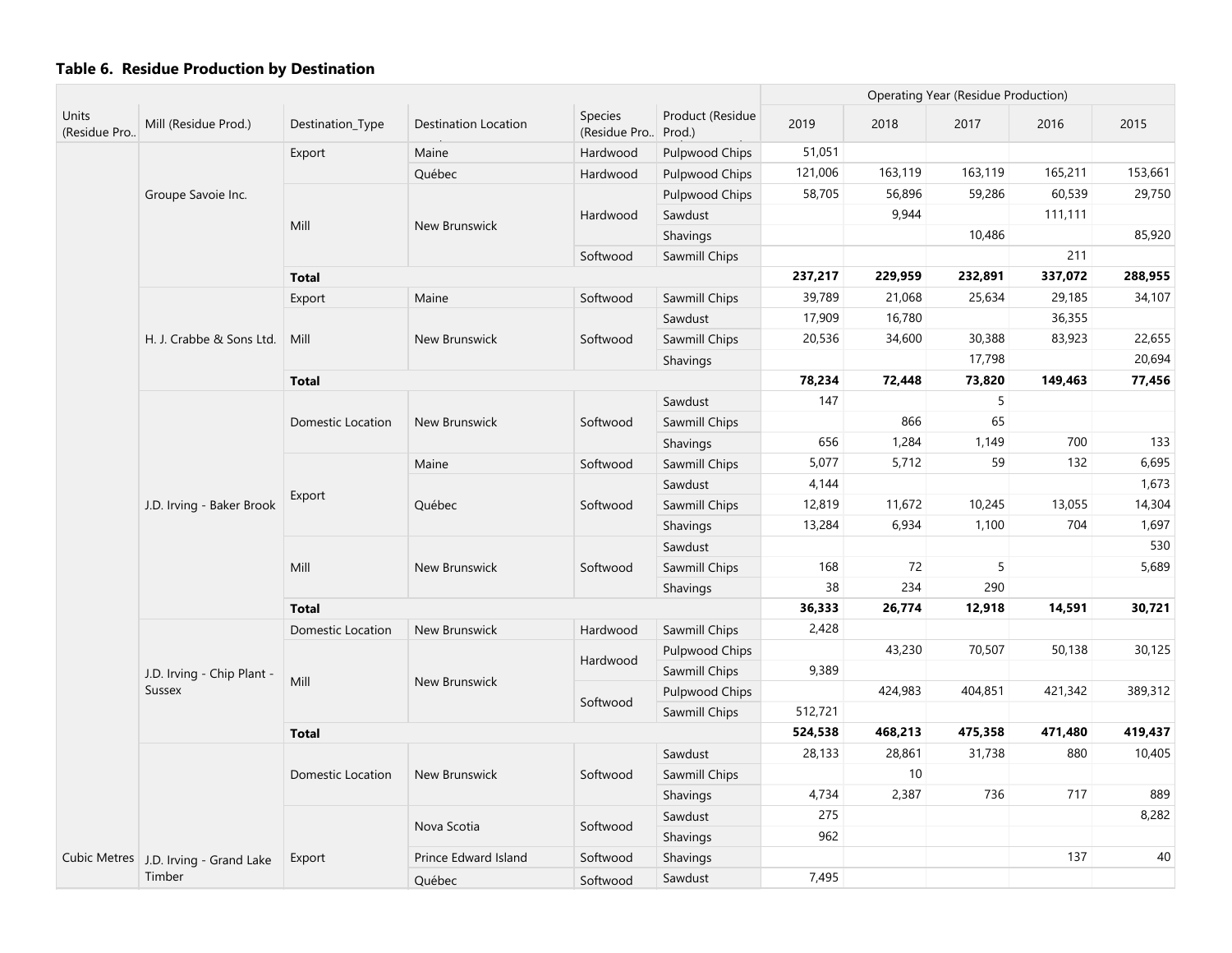### Table 6. Residue Production by Destination

| Units (Residue Pro.. | Mill (Residue Prod.) | Destination_Type | Destination Location | Species (Residue Pro.. | Product (Residue Prod.) | 2019 | 2018 | 2017 | 2016 | 2015 |
|---|---|---|---|---|---|---|---|---|---|---|
| | | | | | | Operating Year (Residue Production) | | | | |
| Cubic Metres | Groupe Savoie Inc. | Export | Maine | Hardwood | Pulpwood Chips | 51,051 | | | | |
| | | | Québec | Hardwood | Pulpwood Chips | 121,006 | 163,119 | 163,119 | 165,211 | 153,661 |
| | | Mill | New Brunswick | Hardwood | Pulpwood Chips | 58,705 | 56,896 | 59,286 | 60,539 | 29,750 |
| | | | | | Sawdust | | 9,944 | | 111,111 | |
| | | | | | Shavings | | | 10,486 | | 85,920 |
| | | | | Softwood | Sawmill Chips | | | | 211 | |
| | | **Total** | | | | **237,217** | **229,959** | **232,891** | **337,072** | **288,955** |
| | H. J. Crabbe & Sons Ltd. | Export | Maine | Softwood | Sawmill Chips | 39,789 | 21,068 | 25,634 | 29,185 | 34,107 |
| | | Mill | New Brunswick | Softwood | Sawdust | 17,909 | 16,780 | | 36,355 | |
| | | | | | Sawmill Chips | 20,536 | 34,600 | 30,388 | 83,923 | 22,655 |
| | | | | | Shavings | | | 17,798 | | 20,694 |
| | | **Total** | | | | **78,234** | **72,448** | **73,820** | **149,463** | **77,456** |
| | J.D. Irving - Baker Brook | Domestic Location | New Brunswick | Softwood | Sawdust | 147 | | 5 | | |
| | | | | | Sawmill Chips | | 866 | 65 | | |
| | | | | | Shavings | 656 | 1,284 | 1,149 | 700 | 133 |
| | | Export | Maine | Softwood | Sawmill Chips | 5,077 | 5,712 | 59 | 132 | 6,695 |
| | | | Québec | Softwood | Sawdust | 4,144 | | | | 1,673 |
| | | | | | Sawmill Chips | 12,819 | 11,672 | 10,245 | 13,055 | 14,304 |
| | | | | | Shavings | 13,284 | 6,934 | 1,100 | 704 | 1,697 |
| | | Mill | New Brunswick | Softwood | Sawdust | | | | | 530 |
| | | | | | Sawmill Chips | 168 | 72 | 5 | | 5,689 |
| | | | | | Shavings | 38 | 234 | 290 | | |
| | | **Total** | | | | **36,333** | **26,774** | **12,918** | **14,591** | **30,721** |
| | J.D. Irving - Chip Plant - Sussex | Domestic Location | New Brunswick | Hardwood | Sawmill Chips | 2,428 | | | | |
| | | Mill | New Brunswick | Hardwood | Pulpwood Chips | | 43,230 | 70,507 | 50,138 | 30,125 |
| | | | | | Sawmill Chips | 9,389 | | | | |
| | | | | Softwood | Pulpwood Chips | | 424,983 | 404,851 | 421,342 | 389,312 |
| | | | | | Sawmill Chips | 512,721 | | | | |
| | | **Total** | | | | **524,538** | **468,213** | **475,358** | **471,480** | **419,437** |
| | J.D. Irving - Grand Lake Timber | Domestic Location | New Brunswick | Softwood | Sawdust | 28,133 | 28,861 | 31,738 | 880 | 10,405 |
| | | | | | Sawmill Chips | | 10 | | | |
| | | | | | Shavings | 4,734 | 2,387 | 736 | 717 | 889 |
| | | Export | Nova Scotia | Softwood | Sawdust | 275 | | | | 8,282 |
| | | | | | Shavings | 962 | | | | |
| | | | Prince Edward Island | Softwood | Shavings | | | | 137 | 40 |
| | | | Québec | Softwood | Sawdust | 7,495 | | | | |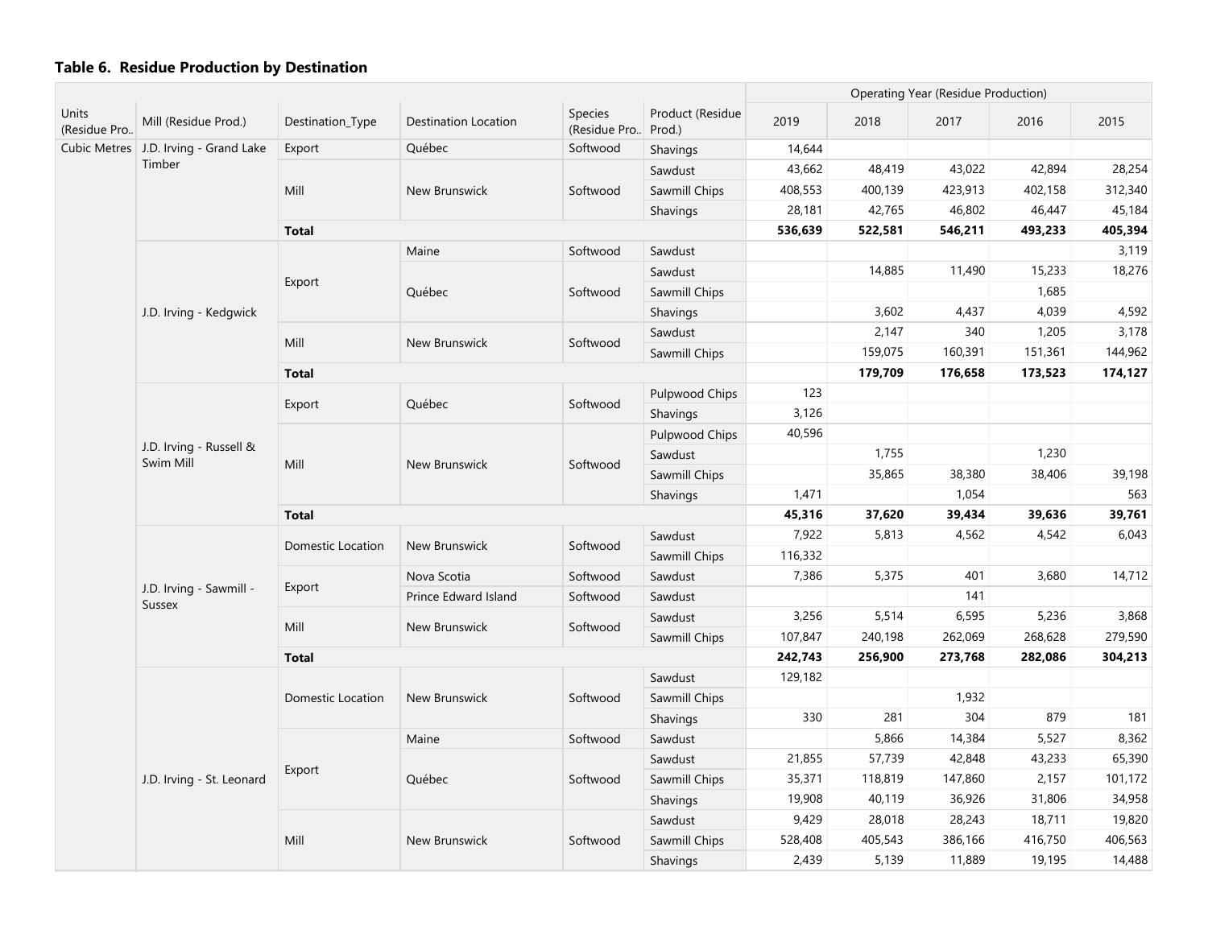### Table 6. Residue Production by Destination

| Units (Residue Pro.. | Mill (Residue Prod.) | Destination_Type | Destination Location | Species (Residue Pro.. | Product (Residue Prod.) | Operating Year (Residue Production) | | | | |
|---|---|---|---|---|---|---|---|---|---|---|
| | | | | | | 2019 | 2018 | 2017 | 2016 | 2015 |
| Cubic Metres | J.D. Irving - Grand Lake Timber | Export | Québec | Softwood | Shavings | 14,644 | | | | |
| | | Mill | New Brunswick | Softwood | Sawdust | 43,662 | 48,419 | 43,022 | 42,894 | 28,254 |
| | | | | | Sawmill Chips | 408,553 | 400,139 | 423,913 | 402,158 | 312,340 |
| | | | | | Shavings | 28,181 | 42,765 | 46,802 | 46,447 | 45,184 |
| | | **Total** | | | | **536,639** | **522,581** | **546,211** | **493,233** | **405,394** |
| | J.D. Irving - Kedgwick | Export | Maine | Softwood | Sawdust | | | | | 3,119 |
| | | | Québec | Softwood | Sawdust | | 14,885 | 11,490 | 15,233 | 18,276 |
| | | | | | Sawmill Chips | | | | 1,685 | |
| | | | | | Shavings | | 3,602 | 4,437 | 4,039 | 4,592 |
| | | Mill | New Brunswick | Softwood | Sawdust | | 2,147 | 340 | 1,205 | 3,178 |
| | | | | | Sawmill Chips | | 159,075 | 160,391 | 151,361 | 144,962 |
| | | **Total** | | | | | **179,709** | **176,658** | **173,523** | **174,127** |
| | J.D. Irving - Russell & Swim Mill | Export | Québec | Softwood | Pulpwood Chips | 123 | | | | |
| | | | | | Shavings | 3,126 | | | | |
| | | Mill | New Brunswick | Softwood | Pulpwood Chips | 40,596 | | | | |
| | | | | | Sawdust | | 1,755 | | 1,230 | |
| | | | | | Sawmill Chips | | 35,865 | 38,380 | 38,406 | 39,198 |
| | | | | | Shavings | 1,471 | | 1,054 | | 563 |
| | | **Total** | | | | **45,316** | **37,620** | **39,434** | **39,636** | **39,761** |
| | J.D. Irving - Sawmill - Sussex | Domestic Location | New Brunswick | Softwood | Sawdust | 7,922 | 5,813 | 4,562 | 4,542 | 6,043 |
| | | | | | Sawmill Chips | 116,332 | | | | |
| | | Export | Nova Scotia | Softwood | Sawdust | 7,386 | 5,375 | 401 | 3,680 | 14,712 |
| | | | Prince Edward Island | Softwood | Sawdust | | | 141 | | |
| | | Mill | New Brunswick | Softwood | Sawdust | 3,256 | 5,514 | 6,595 | 5,236 | 3,868 |
| | | | | | Sawmill Chips | 107,847 | 240,198 | 262,069 | 268,628 | 279,590 |
| | | **Total** | | | | **242,743** | **256,900** | **273,768** | **282,086** | **304,213** |
| | J.D. Irving - St. Leonard | Domestic Location | New Brunswick | Softwood | Sawdust | 129,182 | | | | |
| | | | | | Sawmill Chips | | | 1,932 | | |
| | | | | | Shavings | 330 | 281 | 304 | 879 | 181 |
| | | Export | Maine | Softwood | Sawdust | | 5,866 | 14,384 | 5,527 | 8,362 |
| | | | Québec | Softwood | Sawdust | 21,855 | 57,739 | 42,848 | 43,233 | 65,390 |
| | | | | | Sawmill Chips | 35,371 | 118,819 | 147,860 | 2,157 | 101,172 |
| | | | | | Shavings | 19,908 | 40,119 | 36,926 | 31,806 | 34,958 |
| | | Mill | New Brunswick | Softwood | Sawdust | 9,429 | 28,018 | 28,243 | 18,711 | 19,820 |
| | | | | | Sawmill Chips | 528,408 | 405,543 | 386,166 | 416,750 | 406,563 |
| | | | | | Shavings | 2,439 | 5,139 | 11,889 | 19,195 | 14,488 |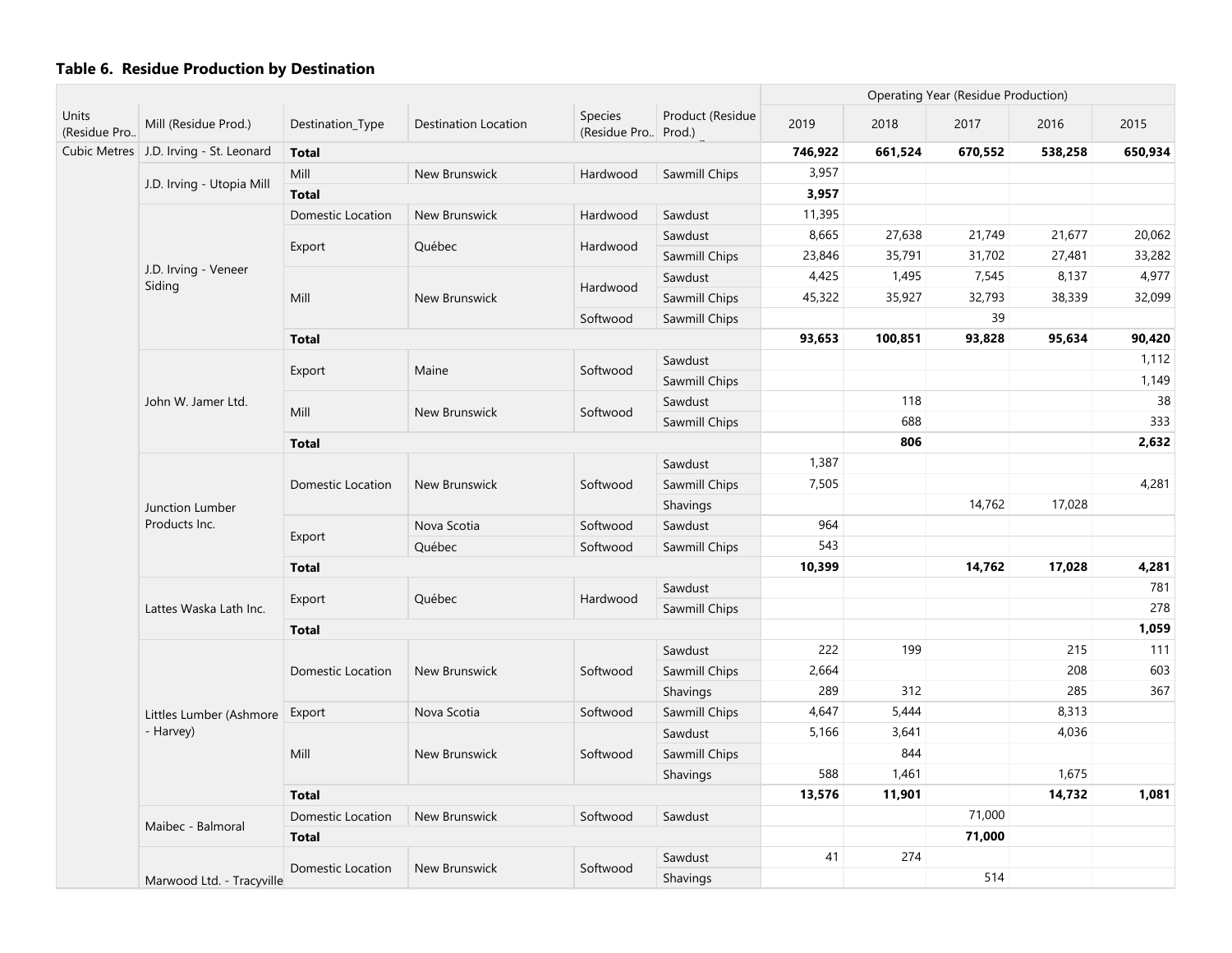### Table 6.  Residue Production by Destination

| Units (Residue Pro.. | Mill (Residue Prod.) | Destination_Type | Destination Location | Species (Residue Pro.. | Product (Residue Prod.) | Operating Year (Residue Production) 2019 | 2018 | 2017 | 2016 | 2015 |
|---|---|---|---|---|---|---|---|---|---|---|
| Cubic Metres | J.D. Irving - St. Leonard | **Total** | | | | **746,922** | **661,524** | **670,552** | **538,258** | **650,934** |
| | J.D. Irving - Utopia Mill | Mill | New Brunswick | Hardwood | Sawmill Chips | 3,957 | | | | |
| | | **Total** | | | | **3,957** | | | | |
| | J.D. Irving - Veneer Siding | Domestic Location | New Brunswick | Hardwood | Sawdust | 11,395 | | | | |
| | | Export | Québec | Hardwood | Sawdust | 8,665 | 27,638 | 21,749 | 21,677 | 20,062 |
| | | | | | Sawmill Chips | 23,846 | 35,791 | 31,702 | 27,481 | 33,282 |
| | | Mill | New Brunswick | Hardwood | Sawdust | 4,425 | 1,495 | 7,545 | 8,137 | 4,977 |
| | | | | | Sawmill Chips | 45,322 | 35,927 | 32,793 | 38,339 | 32,099 |
| | | | | Softwood | Sawmill Chips | | | 39 | | |
| | | **Total** | | | | **93,653** | **100,851** | **93,828** | **95,634** | **90,420** |
| | John W. Jamer Ltd. | Export | Maine | Softwood | Sawdust | | | | | 1,112 |
| | | | | | Sawmill Chips | | | | | 1,149 |
| | | Mill | New Brunswick | Softwood | Sawdust | | 118 | | | 38 |
| | | | | | Sawmill Chips | | 688 | | | 333 |
| | | **Total** | | | | | **806** | | | **2,632** |
| | Junction Lumber Products Inc. | Domestic Location | New Brunswick | Softwood | Sawdust | 1,387 | | | | |
| | | | | | Sawmill Chips | 7,505 | | | | 4,281 |
| | | | | | Shavings | | | 14,762 | 17,028 | |
| | | Export | Nova Scotia | Softwood | Sawdust | 964 | | | | |
| | | | Québec | Softwood | Sawmill Chips | 543 | | | | |
| | | **Total** | | | | **10,399** | | **14,762** | **17,028** | **4,281** |
| | Lattes Waska Lath Inc. | Export | Québec | Hardwood | Sawdust | | | | | 781 |
| | | | | | Sawmill Chips | | | | | 278 |
| | | **Total** | | | | | | | | **1,059** |
| | Littles Lumber (Ashmore - Harvey) | Domestic Location | New Brunswick | Softwood | Sawdust | 222 | 199 | | 215 | 111 |
| | | | | | Sawmill Chips | 2,664 | | | 208 | 603 |
| | | | | | Shavings | 289 | 312 | | 285 | 367 |
| | | Export | Nova Scotia | Softwood | Sawmill Chips | 4,647 | 5,444 | | 8,313 | |
| | | Mill | New Brunswick | Softwood | Sawdust | 5,166 | 3,641 | | 4,036 | |
| | | | | | Sawmill Chips | | 844 | | | |
| | | | | | Shavings | 588 | 1,461 | | 1,675 | |
| | | **Total** | | | | **13,576** | **11,901** | | **14,732** | **1,081** |
| | Maibec - Balmoral | Domestic Location | New Brunswick | Softwood | Sawdust | | | 71,000 | | |
| | | **Total** | | | | | | **71,000** | | |
| | Marwood Ltd. - Tracyville | Domestic Location | New Brunswick | Softwood | Sawdust | 41 | 274 | | | |
| | | | | | Shavings | | | 514 | | |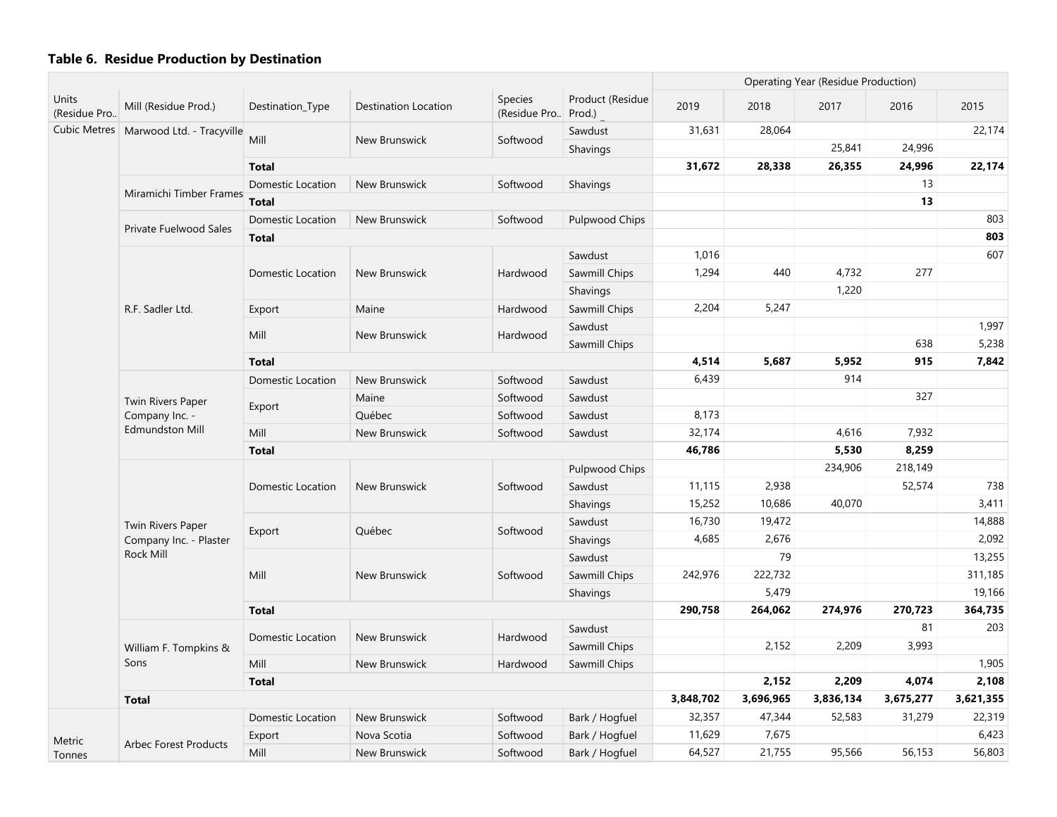### Table 6. Residue Production by Destination

| Units (Residue Pro.. | Mill (Residue Prod.) | Destination_Type | Destination Location | Species (Residue Pro.. | Product (Residue Prod.) | 2019 | 2018 | 2017 | 2016 | 2015 |
|---|---|---|---|---|---|---|---|---|---|---|
| | | | | | | Operating Year (Residue Production) | | | | |
| Cubic Metres | Marwood Ltd. - Tracyville | Mill | New Brunswick | Softwood | Sawdust | 31,631 | 28,064 | | | 22,174 |
| | | | | | Shavings | | | 25,841 | 24,996 | |
| | | **Total** | | | | **31,672** | **28,338** | **26,355** | **24,996** | **22,174** |
| | Miramichi Timber Frames | Domestic Location | New Brunswick | Softwood | Shavings | | | | 13 | |
| | | **Total** | | | | | | | **13** | |
| | Private Fuelwood Sales | Domestic Location | New Brunswick | Softwood | Pulpwood Chips | | | | | 803 |
| | | **Total** | | | | | | | | **803** |
| | R.F. Sadler Ltd. | Domestic Location | New Brunswick | Hardwood | Sawdust | 1,016 | | | | 607 |
| | | | | | Sawmill Chips | 1,294 | 440 | 4,732 | 277 | |
| | | | | | Shavings | | | 1,220 | | |
| | | Export | Maine | Hardwood | Sawmill Chips | 2,204 | 5,247 | | | |
| | | Mill | New Brunswick | Hardwood | Sawdust | | | | | 1,997 |
| | | | | | Sawmill Chips | | | | 638 | 5,238 |
| | | **Total** | | | | **4,514** | **5,687** | **5,952** | **915** | **7,842** |
| | Twin Rivers Paper Company Inc. - Edmundston Mill | Domestic Location | New Brunswick | Softwood | Sawdust | 6,439 | | 914 | | |
| | | Export | Maine | Softwood | Sawdust | | | | 327 | |
| | | | Québec | Softwood | Sawdust | 8,173 | | | | |
| | | Mill | New Brunswick | Softwood | Sawdust | 32,174 | | 4,616 | 7,932 | |
| | | **Total** | | | | **46,786** | | **5,530** | **8,259** | |
| | Twin Rivers Paper Company Inc. - Plaster Rock Mill | Domestic Location | New Brunswick | Softwood | Pulpwood Chips | | | 234,906 | 218,149 | |
| | | | | | Sawdust | 11,115 | 2,938 | | 52,574 | 738 |
| | | | | | Shavings | 15,252 | 10,686 | 40,070 | | 3,411 |
| | | Export | Québec | Softwood | Sawdust | 16,730 | 19,472 | | | 14,888 |
| | | | | | Shavings | 4,685 | 2,676 | | | 2,092 |
| | | Mill | New Brunswick | Softwood | Sawdust | | 79 | | | 13,255 |
| | | | | | Sawmill Chips | 242,976 | 222,732 | | | 311,185 |
| | | | | | Shavings | | 5,479 | | | 19,166 |
| | | **Total** | | | | **290,758** | **264,062** | **274,976** | **270,723** | **364,735** |
| | William F. Tompkins & Sons | Domestic Location | New Brunswick | Hardwood | Sawdust | | | | 81 | 203 |
| | | | | | Sawmill Chips | | 2,152 | 2,209 | 3,993 | |
| | | Mill | New Brunswick | Hardwood | Sawmill Chips | | | | | 1,905 |
| | | **Total** | | | | | **2,152** | **2,209** | **4,074** | **2,108** |
| | **Total** | | | | | **3,848,702** | **3,696,965** | **3,836,134** | **3,675,277** | **3,621,355** |
| Metric Tonnes | Arbec Forest Products | Domestic Location | New Brunswick | Softwood | Bark / Hogfuel | 32,357 | 47,344 | 52,583 | 31,279 | 22,319 |
| | | Export | Nova Scotia | Softwood | Bark / Hogfuel | 11,629 | 7,675 | | | 6,423 |
| | | Mill | New Brunswick | Softwood | Bark / Hogfuel | 64,527 | 21,755 | 95,566 | 56,153 | 56,803 |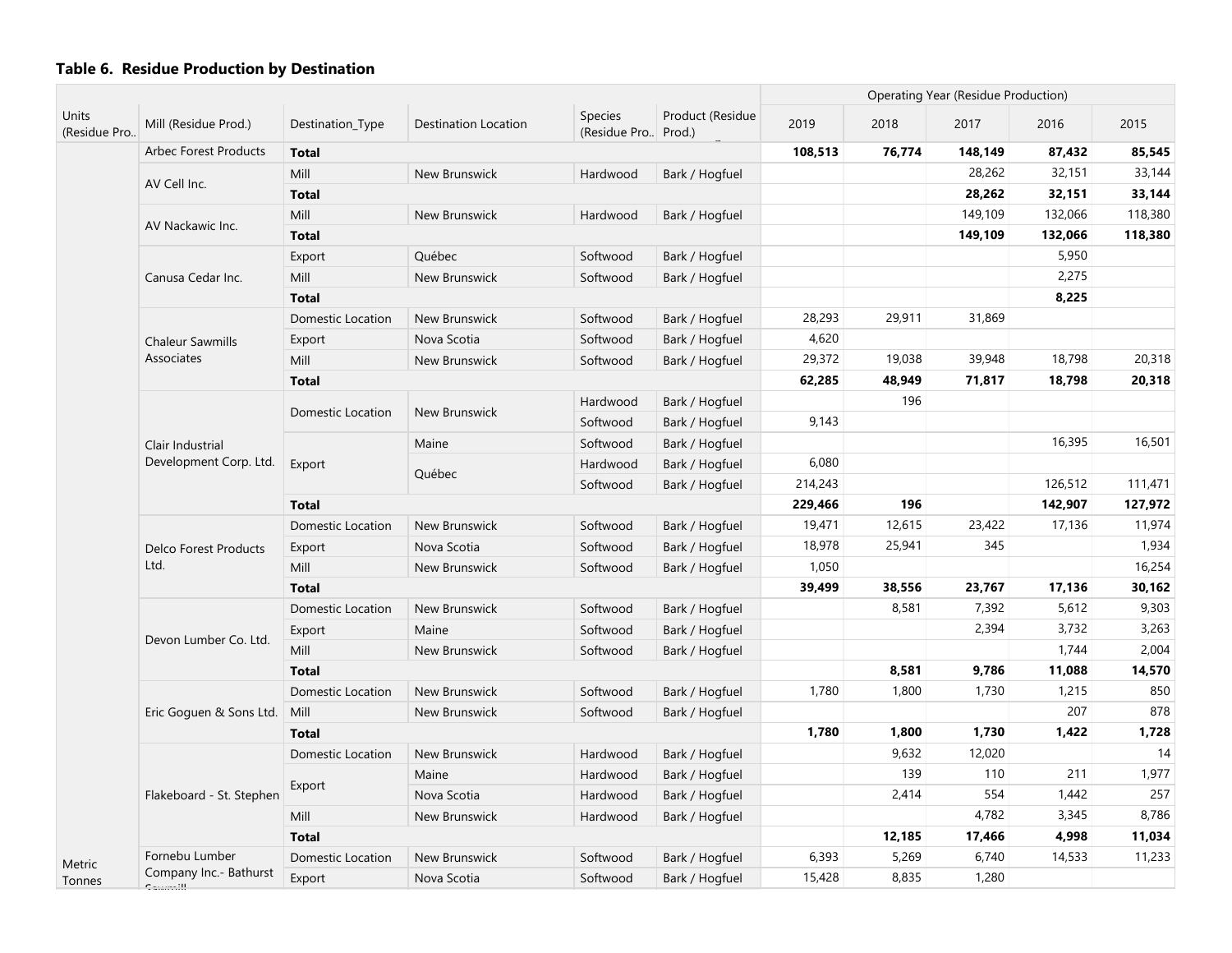### Table 6. Residue Production by Destination

| Units (Residue Pro.. | Mill (Residue Prod.) | Destination_Type | Destination Location | Species (Residue Pro.. | Product (Residue Prod.) | 2019 | 2018 | 2017 | 2016 | 2015 |
|---|---|---|---|---|---|---|---|---|---|---|
| | | | | | | Operating Year (Residue Production) | | | | |
| Metric Tonnes | Arbec Forest Products | **Total** | | | | **108,513** | **76,774** | **148,149** | **87,432** | **85,545** |
| | AV Cell Inc. | Mill | New Brunswick | Hardwood | Bark / Hogfuel | | | 28,262 | 32,151 | 33,144 |
| | | **Total** | | | | | | **28,262** | **32,151** | **33,144** |
| | AV Nackawic Inc. | Mill | New Brunswick | Hardwood | Bark / Hogfuel | | | 149,109 | 132,066 | 118,380 |
| | | **Total** | | | | | | **149,109** | **132,066** | **118,380** |
| | Canusa Cedar Inc. | Export | Québec | Softwood | Bark / Hogfuel | | | | 5,950 | |
| | | Mill | New Brunswick | Softwood | Bark / Hogfuel | | | | 2,275 | |
| | | **Total** | | | | | | | **8,225** | |
| | Chaleur Sawmills Associates | Domestic Location | New Brunswick | Softwood | Bark / Hogfuel | 28,293 | 29,911 | 31,869 | | |
| | | Export | Nova Scotia | Softwood | Bark / Hogfuel | 4,620 | | | | |
| | | Mill | New Brunswick | Softwood | Bark / Hogfuel | 29,372 | 19,038 | 39,948 | 18,798 | 20,318 |
| | | **Total** | | | | **62,285** | **48,949** | **71,817** | **18,798** | **20,318** |
| | Clair Industrial Development Corp. Ltd. | Domestic Location | New Brunswick | Hardwood | Bark / Hogfuel | | 196 | | | |
| | | | | Softwood | Bark / Hogfuel | 9,143 | | | | |
| | | Export | Maine | Softwood | Bark / Hogfuel | | | | 16,395 | 16,501 |
| | | | Québec | Hardwood | Bark / Hogfuel | 6,080 | | | | |
| | | | | Softwood | Bark / Hogfuel | 214,243 | | | 126,512 | 111,471 |
| | | **Total** | | | | **229,466** | **196** | | **142,907** | **127,972** |
| | Delco Forest Products Ltd. | Domestic Location | New Brunswick | Softwood | Bark / Hogfuel | 19,471 | 12,615 | 23,422 | 17,136 | 11,974 |
| | | Export | Nova Scotia | Softwood | Bark / Hogfuel | 18,978 | 25,941 | 345 | | 1,934 |
| | | Mill | New Brunswick | Softwood | Bark / Hogfuel | 1,050 | | | | 16,254 |
| | | **Total** | | | | **39,499** | **38,556** | **23,767** | **17,136** | **30,162** |
| | Devon Lumber Co. Ltd. | Domestic Location | New Brunswick | Softwood | Bark / Hogfuel | | 8,581 | 7,392 | 5,612 | 9,303 |
| | | Export | Maine | Softwood | Bark / Hogfuel | | | 2,394 | 3,732 | 3,263 |
| | | Mill | New Brunswick | Softwood | Bark / Hogfuel | | | | 1,744 | 2,004 |
| | | **Total** | | | | | **8,581** | **9,786** | **11,088** | **14,570** |
| | Eric Goguen & Sons Ltd. | Domestic Location | New Brunswick | Softwood | Bark / Hogfuel | 1,780 | 1,800 | 1,730 | 1,215 | 850 |
| | | Mill | New Brunswick | Softwood | Bark / Hogfuel | | | | 207 | 878 |
| | | **Total** | | | | **1,780** | **1,800** | **1,730** | **1,422** | **1,728** |
| | Flakeboard - St. Stephen | Domestic Location | New Brunswick | Hardwood | Bark / Hogfuel | | 9,632 | 12,020 | | 14 |
| | | Export | Maine | Hardwood | Bark / Hogfuel | | 139 | 110 | 211 | 1,977 |
| | | | Nova Scotia | Hardwood | Bark / Hogfuel | | 2,414 | 554 | 1,442 | 257 |
| | | Mill | New Brunswick | Hardwood | Bark / Hogfuel | | | 4,782 | 3,345 | 8,786 |
| | | **Total** | | | | | **12,185** | **17,466** | **4,998** | **11,034** |
| | Fornebu Lumber Company Inc.- Bathurst Sawmill | Domestic Location | New Brunswick | Softwood | Bark / Hogfuel | 6,393 | 5,269 | 6,740 | 14,533 | 11,233 |
| | | Export | Nova Scotia | Softwood | Bark / Hogfuel | 15,428 | 8,835 | 1,280 | | |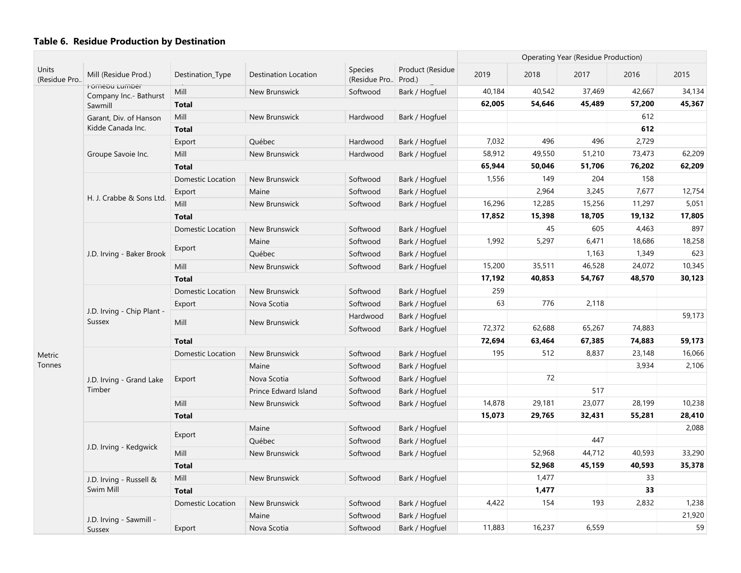### Table 6. Residue Production by Destination

| Units (Residue Pro.. | Mill (Residue Prod.) | Destination_Type | Destination Location | Species (Residue Pro.. | Product (Residue Prod.) | Operating Year (Residue Production) | | | | |
|---|---|---|---|---|---|---|---|---|---|---|
| | | | | | | 2019 | 2018 | 2017 | 2016 | 2015 |
| Metric Tonnes | Fornebu Lumber Company Inc.- Bathurst Sawmill | Mill | New Brunswick | Softwood | Bark / Hogfuel | 40,184 | 40,542 | 37,469 | 42,667 | 34,134 |
| | | **Total** | | | | **62,005** | **54,646** | **45,489** | **57,200** | **45,367** |
| | Garant, Div. of Hanson Kidde Canada Inc. | Mill | New Brunswick | Hardwood | Bark / Hogfuel | | | | 612 | |
| | | **Total** | | | | | | | **612** | |
| | Groupe Savoie Inc. | Export | Québec | Hardwood | Bark / Hogfuel | 7,032 | 496 | 496 | 2,729 | |
| | | Mill | New Brunswick | Hardwood | Bark / Hogfuel | 58,912 | 49,550 | 51,210 | 73,473 | 62,209 |
| | | **Total** | | | | **65,944** | **50,046** | **51,706** | **76,202** | **62,209** |
| | H. J. Crabbe & Sons Ltd. | Domestic Location | New Brunswick | Softwood | Bark / Hogfuel | 1,556 | 149 | 204 | 158 | |
| | | Export | Maine | Softwood | Bark / Hogfuel | | 2,964 | 3,245 | 7,677 | 12,754 |
| | | Mill | New Brunswick | Softwood | Bark / Hogfuel | 16,296 | 12,285 | 15,256 | 11,297 | 5,051 |
| | | **Total** | | | | **17,852** | **15,398** | **18,705** | **19,132** | **17,805** |
| | J.D. Irving - Baker Brook | Domestic Location | New Brunswick | Softwood | Bark / Hogfuel | | 45 | 605 | 4,463 | 897 |
| | | Export | Maine | Softwood | Bark / Hogfuel | 1,992 | 5,297 | 6,471 | 18,686 | 18,258 |
| | | | Québec | Softwood | Bark / Hogfuel | | | 1,163 | 1,349 | 623 |
| | | Mill | New Brunswick | Softwood | Bark / Hogfuel | 15,200 | 35,511 | 46,528 | 24,072 | 10,345 |
| | | **Total** | | | | **17,192** | **40,853** | **54,767** | **48,570** | **30,123** |
| | J.D. Irving - Chip Plant - Sussex | Domestic Location | New Brunswick | Softwood | Bark / Hogfuel | 259 | | | | |
| | | Export | Nova Scotia | Softwood | Bark / Hogfuel | 63 | 776 | 2,118 | | |
| | | Mill | New Brunswick | Hardwood | Bark / Hogfuel | | | | | 59,173 |
| | | | | Softwood | Bark / Hogfuel | 72,372 | 62,688 | 65,267 | 74,883 | |
| | | **Total** | | | | **72,694** | **63,464** | **67,385** | **74,883** | **59,173** |
| | J.D. Irving - Grand Lake Timber | Domestic Location | New Brunswick | Softwood | Bark / Hogfuel | 195 | 512 | 8,837 | 23,148 | 16,066 |
| | | Export | Maine | Softwood | Bark / Hogfuel | | | | 3,934 | 2,106 |
| | | | Nova Scotia | Softwood | Bark / Hogfuel | | 72 | | | |
| | | | Prince Edward Island | Softwood | Bark / Hogfuel | | | 517 | | |
| | | Mill | New Brunswick | Softwood | Bark / Hogfuel | 14,878 | 29,181 | 23,077 | 28,199 | 10,238 |
| | | **Total** | | | | **15,073** | **29,765** | **32,431** | **55,281** | **28,410** |
| | J.D. Irving - Kedgwick | Export | Maine | Softwood | Bark / Hogfuel | | | | | 2,088 |
| | | | Québec | Softwood | Bark / Hogfuel | | | 447 | | |
| | | Mill | New Brunswick | Softwood | Bark / Hogfuel | | 52,968 | 44,712 | 40,593 | 33,290 |
| | | **Total** | | | | | **52,968** | **45,159** | **40,593** | **35,378** |
| | J.D. Irving - Russell & Swim Mill | Mill | New Brunswick | Softwood | Bark / Hogfuel | | 1,477 | | 33 | |
| | | **Total** | | | | | **1,477** | | **33** | |
| | J.D. Irving - Sawmill - Sussex | Domestic Location | New Brunswick | Softwood | Bark / Hogfuel | 4,422 | 154 | 193 | 2,832 | 1,238 |
| | | Export | Maine | Softwood | Bark / Hogfuel | | | | | 21,920 |
| | | | Nova Scotia | Softwood | Bark / Hogfuel | 11,883 | 16,237 | 6,559 | | 59 |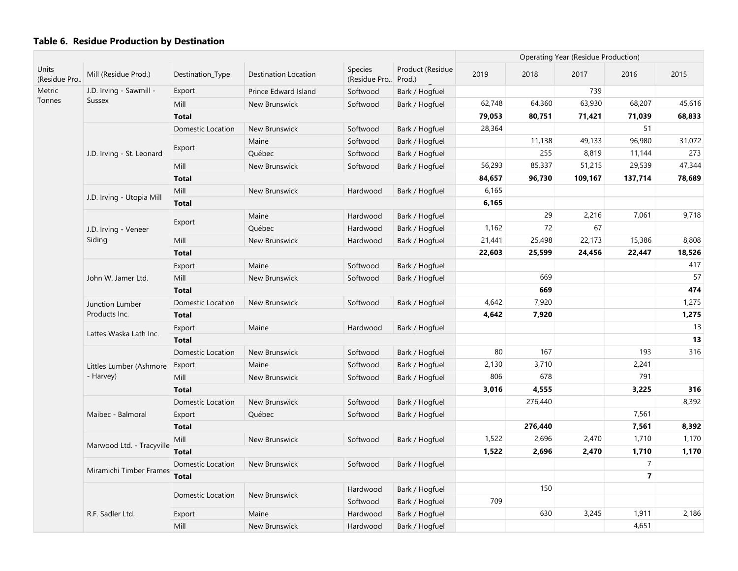### Table 6. Residue Production by Destination

| Units (Residue Pro.. | Mill (Residue Prod.) | Destination_Type | Destination Location | Species (Residue Pro.. | Product (Residue Prod.) | Operating Year (Residue Production) | | | | |
|---|---|---|---|---|---|---|---|---|---|---|
| | | | | | | 2019 | 2018 | 2017 | 2016 | 2015 |
| Metric Tonnes | J.D. Irving - Sawmill - Sussex | Export | Prince Edward Island | Softwood | Bark / Hogfuel | | | 739 | | |
| | | Mill | New Brunswick | Softwood | Bark / Hogfuel | 62,748 | 64,360 | 63,930 | 68,207 | 45,616 |
| | | **Total** | | | | **79,053** | **80,751** | **71,421** | **71,039** | **68,833** |
| | J.D. Irving - St. Leonard | Domestic Location | New Brunswick | Softwood | Bark / Hogfuel | 28,364 | | | 51 | |
| | | Export | Maine | Softwood | Bark / Hogfuel | | 11,138 | 49,133 | 96,980 | 31,072 |
| | | | Québec | Softwood | Bark / Hogfuel | | 255 | 8,819 | 11,144 | 273 |
| | | Mill | New Brunswick | Softwood | Bark / Hogfuel | 56,293 | 85,337 | 51,215 | 29,539 | 47,344 |
| | | **Total** | | | | **84,657** | **96,730** | **109,167** | **137,714** | **78,689** |
| | J.D. Irving - Utopia Mill | Mill | New Brunswick | Hardwood | Bark / Hogfuel | 6,165 | | | | |
| | | **Total** | | | | **6,165** | | | | |
| | J.D. Irving - Veneer Siding | Export | Maine | Hardwood | Bark / Hogfuel | | 29 | 2,216 | 7,061 | 9,718 |
| | | | Québec | Hardwood | Bark / Hogfuel | 1,162 | 72 | 67 | | |
| | | Mill | New Brunswick | Hardwood | Bark / Hogfuel | 21,441 | 25,498 | 22,173 | 15,386 | 8,808 |
| | | **Total** | | | | **22,603** | **25,599** | **24,456** | **22,447** | **18,526** |
| | John W. Jamer Ltd. | Export | Maine | Softwood | Bark / Hogfuel | | | | | 417 |
| | | Mill | New Brunswick | Softwood | Bark / Hogfuel | | 669 | | | 57 |
| | | **Total** | | | | | **669** | | | **474** |
| | Junction Lumber Products Inc. | Domestic Location | New Brunswick | Softwood | Bark / Hogfuel | 4,642 | 7,920 | | | 1,275 |
| | | **Total** | | | | **4,642** | **7,920** | | | **1,275** |
| | Lattes Waska Lath Inc. | Export | Maine | Hardwood | Bark / Hogfuel | | | | | 13 |
| | | **Total** | | | | | | | | **13** |
| | Littles Lumber (Ashmore - Harvey) | Domestic Location | New Brunswick | Softwood | Bark / Hogfuel | 80 | 167 | | 193 | 316 |
| | | Export | Maine | Softwood | Bark / Hogfuel | 2,130 | 3,710 | | 2,241 | |
| | | Mill | New Brunswick | Softwood | Bark / Hogfuel | 806 | 678 | | 791 | |
| | | **Total** | | | | **3,016** | **4,555** | | **3,225** | **316** |
| | Maibec - Balmoral | Domestic Location | New Brunswick | Softwood | Bark / Hogfuel | | 276,440 | | | 8,392 |
| | | Export | Québec | Softwood | Bark / Hogfuel | | | | 7,561 | |
| | | **Total** | | | | | **276,440** | | **7,561** | **8,392** |
| | Marwood Ltd. - Tracyville | Mill | New Brunswick | Softwood | Bark / Hogfuel | 1,522 | 2,696 | 2,470 | 1,710 | 1,170 |
| | | **Total** | | | | **1,522** | **2,696** | **2,470** | **1,710** | **1,170** |
| | Miramichi Timber Frames | Domestic Location | New Brunswick | Softwood | Bark / Hogfuel | | | | 7 | |
| | | **Total** | | | | | | | **7** | |
| | R.F. Sadler Ltd. | Domestic Location | New Brunswick | Hardwood | Bark / Hogfuel | | 150 | | | |
| | | | | Softwood | Bark / Hogfuel | 709 | | | | |
| | | Export | Maine | Hardwood | Bark / Hogfuel | | 630 | 3,245 | 1,911 | 2,186 |
| | | Mill | New Brunswick | Hardwood | Bark / Hogfuel | | | | 4,651 | |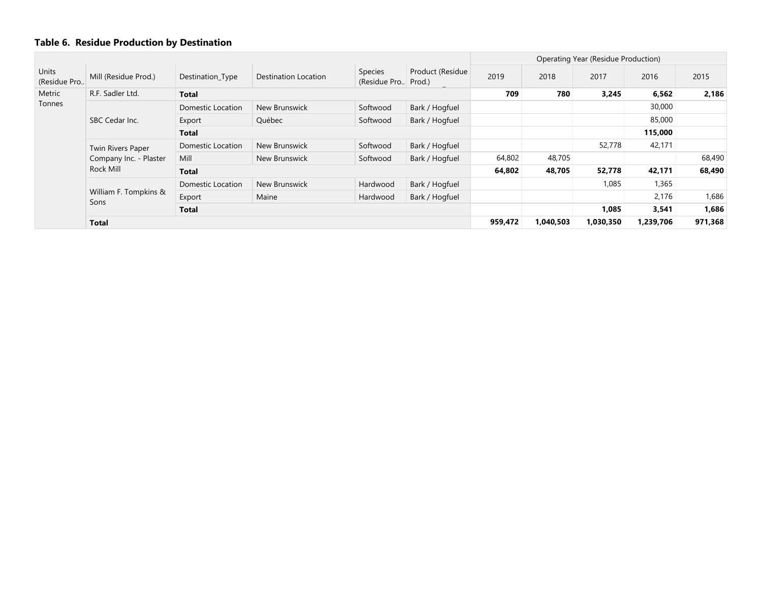### Table 6. Residue Production by Destination

| Units (Residue Pro.. | Mill (Residue Prod.) | Destination_Type | Destination Location | Species (Residue Pro.. | Product (Residue Prod.) | Operating Year (Residue Production) | | | | |
|---|---|---|---|---|---|---|---|---|---|---|
| | | | | | | 2019 | 2018 | 2017 | 2016 | 2015 |
| Metric Tonnes | R.F. Sadler Ltd. | **Total** | | | | **709** | **780** | **3,245** | **6,562** | **2,186** |
| | SBC Cedar Inc. | Domestic Location | New Brunswick | Softwood | Bark / Hogfuel | | | | 30,000 | |
| | | Export | Québec | Softwood | Bark / Hogfuel | | | | 85,000 | |
| | | **Total** | | | | | | | **115,000** | |
| | Twin Rivers Paper Company Inc. - Plaster Rock Mill | Domestic Location | New Brunswick | Softwood | Bark / Hogfuel | | | 52,778 | 42,171 | |
| | | Mill | New Brunswick | Softwood | Bark / Hogfuel | 64,802 | 48,705 | | | 68,490 |
| | | **Total** | | | | **64,802** | **48,705** | **52,778** | **42,171** | **68,490** |
| | William F. Tompkins & Sons | Domestic Location | New Brunswick | Hardwood | Bark / Hogfuel | | | 1,085 | 1,365 | |
| | | Export | Maine | Hardwood | Bark / Hogfuel | | | | 2,176 | 1,686 |
| | | **Total** | | | | | | **1,085** | **3,541** | **1,686** |
| | **Total** | | | | | **959,472** | **1,040,503** | **1,030,350** | **1,239,706** | **971,368** |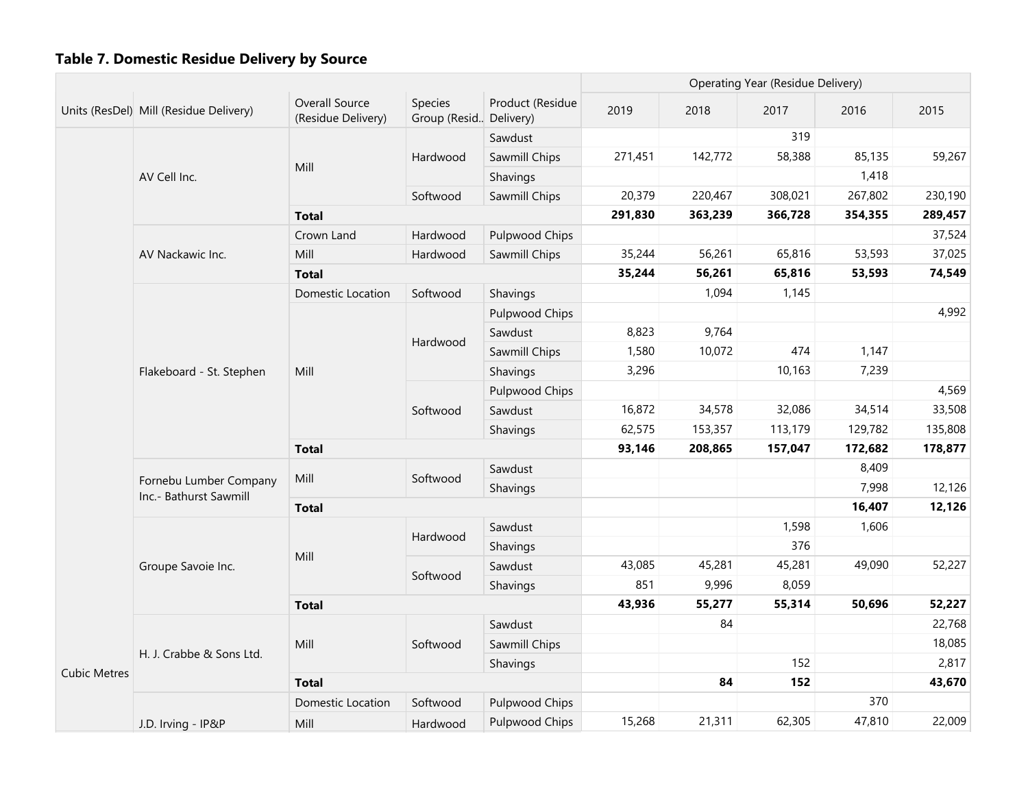**Table 7. Domestic Residue Delivery by Source**

| Units (ResDel) | Mill (Residue Delivery) | Overall Source (Residue Delivery) | Species Group (Resid.. | Product (Residue Delivery) | 2019 | 2018 | 2017 | 2016 | 2015 |
|---|---|---|---|---|---|---|---|---|---|
| | | | | | Operating Year (Residue Delivery) | | | | |
| Cubic Metres | AV Cell Inc. | Mill | Hardwood | Sawdust | | | 319 | | |
| | | | | Sawmill Chips | 271,451 | 142,772 | 58,388 | 85,135 | 59,267 |
| | | | | Shavings | | | | 1,418 | |
| | | | Softwood | Sawmill Chips | 20,379 | 220,467 | 308,021 | 267,802 | 230,190 |
| | | **Total** | | | **291,830** | **363,239** | **366,728** | **354,355** | **289,457** |
| | AV Nackawic Inc. | Crown Land | Hardwood | Pulpwood Chips | | | | | 37,524 |
| | | Mill | Hardwood | Sawmill Chips | 35,244 | 56,261 | 65,816 | 53,593 | 37,025 |
| | | **Total** | | | **35,244** | **56,261** | **65,816** | **53,593** | **74,549** |
| | Flakeboard - St. Stephen | Domestic Location | Softwood | Shavings | | 1,094 | 1,145 | | |
| | | Mill | Hardwood | Pulpwood Chips | | | | | 4,992 |
| | | | | Sawdust | 8,823 | 9,764 | | | |
| | | | | Sawmill Chips | 1,580 | 10,072 | 474 | 1,147 | |
| | | | | Shavings | 3,296 | | 10,163 | 7,239 | |
| | | | Softwood | Pulpwood Chips | | | | | 4,569 |
| | | | | Sawdust | 16,872 | 34,578 | 32,086 | 34,514 | 33,508 |
| | | | | Shavings | 62,575 | 153,357 | 113,179 | 129,782 | 135,808 |
| | | **Total** | | | **93,146** | **208,865** | **157,047** | **172,682** | **178,877** |
| | Fornebu Lumber Company Inc.- Bathurst Sawmill | Mill | Softwood | Sawdust | | | | 8,409 | |
| | | | | Shavings | | | | 7,998 | 12,126 |
| | | **Total** | | | | | | **16,407** | **12,126** |
| | Groupe Savoie Inc. | Mill | Hardwood | Sawdust | | | 1,598 | 1,606 | |
| | | | | Shavings | | | 376 | | |
| | | | Softwood | Sawdust | 43,085 | 45,281 | 45,281 | 49,090 | 52,227 |
| | | | | Shavings | 851 | 9,996 | 8,059 | | |
| | | **Total** | | | **43,936** | **55,277** | **55,314** | **50,696** | **52,227** |
| | H. J. Crabbe & Sons Ltd. | Mill | Softwood | Sawdust | | 84 | | | 22,768 |
| | | | | Sawmill Chips | | | | | 18,085 |
| | | | | Shavings | | | 152 | | 2,817 |
| | | **Total** | | | | **84** | **152** | | **43,670** |
| | J.D. Irving - IP&P | Domestic Location | Softwood | Pulpwood Chips | | | | 370 | |
| | | Mill | Hardwood | Pulpwood Chips | 15,268 | 21,311 | 62,305 | 47,810 | 22,009 |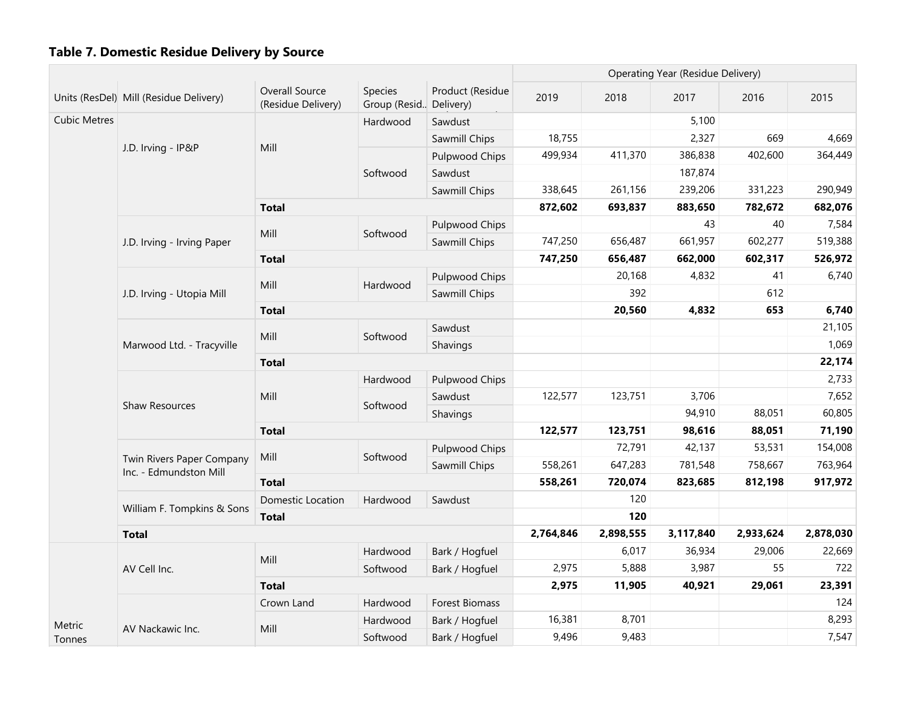## Table 7. Domestic Residue Delivery by Source

| Units (ResDel) | Mill (Residue Delivery) | Overall Source (Residue Delivery) | Species Group (Resid.. | Product (Residue Delivery) | 2019 | 2018 | 2017 | 2016 | 2015 |
|---|---|---|---|---|---|---|---|---|---|
| | | | | | Operating Year (Residue Delivery) | | | | |
| Cubic Metres | J.D. Irving - IP&P | Mill | Hardwood | Sawdust | | | 5,100 | | |
| | | | | Sawmill Chips | 18,755 | | 2,327 | 669 | 4,669 |
| | | | Softwood | Pulpwood Chips | 499,934 | 411,370 | 386,838 | 402,600 | 364,449 |
| | | | | Sawdust | | | 187,874 | | |
| | | | | Sawmill Chips | 338,645 | 261,156 | 239,206 | 331,223 | 290,949 |
| | | **Total** | | | **872,602** | **693,837** | **883,650** | **782,672** | **682,076** |
| | J.D. Irving - Irving Paper | Mill | Softwood | Pulpwood Chips | | | 43 | 40 | 7,584 |
| | | | | Sawmill Chips | 747,250 | 656,487 | 661,957 | 602,277 | 519,388 |
| | | **Total** | | | **747,250** | **656,487** | **662,000** | **602,317** | **526,972** |
| | J.D. Irving - Utopia Mill | Mill | Hardwood | Pulpwood Chips | | 20,168 | 4,832 | 41 | 6,740 |
| | | | | Sawmill Chips | | 392 | | 612 | |
| | | **Total** | | | | **20,560** | **4,832** | **653** | **6,740** |
| | Marwood Ltd. - Tracyville | Mill | Softwood | Sawdust | | | | | 21,105 |
| | | | | Shavings | | | | | 1,069 |
| | | **Total** | | | | | | | **22,174** |
| | Shaw Resources | Mill | Hardwood | Pulpwood Chips | | | | | 2,733 |
| | | | Softwood | Sawdust | 122,577 | 123,751 | 3,706 | | 7,652 |
| | | | | Shavings | | | 94,910 | 88,051 | 60,805 |
| | | **Total** | | | **122,577** | **123,751** | **98,616** | **88,051** | **71,190** |
| | Twin Rivers Paper Company Inc. - Edmundston Mill | Mill | Softwood | Pulpwood Chips | | 72,791 | 42,137 | 53,531 | 154,008 |
| | | | | Sawmill Chips | 558,261 | 647,283 | 781,548 | 758,667 | 763,964 |
| | | **Total** | | | **558,261** | **720,074** | **823,685** | **812,198** | **917,972** |
| | William F. Tompkins & Sons | Domestic Location | Hardwood | Sawdust | | 120 | | | |
| | | **Total** | | | | **120** | | | |
| | **Total** | | | | **2,764,846** | **2,898,555** | **3,117,840** | **2,933,624** | **2,878,030** |
| Metric Tonnes | AV Cell Inc. | Mill | Hardwood | Bark / Hogfuel | | 6,017 | 36,934 | 29,006 | 22,669 |
| | | | Softwood | Bark / Hogfuel | 2,975 | 5,888 | 3,987 | 55 | 722 |
| | | **Total** | | | **2,975** | **11,905** | **40,921** | **29,061** | **23,391** |
| | AV Nackawic Inc. | Crown Land | Hardwood | Forest Biomass | | | | | 124 |
| | | Mill | Hardwood | Bark / Hogfuel | 16,381 | 8,701 | | | 8,293 |
| | | | Softwood | Bark / Hogfuel | 9,496 | 9,483 | | | 7,547 |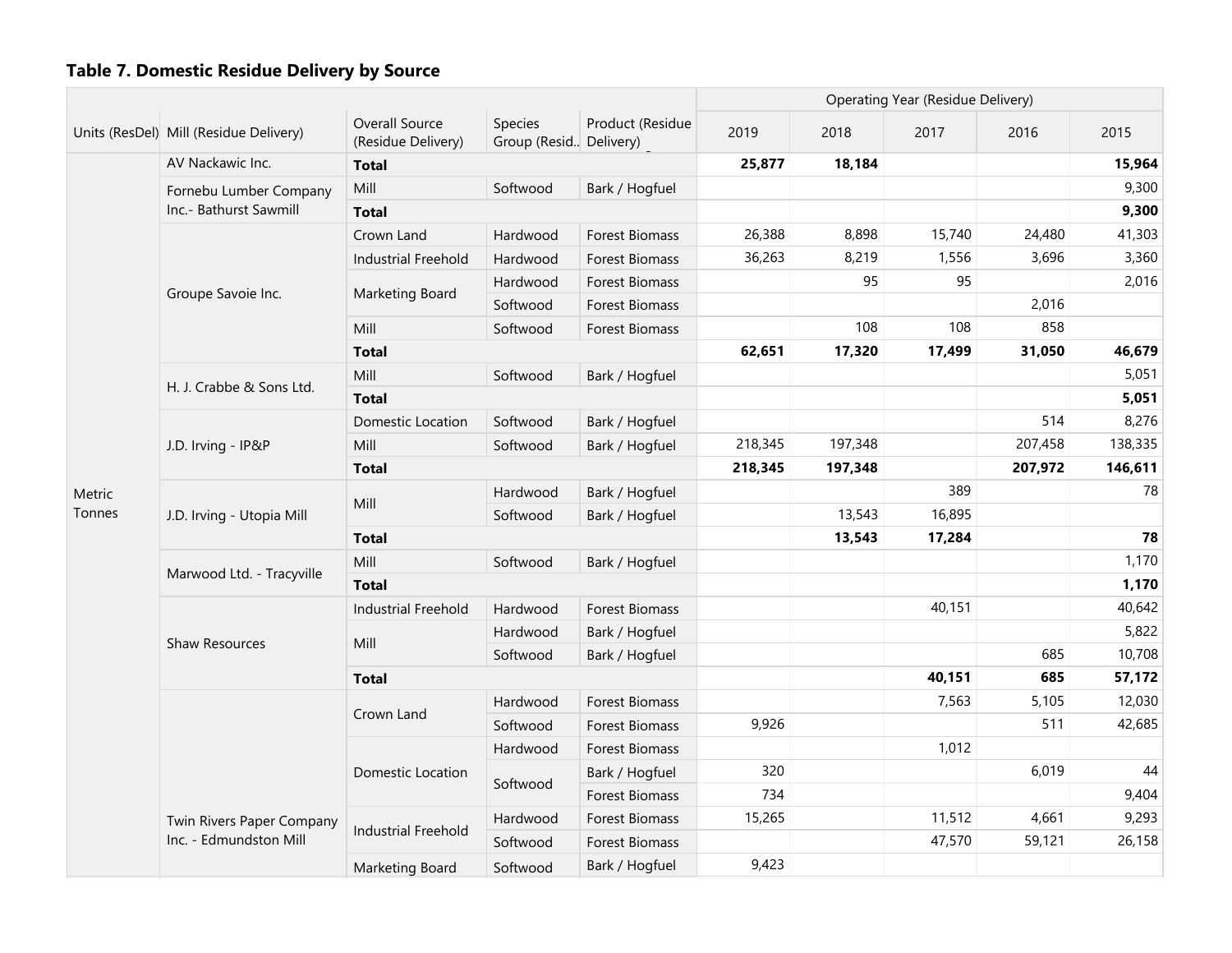## Table 7. Domestic Residue Delivery by Source

| Units (ResDel) | Mill (Residue Delivery) | Overall Source (Residue Delivery) | Species Group (Resid.. | Product (Residue Delivery) | 2019 | 2018 | 2017 | 2016 | 2015 |
|---|---|---|---|---|---|---|---|---|---|
| | | | | | Operating Year (Residue Delivery) | | | | |
| Metric Tonnes | AV Nackawic Inc. | **Total** | | | **25,877** | **18,184** | | | **15,964** |
| | Fornebu Lumber Company Inc.- Bathurst Sawmill | Mill | Softwood | Bark / Hogfuel | | | | | 9,300 |
| | | **Total** | | | | | | | **9,300** |
| | Groupe Savoie Inc. | Crown Land | Hardwood | Forest Biomass | 26,388 | 8,898 | 15,740 | 24,480 | 41,303 |
| | | Industrial Freehold | Hardwood | Forest Biomass | 36,263 | 8,219 | 1,556 | 3,696 | 3,360 |
| | | Marketing Board | Hardwood | Forest Biomass | | 95 | 95 | | 2,016 |
| | | | Softwood | Forest Biomass | | | | 2,016 | |
| | | Mill | Softwood | Forest Biomass | | 108 | 108 | 858 | |
| | | **Total** | | | **62,651** | **17,320** | **17,499** | **31,050** | **46,679** |
| | H. J. Crabbe & Sons Ltd. | Mill | Softwood | Bark / Hogfuel | | | | | 5,051 |
| | | **Total** | | | | | | | **5,051** |
| | J.D. Irving - IP&P | Domestic Location | Softwood | Bark / Hogfuel | | | | 514 | 8,276 |
| | | Mill | Softwood | Bark / Hogfuel | 218,345 | 197,348 | | 207,458 | 138,335 |
| | | **Total** | | | **218,345** | **197,348** | | **207,972** | **146,611** |
| | J.D. Irving - Utopia Mill | Mill | Hardwood | Bark / Hogfuel | | | 389 | | 78 |
| | | | Softwood | Bark / Hogfuel | | 13,543 | 16,895 | | |
| | | **Total** | | | | **13,543** | **17,284** | | **78** |
| | Marwood Ltd. - Tracyville | Mill | Softwood | Bark / Hogfuel | | | | | 1,170 |
| | | **Total** | | | | | | | **1,170** |
| | Shaw Resources | Industrial Freehold | Hardwood | Forest Biomass | | | 40,151 | | 40,642 |
| | | Mill | Hardwood | Bark / Hogfuel | | | | | 5,822 |
| | | | Softwood | Bark / Hogfuel | | | | 685 | 10,708 |
| | | **Total** | | | | | **40,151** | **685** | **57,172** |
| | Twin Rivers Paper Company Inc. - Edmundston Mill | Crown Land | Hardwood | Forest Biomass | | | 7,563 | 5,105 | 12,030 |
| | | | Softwood | Forest Biomass | 9,926 | | | 511 | 42,685 |
| | | Domestic Location | Hardwood | Forest Biomass | | | 1,012 | | |
| | | | Softwood | Bark / Hogfuel | 320 | | | 6,019 | 44 |
| | | | | Forest Biomass | 734 | | | | 9,404 |
| | | Industrial Freehold | Hardwood | Forest Biomass | 15,265 | | 11,512 | 4,661 | 9,293 |
| | | | Softwood | Forest Biomass | | | 47,570 | 59,121 | 26,158 |
| | | Marketing Board | Softwood | Bark / Hogfuel | 9,423 | | | | |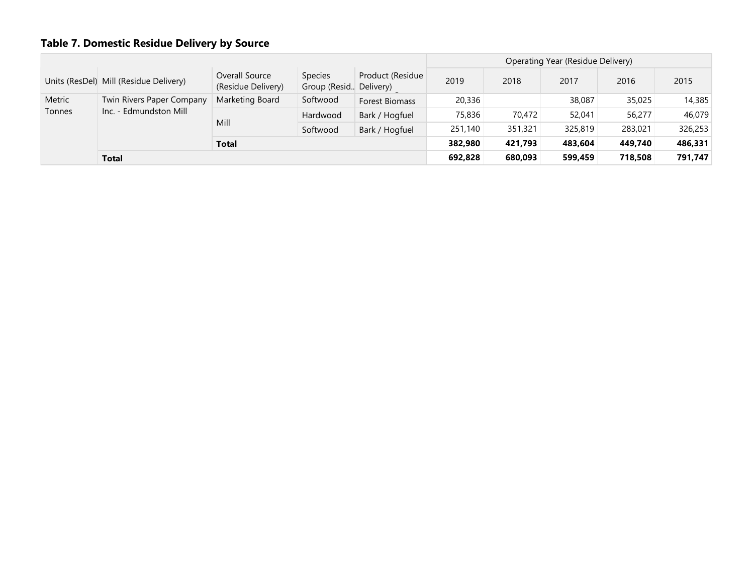### Table 7. Domestic Residue Delivery by Source

| Units (ResDel) | Mill (Residue Delivery) | Overall Source (Residue Delivery) | Species Group (Resid.. | Product (Residue Delivery) | 2019 | 2018 | 2017 | 2016 | 2015 |
|---|---|---|---|---|---|---|---|---|---|
| | | | | | Operating Year (Residue Delivery) | | | | |
| Metric Tonnes | Twin Rivers Paper Company Inc. - Edmundston Mill | Marketing Board | Softwood | Forest Biomass | 20,336 | | 38,087 | 35,025 | 14,385 |
| | | Mill | Hardwood | Bark / Hogfuel | 75,836 | 70,472 | 52,041 | 56,277 | 46,079 |
| | | | Softwood | Bark / Hogfuel | 251,140 | 351,321 | 325,819 | 283,021 | 326,253 |
| | | **Total** | | | **382,980** | **421,793** | **483,604** | **449,740** | **486,331** |
| | **Total** | | | | **692,828** | **680,093** | **599,459** | **718,508** | **791,747** |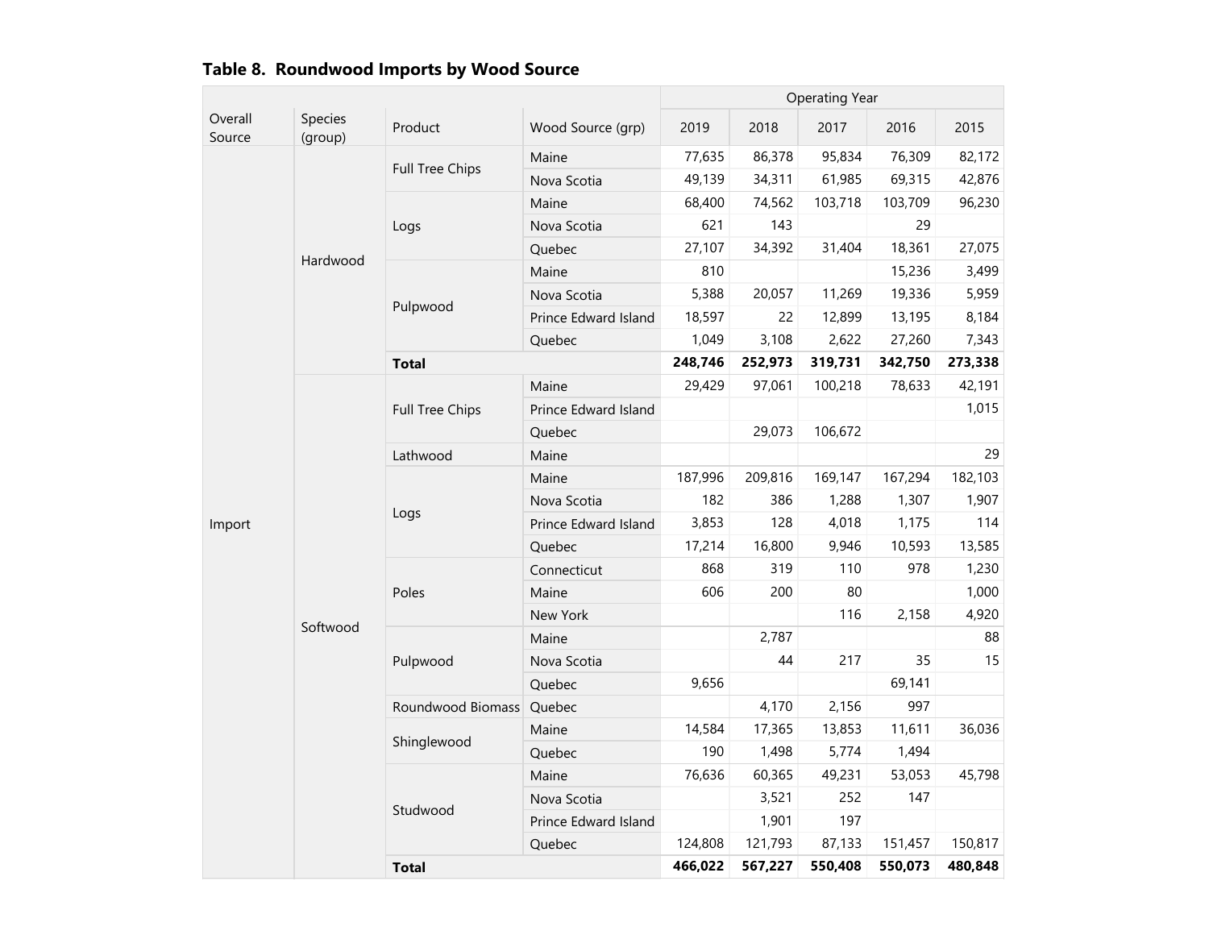**Table 8. Roundwood Imports by Wood Source**

| Overall Source | Species (group) | Product | Wood Source (grp) | 2019 | 2018 | 2017 | 2016 | 2015 |
|---|---|---|---|---|---|---|---|---|
| | | | | Operating Year | | | | |
| Import | Hardwood | Full Tree Chips | Maine | 77,635 | 86,378 | 95,834 | 76,309 | 82,172 |
| | | | Nova Scotia | 49,139 | 34,311 | 61,985 | 69,315 | 42,876 |
| | | Logs | Maine | 68,400 | 74,562 | 103,718 | 103,709 | 96,230 |
| | | | Nova Scotia | 621 | 143 | | 29 | |
| | | | Quebec | 27,107 | 34,392 | 31,404 | 18,361 | 27,075 |
| | | Pulpwood | Maine | 810 | | | 15,236 | 3,499 |
| | | | Nova Scotia | 5,388 | 20,057 | 11,269 | 19,336 | 5,959 |
| | | | Prince Edward Island | 18,597 | 22 | 12,899 | 13,195 | 8,184 |
| | | | Quebec | 1,049 | 3,108 | 2,622 | 27,260 | 7,343 |
| | | **Total** | | **248,746** | **252,973** | **319,731** | **342,750** | **273,338** |
| | Softwood | Full Tree Chips | Maine | 29,429 | 97,061 | 100,218 | 78,633 | 42,191 |
| | | | Prince Edward Island | | | | | 1,015 |
| | | | Quebec | | 29,073 | 106,672 | | |
| | | Lathwood | Maine | | | | | 29 |
| | | Logs | Maine | 187,996 | 209,816 | 169,147 | 167,294 | 182,103 |
| | | | Nova Scotia | 182 | 386 | 1,288 | 1,307 | 1,907 |
| | | | Prince Edward Island | 3,853 | 128 | 4,018 | 1,175 | 114 |
| | | | Quebec | 17,214 | 16,800 | 9,946 | 10,593 | 13,585 |
| | | Poles | Connecticut | 868 | 319 | 110 | 978 | 1,230 |
| | | | Maine | 606 | 200 | 80 | | 1,000 |
| | | | New York | | | 116 | 2,158 | 4,920 |
| | | Pulpwood | Maine | | 2,787 | | | 88 |
| | | | Nova Scotia | | 44 | 217 | 35 | 15 |
| | | | Quebec | 9,656 | | | 69,141 | |
| | | Roundwood Biomass | Quebec | | 4,170 | 2,156 | 997 | |
| | | Shinglewood | Maine | 14,584 | 17,365 | 13,853 | 11,611 | 36,036 |
| | | | Quebec | 190 | 1,498 | 5,774 | 1,494 | |
| | | Studwood | Maine | 76,636 | 60,365 | 49,231 | 53,053 | 45,798 |
| | | | Nova Scotia | | 3,521 | 252 | 147 | |
| | | | Prince Edward Island | | 1,901 | 197 | | |
| | | | Quebec | 124,808 | 121,793 | 87,133 | 151,457 | 150,817 |
| | | **Total** | | **466,022** | **567,227** | **550,408** | **550,073** | **480,848** |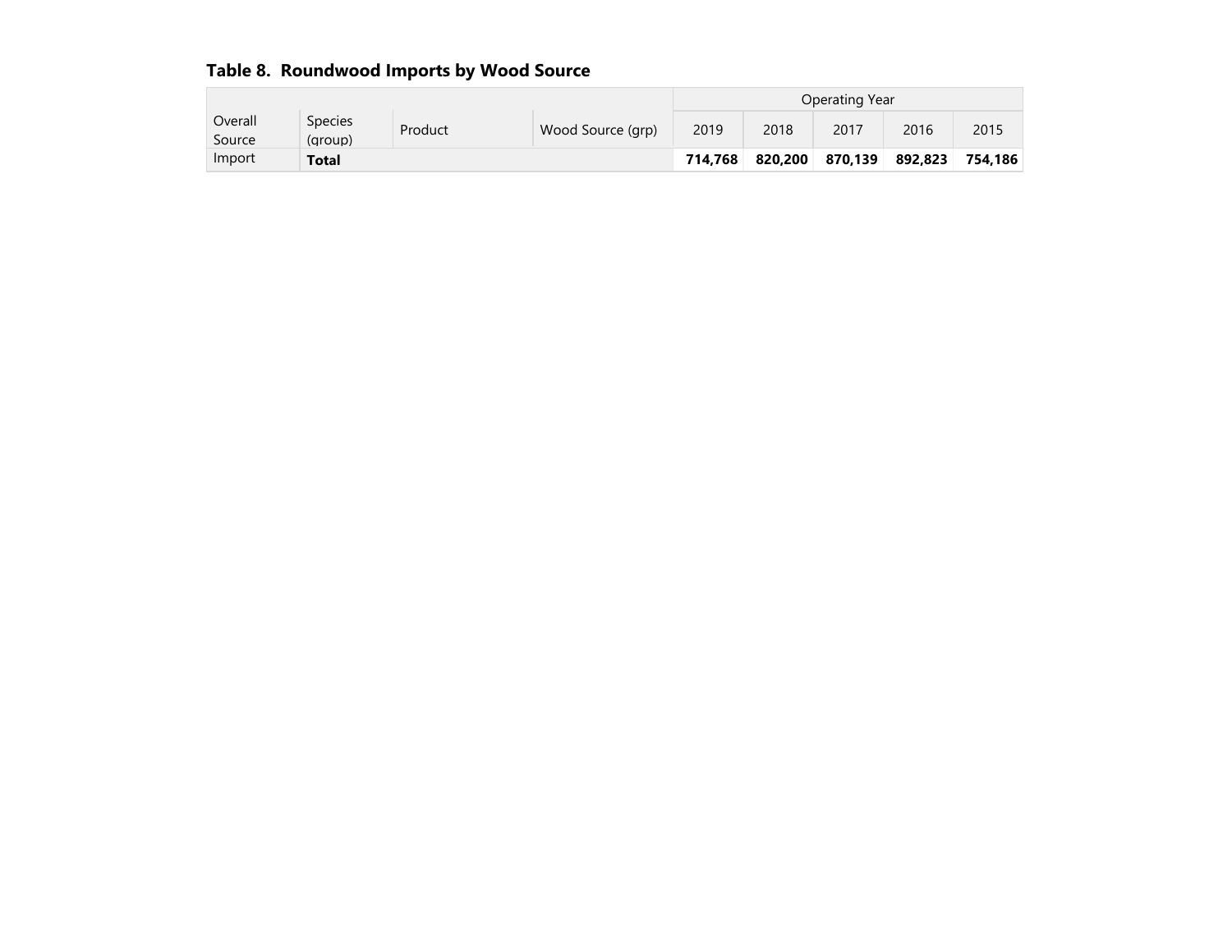## Table 8. Roundwood Imports by Wood Source

| Overall Source | Species (group) | Product | Wood Source (grp) | Operating Year 2019 | 2018 | 2017 | 2016 | 2015 |
|---|---|---|---|---|---|---|---|---|
| Import | **Total** | | | **714,768** | **820,200** | **870,139** | **892,823** | **754,186** |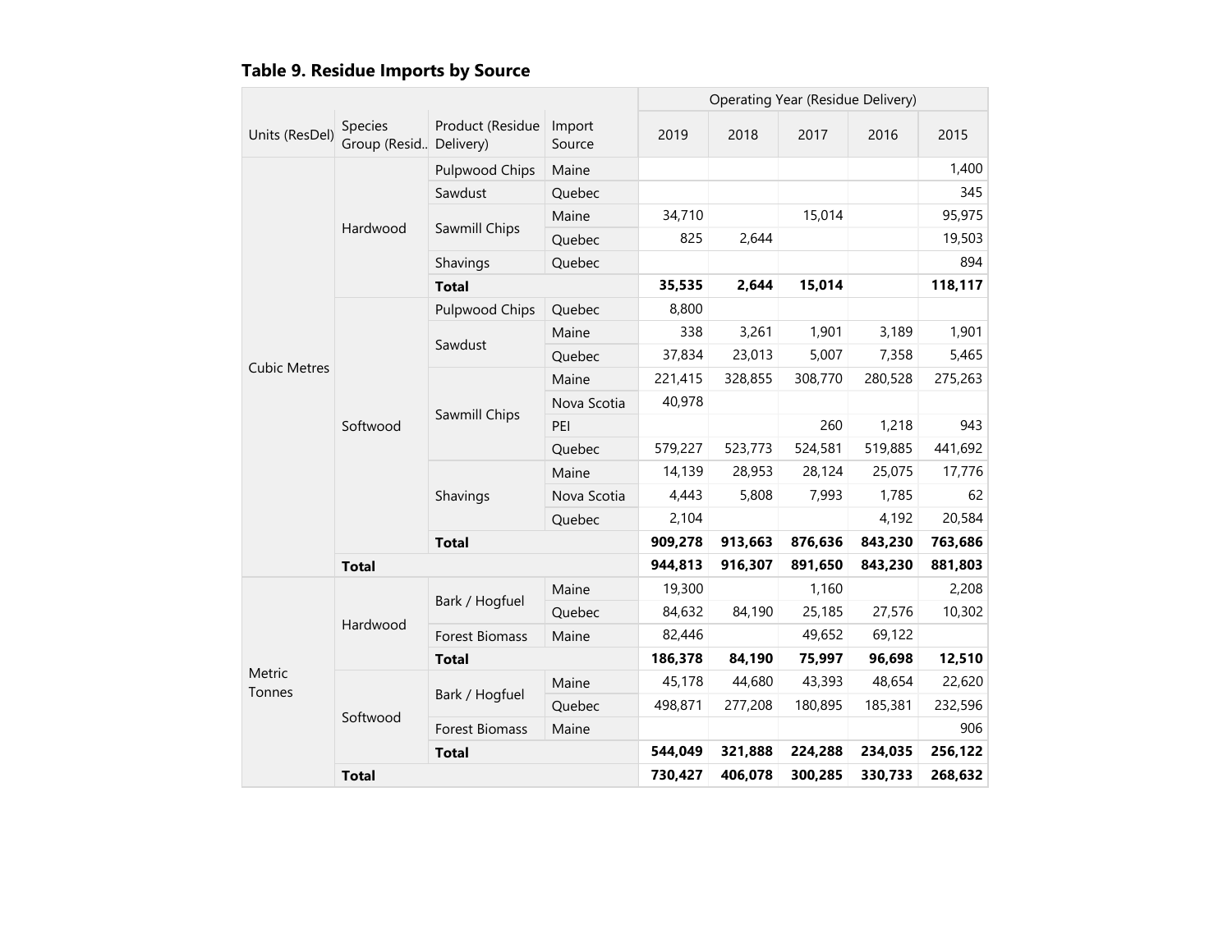## Table 9. Residue Imports by Source

| Units (ResDel) | Species Group (Resid.. | Product (Residue Delivery) | Import Source | 2019 | 2018 | 2017 | 2016 | 2015 |
|---|---|---|---|---|---|---|---|---|
| | | | | Operating Year (Residue Delivery) | | | | |
| Cubic Metres | Hardwood | Pulpwood Chips | Maine | | | | | 1,400 |
| | | Sawdust | Quebec | | | | | 345 |
| | | Sawmill Chips | Maine | 34,710 | | 15,014 | | 95,975 |
| | | | Quebec | 825 | 2,644 | | | 19,503 |
| | | Shavings | Quebec | | | | | 894 |
| | | **Total** | | **35,535** | **2,644** | **15,014** | | **118,117** |
| | Softwood | Pulpwood Chips | Quebec | 8,800 | | | | |
| | | Sawdust | Maine | 338 | 3,261 | 1,901 | 3,189 | 1,901 |
| | | | Quebec | 37,834 | 23,013 | 5,007 | 7,358 | 5,465 |
| | | Sawmill Chips | Maine | 221,415 | 328,855 | 308,770 | 280,528 | 275,263 |
| | | | Nova Scotia | 40,978 | | | | |
| | | | PEI | | | 260 | 1,218 | 943 |
| | | | Quebec | 579,227 | 523,773 | 524,581 | 519,885 | 441,692 |
| | | Shavings | Maine | 14,139 | 28,953 | 28,124 | 25,075 | 17,776 |
| | | | Nova Scotia | 4,443 | 5,808 | 7,993 | 1,785 | 62 |
| | | | Quebec | 2,104 | | | 4,192 | 20,584 |
| | | **Total** | | **909,278** | **913,663** | **876,636** | **843,230** | **763,686** |
| | **Total** | | | **944,813** | **916,307** | **891,650** | **843,230** | **881,803** |
| Metric Tonnes | Hardwood | Bark / Hogfuel | Maine | 19,300 | | 1,160 | | 2,208 |
| | | | Quebec | 84,632 | 84,190 | 25,185 | 27,576 | 10,302 |
| | | Forest Biomass | Maine | 82,446 | | 49,652 | 69,122 | |
| | | **Total** | | **186,378** | **84,190** | **75,997** | **96,698** | **12,510** |
| | Softwood | Bark / Hogfuel | Maine | 45,178 | 44,680 | 43,393 | 48,654 | 22,620 |
| | | | Quebec | 498,871 | 277,208 | 180,895 | 185,381 | 232,596 |
| | | Forest Biomass | Maine | | | | | 906 |
| | | **Total** | | **544,049** | **321,888** | **224,288** | **234,035** | **256,122** |
| | **Total** | | | **730,427** | **406,078** | **300,285** | **330,733** | **268,632** |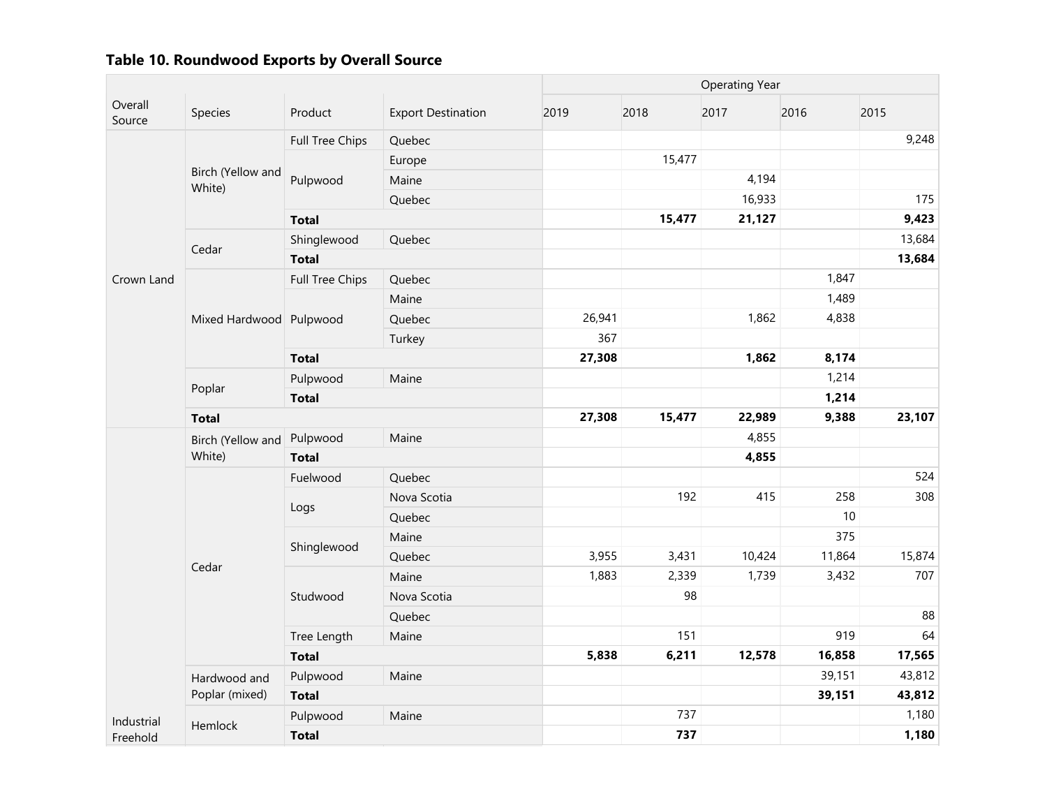**Table 10. Roundwood Exports by Overall Source**

| Overall Source | Species | Product | Export Destination | Operating Year | | | | |
|---|---|---|---|---|---|---|---|---|
| | | | | 2019 | 2018 | 2017 | 2016 | 2015 |
| Crown Land | Birch (Yellow and White) | Full Tree Chips | Quebec | | | | | 9,248 |
| | | Pulpwood | Europe | | 15,477 | | | |
| | | | Maine | | | 4,194 | | |
| | | | Quebec | | | 16,933 | | 175 |
| | | **Total** | | | **15,477** | **21,127** | | **9,423** |
| | Cedar | Shinglewood | Quebec | | | | | 13,684 |
| | | **Total** | | | | | | **13,684** |
| | Mixed Hardwood | Full Tree Chips | Quebec | | | | 1,847 | |
| | | Pulpwood | Maine | | | | 1,489 | |
| | | | Quebec | 26,941 | | 1,862 | 4,838 | |
| | | | Turkey | 367 | | | | |
| | | **Total** | | **27,308** | | **1,862** | **8,174** | |
| | Poplar | Pulpwood | Maine | | | | 1,214 | |
| | | **Total** | | | | | **1,214** | |
| | **Total** | | | **27,308** | **15,477** | **22,989** | **9,388** | **23,107** |
| Industrial Freehold | Birch (Yellow and White) | Pulpwood | Maine | | | 4,855 | | |
| | | **Total** | | | | **4,855** | | |
| | Cedar | Fuelwood | Quebec | | | | | 524 |
| | | Logs | Nova Scotia | | 192 | 415 | 258 | 308 |
| | | | Quebec | | | | 10 | |
| | | Shinglewood | Maine | | | | 375 | |
| | | | Quebec | 3,955 | 3,431 | 10,424 | 11,864 | 15,874 |
| | | Studwood | Maine | 1,883 | 2,339 | 1,739 | 3,432 | 707 |
| | | | Nova Scotia | | 98 | | | |
| | | | Quebec | | | | | 88 |
| | | Tree Length | Maine | | 151 | | 919 | 64 |
| | | **Total** | | **5,838** | **6,211** | **12,578** | **16,858** | **17,565** |
| | Hardwood and Poplar (mixed) | Pulpwood | Maine | | | | 39,151 | 43,812 |
| | | **Total** | | | | | **39,151** | **43,812** |
| | Hemlock | Pulpwood | Maine | | 737 | | | 1,180 |
| | | **Total** | | | **737** | | | **1,180** |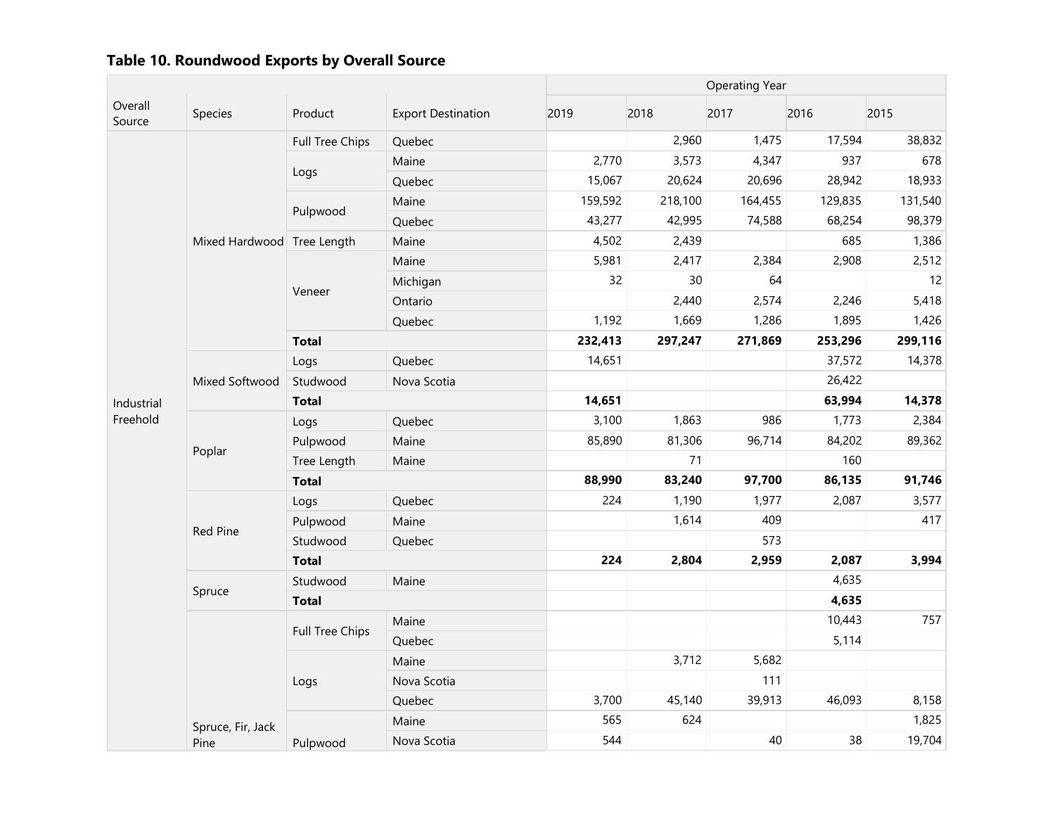**Table 10. Roundwood Exports by Overall Source**

| Overall Source | Species | Product | Export Destination | Operating Year | | | | |
|---|---|---|---|---|---|---|---|---|
| | | | | 2019 | 2018 | 2017 | 2016 | 2015 |
| Industrial Freehold | Mixed Hardwood | Full Tree Chips | Quebec | | 2,960 | 1,475 | 17,594 | 38,832 |
| | | Logs | Maine | 2,770 | 3,573 | 4,347 | 937 | 678 |
| | | | Quebec | 15,067 | 20,624 | 20,696 | 28,942 | 18,933 |
| | | Pulpwood | Maine | 159,592 | 218,100 | 164,455 | 129,835 | 131,540 |
| | | | Quebec | 43,277 | 42,995 | 74,588 | 68,254 | 98,379 |
| | | Tree Length | Maine | 4,502 | 2,439 | | 685 | 1,386 |
| | | Veneer | Maine | 5,981 | 2,417 | 2,384 | 2,908 | 2,512 |
| | | | Michigan | 32 | 30 | 64 | | 12 |
| | | | Ontario | | 2,440 | 2,574 | 2,246 | 5,418 |
| | | | Quebec | 1,192 | 1,669 | 1,286 | 1,895 | 1,426 |
| | | **Total** | | **232,413** | **297,247** | **271,869** | **253,296** | **299,116** |
| | Mixed Softwood | Logs | Quebec | 14,651 | | | 37,572 | 14,378 |
| | | Studwood | Nova Scotia | | | | 26,422 | |
| | | **Total** | | **14,651** | | | **63,994** | **14,378** |
| | Poplar | Logs | Quebec | 3,100 | 1,863 | 986 | 1,773 | 2,384 |
| | | Pulpwood | Maine | 85,890 | 81,306 | 96,714 | 84,202 | 89,362 |
| | | Tree Length | Maine | | 71 | | 160 | |
| | | **Total** | | **88,990** | **83,240** | **97,700** | **86,135** | **91,746** |
| | Red Pine | Logs | Quebec | 224 | 1,190 | 1,977 | 2,087 | 3,577 |
| | | Pulpwood | Maine | | 1,614 | 409 | | 417 |
| | | Studwood | Quebec | | | 573 | | |
| | | **Total** | | **224** | **2,804** | **2,959** | **2,087** | **3,994** |
| | Spruce | Studwood | Maine | | | | 4,635 | |
| | | **Total** | | | | | **4,635** | |
| | Spruce, Fir, Jack Pine | Full Tree Chips | Maine | | | | 10,443 | 757 |
| | | | Quebec | | | | 5,114 | |
| | | Logs | Maine | | 3,712 | 5,682 | | |
| | | | Nova Scotia | | | 111 | | |
| | | | Quebec | 3,700 | 45,140 | 39,913 | 46,093 | 8,158 |
| | | Pulpwood | Maine | 565 | 624 | | | 1,825 |
| | | | Nova Scotia | 544 | | 40 | 38 | 19,704 |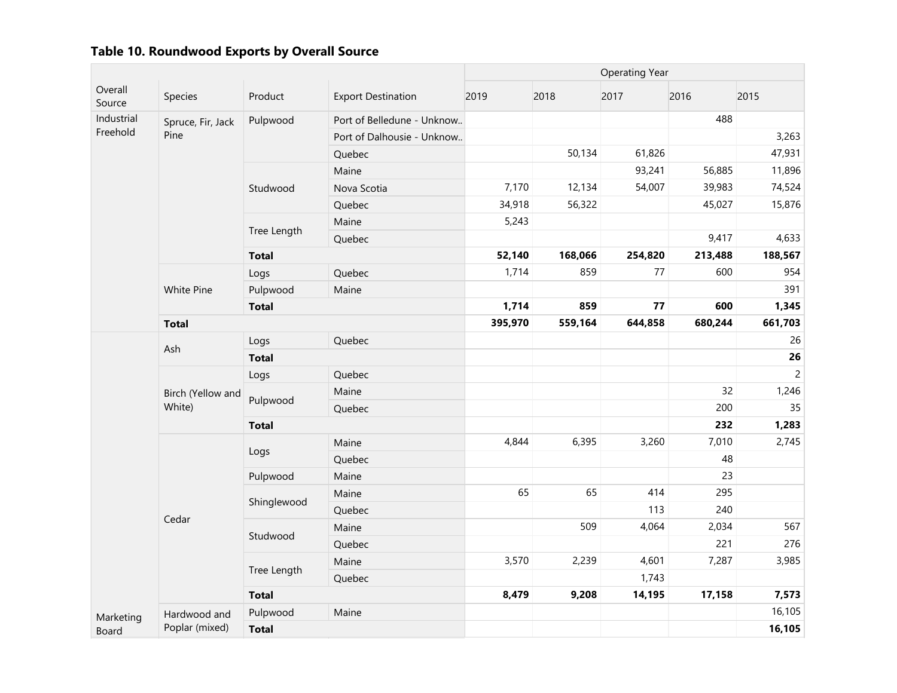## Table 10. Roundwood Exports by Overall Source

| Overall Source | Species | Product | Export Destination | Operating Year | | | | |
|---|---|---|---|---|---|---|---|---|
| | | | | 2019 | 2018 | 2017 | 2016 | 2015 |
| Industrial Freehold | Spruce, Fir, Jack Pine | Pulpwood | Port of Belledune - Unknow.. | | | | 488 | |
| | | | Port of Dalhousie - Unknow.. | | | | | 3,263 |
| | | | Quebec | | 50,134 | 61,826 | | 47,931 |
| | | Studwood | Maine | | | 93,241 | 56,885 | 11,896 |
| | | | Nova Scotia | 7,170 | 12,134 | 54,007 | 39,983 | 74,524 |
| | | | Quebec | 34,918 | 56,322 | | 45,027 | 15,876 |
| | | Tree Length | Maine | 5,243 | | | | |
| | | | Quebec | | | | 9,417 | 4,633 |
| | | **Total** | | **52,140** | **168,066** | **254,820** | **213,488** | **188,567** |
| | White Pine | Logs | Quebec | 1,714 | 859 | 77 | 600 | 954 |
| | | Pulpwood | Maine | | | | | 391 |
| | | **Total** | | **1,714** | **859** | **77** | **600** | **1,345** |
| | **Total** | | | **395,970** | **559,164** | **644,858** | **680,244** | **661,703** |
| Marketing Board | Ash | Logs | Quebec | | | | | 26 |
| | | **Total** | | | | | | **26** |
| | Birch (Yellow and White) | Logs | Quebec | | | | | 2 |
| | | Pulpwood | Maine | | | | 32 | 1,246 |
| | | | Quebec | | | | 200 | 35 |
| | | **Total** | | | | | **232** | **1,283** |
| | Cedar | Logs | Maine | 4,844 | 6,395 | 3,260 | 7,010 | 2,745 |
| | | | Quebec | | | | 48 | |
| | | Pulpwood | Maine | | | | 23 | |
| | | Shinglewood | Maine | 65 | 65 | 414 | 295 | |
| | | | Quebec | | | 113 | 240 | |
| | | Studwood | Maine | | 509 | 4,064 | 2,034 | 567 |
| | | | Quebec | | | | 221 | 276 |
| | | Tree Length | Maine | 3,570 | 2,239 | 4,601 | 7,287 | 3,985 |
| | | | Quebec | | | 1,743 | | |
| | | **Total** | | **8,479** | **9,208** | **14,195** | **17,158** | **7,573** |
| | Hardwood and Poplar (mixed) | Pulpwood | Maine | | | | | 16,105 |
| | | **Total** | | | | | | **16,105** |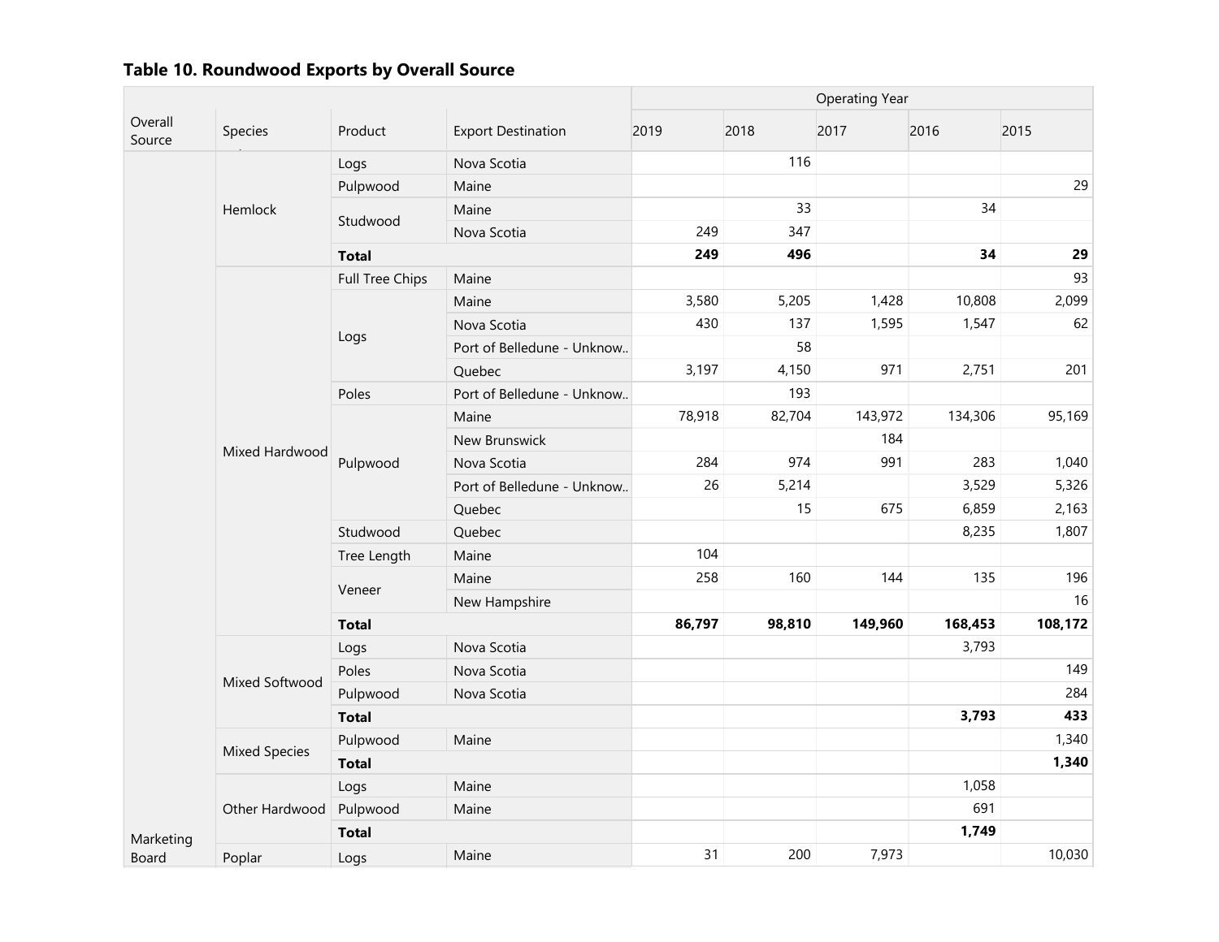### Table 10. Roundwood Exports by Overall Source

| Overall Source | Species | Product | Export Destination | Operating Year 2019 | 2018 | 2017 | 2016 | 2015 |
|---|---|---|---|---|---|---|---|---|
| Marketing Board | Hemlock | Logs | Nova Scotia | | 116 | | | |
| | | Pulpwood | Maine | | | | | 29 |
| | | Studwood | Maine | | 33 | | 34 | |
| | | | Nova Scotia | 249 | 347 | | | |
| | | **Total** | | **249** | **496** | | **34** | **29** |
| | Mixed Hardwood | Full Tree Chips | Maine | | | | | 93 |
| | | Logs | Maine | 3,580 | 5,205 | 1,428 | 10,808 | 2,099 |
| | | | Nova Scotia | 430 | 137 | 1,595 | 1,547 | 62 |
| | | | Port of Belledune - Unknow.. | | 58 | | | |
| | | | Quebec | 3,197 | 4,150 | 971 | 2,751 | 201 |
| | | Poles | Port of Belledune - Unknow.. | | 193 | | | |
| | | Pulpwood | Maine | 78,918 | 82,704 | 143,972 | 134,306 | 95,169 |
| | | | New Brunswick | | | 184 | | |
| | | | Nova Scotia | 284 | 974 | 991 | 283 | 1,040 |
| | | | Port of Belledune - Unknow.. | 26 | 5,214 | | 3,529 | 5,326 |
| | | | Quebec | | 15 | 675 | 6,859 | 2,163 |
| | | Studwood | Quebec | | | | 8,235 | 1,807 |
| | | Tree Length | Maine | 104 | | | | |
| | | Veneer | Maine | 258 | 160 | 144 | 135 | 196 |
| | | | New Hampshire | | | | | 16 |
| | | **Total** | | **86,797** | **98,810** | **149,960** | **168,453** | **108,172** |
| | Mixed Softwood | Logs | Nova Scotia | | | | 3,793 | |
| | | Poles | Nova Scotia | | | | | 149 |
| | | Pulpwood | Nova Scotia | | | | | 284 |
| | | **Total** | | | | | **3,793** | **433** |
| | Mixed Species | Pulpwood | Maine | | | | | 1,340 |
| | | **Total** | | | | | | **1,340** |
| | Other Hardwood | Logs | Maine | | | | 1,058 | |
| | | Pulpwood | Maine | | | | 691 | |
| | | **Total** | | | | | **1,749** | |
| | Poplar | Logs | Maine | 31 | 200 | 7,973 | | 10,030 |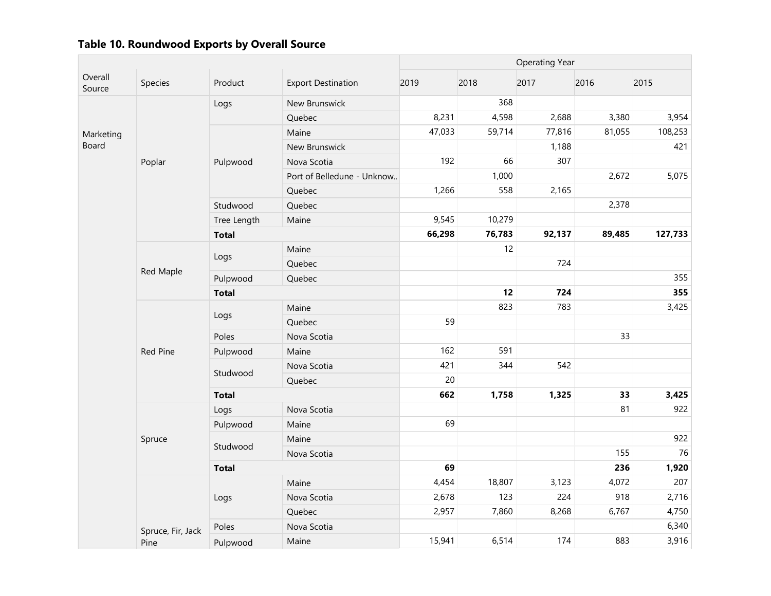## Table 10. Roundwood Exports by Overall Source

| Overall Source | Species | Product | Export Destination | Operating Year | | | | |
|---|---|---|---|---|---|---|---|---|
| | | | | 2019 | 2018 | 2017 | 2016 | 2015 |
| Marketing Board | Poplar | Logs | New Brunswick | | 368 | | | |
| | | | Quebec | 8,231 | 4,598 | 2,688 | 3,380 | 3,954 |
| | | Pulpwood | Maine | 47,033 | 59,714 | 77,816 | 81,055 | 108,253 |
| | | | New Brunswick | | | 1,188 | | 421 |
| | | | Nova Scotia | 192 | 66 | 307 | | |
| | | | Port of Belledune - Unknow.. | | 1,000 | | 2,672 | 5,075 |
| | | | Quebec | 1,266 | 558 | 2,165 | | |
| | | Studwood | Quebec | | | | 2,378 | |
| | | Tree Length | Maine | 9,545 | 10,279 | | | |
| | | **Total** | | **66,298** | **76,783** | **92,137** | **89,485** | **127,733** |
| | Red Maple | Logs | Maine | | 12 | | | |
| | | | Quebec | | | 724 | | |
| | | Pulpwood | Quebec | | | | | 355 |
| | | **Total** | | | **12** | **724** | | **355** |
| | Red Pine | Logs | Maine | | 823 | 783 | | 3,425 |
| | | | Quebec | 59 | | | | |
| | | Poles | Nova Scotia | | | | 33 | |
| | | Pulpwood | Maine | 162 | 591 | | | |
| | | Studwood | Nova Scotia | 421 | 344 | 542 | | |
| | | | Quebec | 20 | | | | |
| | | **Total** | | **662** | **1,758** | **1,325** | **33** | **3,425** |
| | Spruce | Logs | Nova Scotia | | | | 81 | 922 |
| | | Pulpwood | Maine | 69 | | | | |
| | | Studwood | Maine | | | | | 922 |
| | | | Nova Scotia | | | | 155 | 76 |
| | | **Total** | | **69** | | | **236** | **1,920** |
| | Spruce, Fir, Jack Pine | Logs | Maine | 4,454 | 18,807 | 3,123 | 4,072 | 207 |
| | | | Nova Scotia | 2,678 | 123 | 224 | 918 | 2,716 |
| | | | Quebec | 2,957 | 7,860 | 8,268 | 6,767 | 4,750 |
| | | Poles | Nova Scotia | | | | | 6,340 |
| | | Pulpwood | Maine | 15,941 | 6,514 | 174 | 883 | 3,916 |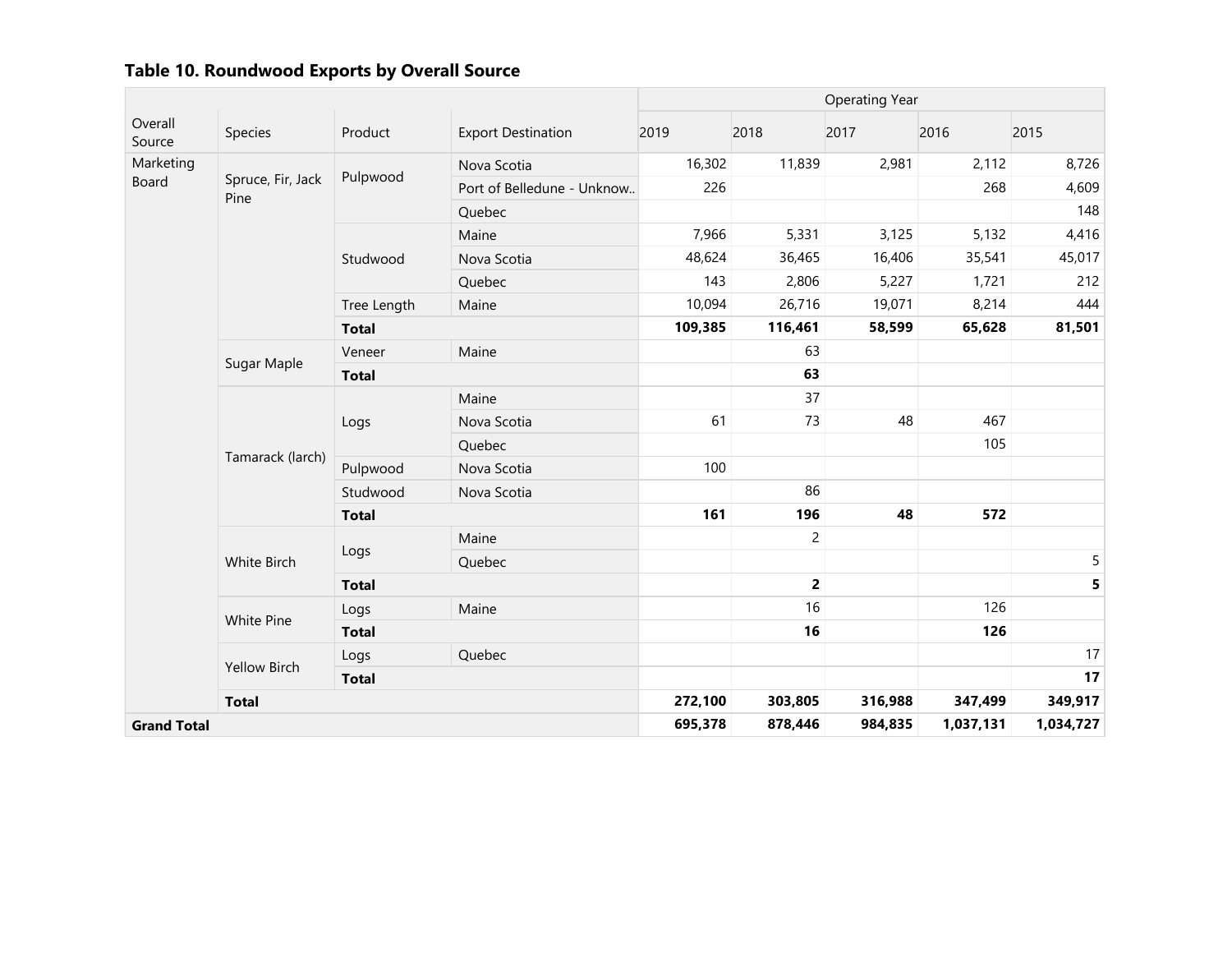### Table 10. Roundwood Exports by Overall Source

| | | | | Operating Year | | | | |
|---|---|---|---|---|---|---|---|---|
| Overall Source | Species | Product | Export Destination | 2019 | 2018 | 2017 | 2016 | 2015 |
| Marketing Board | Spruce, Fir, Jack Pine | Pulpwood | Nova Scotia | 16,302 | 11,839 | 2,981 | 2,112 | 8,726 |
| | | | Port of Belledune - Unknow.. | 226 | | | 268 | 4,609 |
| | | | Quebec | | | | | 148 |
| | | Studwood | Maine | 7,966 | 5,331 | 3,125 | 5,132 | 4,416 |
| | | | Nova Scotia | 48,624 | 36,465 | 16,406 | 35,541 | 45,017 |
| | | | Quebec | 143 | 2,806 | 5,227 | 1,721 | 212 |
| | | Tree Length | Maine | 10,094 | 26,716 | 19,071 | 8,214 | 444 |
| | | **Total** | | **109,385** | **116,461** | **58,599** | **65,628** | **81,501** |
| | Sugar Maple | Veneer | Maine | | 63 | | | |
| | | **Total** | | | **63** | | | |
| | Tamarack (larch) | Logs | Maine | | 37 | | | |
| | | | Nova Scotia | 61 | 73 | 48 | 467 | |
| | | | Quebec | | | | 105 | |
| | | Pulpwood | Nova Scotia | 100 | | | | |
| | | Studwood | Nova Scotia | | 86 | | | |
| | | **Total** | | **161** | **196** | **48** | **572** | |
| | White Birch | Logs | Maine | | 2 | | | |
| | | | Quebec | | | | | 5 |
| | | **Total** | | | **2** | | | **5** |
| | White Pine | Logs | Maine | | 16 | | 126 | |
| | | **Total** | | | **16** | | **126** | |
| | Yellow Birch | Logs | Quebec | | | | | 17 |
| | | **Total** | | | | | | **17** |
| | **Total** | | | **272,100** | **303,805** | **316,988** | **347,499** | **349,917** |
| **Grand Total** | | | | **695,378** | **878,446** | **984,835** | **1,037,131** | **1,034,727** |